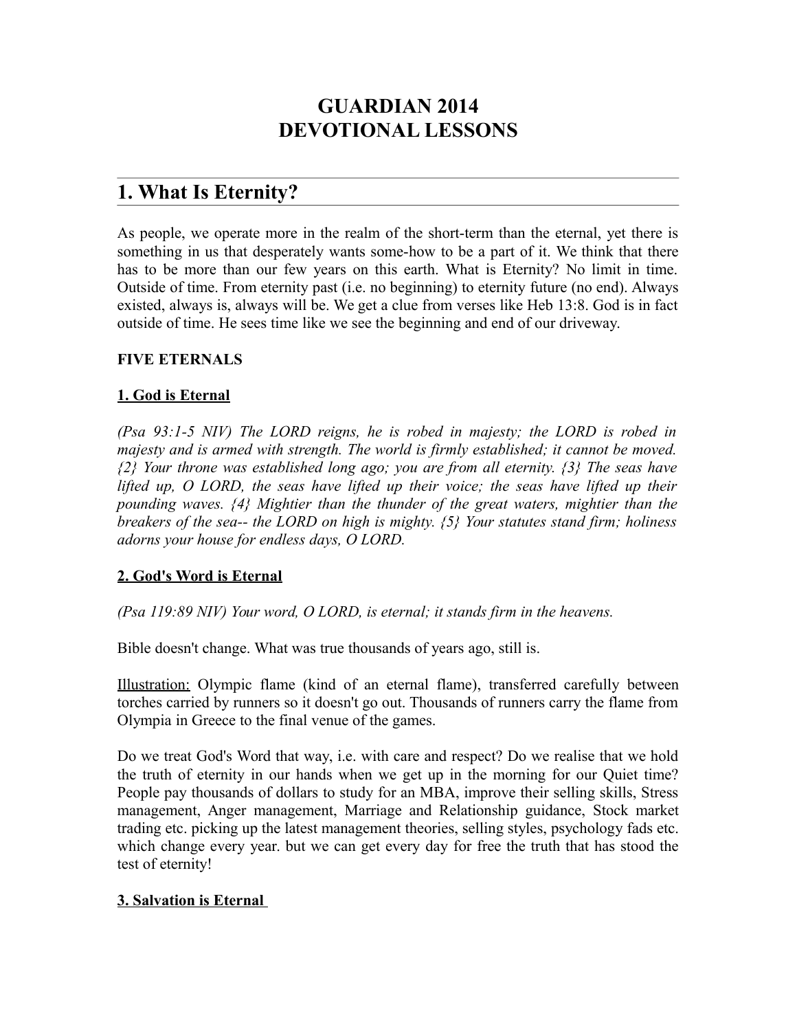# GUARDIAN 2014
# DEVOTIONAL LESSONS

## 1. What Is Eternity?

As people, we operate more in the realm of the short-term than the eternal, yet there is something in us that desperately wants some-how to be a part of it. We think that there has to be more than our few years on this earth. What is Eternity? No limit in time. Outside of time. From eternity past (i.e. no beginning) to eternity future (no end). Always existed, always is, always will be. We get a clue from verses like Heb 13:8. God is in fact outside of time. He sees time like we see the beginning and end of our driveway.

**FIVE ETERNALS**

**1. God is Eternal**

*(Psa 93:1-5 NIV) The LORD reigns, he is robed in majesty; the LORD is robed in majesty and is armed with strength. The world is firmly established; it cannot be moved. {2} Your throne was established long ago; you are from all eternity. {3} The seas have lifted up, O LORD, the seas have lifted up their voice; the seas have lifted up their pounding waves. {4} Mightier than the thunder of the great waters, mightier than the breakers of the sea-- the LORD on high is mighty. {5} Your statutes stand firm; holiness adorns your house for endless days, O LORD.*

**2. God's Word is Eternal**

*(Psa 119:89 NIV) Your word, O LORD, is eternal; it stands firm in the heavens.*

Bible doesn't change. What was true thousands of years ago, still is.

Illustration: Olympic flame (kind of an eternal flame), transferred carefully between torches carried by runners so it doesn't go out. Thousands of runners carry the flame from Olympia in Greece to the final venue of the games.

Do we treat God's Word that way, i.e. with care and respect? Do we realise that we hold the truth of eternity in our hands when we get up in the morning for our Quiet time? People pay thousands of dollars to study for an MBA, improve their selling skills, Stress management, Anger management, Marriage and Relationship guidance, Stock market trading etc. picking up the latest management theories, selling styles, psychology fads etc. which change every year. but we can get every day for free the truth that has stood the test of eternity!

**3. Salvation is Eternal**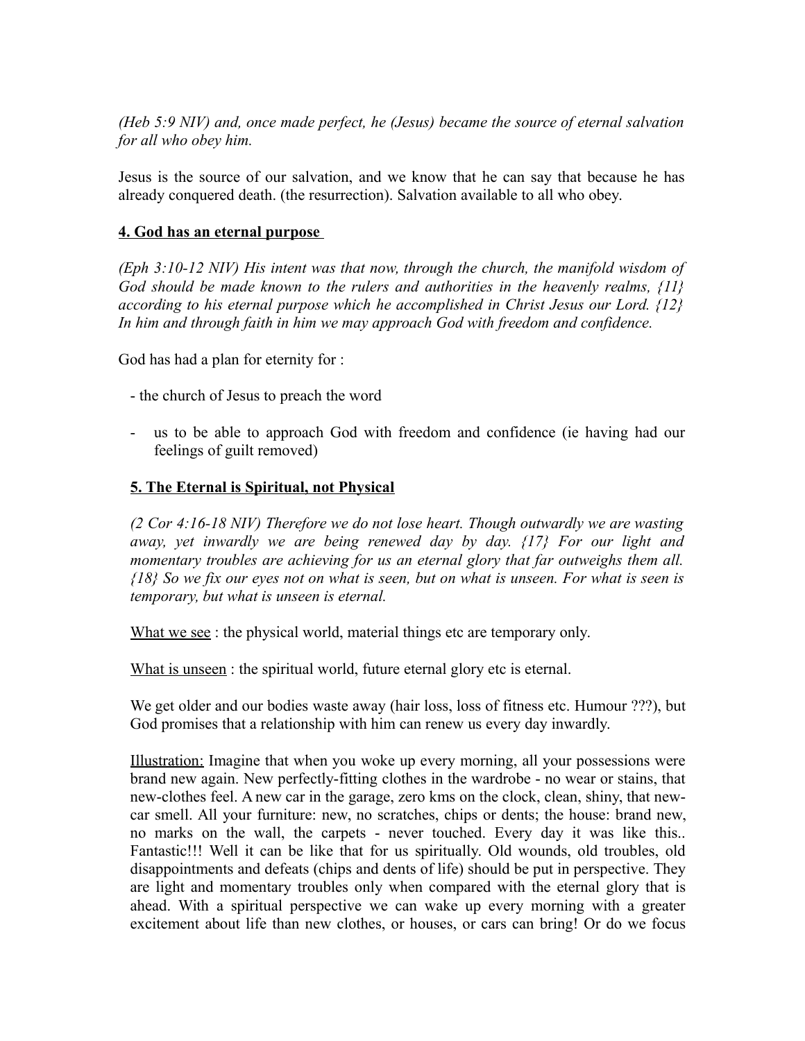*(Heb 5:9 NIV) and, once made perfect, he (Jesus) became the source of eternal salvation for all who obey him.*

Jesus is the source of our salvation, and we know that he can say that because he has already conquered death. (the resurrection). Salvation available to all who obey.

## **4. God has an eternal purpose**

*(Eph 3:10-12 NIV) His intent was that now, through the church, the manifold wisdom of God should be made known to the rulers and authorities in the heavenly realms, {11} according to his eternal purpose which he accomplished in Christ Jesus our Lord. {12} In him and through faith in him we may approach God with freedom and confidence.*

God has had a plan for eternity for :

- the church of Jesus to preach the word
- us to be able to approach God with freedom and confidence (ie having had our feelings of guilt removed)

## **5. The Eternal is Spiritual, not Physical**

*(2 Cor 4:16-18 NIV) Therefore we do not lose heart. Though outwardly we are wasting away, yet inwardly we are being renewed day by day. {17} For our light and momentary troubles are achieving for us an eternal glory that far outweighs them all. {18} So we fix our eyes not on what is seen, but on what is unseen. For what is seen is temporary, but what is unseen is eternal.*

What we see : the physical world, material things etc are temporary only.

What is unseen : the spiritual world, future eternal glory etc is eternal.

We get older and our bodies waste away (hair loss, loss of fitness etc. Humour ???), but God promises that a relationship with him can renew us every day inwardly.

Illustration: Imagine that when you woke up every morning, all your possessions were brand new again. New perfectly-fitting clothes in the wardrobe - no wear or stains, that new-clothes feel. A new car in the garage, zero kms on the clock, clean, shiny, that new-car smell. All your furniture: new, no scratches, chips or dents; the house: brand new, no marks on the wall, the carpets - never touched. Every day it was like this.. Fantastic!!! Well it can be like that for us spiritually. Old wounds, old troubles, old disappointments and defeats (chips and dents of life) should be put in perspective. They are light and momentary troubles only when compared with the eternal glory that is ahead. With a spiritual perspective we can wake up every morning with a greater excitement about life than new clothes, or houses, or cars can bring! Or do we focus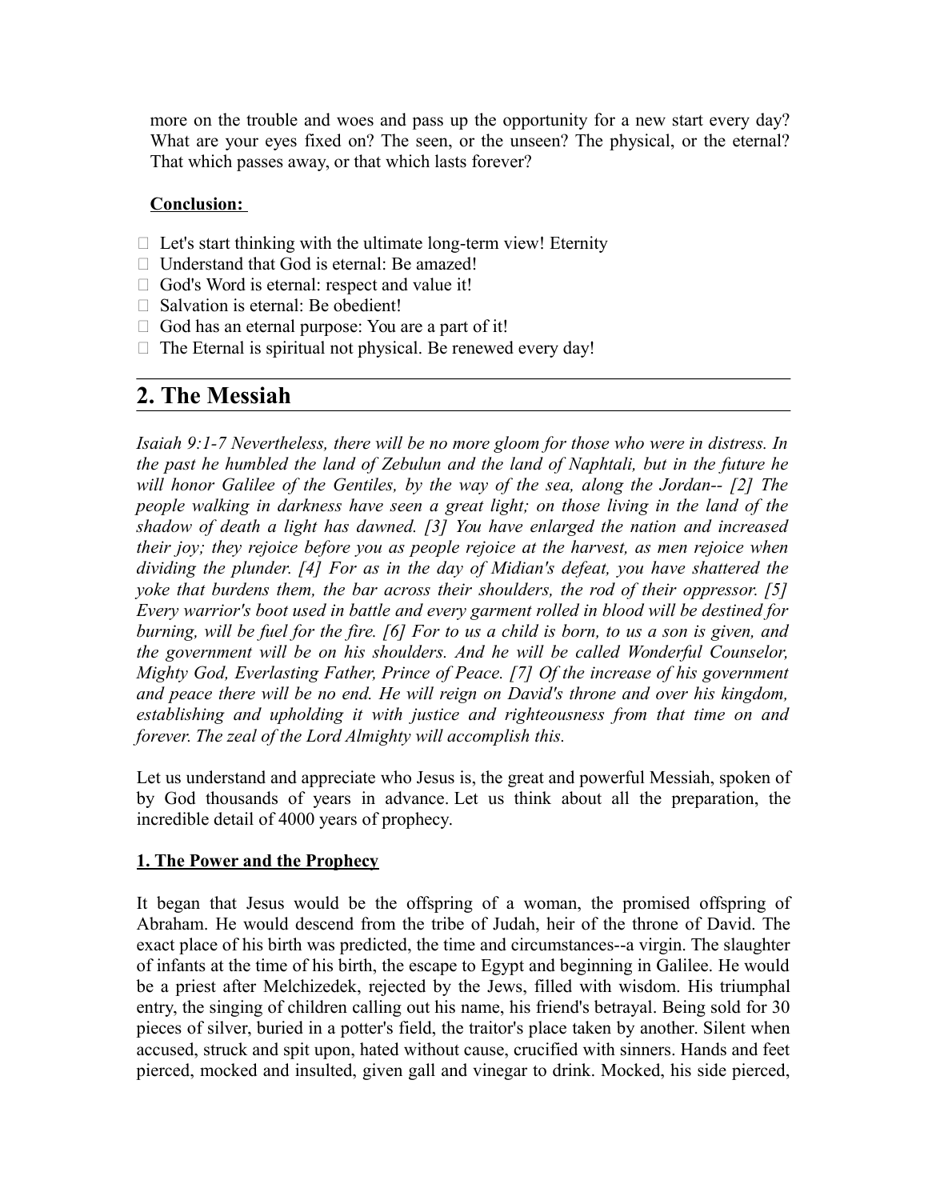more on the trouble and woes and pass up the opportunity for a new start every day? What are your eyes fixed on? The seen, or the unseen? The physical, or the eternal? That which passes away, or that which lasts forever?

**Conclusion:**

- Let's start thinking with the ultimate long-term view! Eternity
- Understand that God is eternal: Be amazed!
- God's Word is eternal: respect and value it!
- Salvation is eternal: Be obedient!
- God has an eternal purpose: You are a part of it!
- The Eternal is spiritual not physical. Be renewed every day!

---

## 2. The Messiah

*Isaiah 9:1-7 Nevertheless, there will be no more gloom for those who were in distress. In the past he humbled the land of Zebulun and the land of Naphtali, but in the future he will honor Galilee of the Gentiles, by the way of the sea, along the Jordan-- [2] The people walking in darkness have seen a great light; on those living in the land of the shadow of death a light has dawned. [3] You have enlarged the nation and increased their joy; they rejoice before you as people rejoice at the harvest, as men rejoice when dividing the plunder. [4] For as in the day of Midian's defeat, you have shattered the yoke that burdens them, the bar across their shoulders, the rod of their oppressor. [5] Every warrior's boot used in battle and every garment rolled in blood will be destined for burning, will be fuel for the fire. [6] For to us a child is born, to us a son is given, and the government will be on his shoulders. And he will be called Wonderful Counselor, Mighty God, Everlasting Father, Prince of Peace. [7] Of the increase of his government and peace there will be no end. He will reign on David's throne and over his kingdom, establishing and upholding it with justice and righteousness from that time on and forever. The zeal of the Lord Almighty will accomplish this.*

Let us understand and appreciate who Jesus is, the great and powerful Messiah, spoken of by God thousands of years in advance. Let us think about all the preparation, the incredible detail of 4000 years of prophecy.

**1. The Power and the Prophecy**

It began that Jesus would be the offspring of a woman, the promised offspring of Abraham. He would descend from the tribe of Judah, heir of the throne of David. The exact place of his birth was predicted, the time and circumstances--a virgin. The slaughter of infants at the time of his birth, the escape to Egypt and beginning in Galilee. He would be a priest after Melchizedek, rejected by the Jews, filled with wisdom. His triumphal entry, the singing of children calling out his name, his friend's betrayal. Being sold for 30 pieces of silver, buried in a potter's field, the traitor's place taken by another. Silent when accused, struck and spit upon, hated without cause, crucified with sinners. Hands and feet pierced, mocked and insulted, given gall and vinegar to drink. Mocked, his side pierced,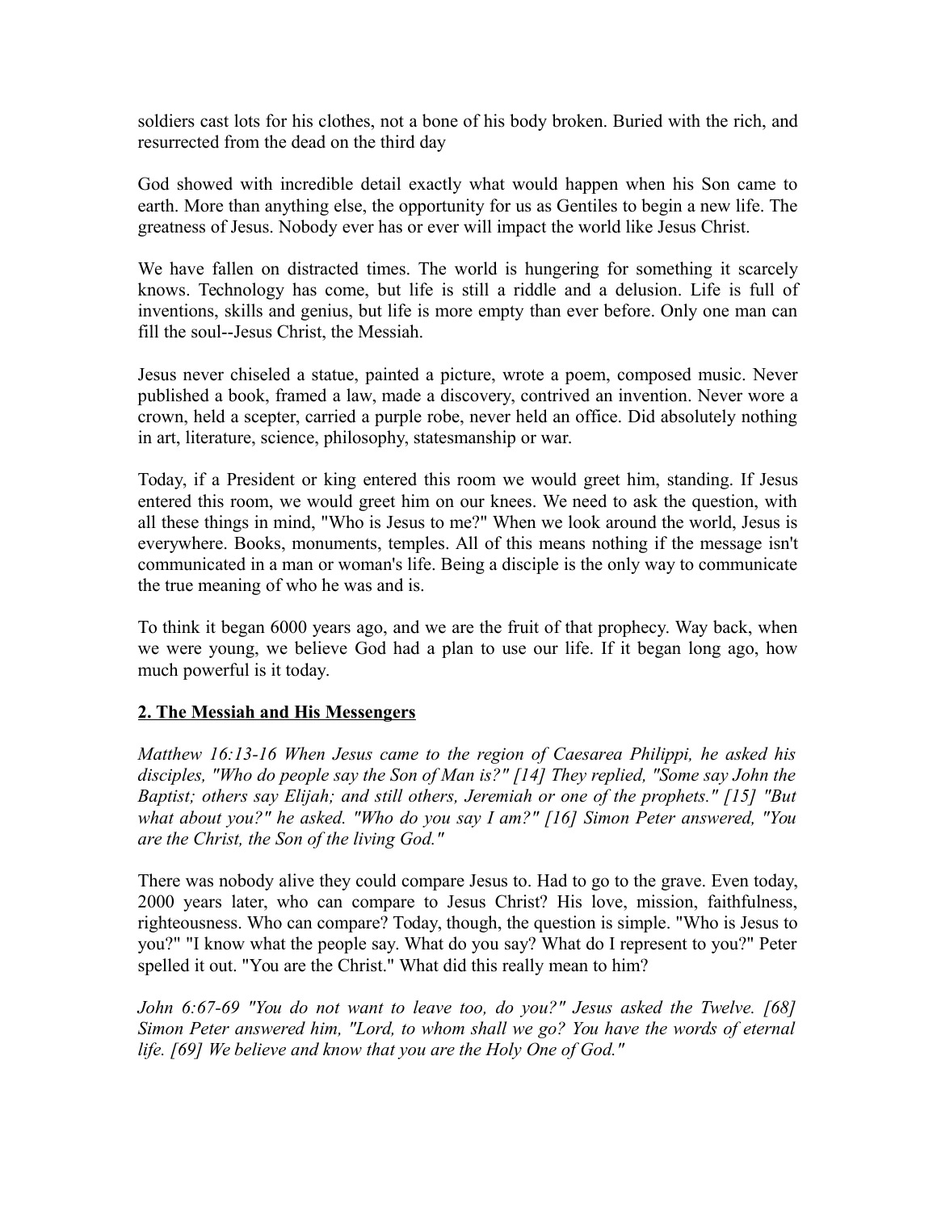soldiers cast lots for his clothes, not a bone of his body broken. Buried with the rich, and resurrected from the dead on the third day

God showed with incredible detail exactly what would happen when his Son came to earth. More than anything else, the opportunity for us as Gentiles to begin a new life. The greatness of Jesus. Nobody ever has or ever will impact the world like Jesus Christ.

We have fallen on distracted times. The world is hungering for something it scarcely knows. Technology has come, but life is still a riddle and a delusion. Life is full of inventions, skills and genius, but life is more empty than ever before. Only one man can fill the soul--Jesus Christ, the Messiah.

Jesus never chiseled a statue, painted a picture, wrote a poem, composed music. Never published a book, framed a law, made a discovery, contrived an invention. Never wore a crown, held a scepter, carried a purple robe, never held an office. Did absolutely nothing in art, literature, science, philosophy, statesmanship or war.

Today, if a President or king entered this room we would greet him, standing. If Jesus entered this room, we would greet him on our knees. We need to ask the question, with all these things in mind, "Who is Jesus to me?" When we look around the world, Jesus is everywhere. Books, monuments, temples. All of this means nothing if the message isn't communicated in a man or woman's life. Being a disciple is the only way to communicate the true meaning of who he was and is.

To think it began 6000 years ago, and we are the fruit of that prophecy. Way back, when we were young, we believe God had a plan to use our life. If it began long ago, how much powerful is it today.

## 2. The Messiah and His Messengers

*Matthew 16:13-16 When Jesus came to the region of Caesarea Philippi, he asked his disciples, "Who do people say the Son of Man is?" [14] They replied, "Some say John the Baptist; others say Elijah; and still others, Jeremiah or one of the prophets." [15] "But what about you?" he asked. "Who do you say I am?" [16] Simon Peter answered, "You are the Christ, the Son of the living God."*

There was nobody alive they could compare Jesus to. Had to go to the grave. Even today, 2000 years later, who can compare to Jesus Christ? His love, mission, faithfulness, righteousness. Who can compare? Today, though, the question is simple. "Who is Jesus to you?" "I know what the people say. What do you say? What do I represent to you?" Peter spelled it out. "You are the Christ." What did this really mean to him?

*John 6:67-69 "You do not want to leave too, do you?" Jesus asked the Twelve. [68] Simon Peter answered him, "Lord, to whom shall we go? You have the words of eternal life. [69] We believe and know that you are the Holy One of God."*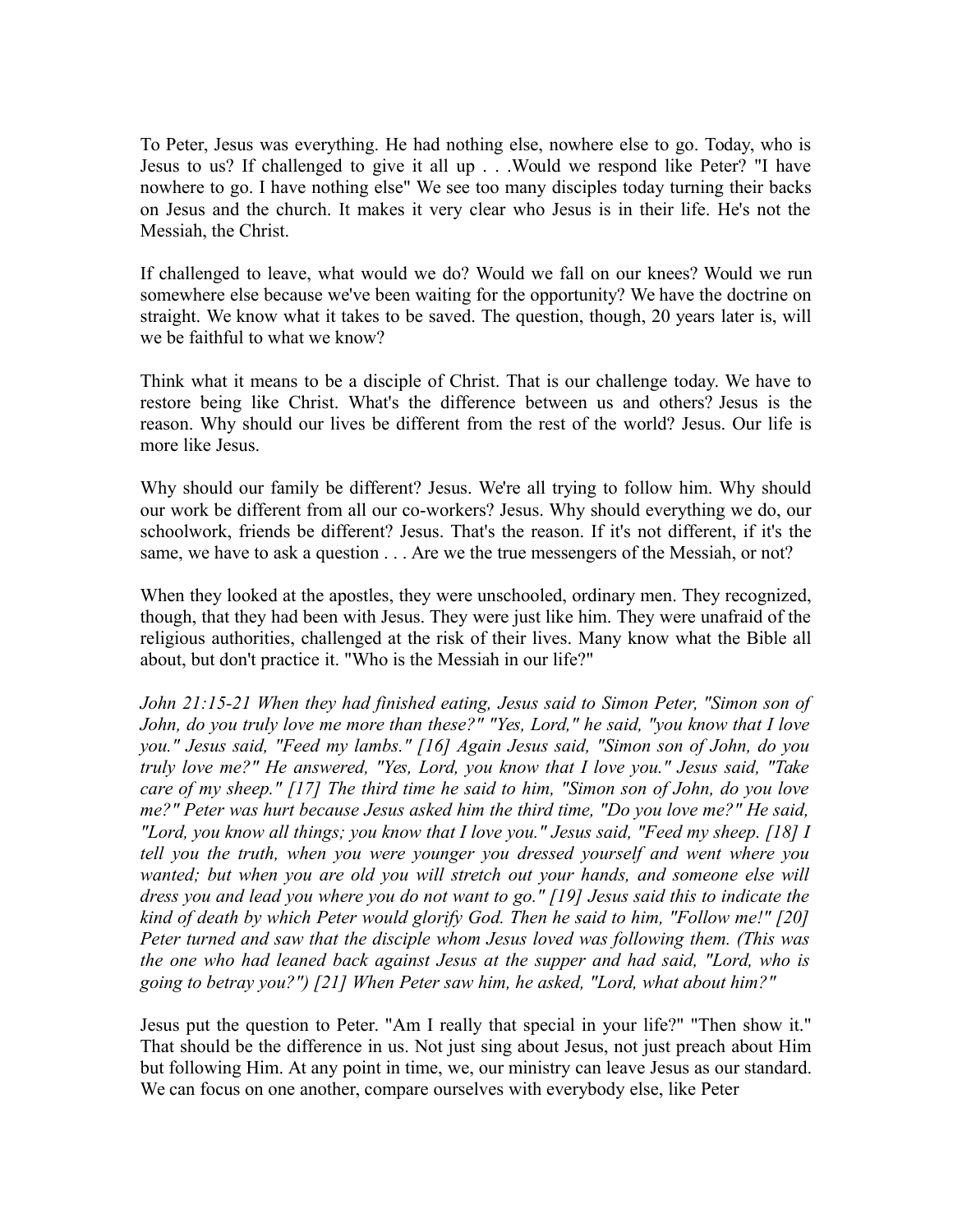To Peter, Jesus was everything. He had nothing else, nowhere else to go. Today, who is Jesus to us? If challenged to give it all up . . .Would we respond like Peter? "I have nowhere to go. I have nothing else" We see too many disciples today turning their backs on Jesus and the church. It makes it very clear who Jesus is in their life. He's not the Messiah, the Christ.

If challenged to leave, what would we do? Would we fall on our knees? Would we run somewhere else because we've been waiting for the opportunity? We have the doctrine on straight. We know what it takes to be saved. The question, though, 20 years later is, will we be faithful to what we know?

Think what it means to be a disciple of Christ. That is our challenge today. We have to restore being like Christ. What's the difference between us and others? Jesus is the reason. Why should our lives be different from the rest of the world? Jesus. Our life is more like Jesus.

Why should our family be different? Jesus. We're all trying to follow him. Why should our work be different from all our co-workers? Jesus. Why should everything we do, our schoolwork, friends be different? Jesus. That's the reason. If it's not different, if it's the same, we have to ask a question . . . Are we the true messengers of the Messiah, or not?

When they looked at the apostles, they were unschooled, ordinary men. They recognized, though, that they had been with Jesus. They were just like him. They were unafraid of the religious authorities, challenged at the risk of their lives. Many know what the Bible all about, but don't practice it. "Who is the Messiah in our life?"

*John 21:15-21 When they had finished eating, Jesus said to Simon Peter, "Simon son of John, do you truly love me more than these?" "Yes, Lord," he said, "you know that I love you." Jesus said, "Feed my lambs." [16] Again Jesus said, "Simon son of John, do you truly love me?" He answered, "Yes, Lord, you know that I love you." Jesus said, "Take care of my sheep." [17] The third time he said to him, "Simon son of John, do you love me?" Peter was hurt because Jesus asked him the third time, "Do you love me?" He said, "Lord, you know all things; you know that I love you." Jesus said, "Feed my sheep. [18] I tell you the truth, when you were younger you dressed yourself and went where you wanted; but when you are old you will stretch out your hands, and someone else will dress you and lead you where you do not want to go." [19] Jesus said this to indicate the kind of death by which Peter would glorify God. Then he said to him, "Follow me!" [20] Peter turned and saw that the disciple whom Jesus loved was following them. (This was the one who had leaned back against Jesus at the supper and had said, "Lord, who is going to betray you?") [21] When Peter saw him, he asked, "Lord, what about him?"*

Jesus put the question to Peter. "Am I really that special in your life?" "Then show it." That should be the difference in us. Not just sing about Jesus, not just preach about Him but following Him. At any point in time, we, our ministry can leave Jesus as our standard. We can focus on one another, compare ourselves with everybody else, like Peter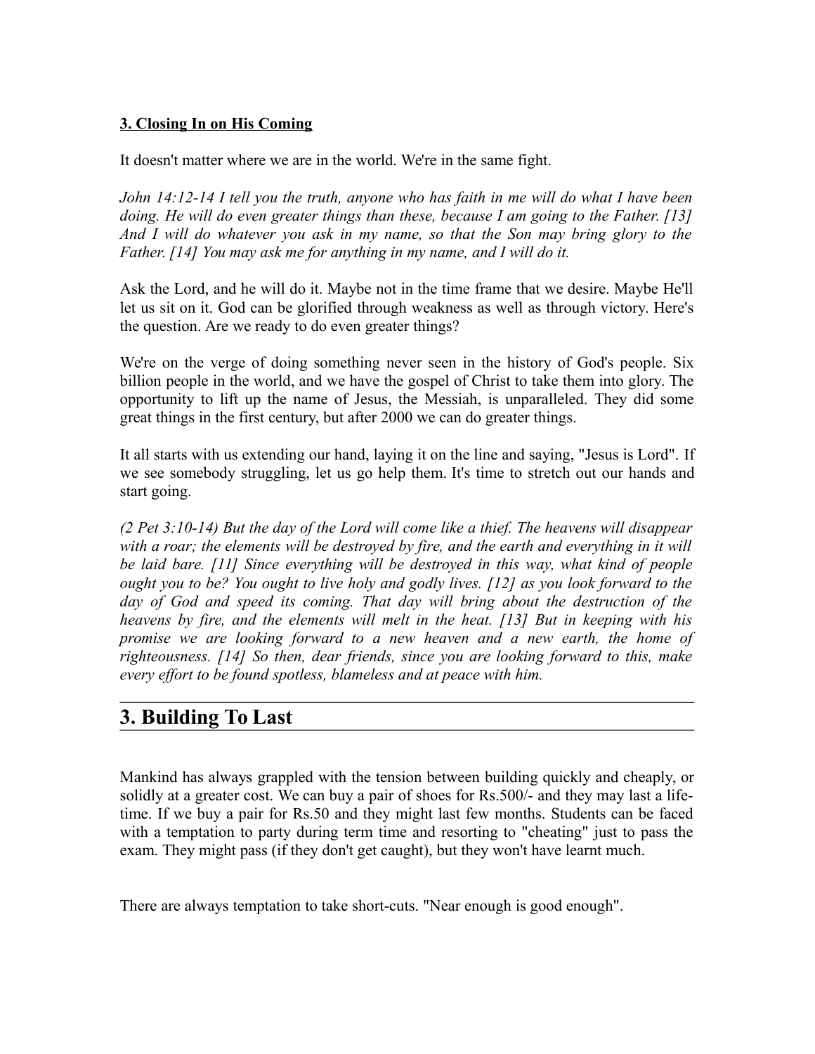**3. Closing In on His Coming**

It doesn't matter where we are in the world. We're in the same fight.

*John 14:12-14 I tell you the truth, anyone who has faith in me will do what I have been doing. He will do even greater things than these, because I am going to the Father. [13] And I will do whatever you ask in my name, so that the Son may bring glory to the Father. [14] You may ask me for anything in my name, and I will do it.*

Ask the Lord, and he will do it. Maybe not in the time frame that we desire. Maybe He'll let us sit on it. God can be glorified through weakness as well as through victory. Here's the question. Are we ready to do even greater things?

We're on the verge of doing something never seen in the history of God's people. Six billion people in the world, and we have the gospel of Christ to take them into glory. The opportunity to lift up the name of Jesus, the Messiah, is unparalleled. They did some great things in the first century, but after 2000 we can do greater things.

It all starts with us extending our hand, laying it on the line and saying, "Jesus is Lord". If we see somebody struggling, let us go help them. It's time to stretch out our hands and start going.

*(2 Pet 3:10-14) But the day of the Lord will come like a thief. The heavens will disappear with a roar; the elements will be destroyed by fire, and the earth and everything in it will be laid bare. [11] Since everything will be destroyed in this way, what kind of people ought you to be? You ought to live holy and godly lives. [12] as you look forward to the day of God and speed its coming. That day will bring about the destruction of the heavens by fire, and the elements will melt in the heat. [13] But in keeping with his promise we are looking forward to a new heaven and a new earth, the home of righteousness. [14] So then, dear friends, since you are looking forward to this, make every effort to be found spotless, blameless and at peace with him.*

## 3. Building To Last

Mankind has always grappled with the tension between building quickly and cheaply, or solidly at a greater cost. We can buy a pair of shoes for Rs.500/- and they may last a life-time. If we buy a pair for Rs.50 and they might last few months. Students can be faced with a temptation to party during term time and resorting to "cheating" just to pass the exam. They might pass (if they don't get caught), but they won't have learnt much.

There are always temptation to take short-cuts. "Near enough is good enough".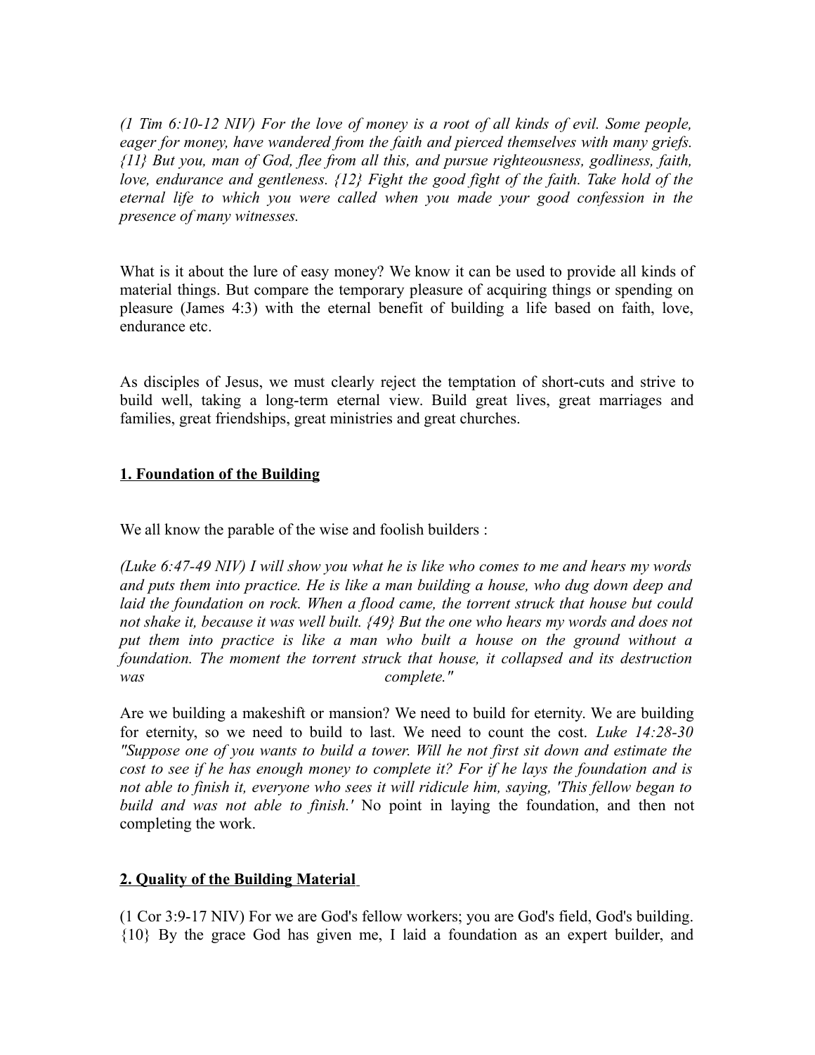*(1 Tim 6:10-12 NIV) For the love of money is a root of all kinds of evil. Some people, eager for money, have wandered from the faith and pierced themselves with many griefs. {11} But you, man of God, flee from all this, and pursue righteousness, godliness, faith, love, endurance and gentleness. {12} Fight the good fight of the faith. Take hold of the eternal life to which you were called when you made your good confession in the presence of many witnesses.*

What is it about the lure of easy money? We know it can be used to provide all kinds of material things. But compare the temporary pleasure of acquiring things or spending on pleasure (James 4:3) with the eternal benefit of building a life based on faith, love, endurance etc.

As disciples of Jesus, we must clearly reject the temptation of short-cuts and strive to build well, taking a long-term eternal view. Build great lives, great marriages and families, great friendships, great ministries and great churches.

## 1. Foundation of the Building

We all know the parable of the wise and foolish builders :

*(Luke 6:47-49 NIV) I will show you what he is like who comes to me and hears my words and puts them into practice. He is like a man building a house, who dug down deep and laid the foundation on rock. When a flood came, the torrent struck that house but could not shake it, because it was well built. {49} But the one who hears my words and does not put them into practice is like a man who built a house on the ground without a foundation. The moment the torrent struck that house, it collapsed and its destruction was complete."*

Are we building a makeshift or mansion? We need to build for eternity. We are building for eternity, so we need to build to last. We need to count the cost. *Luke 14:28-30 "Suppose one of you wants to build a tower. Will he not first sit down and estimate the cost to see if he has enough money to complete it? For if he lays the foundation and is not able to finish it, everyone who sees it will ridicule him, saying, 'This fellow began to build and was not able to finish.'* No point in laying the foundation, and then not completing the work.

## 2. Quality of the Building Material

(1 Cor 3:9-17 NIV) For we are God's fellow workers; you are God's field, God's building. {10} By the grace God has given me, I laid a foundation as an expert builder, and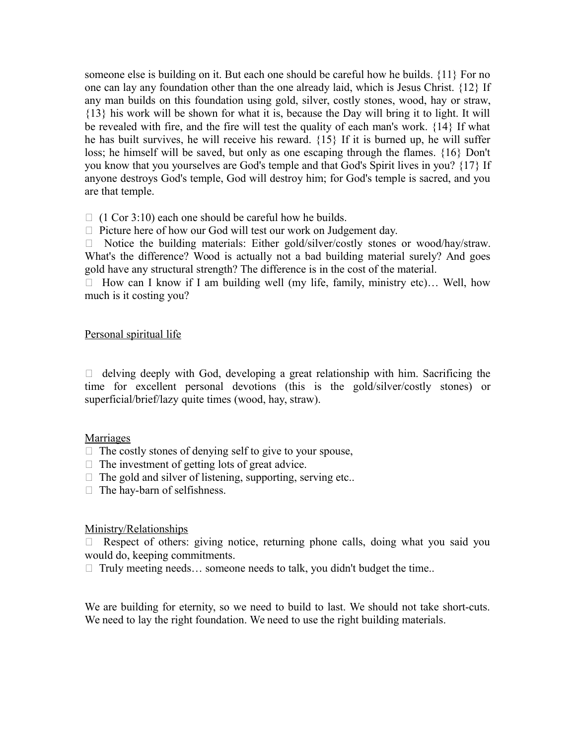someone else is building on it. But each one should be careful how he builds. {11} For no one can lay any foundation other than the one already laid, which is Jesus Christ. {12} If any man builds on this foundation using gold, silver, costly stones, wood, hay or straw, {13} his work will be shown for what it is, because the Day will bring it to light. It will be revealed with fire, and the fire will test the quality of each man's work. {14} If what he has built survives, he will receive his reward. {15} If it is burned up, he will suffer loss; he himself will be saved, but only as one escaping through the flames. {16} Don't you know that you yourselves are God's temple and that God's Spirit lives in you? {17} If anyone destroys God's temple, God will destroy him; for God's temple is sacred, and you are that temple.

- (1 Cor 3:10) each one should be careful how he builds.
- Picture here of how our God will test our work on Judgement day.
- Notice the building materials: Either gold/silver/costly stones or wood/hay/straw. What's the difference? Wood is actually not a bad building material surely? And goes gold have any structural strength? The difference is in the cost of the material.
- How can I know if I am building well (my life, family, ministry etc)… Well, how much is it costing you?

<u>Personal spiritual life</u>

- delving deeply with God, developing a great relationship with him. Sacrificing the time for excellent personal devotions (this is the gold/silver/costly stones) or superficial/brief/lazy quite times (wood, hay, straw).

<u>Marriages</u>

- The costly stones of denying self to give to your spouse,
- The investment of getting lots of great advice.
- The gold and silver of listening, supporting, serving etc..
- The hay-barn of selfishness.

<u>Ministry/Relationships</u>

- Respect of others: giving notice, returning phone calls, doing what you said you would do, keeping commitments.
- Truly meeting needs… someone needs to talk, you didn't budget the time..

We are building for eternity, so we need to build to last. We should not take short-cuts. We need to lay the right foundation. We need to use the right building materials.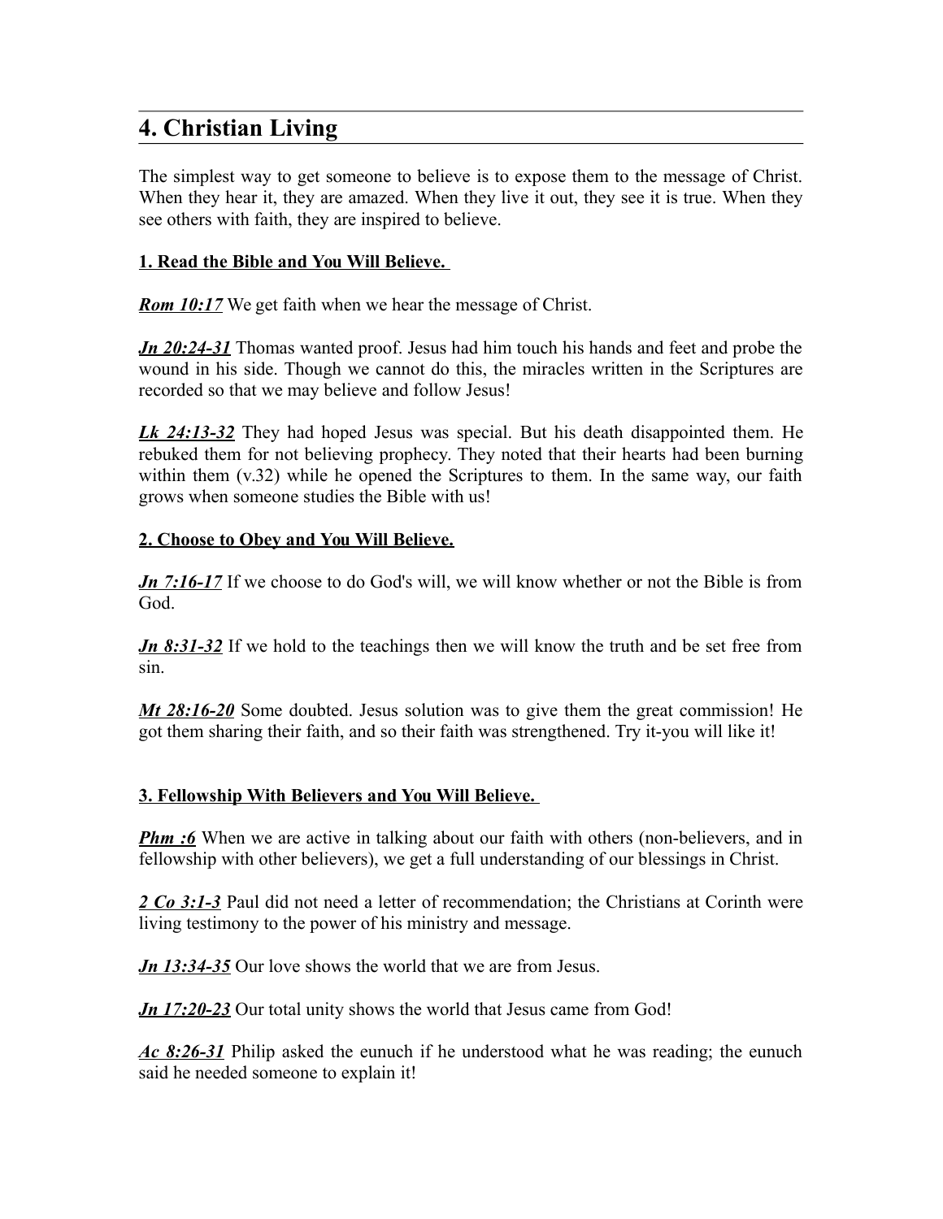## 4. Christian Living

The simplest way to get someone to believe is to expose them to the message of Christ. When they hear it, they are amazed. When they live it out, they see it is true. When they see others with faith, they are inspired to believe.

### 1. Read the Bible and You Will Believe.

***Rom 10:17*** We get faith when we hear the message of Christ.

***Jn 20:24-31*** Thomas wanted proof. Jesus had him touch his hands and feet and probe the wound in his side. Though we cannot do this, the miracles written in the Scriptures are recorded so that we may believe and follow Jesus!

***Lk 24:13-32*** They had hoped Jesus was special. But his death disappointed them. He rebuked them for not believing prophecy. They noted that their hearts had been burning within them (v.32) while he opened the Scriptures to them. In the same way, our faith grows when someone studies the Bible with us!

### 2. Choose to Obey and You Will Believe.

***Jn 7:16-17*** If we choose to do God's will, we will know whether or not the Bible is from God.

***Jn 8:31-32*** If we hold to the teachings then we will know the truth and be set free from sin.

***Mt 28:16-20*** Some doubted. Jesus solution was to give them the great commission! He got them sharing their faith, and so their faith was strengthened. Try it-you will like it!

### 3. Fellowship With Believers and You Will Believe.

***Phm :6*** When we are active in talking about our faith with others (non-believers, and in fellowship with other believers), we get a full understanding of our blessings in Christ.

***2 Co 3:1-3*** Paul did not need a letter of recommendation; the Christians at Corinth were living testimony to the power of his ministry and message.

***Jn 13:34-35*** Our love shows the world that we are from Jesus.

***Jn 17:20-23*** Our total unity shows the world that Jesus came from God!

***Ac 8:26-31*** Philip asked the eunuch if he understood what he was reading; the eunuch said he needed someone to explain it!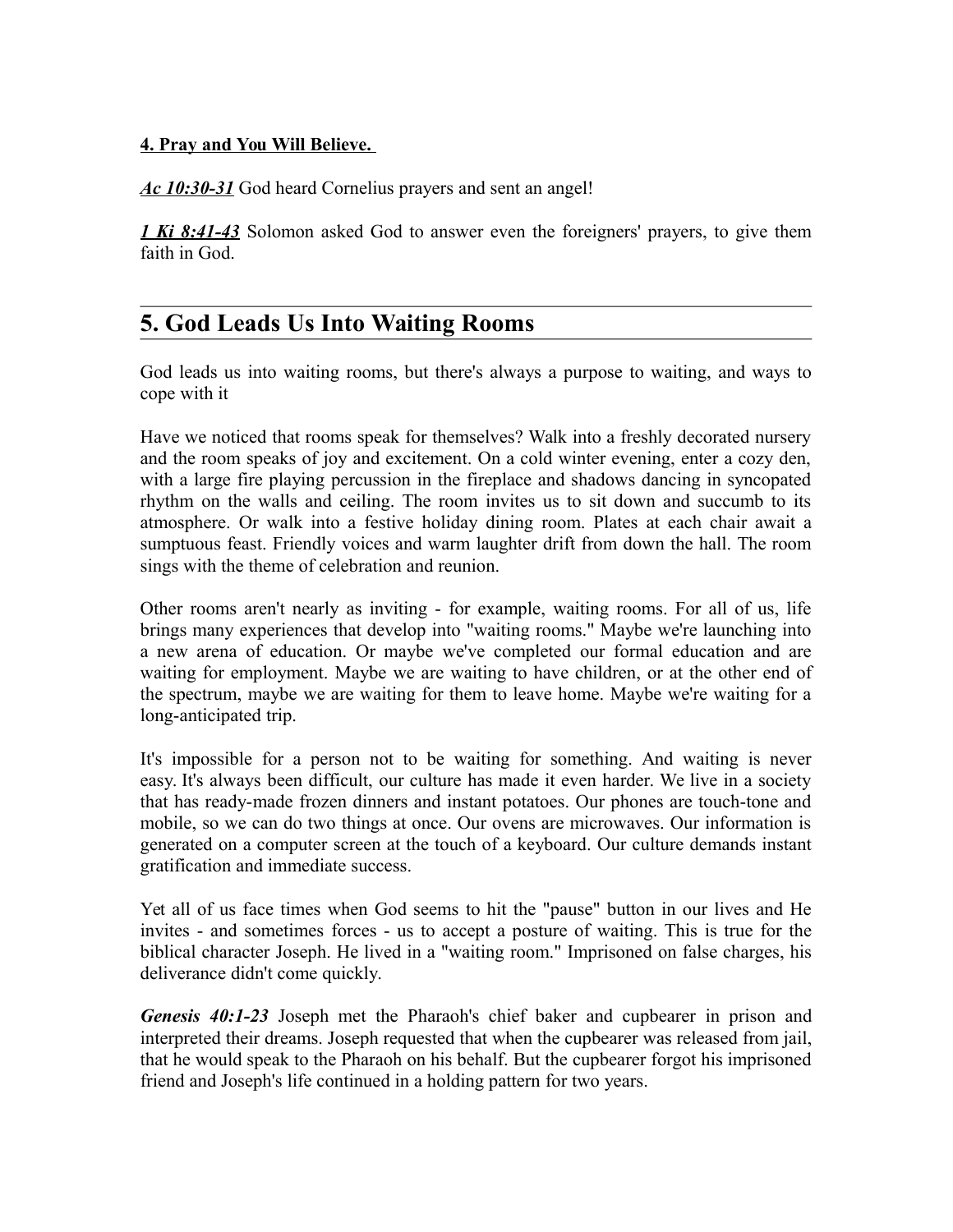**4. Pray and You Will Believe.**

***Ac 10:30-31*** God heard Cornelius prayers and sent an angel!

***1 Ki 8:41-43*** Solomon asked God to answer even the foreigners' prayers, to give them faith in God.

---

## 5. God Leads Us Into Waiting Rooms

God leads us into waiting rooms, but there's always a purpose to waiting, and ways to cope with it

Have we noticed that rooms speak for themselves? Walk into a freshly decorated nursery and the room speaks of joy and excitement. On a cold winter evening, enter a cozy den, with a large fire playing percussion in the fireplace and shadows dancing in syncopated rhythm on the walls and ceiling. The room invites us to sit down and succumb to its atmosphere. Or walk into a festive holiday dining room. Plates at each chair await a sumptuous feast. Friendly voices and warm laughter drift from down the hall. The room sings with the theme of celebration and reunion.

Other rooms aren't nearly as inviting - for example, waiting rooms. For all of us, life brings many experiences that develop into "waiting rooms." Maybe we're launching into a new arena of education. Or maybe we've completed our formal education and are waiting for employment. Maybe we are waiting to have children, or at the other end of the spectrum, maybe we are waiting for them to leave home. Maybe we're waiting for a long-anticipated trip.

It's impossible for a person not to be waiting for something. And waiting is never easy. It's always been difficult, our culture has made it even harder. We live in a society that has ready-made frozen dinners and instant potatoes. Our phones are touch-tone and mobile, so we can do two things at once. Our ovens are microwaves. Our information is generated on a computer screen at the touch of a keyboard. Our culture demands instant gratification and immediate success.

Yet all of us face times when God seems to hit the "pause" button in our lives and He invites - and sometimes forces - us to accept a posture of waiting. This is true for the biblical character Joseph. He lived in a "waiting room." Imprisoned on false charges, his deliverance didn't come quickly.

***Genesis 40:1-23*** Joseph met the Pharaoh's chief baker and cupbearer in prison and interpreted their dreams. Joseph requested that when the cupbearer was released from jail, that he would speak to the Pharaoh on his behalf. But the cupbearer forgot his imprisoned friend and Joseph's life continued in a holding pattern for two years.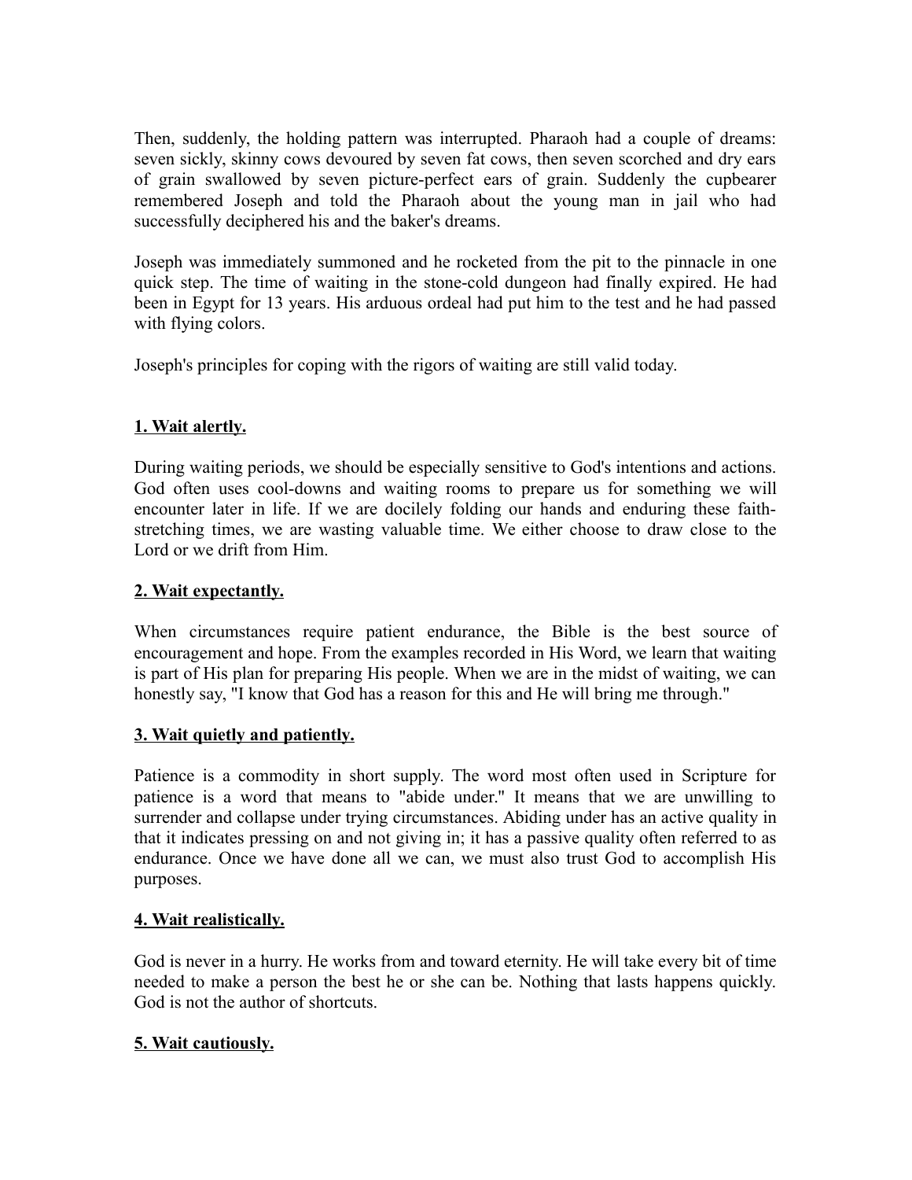Then, suddenly, the holding pattern was interrupted. Pharaoh had a couple of dreams: seven sickly, skinny cows devoured by seven fat cows, then seven scorched and dry ears of grain swallowed by seven picture-perfect ears of grain. Suddenly the cupbearer remembered Joseph and told the Pharaoh about the young man in jail who had successfully deciphered his and the baker's dreams.

Joseph was immediately summoned and he rocketed from the pit to the pinnacle in one quick step. The time of waiting in the stone-cold dungeon had finally expired. He had been in Egypt for 13 years. His arduous ordeal had put him to the test and he had passed with flying colors.

Joseph's principles for coping with the rigors of waiting are still valid today.

**1. Wait alertly.**

During waiting periods, we should be especially sensitive to God's intentions and actions. God often uses cool-downs and waiting rooms to prepare us for something we will encounter later in life. If we are docilely folding our hands and enduring these faith-stretching times, we are wasting valuable time. We either choose to draw close to the Lord or we drift from Him.

**2. Wait expectantly.**

When circumstances require patient endurance, the Bible is the best source of encouragement and hope. From the examples recorded in His Word, we learn that waiting is part of His plan for preparing His people. When we are in the midst of waiting, we can honestly say, "I know that God has a reason for this and He will bring me through."

**3. Wait quietly and patiently.**

Patience is a commodity in short supply. The word most often used in Scripture for patience is a word that means to "abide under." It means that we are unwilling to surrender and collapse under trying circumstances. Abiding under has an active quality in that it indicates pressing on and not giving in; it has a passive quality often referred to as endurance. Once we have done all we can, we must also trust God to accomplish His purposes.

**4. Wait realistically.**

God is never in a hurry. He works from and toward eternity. He will take every bit of time needed to make a person the best he or she can be. Nothing that lasts happens quickly. God is not the author of shortcuts.

**5. Wait cautiously.**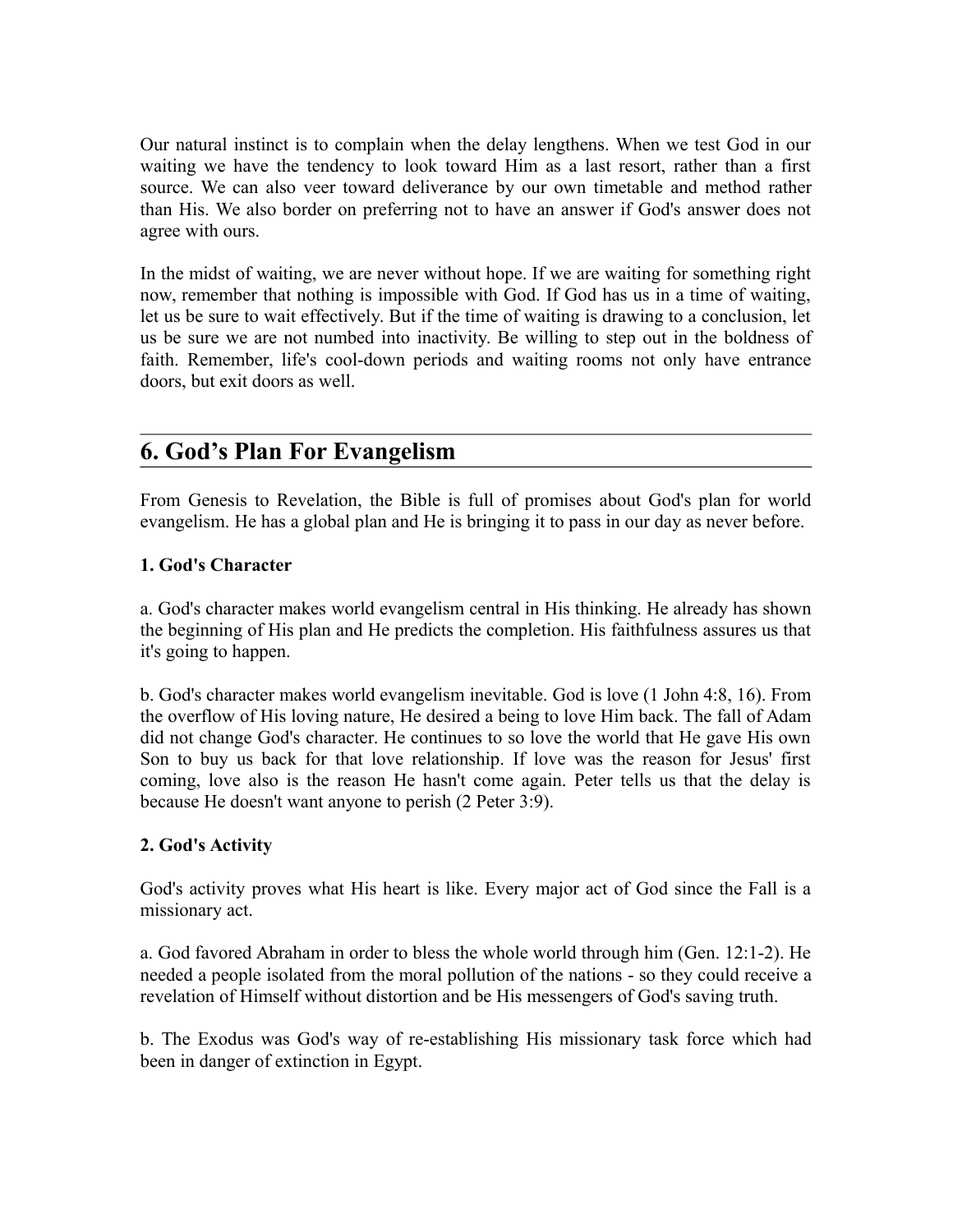Our natural instinct is to complain when the delay lengthens. When we test God in our waiting we have the tendency to look toward Him as a last resort, rather than a first source. We can also veer toward deliverance by our own timetable and method rather than His. We also border on preferring not to have an answer if God's answer does not agree with ours.

In the midst of waiting, we are never without hope. If we are waiting for something right now, remember that nothing is impossible with God. If God has us in a time of waiting, let us be sure to wait effectively. But if the time of waiting is drawing to a conclusion, let us be sure we are not numbed into inactivity. Be willing to step out in the boldness of faith. Remember, life's cool-down periods and waiting rooms not only have entrance doors, but exit doors as well.

## 6. God's Plan For Evangelism

From Genesis to Revelation, the Bible is full of promises about God's plan for world evangelism. He has a global plan and He is bringing it to pass in our day as never before.

**1. God's Character**

a. God's character makes world evangelism central in His thinking. He already has shown the beginning of His plan and He predicts the completion. His faithfulness assures us that it's going to happen.

b. God's character makes world evangelism inevitable. God is love (1 John 4:8, 16). From the overflow of His loving nature, He desired a being to love Him back. The fall of Adam did not change God's character. He continues to so love the world that He gave His own Son to buy us back for that love relationship. If love was the reason for Jesus' first coming, love also is the reason He hasn't come again. Peter tells us that the delay is because He doesn't want anyone to perish (2 Peter 3:9).

**2. God's Activity**

God's activity proves what His heart is like. Every major act of God since the Fall is a missionary act.

a. God favored Abraham in order to bless the whole world through him (Gen. 12:1-2). He needed a people isolated from the moral pollution of the nations - so they could receive a revelation of Himself without distortion and be His messengers of God's saving truth.

b. The Exodus was God's way of re-establishing His missionary task force which had been in danger of extinction in Egypt.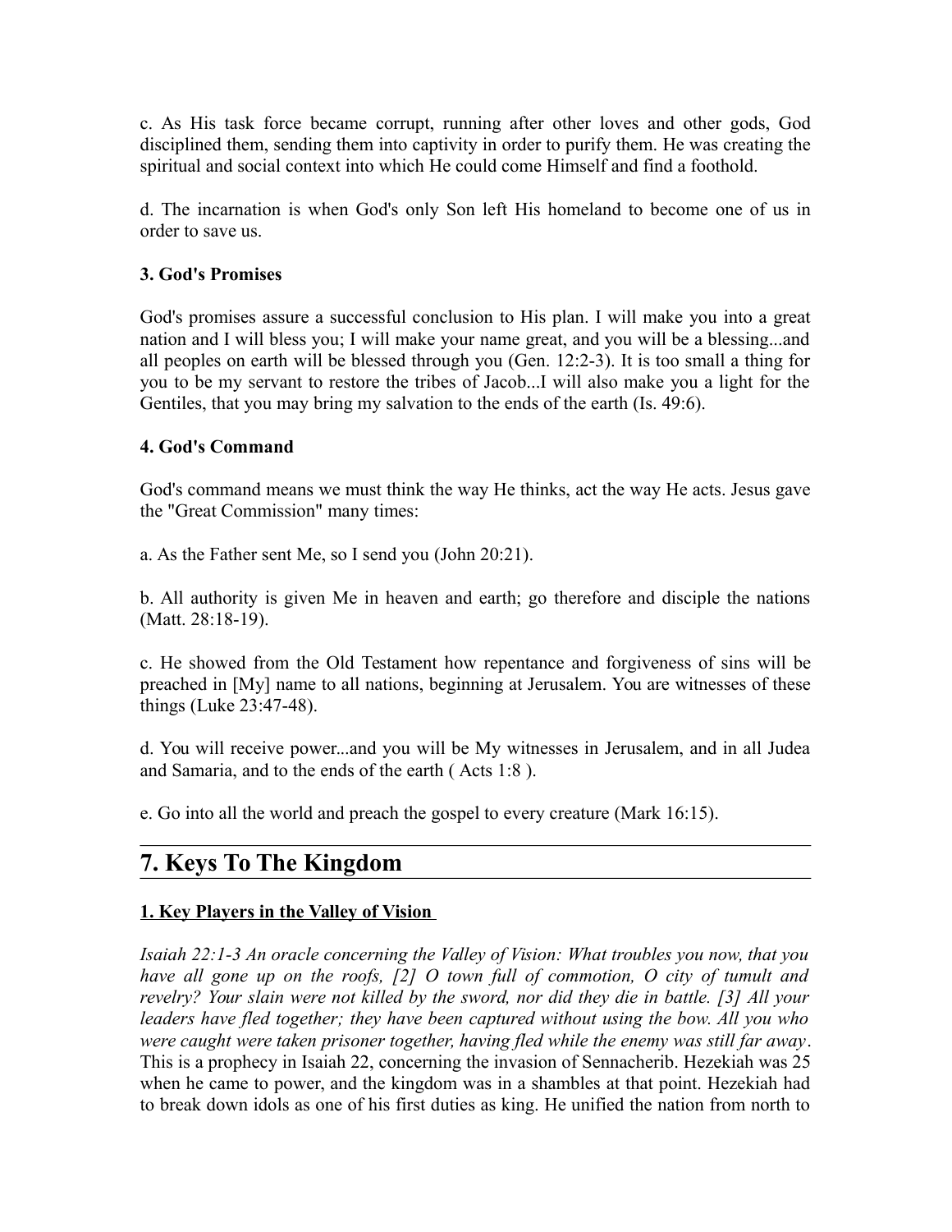c. As His task force became corrupt, running after other loves and other gods, God disciplined them, sending them into captivity in order to purify them. He was creating the spiritual and social context into which He could come Himself and find a foothold.

d. The incarnation is when God's only Son left His homeland to become one of us in order to save us.

### 3. God's Promises

God's promises assure a successful conclusion to His plan. I will make you into a great nation and I will bless you; I will make your name great, and you will be a blessing...and all peoples on earth will be blessed through you (Gen. 12:2-3). It is too small a thing for you to be my servant to restore the tribes of Jacob...I will also make you a light for the Gentiles, that you may bring my salvation to the ends of the earth (Is. 49:6).

### 4. God's Command

God's command means we must think the way He thinks, act the way He acts. Jesus gave the "Great Commission" many times:

a. As the Father sent Me, so I send you (John 20:21).

b. All authority is given Me in heaven and earth; go therefore and disciple the nations (Matt. 28:18-19).

c. He showed from the Old Testament how repentance and forgiveness of sins will be preached in [My] name to all nations, beginning at Jerusalem. You are witnesses of these things (Luke 23:47-48).

d. You will receive power...and you will be My witnesses in Jerusalem, and in all Judea and Samaria, and to the ends of the earth ( Acts 1:8 ).

e. Go into all the world and preach the gospel to every creature (Mark 16:15).

## 7. Keys To The Kingdom

### 1. Key Players in the Valley of Vision

*Isaiah 22:1-3 An oracle concerning the Valley of Vision: What troubles you now, that you have all gone up on the roofs, [2] O town full of commotion, O city of tumult and revelry? Your slain were not killed by the sword, nor did they die in battle. [3] All your leaders have fled together; they have been captured without using the bow. All you who were caught were taken prisoner together, having fled while the enemy was still far away*. This is a prophecy in Isaiah 22, concerning the invasion of Sennacherib. Hezekiah was 25 when he came to power, and the kingdom was in a shambles at that point. Hezekiah had to break down idols as one of his first duties as king. He unified the nation from north to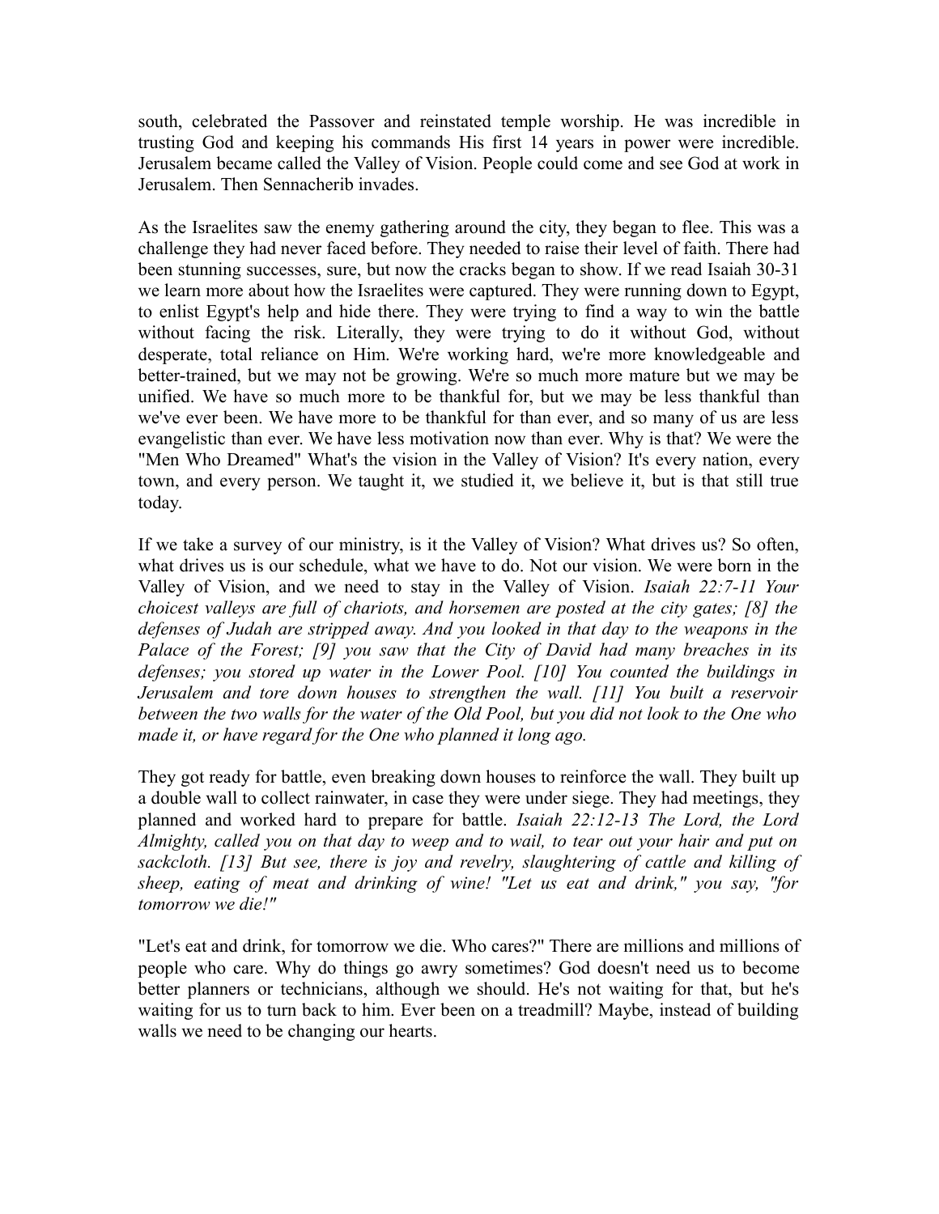south, celebrated the Passover and reinstated temple worship. He was incredible in trusting God and keeping his commands His first 14 years in power were incredible. Jerusalem became called the Valley of Vision. People could come and see God at work in Jerusalem. Then Sennacherib invades.

As the Israelites saw the enemy gathering around the city, they began to flee. This was a challenge they had never faced before. They needed to raise their level of faith. There had been stunning successes, sure, but now the cracks began to show. If we read Isaiah 30-31 we learn more about how the Israelites were captured. They were running down to Egypt, to enlist Egypt's help and hide there. They were trying to find a way to win the battle without facing the risk. Literally, they were trying to do it without God, without desperate, total reliance on Him. We're working hard, we're more knowledgeable and better-trained, but we may not be growing. We're so much more mature but we may be unified. We have so much more to be thankful for, but we may be less thankful than we've ever been. We have more to be thankful for than ever, and so many of us are less evangelistic than ever. We have less motivation now than ever. Why is that? We were the "Men Who Dreamed" What's the vision in the Valley of Vision? It's every nation, every town, and every person. We taught it, we studied it, we believe it, but is that still true today.

If we take a survey of our ministry, is it the Valley of Vision? What drives us? So often, what drives us is our schedule, what we have to do. Not our vision. We were born in the Valley of Vision, and we need to stay in the Valley of Vision. *Isaiah 22:7-11 Your choicest valleys are full of chariots, and horsemen are posted at the city gates; [8] the defenses of Judah are stripped away. And you looked in that day to the weapons in the Palace of the Forest; [9] you saw that the City of David had many breaches in its defenses; you stored up water in the Lower Pool. [10] You counted the buildings in Jerusalem and tore down houses to strengthen the wall. [11] You built a reservoir between the two walls for the water of the Old Pool, but you did not look to the One who made it, or have regard for the One who planned it long ago.*

They got ready for battle, even breaking down houses to reinforce the wall. They built up a double wall to collect rainwater, in case they were under siege. They had meetings, they planned and worked hard to prepare for battle. *Isaiah 22:12-13 The Lord, the Lord Almighty, called you on that day to weep and to wail, to tear out your hair and put on sackcloth. [13] But see, there is joy and revelry, slaughtering of cattle and killing of sheep, eating of meat and drinking of wine! "Let us eat and drink," you say, "for tomorrow we die!"*

"Let's eat and drink, for tomorrow we die. Who cares?" There are millions and millions of people who care. Why do things go awry sometimes? God doesn't need us to become better planners or technicians, although we should. He's not waiting for that, but he's waiting for us to turn back to him. Ever been on a treadmill? Maybe, instead of building walls we need to be changing our hearts.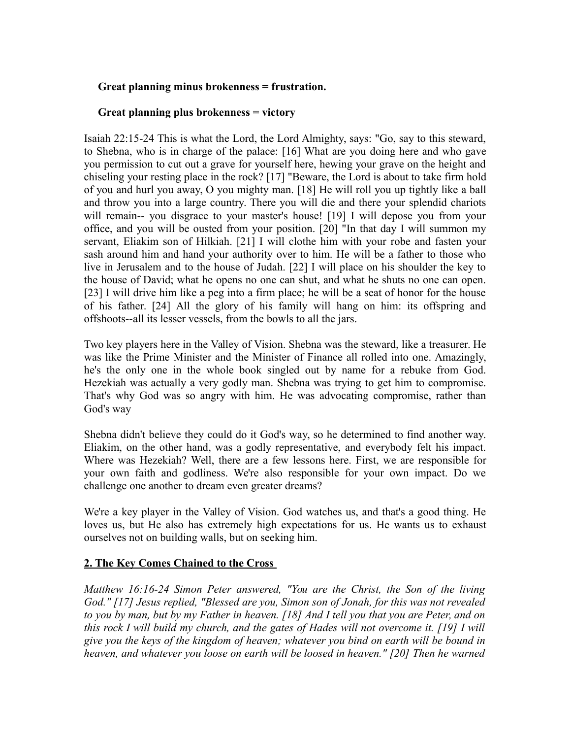**Great planning minus brokenness = frustration.**

**Great planning plus brokenness = victory**

Isaiah 22:15-24 This is what the Lord, the Lord Almighty, says: "Go, say to this steward, to Shebna, who is in charge of the palace: [16] What are you doing here and who gave you permission to cut out a grave for yourself here, hewing your grave on the height and chiseling your resting place in the rock? [17] "Beware, the Lord is about to take firm hold of you and hurl you away, O you mighty man. [18] He will roll you up tightly like a ball and throw you into a large country. There you will die and there your splendid chariots will remain-- you disgrace to your master's house! [19] I will depose you from your office, and you will be ousted from your position. [20] "In that day I will summon my servant, Eliakim son of Hilkiah. [21] I will clothe him with your robe and fasten your sash around him and hand your authority over to him. He will be a father to those who live in Jerusalem and to the house of Judah. [22] I will place on his shoulder the key to the house of David; what he opens no one can shut, and what he shuts no one can open. [23] I will drive him like a peg into a firm place; he will be a seat of honor for the house of his father. [24] All the glory of his family will hang on him: its offspring and offshoots--all its lesser vessels, from the bowls to all the jars.

Two key players here in the Valley of Vision. Shebna was the steward, like a treasurer. He was like the Prime Minister and the Minister of Finance all rolled into one. Amazingly, he's the only one in the whole book singled out by name for a rebuke from God. Hezekiah was actually a very godly man. Shebna was trying to get him to compromise. That's why God was so angry with him. He was advocating compromise, rather than God's way

Shebna didn't believe they could do it God's way, so he determined to find another way. Eliakim, on the other hand, was a godly representative, and everybody felt his impact. Where was Hezekiah? Well, there are a few lessons here. First, we are responsible for your own faith and godliness. We're also responsible for your own impact. Do we challenge one another to dream even greater dreams?

We're a key player in the Valley of Vision. God watches us, and that's a good thing. He loves us, but He also has extremely high expectations for us. He wants us to exhaust ourselves not on building walls, but on seeking him.

## 2. The Key Comes Chained to the Cross

*Matthew 16:16-24 Simon Peter answered, "You are the Christ, the Son of the living God." [17] Jesus replied, "Blessed are you, Simon son of Jonah, for this was not revealed to you by man, but by my Father in heaven. [18] And I tell you that you are Peter, and on this rock I will build my church, and the gates of Hades will not overcome it. [19] I will give you the keys of the kingdom of heaven; whatever you bind on earth will be bound in heaven, and whatever you loose on earth will be loosed in heaven." [20] Then he warned*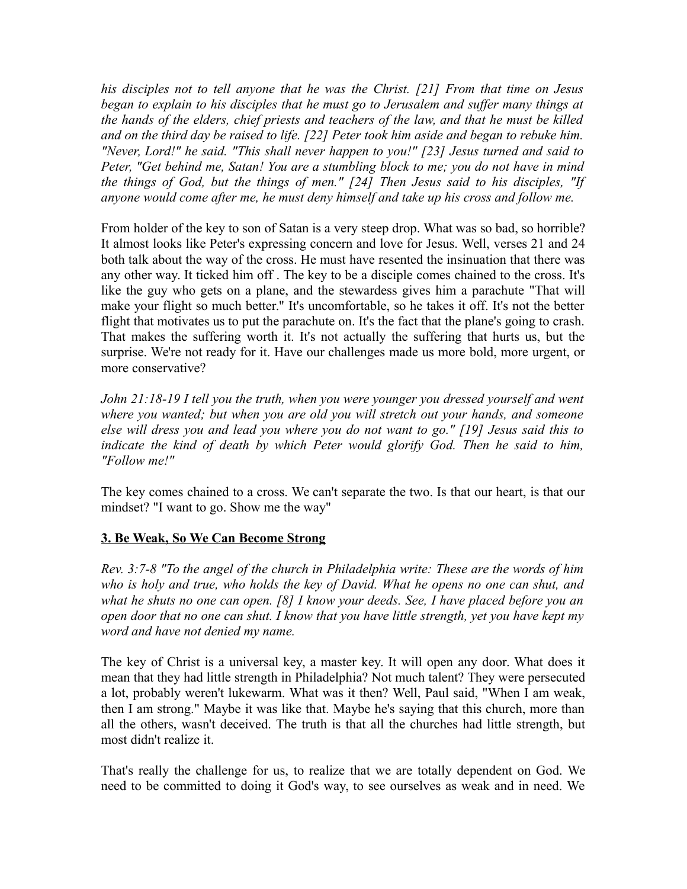*his disciples not to tell anyone that he was the Christ. [21] From that time on Jesus began to explain to his disciples that he must go to Jerusalem and suffer many things at the hands of the elders, chief priests and teachers of the law, and that he must be killed and on the third day be raised to life. [22] Peter took him aside and began to rebuke him. "Never, Lord!" he said. "This shall never happen to you!" [23] Jesus turned and said to Peter, "Get behind me, Satan! You are a stumbling block to me; you do not have in mind the things of God, but the things of men." [24] Then Jesus said to his disciples, "If anyone would come after me, he must deny himself and take up his cross and follow me.*

From holder of the key to son of Satan is a very steep drop. What was so bad, so horrible? It almost looks like Peter's expressing concern and love for Jesus. Well, verses 21 and 24 both talk about the way of the cross. He must have resented the insinuation that there was any other way. It ticked him off . The key to be a disciple comes chained to the cross. It's like the guy who gets on a plane, and the stewardess gives him a parachute "That will make your flight so much better." It's uncomfortable, so he takes it off. It's not the better flight that motivates us to put the parachute on. It's the fact that the plane's going to crash. That makes the suffering worth it. It's not actually the suffering that hurts us, but the surprise. We're not ready for it. Have our challenges made us more bold, more urgent, or more conservative?

*John 21:18-19 I tell you the truth, when you were younger you dressed yourself and went where you wanted; but when you are old you will stretch out your hands, and someone else will dress you and lead you where you do not want to go." [19] Jesus said this to indicate the kind of death by which Peter would glorify God. Then he said to him, "Follow me!"*

The key comes chained to a cross. We can't separate the two. Is that our heart, is that our mindset? "I want to go. Show me the way"

**3. Be Weak, So We Can Become Strong**

*Rev. 3:7-8 "To the angel of the church in Philadelphia write: These are the words of him who is holy and true, who holds the key of David. What he opens no one can shut, and what he shuts no one can open. [8] I know your deeds. See, I have placed before you an open door that no one can shut. I know that you have little strength, yet you have kept my word and have not denied my name.*

The key of Christ is a universal key, a master key. It will open any door. What does it mean that they had little strength in Philadelphia? Not much talent? They were persecuted a lot, probably weren't lukewarm. What was it then? Well, Paul said, "When I am weak, then I am strong." Maybe it was like that. Maybe he's saying that this church, more than all the others, wasn't deceived. The truth is that all the churches had little strength, but most didn't realize it.

That's really the challenge for us, to realize that we are totally dependent on God. We need to be committed to doing it God's way, to see ourselves as weak and in need. We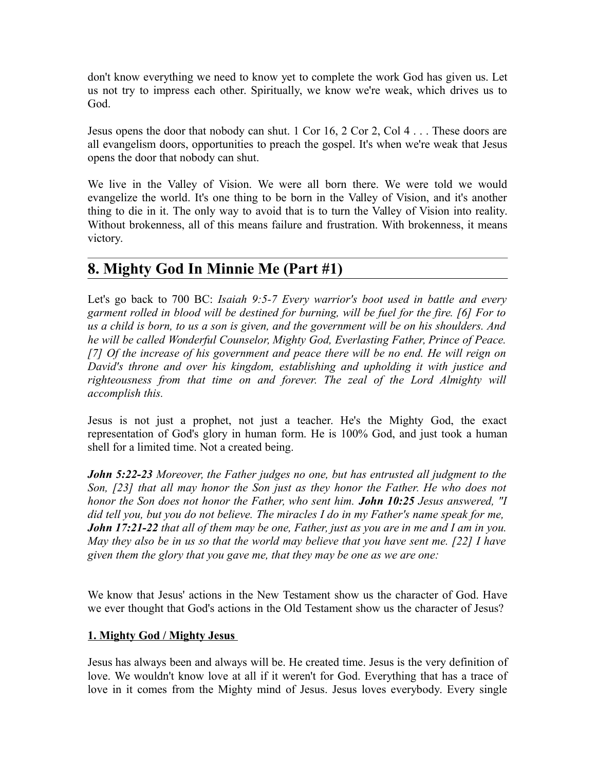don't know everything we need to know yet to complete the work God has given us. Let us not try to impress each other. Spiritually, we know we're weak, which drives us to God.

Jesus opens the door that nobody can shut. 1 Cor 16, 2 Cor 2, Col 4 . . . These doors are all evangelism doors, opportunities to preach the gospel. It's when we're weak that Jesus opens the door that nobody can shut.

We live in the Valley of Vision. We were all born there. We were told we would evangelize the world. It's one thing to be born in the Valley of Vision, and it's another thing to die in it. The only way to avoid that is to turn the Valley of Vision into reality. Without brokenness, all of this means failure and frustration. With brokenness, it means victory.

---

## 8. Mighty God In Minnie Me (Part #1)

Let's go back to 700 BC: *Isaiah 9:5-7 Every warrior's boot used in battle and every garment rolled in blood will be destined for burning, will be fuel for the fire. [6] For to us a child is born, to us a son is given, and the government will be on his shoulders. And he will be called Wonderful Counselor, Mighty God, Everlasting Father, Prince of Peace. [7] Of the increase of his government and peace there will be no end. He will reign on David's throne and over his kingdom, establishing and upholding it with justice and righteousness from that time on and forever. The zeal of the Lord Almighty will accomplish this.*

Jesus is not just a prophet, not just a teacher. He's the Mighty God, the exact representation of God's glory in human form. He is 100% God, and just took a human shell for a limited time. Not a created being.

***John 5:22-23*** *Moreover, the Father judges no one, but has entrusted all judgment to the Son, [23] that all may honor the Son just as they honor the Father. He who does not honor the Son does not honor the Father, who sent him.* ***John 10:25*** *Jesus answered, "I did tell you, but you do not believe. The miracles I do in my Father's name speak for me,* ***John 17:21-22*** *that all of them may be one, Father, just as you are in me and I am in you. May they also be in us so that the world may believe that you have sent me. [22] I have given them the glory that you gave me, that they may be one as we are one:*

We know that Jesus' actions in the New Testament show us the character of God. Have we ever thought that God's actions in the Old Testament show us the character of Jesus?

**1. Mighty God / Mighty Jesus**

Jesus has always been and always will be. He created time. Jesus is the very definition of love. We wouldn't know love at all if it weren't for God. Everything that has a trace of love in it comes from the Mighty mind of Jesus. Jesus loves everybody. Every single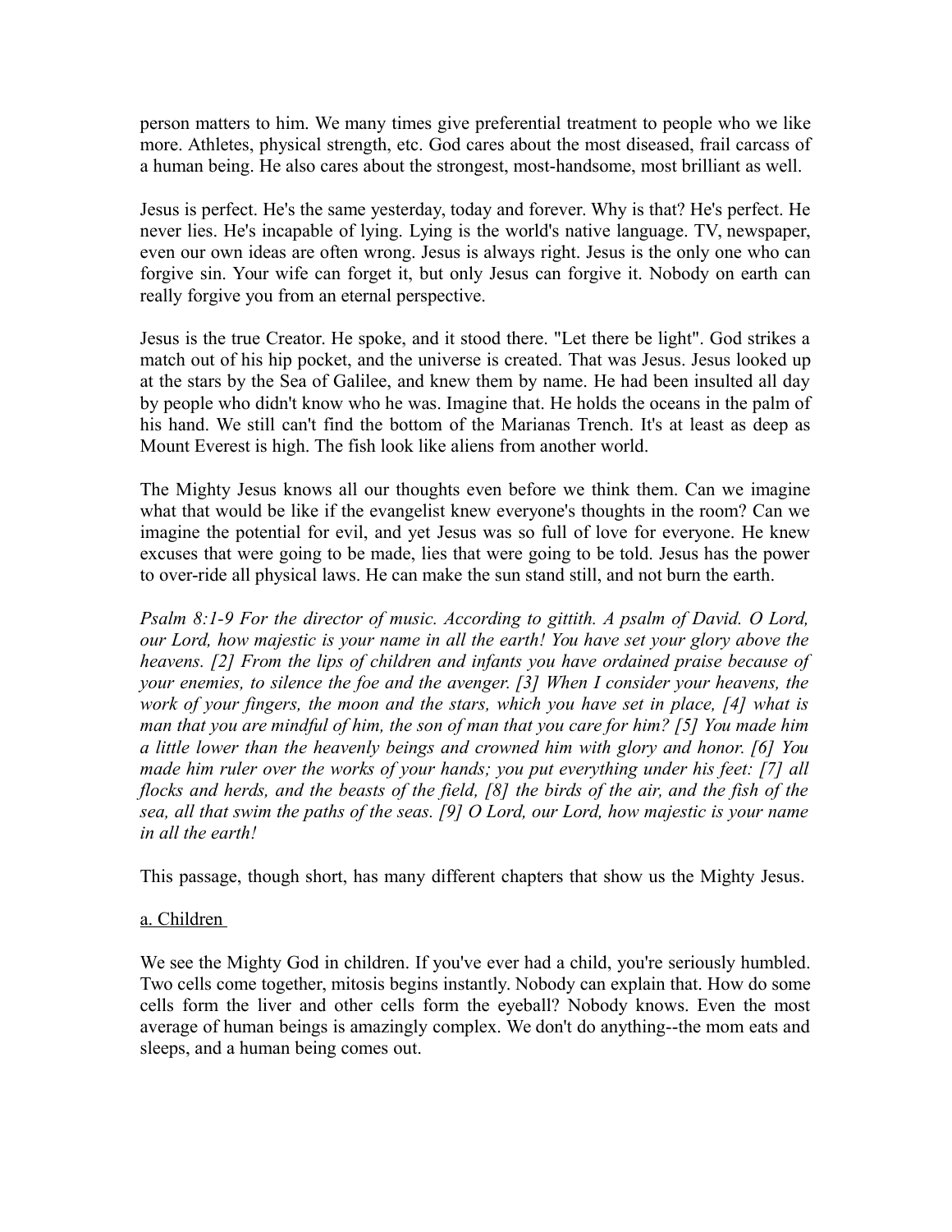person matters to him. We many times give preferential treatment to people who we like more. Athletes, physical strength, etc. God cares about the most diseased, frail carcass of a human being. He also cares about the strongest, most-handsome, most brilliant as well.

Jesus is perfect. He's the same yesterday, today and forever. Why is that? He's perfect. He never lies. He's incapable of lying. Lying is the world's native language. TV, newspaper, even our own ideas are often wrong. Jesus is always right. Jesus is the only one who can forgive sin. Your wife can forget it, but only Jesus can forgive it. Nobody on earth can really forgive you from an eternal perspective.

Jesus is the true Creator. He spoke, and it stood there. "Let there be light". God strikes a match out of his hip pocket, and the universe is created. That was Jesus. Jesus looked up at the stars by the Sea of Galilee, and knew them by name. He had been insulted all day by people who didn't know who he was. Imagine that. He holds the oceans in the palm of his hand. We still can't find the bottom of the Marianas Trench. It's at least as deep as Mount Everest is high. The fish look like aliens from another world.

The Mighty Jesus knows all our thoughts even before we think them. Can we imagine what that would be like if the evangelist knew everyone's thoughts in the room? Can we imagine the potential for evil, and yet Jesus was so full of love for everyone. He knew excuses that were going to be made, lies that were going to be told. Jesus has the power to over-ride all physical laws. He can make the sun stand still, and not burn the earth.

*Psalm 8:1-9 For the director of music. According to gittith. A psalm of David. O Lord, our Lord, how majestic is your name in all the earth! You have set your glory above the heavens. [2] From the lips of children and infants you have ordained praise because of your enemies, to silence the foe and the avenger. [3] When I consider your heavens, the work of your fingers, the moon and the stars, which you have set in place, [4] what is man that you are mindful of him, the son of man that you care for him? [5] You made him a little lower than the heavenly beings and crowned him with glory and honor. [6] You made him ruler over the works of your hands; you put everything under his feet: [7] all flocks and herds, and the beasts of the field, [8] the birds of the air, and the fish of the sea, all that swim the paths of the seas. [9] O Lord, our Lord, how majestic is your name in all the earth!*

This passage, though short, has many different chapters that show us the Mighty Jesus.

<u>a. Children</u>

We see the Mighty God in children. If you've ever had a child, you're seriously humbled. Two cells come together, mitosis begins instantly. Nobody can explain that. How do some cells form the liver and other cells form the eyeball? Nobody knows. Even the most average of human beings is amazingly complex. We don't do anything--the mom eats and sleeps, and a human being comes out.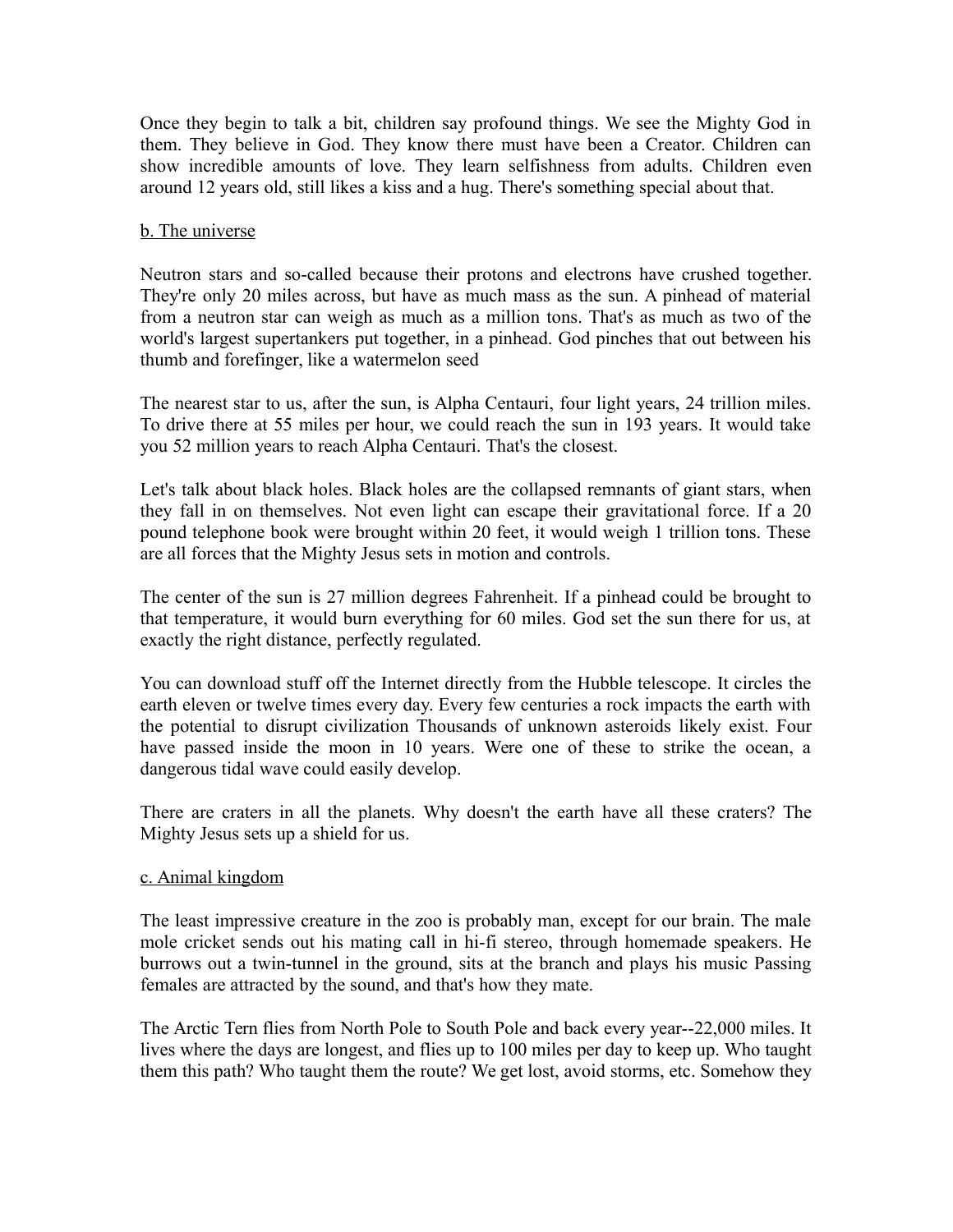Once they begin to talk a bit, children say profound things. We see the Mighty God in them. They believe in God. They know there must have been a Creator. Children can show incredible amounts of love. They learn selfishness from adults. Children even around 12 years old, still likes a kiss and a hug. There's something special about that.

<u>b. The universe</u>

Neutron stars and so-called because their protons and electrons have crushed together. They're only 20 miles across, but have as much mass as the sun. A pinhead of material from a neutron star can weigh as much as a million tons. That's as much as two of the world's largest supertankers put together, in a pinhead. God pinches that out between his thumb and forefinger, like a watermelon seed

The nearest star to us, after the sun, is Alpha Centauri, four light years, 24 trillion miles. To drive there at 55 miles per hour, we could reach the sun in 193 years. It would take you 52 million years to reach Alpha Centauri. That's the closest.

Let's talk about black holes. Black holes are the collapsed remnants of giant stars, when they fall in on themselves. Not even light can escape their gravitational force. If a 20 pound telephone book were brought within 20 feet, it would weigh 1 trillion tons. These are all forces that the Mighty Jesus sets in motion and controls.

The center of the sun is 27 million degrees Fahrenheit. If a pinhead could be brought to that temperature, it would burn everything for 60 miles. God set the sun there for us, at exactly the right distance, perfectly regulated.

You can download stuff off the Internet directly from the Hubble telescope. It circles the earth eleven or twelve times every day. Every few centuries a rock impacts the earth with the potential to disrupt civilization Thousands of unknown asteroids likely exist. Four have passed inside the moon in 10 years. Were one of these to strike the ocean, a dangerous tidal wave could easily develop.

There are craters in all the planets. Why doesn't the earth have all these craters? The Mighty Jesus sets up a shield for us.

<u>c. Animal kingdom</u>

The least impressive creature in the zoo is probably man, except for our brain. The male mole cricket sends out his mating call in hi-fi stereo, through homemade speakers. He burrows out a twin-tunnel in the ground, sits at the branch and plays his music Passing females are attracted by the sound, and that's how they mate.

The Arctic Tern flies from North Pole to South Pole and back every year--22,000 miles. It lives where the days are longest, and flies up to 100 miles per day to keep up. Who taught them this path? Who taught them the route? We get lost, avoid storms, etc. Somehow they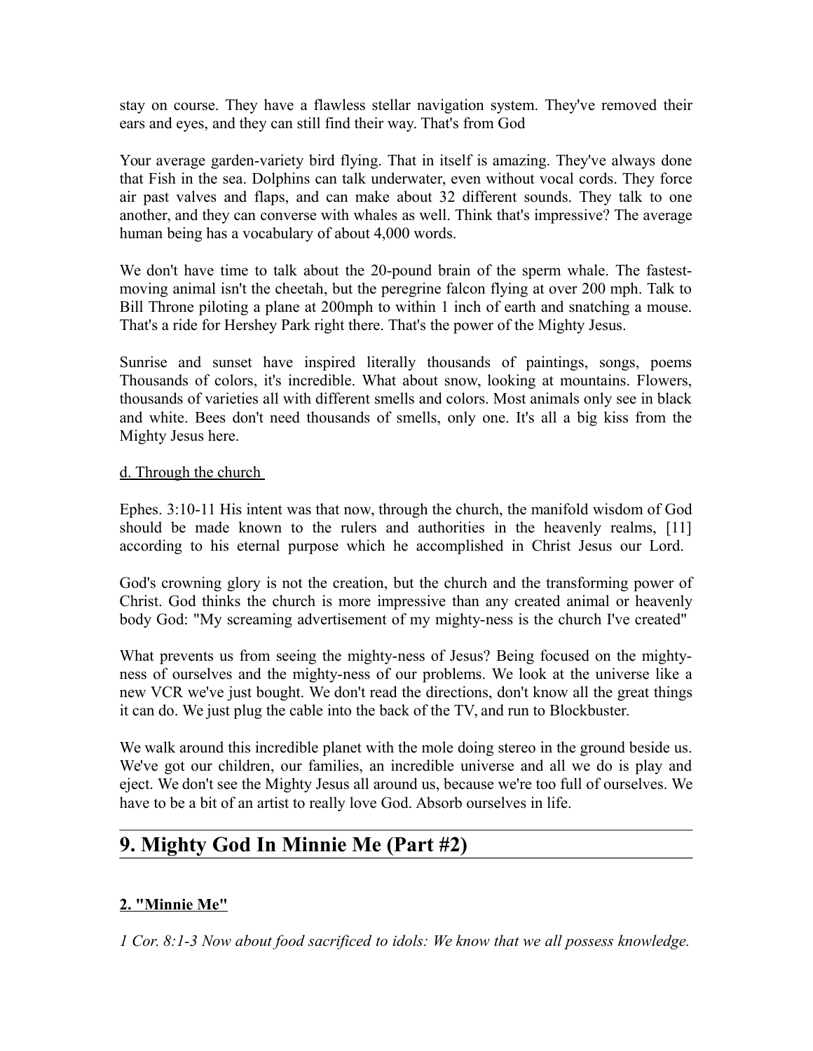stay on course. They have a flawless stellar navigation system. They've removed their ears and eyes, and they can still find their way. That's from God

Your average garden-variety bird flying. That in itself is amazing. They've always done that Fish in the sea. Dolphins can talk underwater, even without vocal cords. They force air past valves and flaps, and can make about 32 different sounds. They talk to one another, and they can converse with whales as well. Think that's impressive? The average human being has a vocabulary of about 4,000 words.

We don't have time to talk about the 20-pound brain of the sperm whale. The fastest-moving animal isn't the cheetah, but the peregrine falcon flying at over 200 mph. Talk to Bill Throne piloting a plane at 200mph to within 1 inch of earth and snatching a mouse. That's a ride for Hershey Park right there. That's the power of the Mighty Jesus.

Sunrise and sunset have inspired literally thousands of paintings, songs, poems Thousands of colors, it's incredible. What about snow, looking at mountains. Flowers, thousands of varieties all with different smells and colors. Most animals only see in black and white. Bees don't need thousands of smells, only one. It's all a big kiss from the Mighty Jesus here.

d. Through the church

Ephes. 3:10-11 His intent was that now, through the church, the manifold wisdom of God should be made known to the rulers and authorities in the heavenly realms, [11] according to his eternal purpose which he accomplished in Christ Jesus our Lord.

God's crowning glory is not the creation, but the church and the transforming power of Christ. God thinks the church is more impressive than any created animal or heavenly body God: "My screaming advertisement of my mighty-ness is the church I've created"

What prevents us from seeing the mighty-ness of Jesus? Being focused on the mighty-ness of ourselves and the mighty-ness of our problems. We look at the universe like a new VCR we've just bought. We don't read the directions, don't know all the great things it can do. We just plug the cable into the back of the TV, and run to Blockbuster.

We walk around this incredible planet with the mole doing stereo in the ground beside us. We've got our children, our families, an incredible universe and all we do is play and eject. We don't see the Mighty Jesus all around us, because we're too full of ourselves. We have to be a bit of an artist to really love God. Absorb ourselves in life.

## 9. Mighty God In Minnie Me (Part #2)

**2. "Minnie Me"**

*1 Cor. 8:1-3 Now about food sacrificed to idols: We know that we all possess knowledge.*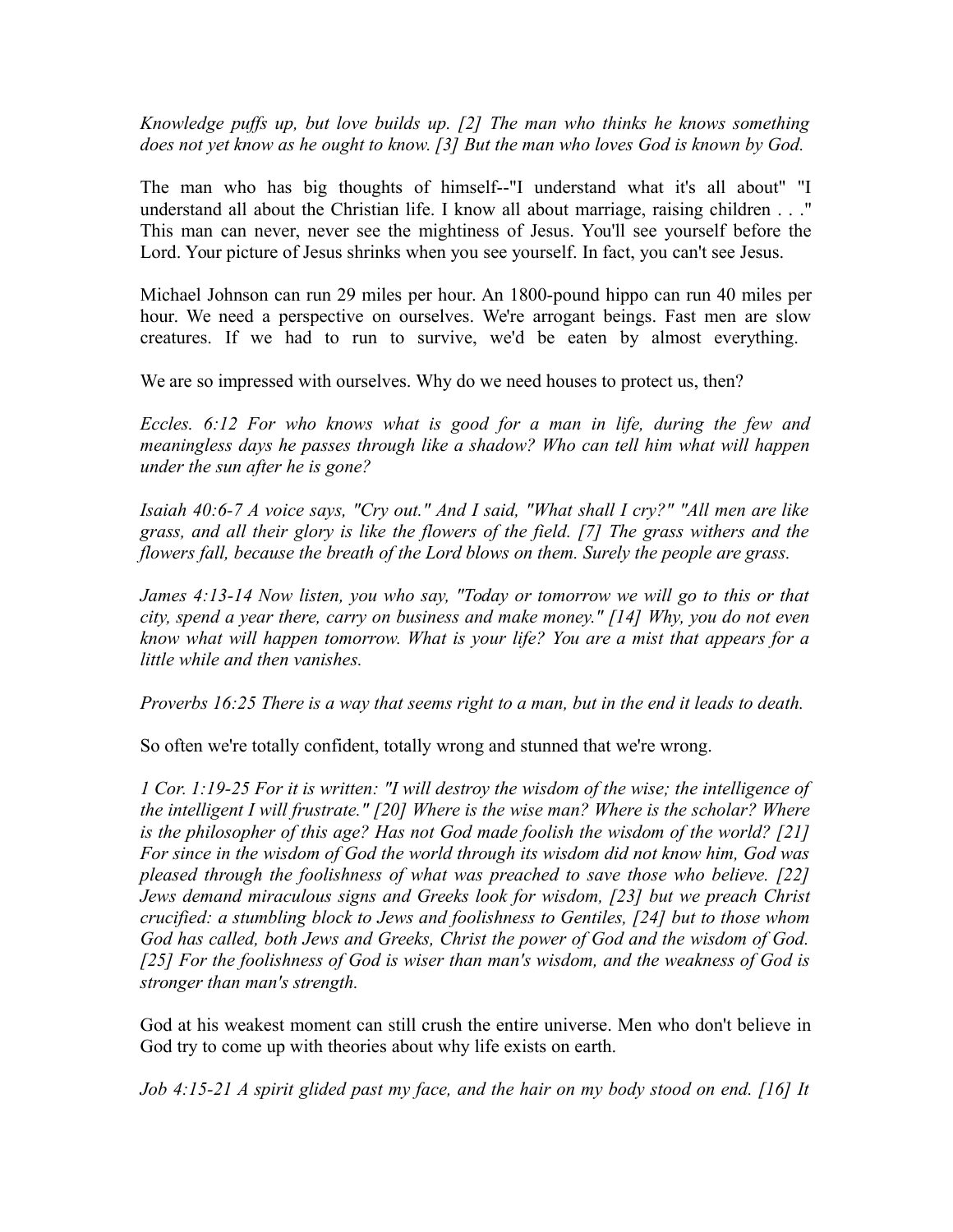*Knowledge puffs up, but love builds up. [2] The man who thinks he knows something does not yet know as he ought to know. [3] But the man who loves God is known by God.*

The man who has big thoughts of himself--"I understand what it's all about" "I understand all about the Christian life. I know all about marriage, raising children . . ." This man can never, never see the mightiness of Jesus. You'll see yourself before the Lord. Your picture of Jesus shrinks when you see yourself. In fact, you can't see Jesus.

Michael Johnson can run 29 miles per hour. An 1800-pound hippo can run 40 miles per hour. We need a perspective on ourselves. We're arrogant beings. Fast men are slow creatures. If we had to run to survive, we'd be eaten by almost everything.

We are so impressed with ourselves. Why do we need houses to protect us, then?

*Eccles. 6:12 For who knows what is good for a man in life, during the few and meaningless days he passes through like a shadow? Who can tell him what will happen under the sun after he is gone?*

*Isaiah 40:6-7 A voice says, "Cry out." And I said, "What shall I cry?" "All men are like grass, and all their glory is like the flowers of the field. [7] The grass withers and the flowers fall, because the breath of the Lord blows on them. Surely the people are grass.*

*James 4:13-14 Now listen, you who say, "Today or tomorrow we will go to this or that city, spend a year there, carry on business and make money." [14] Why, you do not even know what will happen tomorrow. What is your life? You are a mist that appears for a little while and then vanishes.*

*Proverbs 16:25 There is a way that seems right to a man, but in the end it leads to death.*

So often we're totally confident, totally wrong and stunned that we're wrong.

*1 Cor. 1:19-25 For it is written: "I will destroy the wisdom of the wise; the intelligence of the intelligent I will frustrate." [20] Where is the wise man? Where is the scholar? Where is the philosopher of this age? Has not God made foolish the wisdom of the world? [21] For since in the wisdom of God the world through its wisdom did not know him, God was pleased through the foolishness of what was preached to save those who believe. [22] Jews demand miraculous signs and Greeks look for wisdom, [23] but we preach Christ crucified: a stumbling block to Jews and foolishness to Gentiles, [24] but to those whom God has called, both Jews and Greeks, Christ the power of God and the wisdom of God. [25] For the foolishness of God is wiser than man's wisdom, and the weakness of God is stronger than man's strength.*

God at his weakest moment can still crush the entire universe. Men who don't believe in God try to come up with theories about why life exists on earth.

*Job 4:15-21 A spirit glided past my face, and the hair on my body stood on end. [16] It*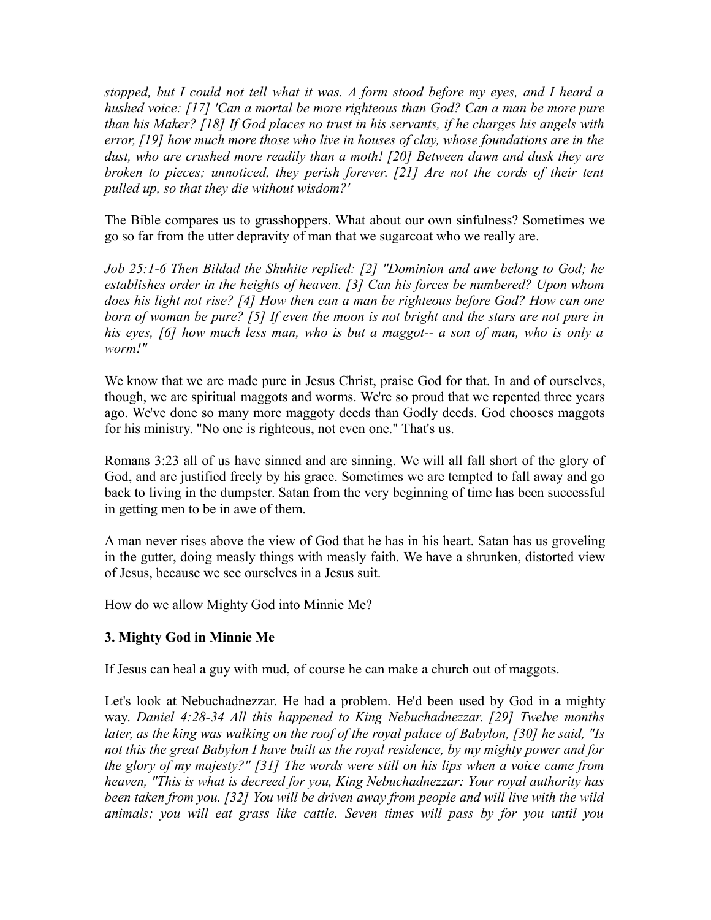*stopped, but I could not tell what it was. A form stood before my eyes, and I heard a hushed voice: [17] 'Can a mortal be more righteous than God? Can a man be more pure than his Maker? [18] If God places no trust in his servants, if he charges his angels with error, [19] how much more those who live in houses of clay, whose foundations are in the dust, who are crushed more readily than a moth! [20] Between dawn and dusk they are broken to pieces; unnoticed, they perish forever. [21] Are not the cords of their tent pulled up, so that they die without wisdom?'*

The Bible compares us to grasshoppers. What about our own sinfulness? Sometimes we go so far from the utter depravity of man that we sugarcoat who we really are.

*Job 25:1-6 Then Bildad the Shuhite replied: [2] "Dominion and awe belong to God; he establishes order in the heights of heaven. [3] Can his forces be numbered? Upon whom does his light not rise? [4] How then can a man be righteous before God? How can one born of woman be pure? [5] If even the moon is not bright and the stars are not pure in his eyes, [6] how much less man, who is but a maggot-- a son of man, who is only a worm!"*

We know that we are made pure in Jesus Christ, praise God for that. In and of ourselves, though, we are spiritual maggots and worms. We're so proud that we repented three years ago. We've done so many more maggoty deeds than Godly deeds. God chooses maggots for his ministry. "No one is righteous, not even one." That's us.

Romans 3:23 all of us have sinned and are sinning. We will all fall short of the glory of God, and are justified freely by his grace. Sometimes we are tempted to fall away and go back to living in the dumpster. Satan from the very beginning of time has been successful in getting men to be in awe of them.

A man never rises above the view of God that he has in his heart. Satan has us groveling in the gutter, doing measly things with measly faith. We have a shrunken, distorted view of Jesus, because we see ourselves in a Jesus suit.

How do we allow Mighty God into Minnie Me?

### **3. Mighty God in Minnie Me**

If Jesus can heal a guy with mud, of course he can make a church out of maggots.

Let's look at Nebuchadnezzar. He had a problem. He'd been used by God in a mighty way. *Daniel 4:28-34 All this happened to King Nebuchadnezzar. [29] Twelve months later, as the king was walking on the roof of the royal palace of Babylon, [30] he said, "Is not this the great Babylon I have built as the royal residence, by my mighty power and for the glory of my majesty?" [31] The words were still on his lips when a voice came from heaven, "This is what is decreed for you, King Nebuchadnezzar: Your royal authority has been taken from you. [32] You will be driven away from people and will live with the wild animals; you will eat grass like cattle. Seven times will pass by for you until you*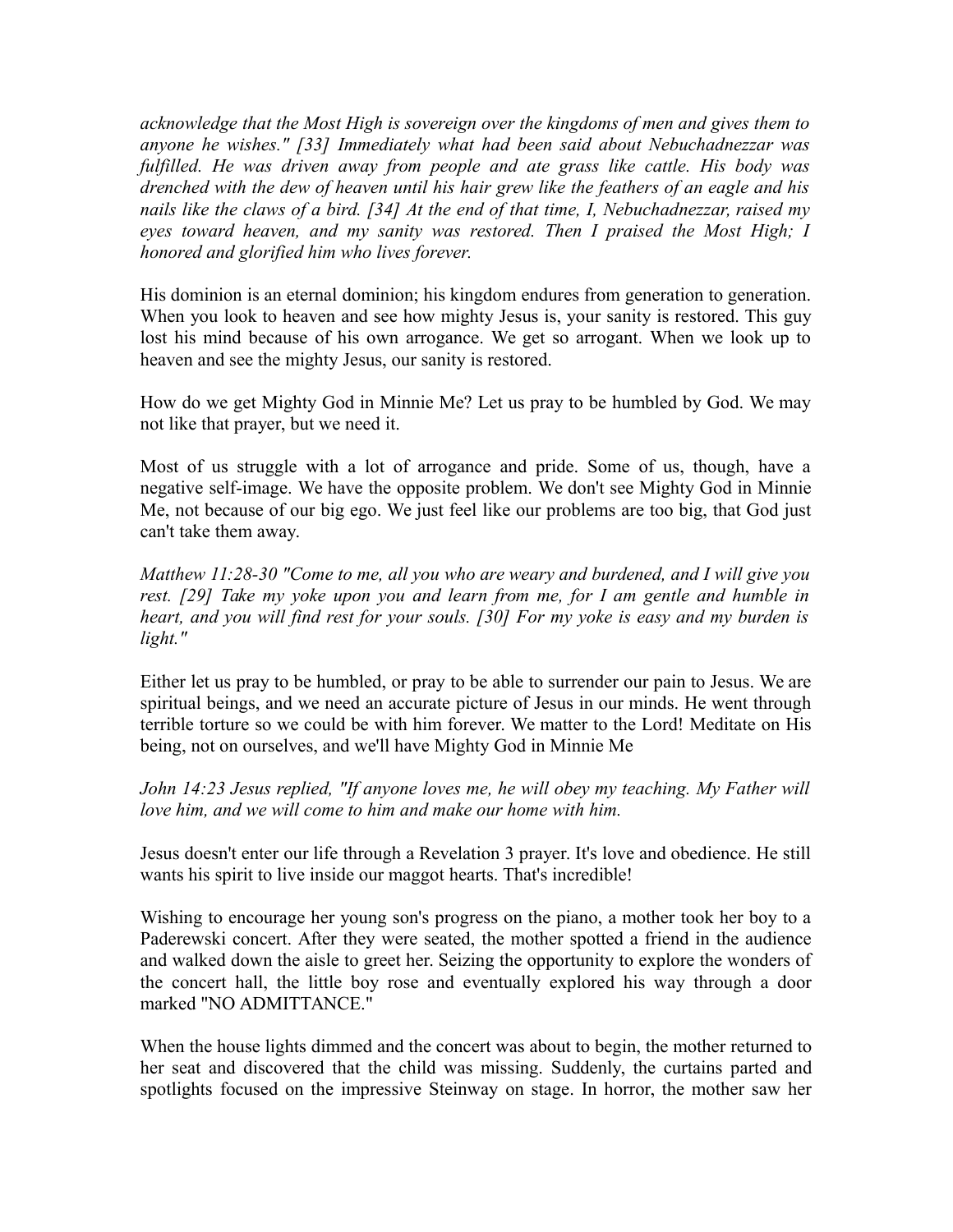*acknowledge that the Most High is sovereign over the kingdoms of men and gives them to anyone he wishes." [33] Immediately what had been said about Nebuchadnezzar was fulfilled. He was driven away from people and ate grass like cattle. His body was drenched with the dew of heaven until his hair grew like the feathers of an eagle and his nails like the claws of a bird. [34] At the end of that time, I, Nebuchadnezzar, raised my eyes toward heaven, and my sanity was restored. Then I praised the Most High; I honored and glorified him who lives forever.*

His dominion is an eternal dominion; his kingdom endures from generation to generation. When you look to heaven and see how mighty Jesus is, your sanity is restored. This guy lost his mind because of his own arrogance. We get so arrogant. When we look up to heaven and see the mighty Jesus, our sanity is restored.

How do we get Mighty God in Minnie Me? Let us pray to be humbled by God. We may not like that prayer, but we need it.

Most of us struggle with a lot of arrogance and pride. Some of us, though, have a negative self-image. We have the opposite problem. We don't see Mighty God in Minnie Me, not because of our big ego. We just feel like our problems are too big, that God just can't take them away.

*Matthew 11:28-30 "Come to me, all you who are weary and burdened, and I will give you rest. [29] Take my yoke upon you and learn from me, for I am gentle and humble in heart, and you will find rest for your souls. [30] For my yoke is easy and my burden is light."*

Either let us pray to be humbled, or pray to be able to surrender our pain to Jesus. We are spiritual beings, and we need an accurate picture of Jesus in our minds. He went through terrible torture so we could be with him forever. We matter to the Lord! Meditate on His being, not on ourselves, and we'll have Mighty God in Minnie Me

*John 14:23 Jesus replied, "If anyone loves me, he will obey my teaching. My Father will love him, and we will come to him and make our home with him.*

Jesus doesn't enter our life through a Revelation 3 prayer. It's love and obedience. He still wants his spirit to live inside our maggot hearts. That's incredible!

Wishing to encourage her young son's progress on the piano, a mother took her boy to a Paderewski concert. After they were seated, the mother spotted a friend in the audience and walked down the aisle to greet her. Seizing the opportunity to explore the wonders of the concert hall, the little boy rose and eventually explored his way through a door marked "NO ADMITTANCE."

When the house lights dimmed and the concert was about to begin, the mother returned to her seat and discovered that the child was missing. Suddenly, the curtains parted and spotlights focused on the impressive Steinway on stage. In horror, the mother saw her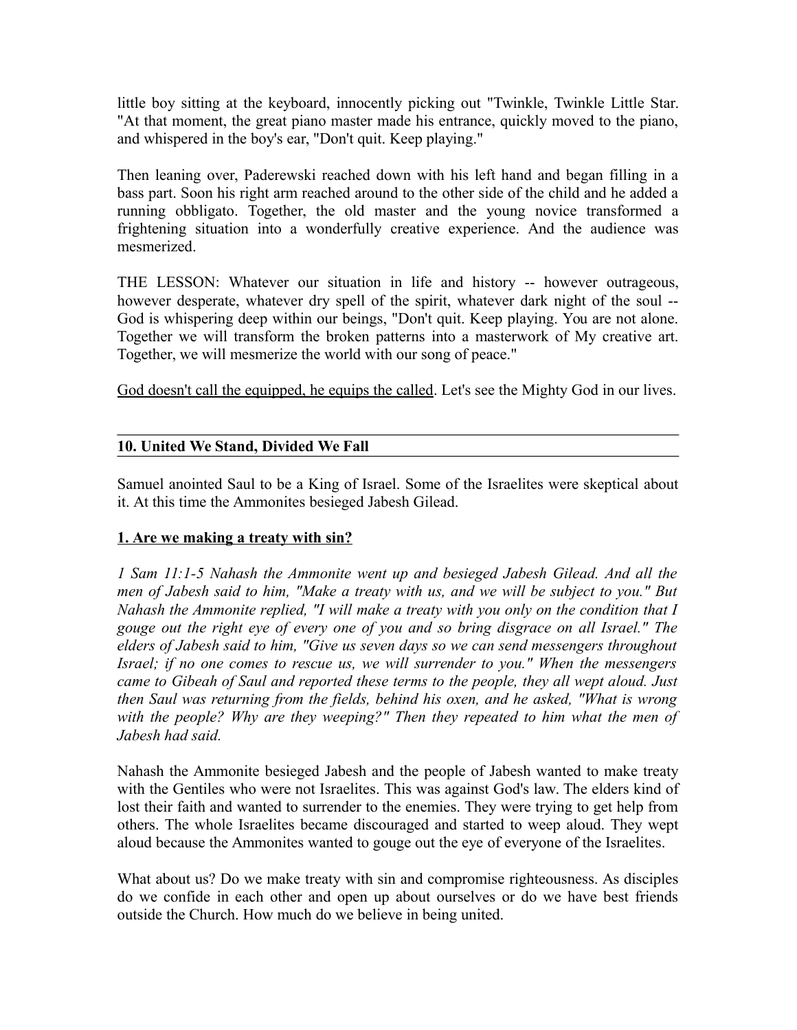little boy sitting at the keyboard, innocently picking out "Twinkle, Twinkle Little Star. "At that moment, the great piano master made his entrance, quickly moved to the piano, and whispered in the boy's ear, "Don't quit. Keep playing."

Then leaning over, Paderewski reached down with his left hand and began filling in a bass part. Soon his right arm reached around to the other side of the child and he added a running obbligato. Together, the old master and the young novice transformed a frightening situation into a wonderfully creative experience. And the audience was mesmerized.

THE LESSON: Whatever our situation in life and history -- however outrageous, however desperate, whatever dry spell of the spirit, whatever dark night of the soul -- God is whispering deep within our beings, "Don't quit. Keep playing. You are not alone. Together we will transform the broken patterns into a masterwork of My creative art. Together, we will mesmerize the world with our song of peace."

<u>God doesn't call the equipped, he equips the called</u>. Let's see the Mighty God in our lives.

---

## 10. United We Stand, Divided We Fall

Samuel anointed Saul to be a King of Israel. Some of the Israelites were skeptical about it. At this time the Ammonites besieged Jabesh Gilead.

### <u>1. Are we making a treaty with sin?</u>

*1 Sam 11:1-5 Nahash the Ammonite went up and besieged Jabesh Gilead. And all the men of Jabesh said to him, "Make a treaty with us, and we will be subject to you." But Nahash the Ammonite replied, "I will make a treaty with you only on the condition that I gouge out the right eye of every one of you and so bring disgrace on all Israel." The elders of Jabesh said to him, "Give us seven days so we can send messengers throughout Israel; if no one comes to rescue us, we will surrender to you." When the messengers came to Gibeah of Saul and reported these terms to the people, they all wept aloud. Just then Saul was returning from the fields, behind his oxen, and he asked, "What is wrong with the people? Why are they weeping?" Then they repeated to him what the men of Jabesh had said.*

Nahash the Ammonite besieged Jabesh and the people of Jabesh wanted to make treaty with the Gentiles who were not Israelites. This was against God's law. The elders kind of lost their faith and wanted to surrender to the enemies. They were trying to get help from others. The whole Israelites became discouraged and started to weep aloud. They wept aloud because the Ammonites wanted to gouge out the eye of everyone of the Israelites.

What about us? Do we make treaty with sin and compromise righteousness. As disciples do we confide in each other and open up about ourselves or do we have best friends outside the Church. How much do we believe in being united.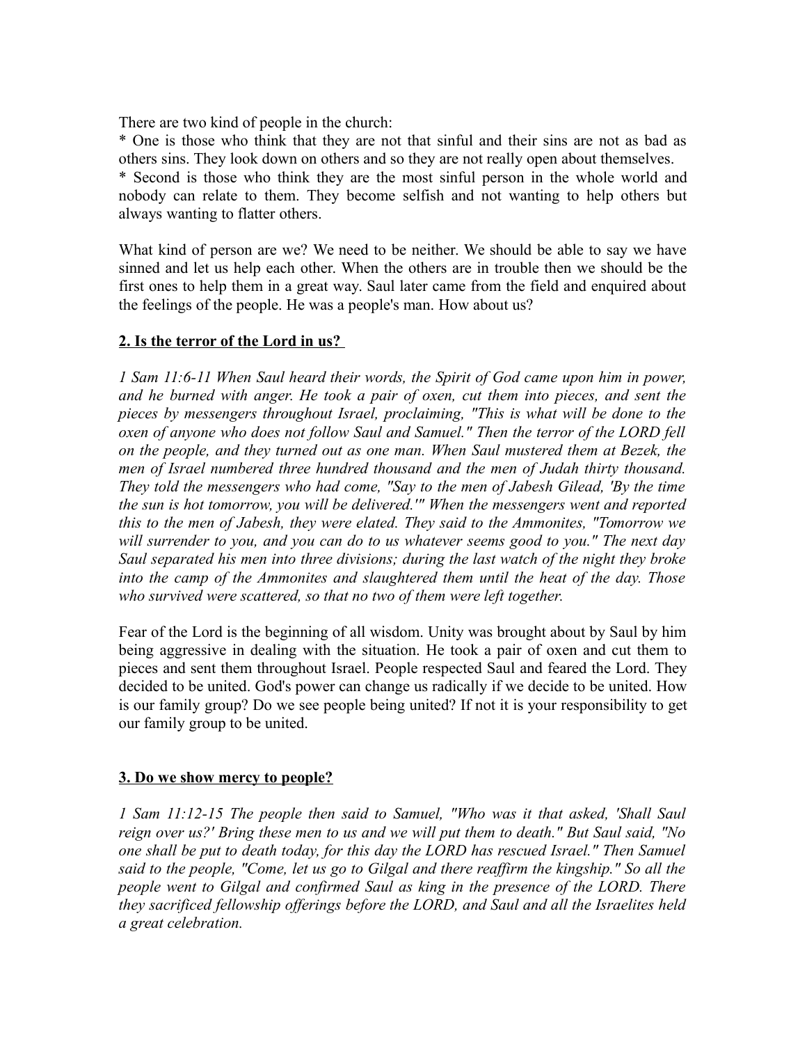There are two kind of people in the church:

* One is those who think that they are not that sinful and their sins are not as bad as others sins. They look down on others and so they are not really open about themselves.
* Second is those who think they are the most sinful person in the whole world and nobody can relate to them. They become selfish and not wanting to help others but always wanting to flatter others.

What kind of person are we? We need to be neither. We should be able to say we have sinned and let us help each other. When the others are in trouble then we should be the first ones to help them in a great way. Saul later came from the field and enquired about the feelings of the people. He was a people's man. How about us?

## **2. Is the terror of the Lord in us?**

*1 Sam 11:6-11 When Saul heard their words, the Spirit of God came upon him in power, and he burned with anger. He took a pair of oxen, cut them into pieces, and sent the pieces by messengers throughout Israel, proclaiming, "This is what will be done to the oxen of anyone who does not follow Saul and Samuel." Then the terror of the LORD fell on the people, and they turned out as one man. When Saul mustered them at Bezek, the men of Israel numbered three hundred thousand and the men of Judah thirty thousand. They told the messengers who had come, "Say to the men of Jabesh Gilead, 'By the time the sun is hot tomorrow, you will be delivered.'" When the messengers went and reported this to the men of Jabesh, they were elated. They said to the Ammonites, "Tomorrow we will surrender to you, and you can do to us whatever seems good to you." The next day Saul separated his men into three divisions; during the last watch of the night they broke into the camp of the Ammonites and slaughtered them until the heat of the day. Those who survived were scattered, so that no two of them were left together.*

Fear of the Lord is the beginning of all wisdom. Unity was brought about by Saul by him being aggressive in dealing with the situation. He took a pair of oxen and cut them to pieces and sent them throughout Israel. People respected Saul and feared the Lord. They decided to be united. God's power can change us radically if we decide to be united. How is our family group? Do we see people being united? If not it is your responsibility to get our family group to be united.

## **3. Do we show mercy to people?**

*1 Sam 11:12-15 The people then said to Samuel, "Who was it that asked, 'Shall Saul reign over us?' Bring these men to us and we will put them to death." But Saul said, "No one shall be put to death today, for this day the LORD has rescued Israel." Then Samuel said to the people, "Come, let us go to Gilgal and there reaffirm the kingship." So all the people went to Gilgal and confirmed Saul as king in the presence of the LORD. There they sacrificed fellowship offerings before the LORD, and Saul and all the Israelites held a great celebration.*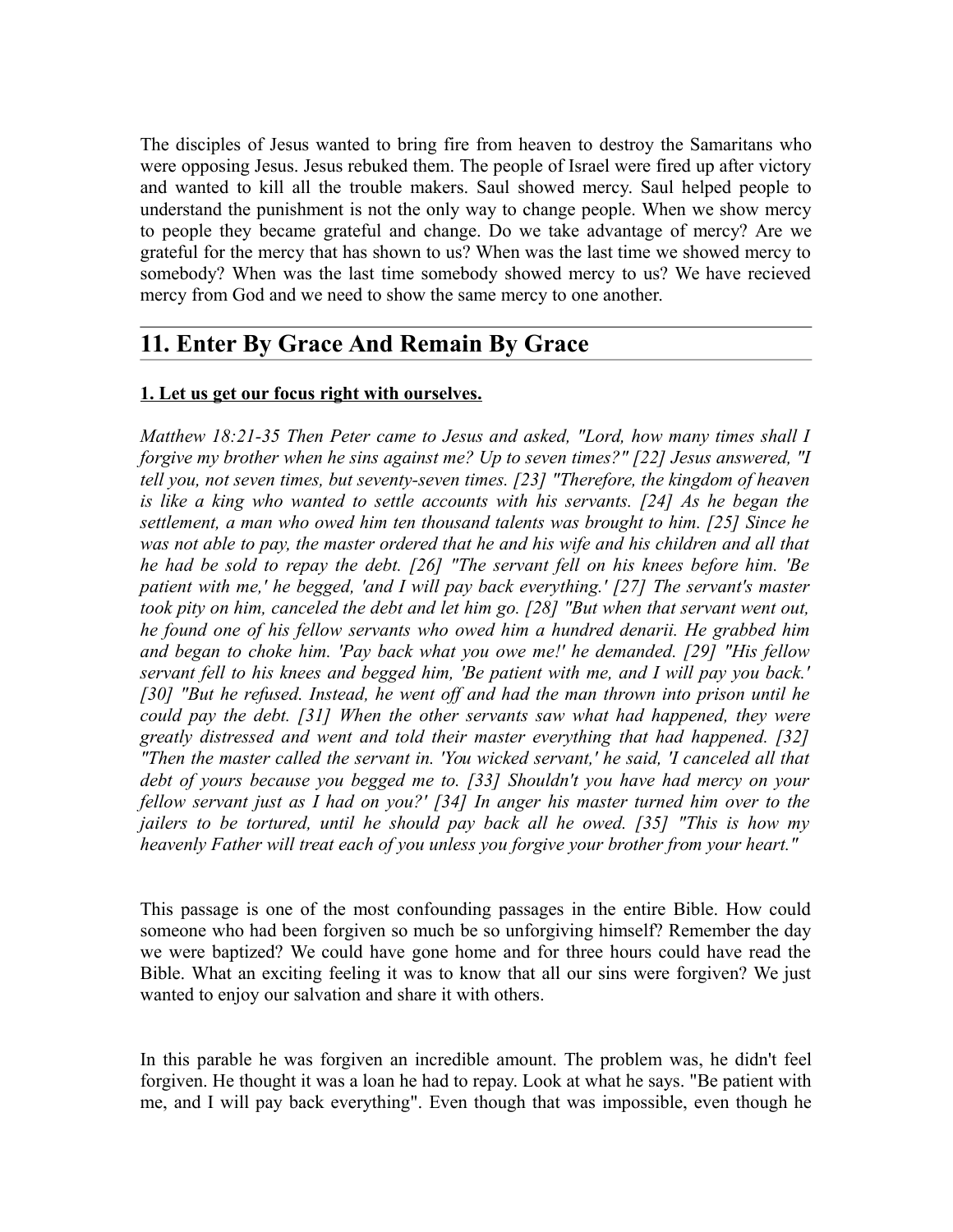The disciples of Jesus wanted to bring fire from heaven to destroy the Samaritans who were opposing Jesus. Jesus rebuked them. The people of Israel were fired up after victory and wanted to kill all the trouble makers. Saul showed mercy. Saul helped people to understand the punishment is not the only way to change people. When we show mercy to people they became grateful and change. Do we take advantage of mercy? Are we grateful for the mercy that has shown to us? When was the last time we showed mercy to somebody? When was the last time somebody showed mercy to us? We have recieved mercy from God and we need to show the same mercy to one another.

---

## 11. Enter By Grace And Remain By Grace

**1. Let us get our focus right with ourselves.**

*Matthew 18:21-35 Then Peter came to Jesus and asked, "Lord, how many times shall I forgive my brother when he sins against me? Up to seven times?" [22] Jesus answered, "I tell you, not seven times, but seventy-seven times. [23] "Therefore, the kingdom of heaven is like a king who wanted to settle accounts with his servants. [24] As he began the settlement, a man who owed him ten thousand talents was brought to him. [25] Since he was not able to pay, the master ordered that he and his wife and his children and all that he had be sold to repay the debt. [26] "The servant fell on his knees before him. 'Be patient with me,' he begged, 'and I will pay back everything.' [27] The servant's master took pity on him, canceled the debt and let him go. [28] "But when that servant went out, he found one of his fellow servants who owed him a hundred denarii. He grabbed him and began to choke him. 'Pay back what you owe me!' he demanded. [29] "His fellow servant fell to his knees and begged him, 'Be patient with me, and I will pay you back.' [30] "But he refused. Instead, he went off and had the man thrown into prison until he could pay the debt. [31] When the other servants saw what had happened, they were greatly distressed and went and told their master everything that had happened. [32] "Then the master called the servant in. 'You wicked servant,' he said, 'I canceled all that debt of yours because you begged me to. [33] Shouldn't you have had mercy on your fellow servant just as I had on you?' [34] In anger his master turned him over to the jailers to be tortured, until he should pay back all he owed. [35] "This is how my heavenly Father will treat each of you unless you forgive your brother from your heart."*

This passage is one of the most confounding passages in the entire Bible. How could someone who had been forgiven so much be so unforgiving himself? Remember the day we were baptized? We could have gone home and for three hours could have read the Bible. What an exciting feeling it was to know that all our sins were forgiven? We just wanted to enjoy our salvation and share it with others.

In this parable he was forgiven an incredible amount. The problem was, he didn't feel forgiven. He thought it was a loan he had to repay. Look at what he says. "Be patient with me, and I will pay back everything". Even though that was impossible, even though he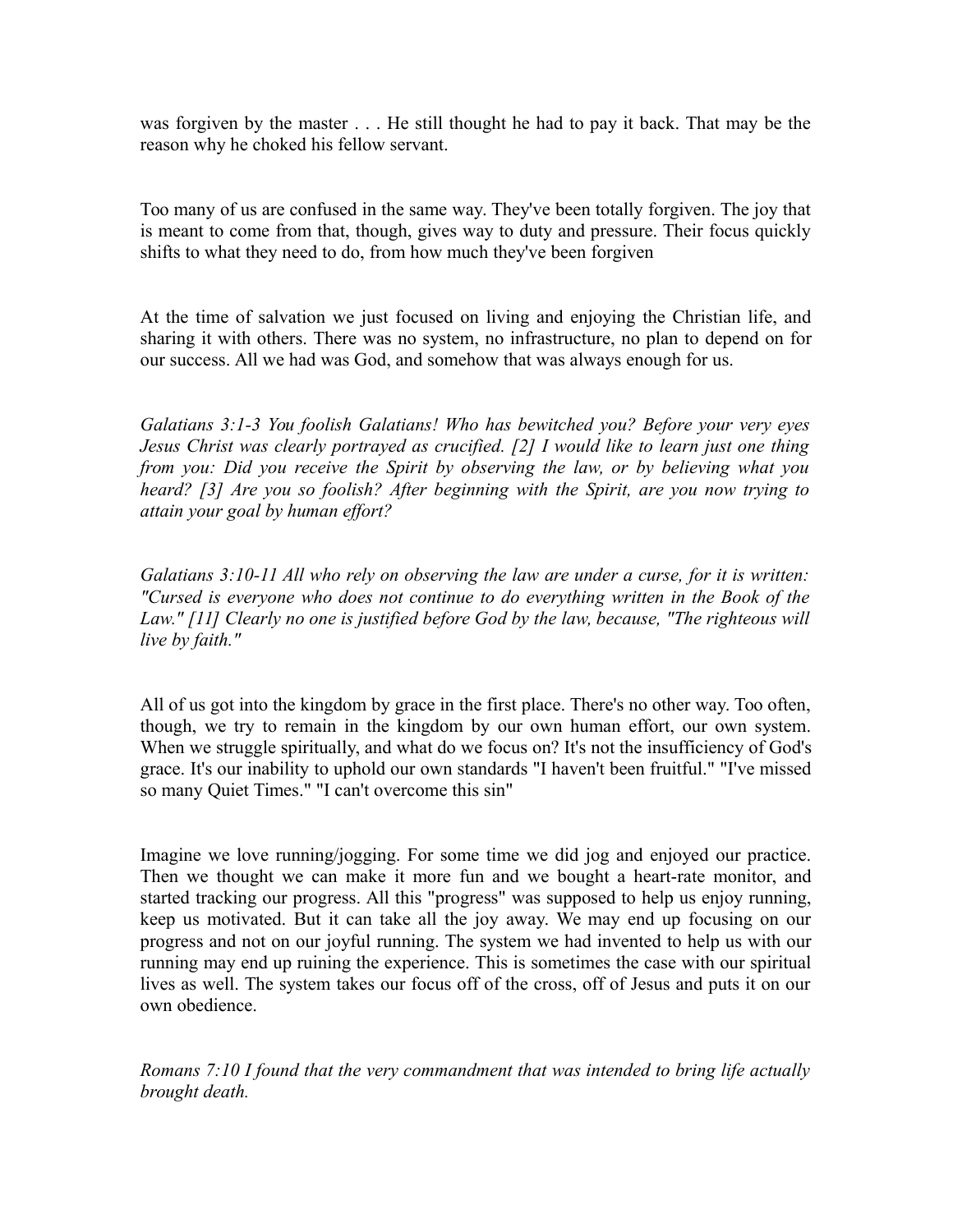was forgiven by the master . . . He still thought he had to pay it back. That may be the reason why he choked his fellow servant.

Too many of us are confused in the same way. They've been totally forgiven. The joy that is meant to come from that, though, gives way to duty and pressure. Their focus quickly shifts to what they need to do, from how much they've been forgiven

At the time of salvation we just focused on living and enjoying the Christian life, and sharing it with others. There was no system, no infrastructure, no plan to depend on for our success. All we had was God, and somehow that was always enough for us.

*Galatians 3:1-3 You foolish Galatians! Who has bewitched you? Before your very eyes Jesus Christ was clearly portrayed as crucified. [2] I would like to learn just one thing from you: Did you receive the Spirit by observing the law, or by believing what you heard? [3] Are you so foolish? After beginning with the Spirit, are you now trying to attain your goal by human effort?*

*Galatians 3:10-11 All who rely on observing the law are under a curse, for it is written: "Cursed is everyone who does not continue to do everything written in the Book of the Law." [11] Clearly no one is justified before God by the law, because, "The righteous will live by faith."*

All of us got into the kingdom by grace in the first place. There's no other way. Too often, though, we try to remain in the kingdom by our own human effort, our own system. When we struggle spiritually, and what do we focus on? It's not the insufficiency of God's grace. It's our inability to uphold our own standards "I haven't been fruitful." "I've missed so many Quiet Times." "I can't overcome this sin"

Imagine we love running/jogging. For some time we did jog and enjoyed our practice. Then we thought we can make it more fun and we bought a heart-rate monitor, and started tracking our progress. All this "progress" was supposed to help us enjoy running, keep us motivated. But it can take all the joy away. We may end up focusing on our progress and not on our joyful running. The system we had invented to help us with our running may end up ruining the experience. This is sometimes the case with our spiritual lives as well. The system takes our focus off of the cross, off of Jesus and puts it on our own obedience.

*Romans 7:10 I found that the very commandment that was intended to bring life actually brought death.*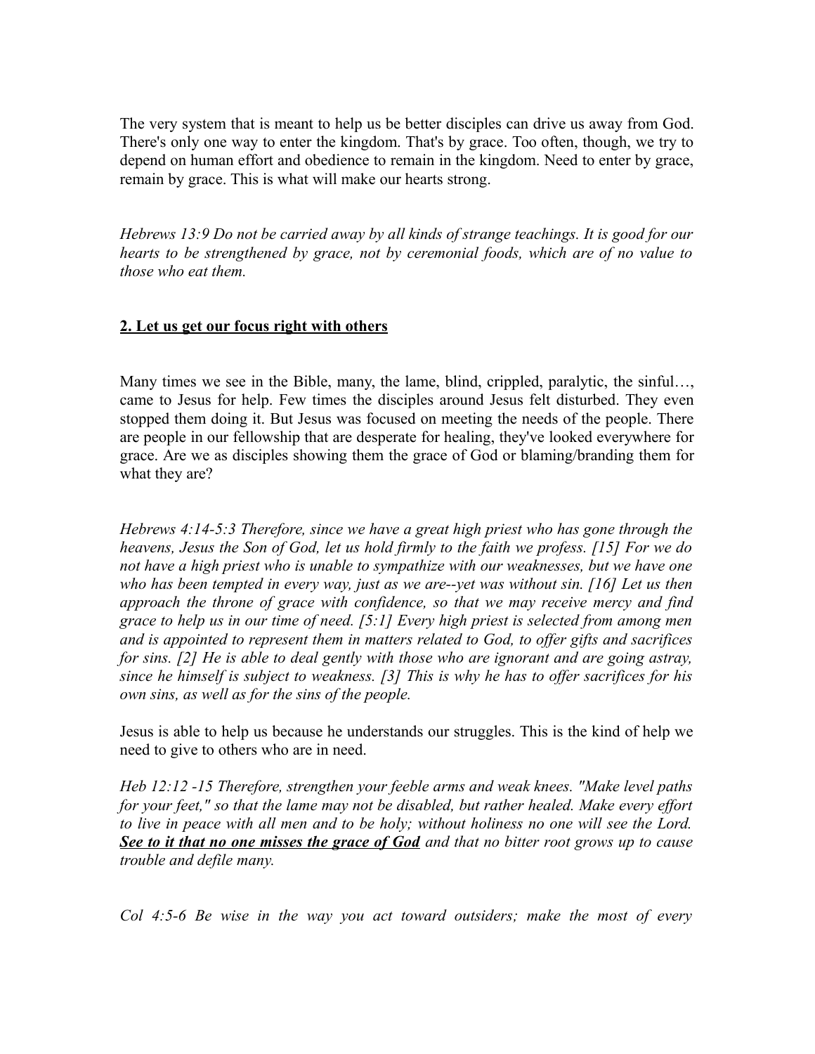The very system that is meant to help us be better disciples can drive us away from God. There's only one way to enter the kingdom. That's by grace. Too often, though, we try to depend on human effort and obedience to remain in the kingdom. Need to enter by grace, remain by grace. This is what will make our hearts strong.

*Hebrews 13:9 Do not be carried away by all kinds of strange teachings. It is good for our hearts to be strengthened by grace, not by ceremonial foods, which are of no value to those who eat them.*

## **2. Let us get our focus right with others**

Many times we see in the Bible, many, the lame, blind, crippled, paralytic, the sinful…, came to Jesus for help. Few times the disciples around Jesus felt disturbed. They even stopped them doing it. But Jesus was focused on meeting the needs of the people. There are people in our fellowship that are desperate for healing, they've looked everywhere for grace. Are we as disciples showing them the grace of God or blaming/branding them for what they are?

*Hebrews 4:14-5:3 Therefore, since we have a great high priest who has gone through the heavens, Jesus the Son of God, let us hold firmly to the faith we profess. [15] For we do not have a high priest who is unable to sympathize with our weaknesses, but we have one who has been tempted in every way, just as we are--yet was without sin. [16] Let us then approach the throne of grace with confidence, so that we may receive mercy and find grace to help us in our time of need. [5:1] Every high priest is selected from among men and is appointed to represent them in matters related to God, to offer gifts and sacrifices for sins. [2] He is able to deal gently with those who are ignorant and are going astray, since he himself is subject to weakness. [3] This is why he has to offer sacrifices for his own sins, as well as for the sins of the people.*

Jesus is able to help us because he understands our struggles. This is the kind of help we need to give to others who are in need.

*Heb 12:12 -15 Therefore, strengthen your feeble arms and weak knees. "Make level paths for your feet," so that the lame may not be disabled, but rather healed. Make every effort to live in peace with all men and to be holy; without holiness no one will see the Lord.* ***<u>See to it that no one misses the grace of God</u>*** *and that no bitter root grows up to cause trouble and defile many.*

*Col 4:5-6 Be wise in the way you act toward outsiders; make the most of every*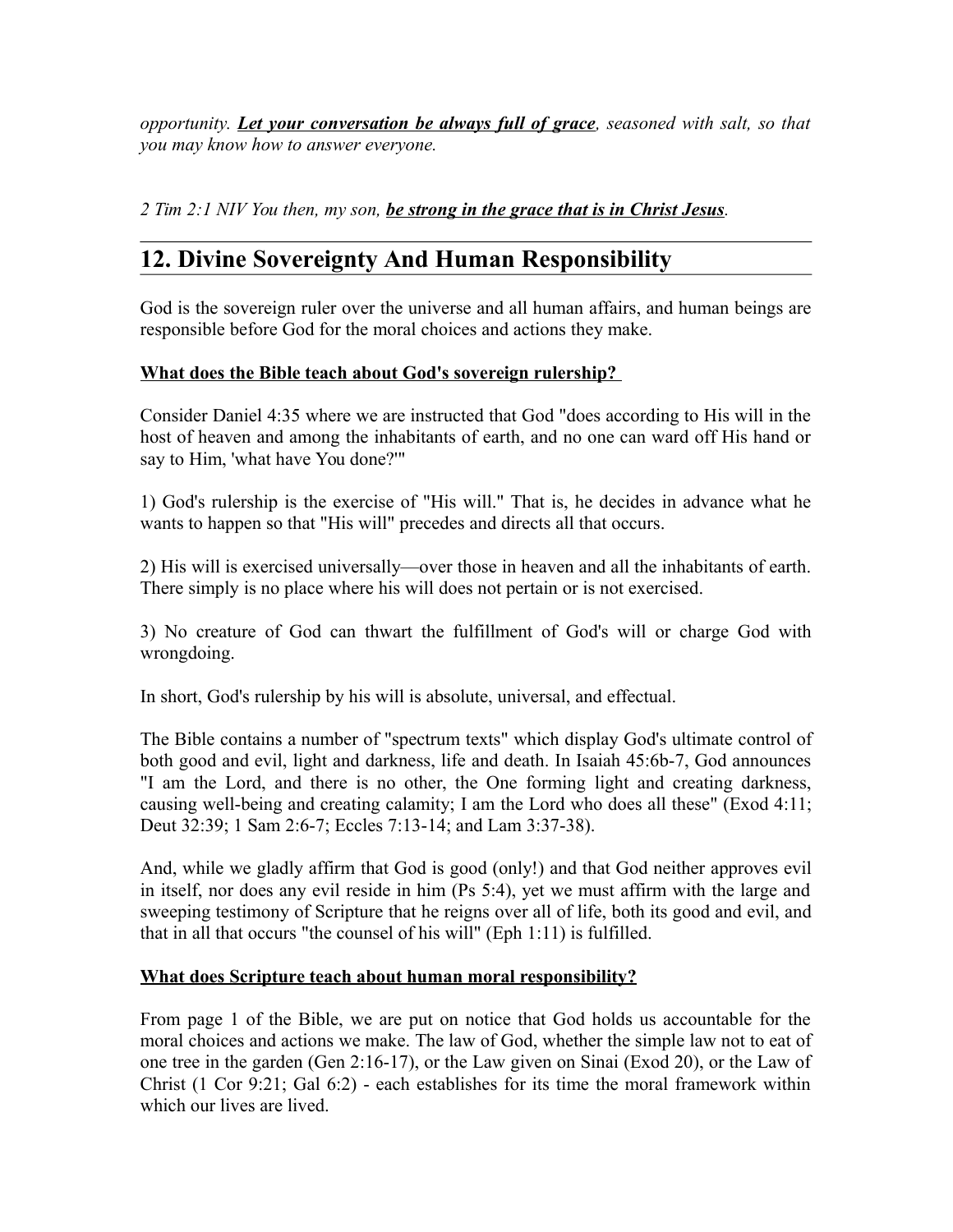*opportunity.* ***<u>Let your conversation be always full of grace</u>****, seasoned with salt, so that you may know how to answer everyone.*

*2 Tim 2:1 NIV You then, my son,* ***<u>be strong in the grace that is in Christ Jesus</u>****.*

---

## 12. Divine Sovereignty And Human Responsibility

God is the sovereign ruler over the universe and all human affairs, and human beings are responsible before God for the moral choices and actions they make.

**<u>What does the Bible teach about God's sovereign rulership?</u>**

Consider Daniel 4:35 where we are instructed that God "does according to His will in the host of heaven and among the inhabitants of earth, and no one can ward off His hand or say to Him, 'what have You done?'"

1) God's rulership is the exercise of "His will." That is, he decides in advance what he wants to happen so that "His will" precedes and directs all that occurs.

2) His will is exercised universally—over those in heaven and all the inhabitants of earth. There simply is no place where his will does not pertain or is not exercised.

3) No creature of God can thwart the fulfillment of God's will or charge God with wrongdoing.

In short, God's rulership by his will is absolute, universal, and effectual.

The Bible contains a number of "spectrum texts" which display God's ultimate control of both good and evil, light and darkness, life and death. In Isaiah 45:6b-7, God announces "I am the Lord, and there is no other, the One forming light and creating darkness, causing well-being and creating calamity; I am the Lord who does all these" (Exod 4:11; Deut 32:39; 1 Sam 2:6-7; Eccles 7:13-14; and Lam 3:37-38).

And, while we gladly affirm that God is good (only!) and that God neither approves evil in itself, nor does any evil reside in him (Ps 5:4), yet we must affirm with the large and sweeping testimony of Scripture that he reigns over all of life, both its good and evil, and that in all that occurs "the counsel of his will" (Eph 1:11) is fulfilled.

**<u>What does Scripture teach about human moral responsibility?</u>**

From page 1 of the Bible, we are put on notice that God holds us accountable for the moral choices and actions we make. The law of God, whether the simple law not to eat of one tree in the garden (Gen 2:16-17), or the Law given on Sinai (Exod 20), or the Law of Christ (1 Cor 9:21; Gal 6:2) - each establishes for its time the moral framework within which our lives are lived.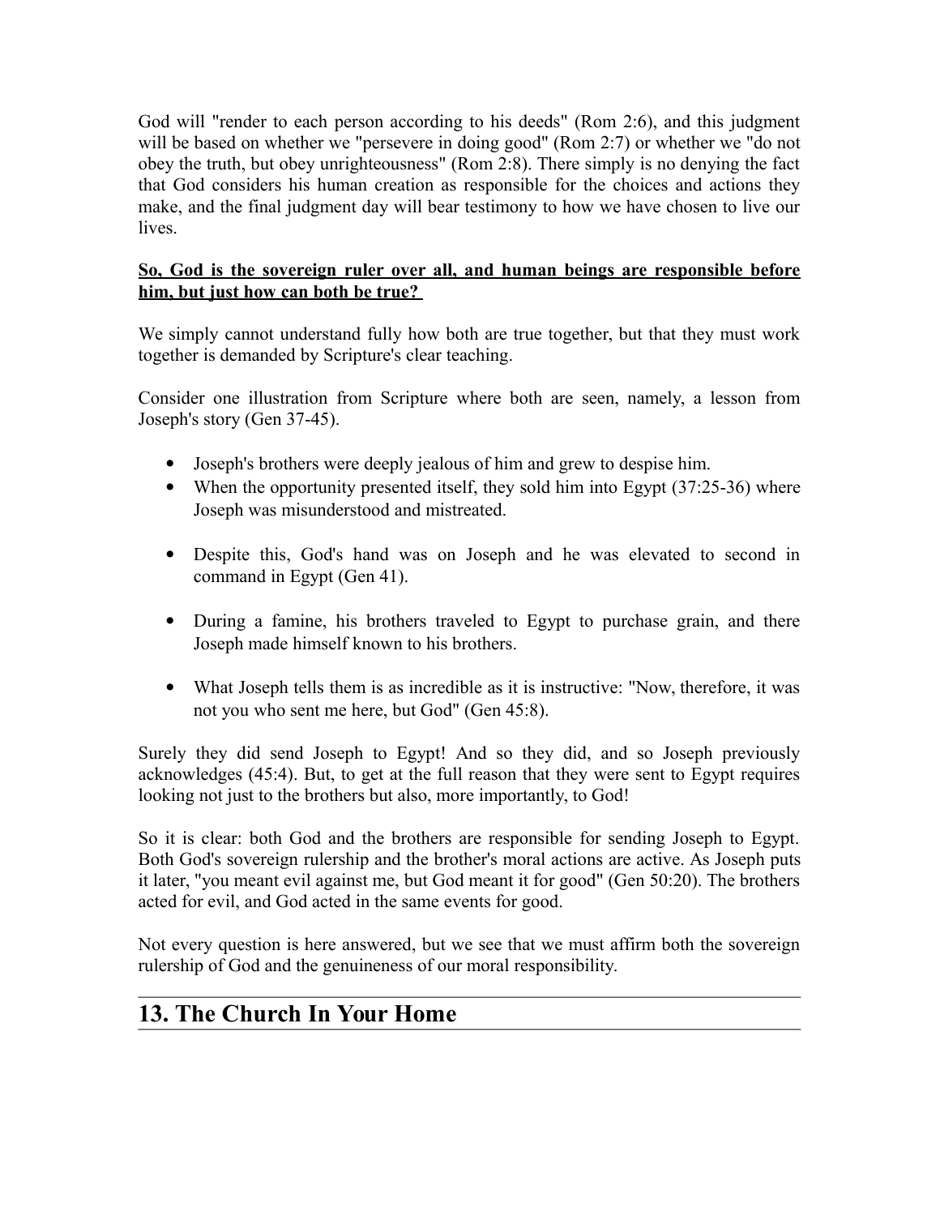God will "render to each person according to his deeds" (Rom 2:6), and this judgment will be based on whether we "persevere in doing good" (Rom 2:7) or whether we "do not obey the truth, but obey unrighteousness" (Rom 2:8). There simply is no denying the fact that God considers his human creation as responsible for the choices and actions they make, and the final judgment day will bear testimony to how we have chosen to live our lives.

**So, God is the sovereign ruler over all, and human beings are responsible before him, but just how can both be true?**

We simply cannot understand fully how both are true together, but that they must work together is demanded by Scripture's clear teaching.

Consider one illustration from Scripture where both are seen, namely, a lesson from Joseph's story (Gen 37-45).

- Joseph's brothers were deeply jealous of him and grew to despise him.
- When the opportunity presented itself, they sold him into Egypt (37:25-36) where Joseph was misunderstood and mistreated.
- Despite this, God's hand was on Joseph and he was elevated to second in command in Egypt (Gen 41).
- During a famine, his brothers traveled to Egypt to purchase grain, and there Joseph made himself known to his brothers.
- What Joseph tells them is as incredible as it is instructive: "Now, therefore, it was not you who sent me here, but God" (Gen 45:8).

Surely they did send Joseph to Egypt! And so they did, and so Joseph previously acknowledges (45:4). But, to get at the full reason that they were sent to Egypt requires looking not just to the brothers but also, more importantly, to God!

So it is clear: both God and the brothers are responsible for sending Joseph to Egypt. Both God's sovereign rulership and the brother's moral actions are active. As Joseph puts it later, "you meant evil against me, but God meant it for good" (Gen 50:20). The brothers acted for evil, and God acted in the same events for good.

Not every question is here answered, but we see that we must affirm both the sovereign rulership of God and the genuineness of our moral responsibility.

## 13. The Church In Your Home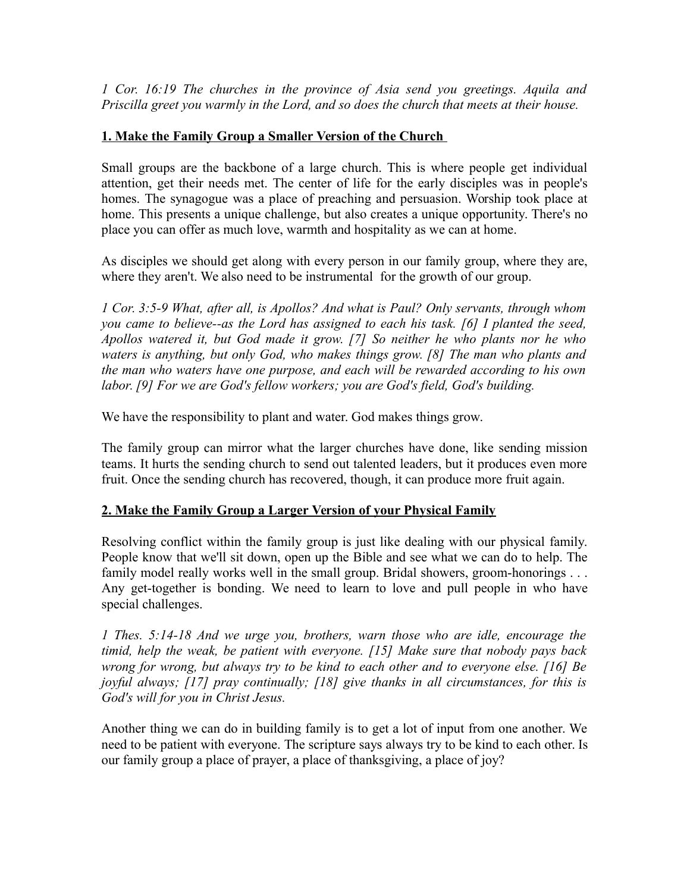*1 Cor. 16:19 The churches in the province of Asia send you greetings. Aquila and Priscilla greet you warmly in the Lord, and so does the church that meets at their house.*

## **1. Make the Family Group a Smaller Version of the Church**

Small groups are the backbone of a large church. This is where people get individual attention, get their needs met. The center of life for the early disciples was in people's homes. The synagogue was a place of preaching and persuasion. Worship took place at home. This presents a unique challenge, but also creates a unique opportunity. There's no place you can offer as much love, warmth and hospitality as we can at home.

As disciples we should get along with every person in our family group, where they are, where they aren't. We also need to be instrumental for the growth of our group.

*1 Cor. 3:5-9 What, after all, is Apollos? And what is Paul? Only servants, through whom you came to believe--as the Lord has assigned to each his task. [6] I planted the seed, Apollos watered it, but God made it grow. [7] So neither he who plants nor he who waters is anything, but only God, who makes things grow. [8] The man who plants and the man who waters have one purpose, and each will be rewarded according to his own labor. [9] For we are God's fellow workers; you are God's field, God's building.*

We have the responsibility to plant and water. God makes things grow.

The family group can mirror what the larger churches have done, like sending mission teams. It hurts the sending church to send out talented leaders, but it produces even more fruit. Once the sending church has recovered, though, it can produce more fruit again.

## **2. Make the Family Group a Larger Version of your Physical Family**

Resolving conflict within the family group is just like dealing with our physical family. People know that we'll sit down, open up the Bible and see what we can do to help. The family model really works well in the small group. Bridal showers, groom-honorings . . . Any get-together is bonding. We need to learn to love and pull people in who have special challenges.

*1 Thes. 5:14-18 And we urge you, brothers, warn those who are idle, encourage the timid, help the weak, be patient with everyone. [15] Make sure that nobody pays back wrong for wrong, but always try to be kind to each other and to everyone else. [16] Be joyful always; [17] pray continually; [18] give thanks in all circumstances, for this is God's will for you in Christ Jesus.*

Another thing we can do in building family is to get a lot of input from one another. We need to be patient with everyone. The scripture says always try to be kind to each other. Is our family group a place of prayer, a place of thanksgiving, a place of joy?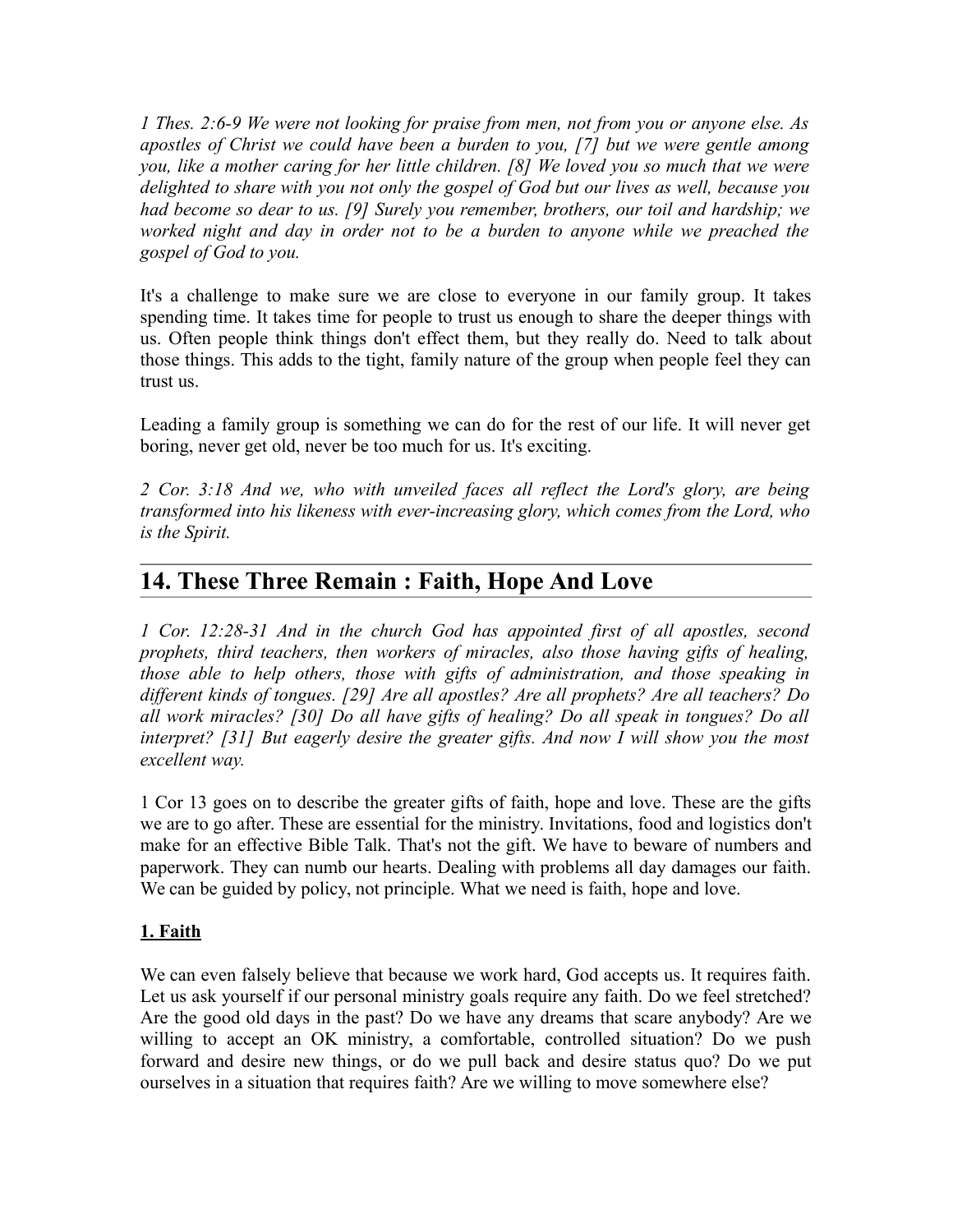*1 Thes. 2:6-9 We were not looking for praise from men, not from you or anyone else. As apostles of Christ we could have been a burden to you, [7] but we were gentle among you, like a mother caring for her little children. [8] We loved you so much that we were delighted to share with you not only the gospel of God but our lives as well, because you had become so dear to us. [9] Surely you remember, brothers, our toil and hardship; we worked night and day in order not to be a burden to anyone while we preached the gospel of God to you.*

It's a challenge to make sure we are close to everyone in our family group. It takes spending time. It takes time for people to trust us enough to share the deeper things with us. Often people think things don't effect them, but they really do. Need to talk about those things. This adds to the tight, family nature of the group when people feel they can trust us.

Leading a family group is something we can do for the rest of our life. It will never get boring, never get old, never be too much for us. It's exciting.

*2 Cor. 3:18 And we, who with unveiled faces all reflect the Lord's glory, are being transformed into his likeness with ever-increasing glory, which comes from the Lord, who is the Spirit.*

## 14. These Three Remain : Faith, Hope And Love

*1 Cor. 12:28-31 And in the church God has appointed first of all apostles, second prophets, third teachers, then workers of miracles, also those having gifts of healing, those able to help others, those with gifts of administration, and those speaking in different kinds of tongues. [29] Are all apostles? Are all prophets? Are all teachers? Do all work miracles? [30] Do all have gifts of healing? Do all speak in tongues? Do all interpret? [31] But eagerly desire the greater gifts. And now I will show you the most excellent way.*

1 Cor 13 goes on to describe the greater gifts of faith, hope and love. These are the gifts we are to go after. These are essential for the ministry. Invitations, food and logistics don't make for an effective Bible Talk. That's not the gift. We have to beware of numbers and paperwork. They can numb our hearts. Dealing with problems all day damages our faith. We can be guided by policy, not principle. What we need is faith, hope and love.

### 1. Faith

We can even falsely believe that because we work hard, God accepts us. It requires faith. Let us ask yourself if our personal ministry goals require any faith. Do we feel stretched? Are the good old days in the past? Do we have any dreams that scare anybody? Are we willing to accept an OK ministry, a comfortable, controlled situation? Do we push forward and desire new things, or do we pull back and desire status quo? Do we put ourselves in a situation that requires faith? Are we willing to move somewhere else?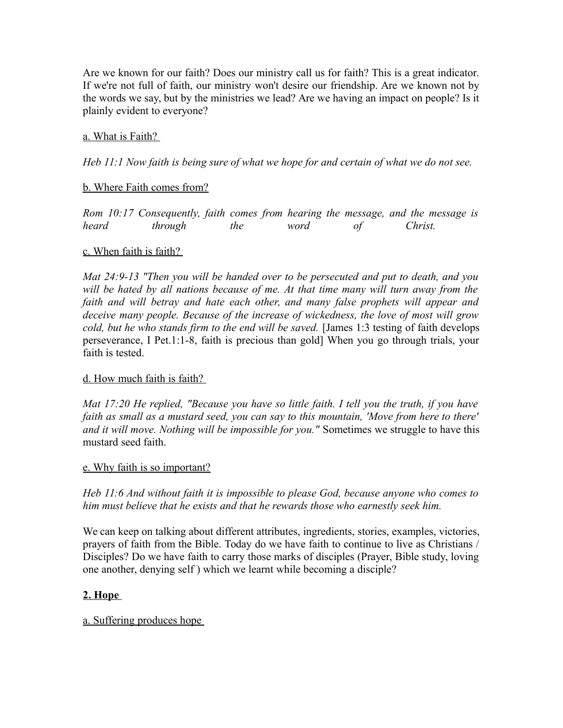Are we known for our faith? Does our ministry call us for faith? This is a great indicator. If we're not full of faith, our ministry won't desire our friendship. Are we known not by the words we say, but by the ministries we lead? Are we having an impact on people? Is it plainly evident to everyone?

<u>a. What is Faith?</u>

*Heb 11:1 Now faith is being sure of what we hope for and certain of what we do not see.*

<u>b. Where Faith comes from?</u>

*Rom 10:17 Consequently, faith comes from hearing the message, and the message is heard through the word of Christ.*

<u>c. When faith is faith?</u>

*Mat 24:9-13 "Then you will be handed over to be persecuted and put to death, and you will be hated by all nations because of me. At that time many will turn away from the faith and will betray and hate each other, and many false prophets will appear and deceive many people. Because of the increase of wickedness, the love of most will grow cold, but he who stands firm to the end will be saved.* [James 1:3 testing of faith develops perseverance, I Pet.1:1-8, faith is precious than gold] When you go through trials, your faith is tested.

<u>d. How much faith is faith?</u>

*Mat 17:20 He replied, "Because you have so little faith. I tell you the truth, if you have faith as small as a mustard seed, you can say to this mountain, 'Move from here to there' and it will move. Nothing will be impossible for you."* Sometimes we struggle to have this mustard seed faith.

<u>e. Why faith is so important?</u>

*Heb 11:6 And without faith it is impossible to please God, because anyone who comes to him must believe that he exists and that he rewards those who earnestly seek him.*

We can keep on talking about different attributes, ingredients, stories, examples, victories, prayers of faith from the Bible. Today do we have faith to continue to live as Christians / Disciples? Do we have faith to carry those marks of disciples (Prayer, Bible study, loving one another, denying self ) which we learnt while becoming a disciple?

**<u>2. Hope</u>**

<u>a. Suffering produces hope</u>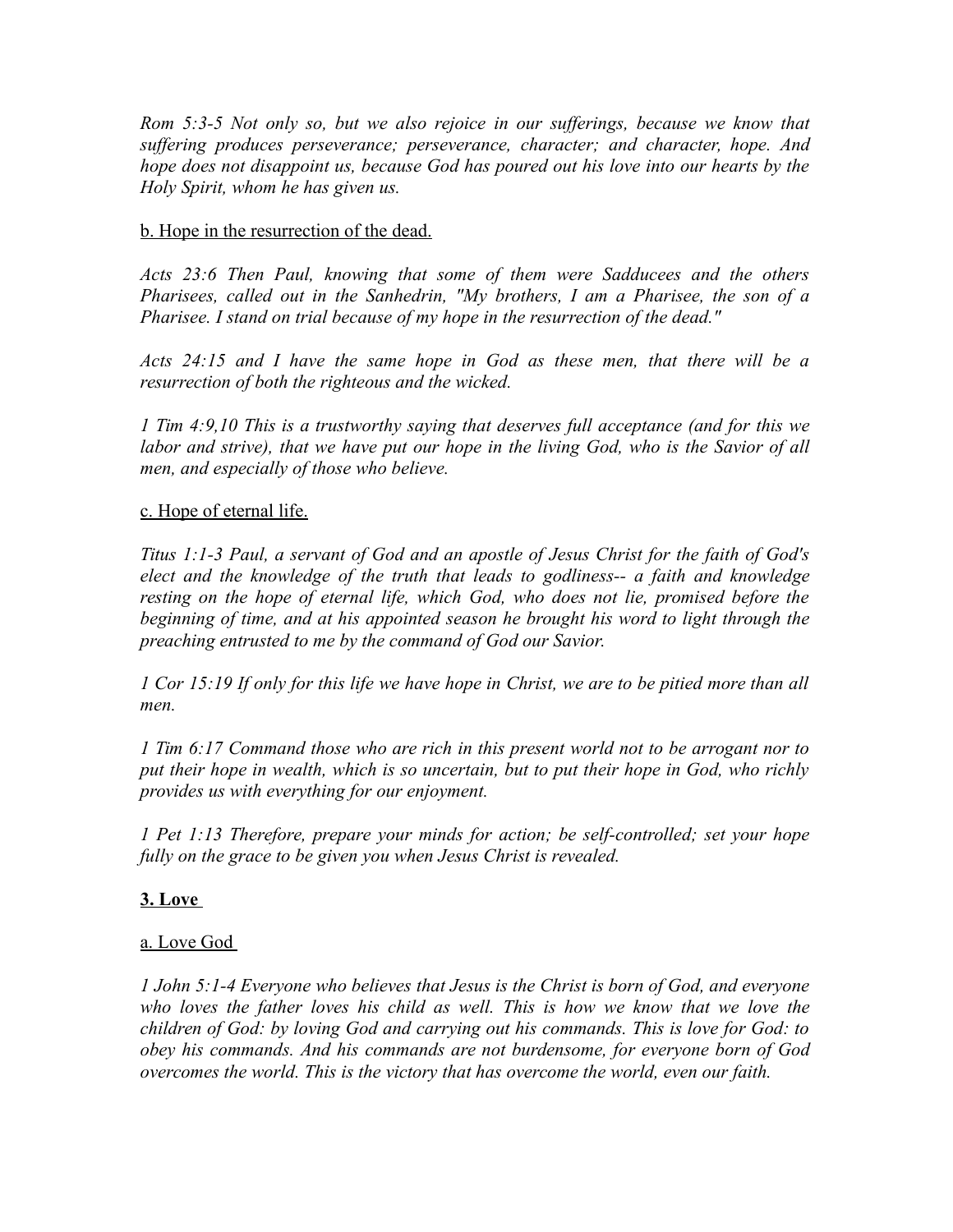*Rom 5:3-5 Not only so, but we also rejoice in our sufferings, because we know that suffering produces perseverance; perseverance, character; and character, hope. And hope does not disappoint us, because God has poured out his love into our hearts by the Holy Spirit, whom he has given us.*

<u>b. Hope in the resurrection of the dead.</u>

*Acts 23:6 Then Paul, knowing that some of them were Sadducees and the others Pharisees, called out in the Sanhedrin, "My brothers, I am a Pharisee, the son of a Pharisee. I stand on trial because of my hope in the resurrection of the dead."*

*Acts 24:15 and I have the same hope in God as these men, that there will be a resurrection of both the righteous and the wicked.*

*1 Tim 4:9,10 This is a trustworthy saying that deserves full acceptance (and for this we labor and strive), that we have put our hope in the living God, who is the Savior of all men, and especially of those who believe.*

<u>c. Hope of eternal life.</u>

*Titus 1:1-3 Paul, a servant of God and an apostle of Jesus Christ for the faith of God's elect and the knowledge of the truth that leads to godliness-- a faith and knowledge resting on the hope of eternal life, which God, who does not lie, promised before the beginning of time, and at his appointed season he brought his word to light through the preaching entrusted to me by the command of God our Savior.*

*1 Cor 15:19 If only for this life we have hope in Christ, we are to be pitied more than all men.*

*1 Tim 6:17 Command those who are rich in this present world not to be arrogant nor to put their hope in wealth, which is so uncertain, but to put their hope in God, who richly provides us with everything for our enjoyment.*

*1 Pet 1:13 Therefore, prepare your minds for action; be self-controlled; set your hope fully on the grace to be given you when Jesus Christ is revealed.*

**<u>3. Love</u>**

<u>a. Love God</u>

*1 John 5:1-4 Everyone who believes that Jesus is the Christ is born of God, and everyone who loves the father loves his child as well. This is how we know that we love the children of God: by loving God and carrying out his commands. This is love for God: to obey his commands. And his commands are not burdensome, for everyone born of God overcomes the world. This is the victory that has overcome the world, even our faith.*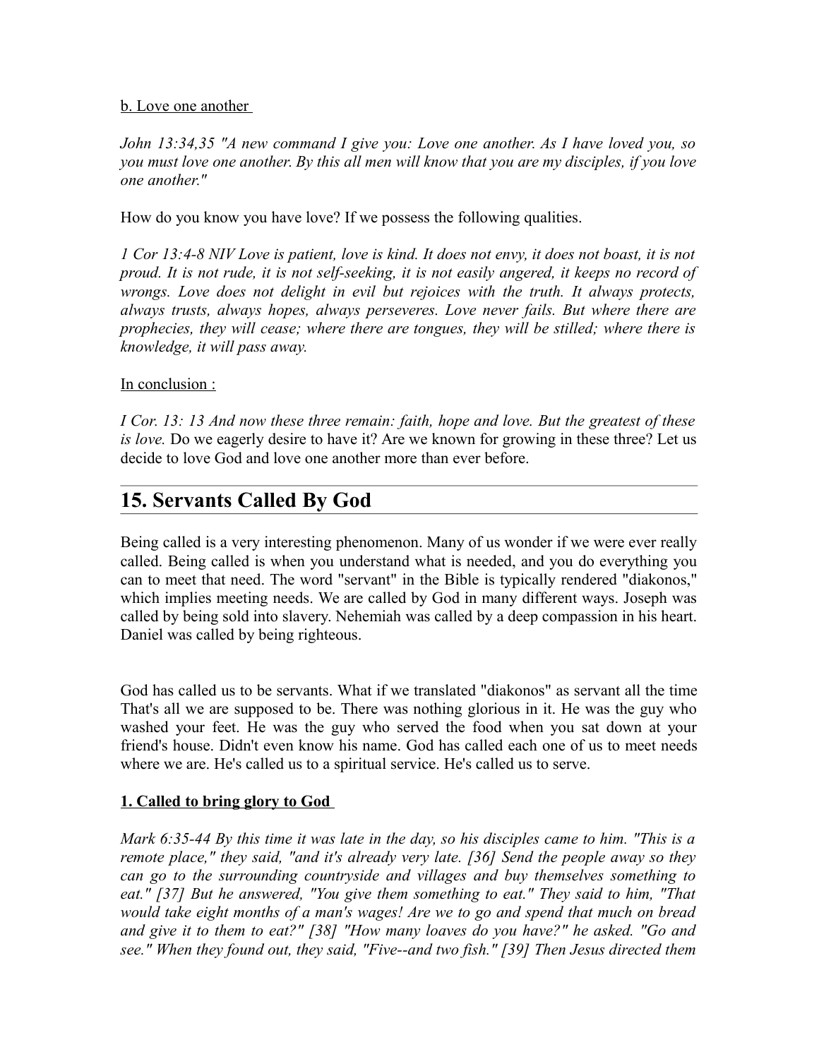b. Love one another

*John 13:34,35 "A new command I give you: Love one another. As I have loved you, so you must love one another. By this all men will know that you are my disciples, if you love one another."*

How do you know you have love? If we possess the following qualities.

*1 Cor 13:4-8 NIV Love is patient, love is kind. It does not envy, it does not boast, it is not proud. It is not rude, it is not self-seeking, it is not easily angered, it keeps no record of wrongs. Love does not delight in evil but rejoices with the truth. It always protects, always trusts, always hopes, always perseveres. Love never fails. But where there are prophecies, they will cease; where there are tongues, they will be stilled; where there is knowledge, it will pass away.*

In conclusion :

*I Cor. 13: 13 And now these three remain: faith, hope and love. But the greatest of these is love.* Do we eagerly desire to have it? Are we known for growing in these three? Let us decide to love God and love one another more than ever before.

## 15. Servants Called By God

Being called is a very interesting phenomenon. Many of us wonder if we were ever really called. Being called is when you understand what is needed, and you do everything you can to meet that need. The word "servant" in the Bible is typically rendered "diakonos," which implies meeting needs. We are called by God in many different ways. Joseph was called by being sold into slavery. Nehemiah was called by a deep compassion in his heart. Daniel was called by being righteous.

God has called us to be servants. What if we translated "diakonos" as servant all the time That's all we are supposed to be. There was nothing glorious in it. He was the guy who washed your feet. He was the guy who served the food when you sat down at your friend's house. Didn't even know his name. God has called each one of us to meet needs where we are. He's called us to a spiritual service. He's called us to serve.

**1. Called to bring glory to God**

*Mark 6:35-44 By this time it was late in the day, so his disciples came to him. "This is a remote place," they said, "and it's already very late. [36] Send the people away so they can go to the surrounding countryside and villages and buy themselves something to eat." [37] But he answered, "You give them something to eat." They said to him, "That would take eight months of a man's wages! Are we to go and spend that much on bread and give it to them to eat?" [38] "How many loaves do you have?" he asked. "Go and see." When they found out, they said, "Five--and two fish." [39] Then Jesus directed them*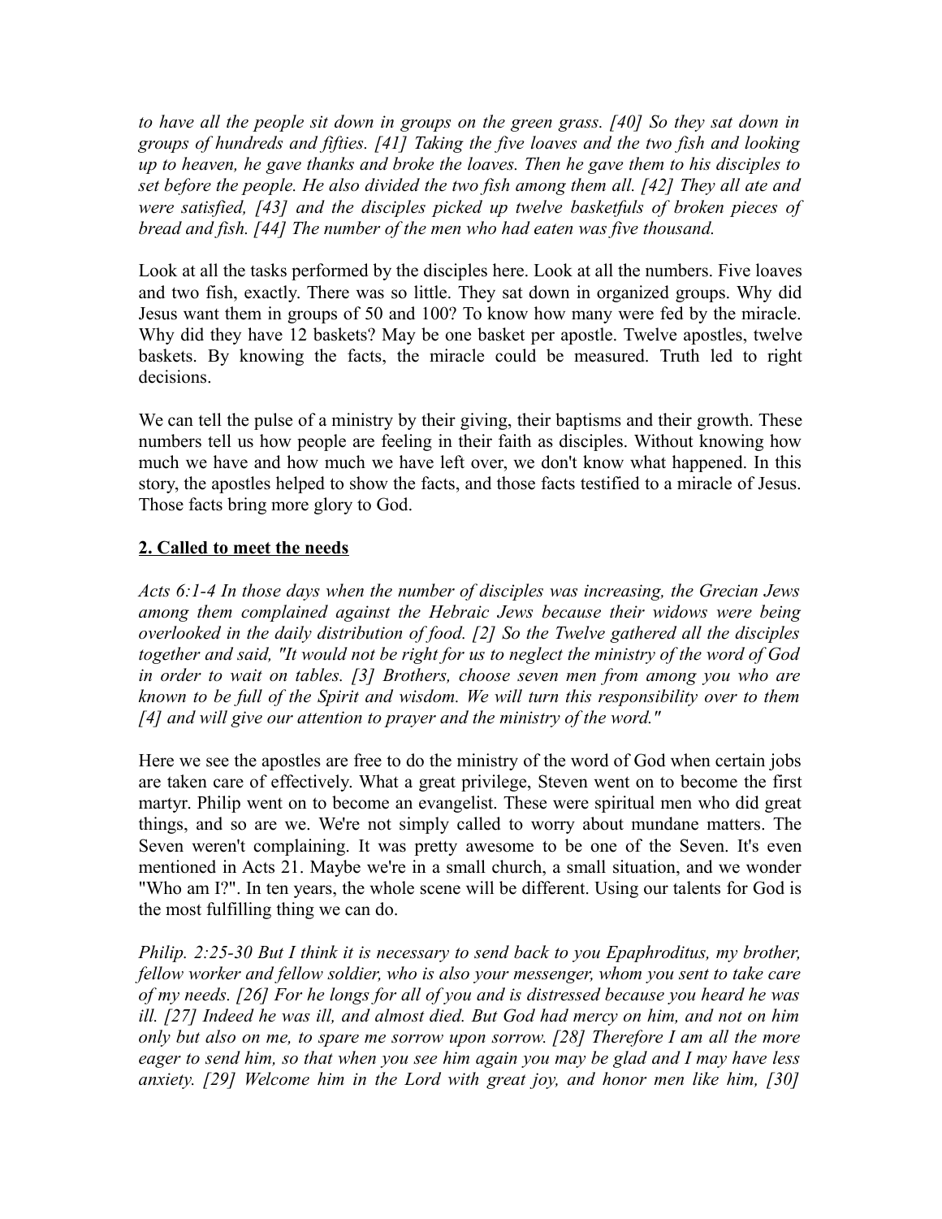*to have all the people sit down in groups on the green grass. [40] So they sat down in groups of hundreds and fifties. [41] Taking the five loaves and the two fish and looking up to heaven, he gave thanks and broke the loaves. Then he gave them to his disciples to set before the people. He also divided the two fish among them all. [42] They all ate and were satisfied, [43] and the disciples picked up twelve basketfuls of broken pieces of bread and fish. [44] The number of the men who had eaten was five thousand.*

Look at all the tasks performed by the disciples here. Look at all the numbers. Five loaves and two fish, exactly. There was so little. They sat down in organized groups. Why did Jesus want them in groups of 50 and 100? To know how many were fed by the miracle. Why did they have 12 baskets? May be one basket per apostle. Twelve apostles, twelve baskets. By knowing the facts, the miracle could be measured. Truth led to right decisions.

We can tell the pulse of a ministry by their giving, their baptisms and their growth. These numbers tell us how people are feeling in their faith as disciples. Without knowing how much we have and how much we have left over, we don't know what happened. In this story, the apostles helped to show the facts, and those facts testified to a miracle of Jesus. Those facts bring more glory to God.

## 2. Called to meet the needs

*Acts 6:1-4 In those days when the number of disciples was increasing, the Grecian Jews among them complained against the Hebraic Jews because their widows were being overlooked in the daily distribution of food. [2] So the Twelve gathered all the disciples together and said, "It would not be right for us to neglect the ministry of the word of God in order to wait on tables. [3] Brothers, choose seven men from among you who are known to be full of the Spirit and wisdom. We will turn this responsibility over to them [4] and will give our attention to prayer and the ministry of the word."*

Here we see the apostles are free to do the ministry of the word of God when certain jobs are taken care of effectively. What a great privilege, Steven went on to become the first martyr. Philip went on to become an evangelist. These were spiritual men who did great things, and so are we. We're not simply called to worry about mundane matters. The Seven weren't complaining. It was pretty awesome to be one of the Seven. It's even mentioned in Acts 21. Maybe we're in a small church, a small situation, and we wonder "Who am I?". In ten years, the whole scene will be different. Using our talents for God is the most fulfilling thing we can do.

*Philip. 2:25-30 But I think it is necessary to send back to you Epaphroditus, my brother, fellow worker and fellow soldier, who is also your messenger, whom you sent to take care of my needs. [26] For he longs for all of you and is distressed because you heard he was ill. [27] Indeed he was ill, and almost died. But God had mercy on him, and not on him only but also on me, to spare me sorrow upon sorrow. [28] Therefore I am all the more eager to send him, so that when you see him again you may be glad and I may have less anxiety. [29] Welcome him in the Lord with great joy, and honor men like him, [30]*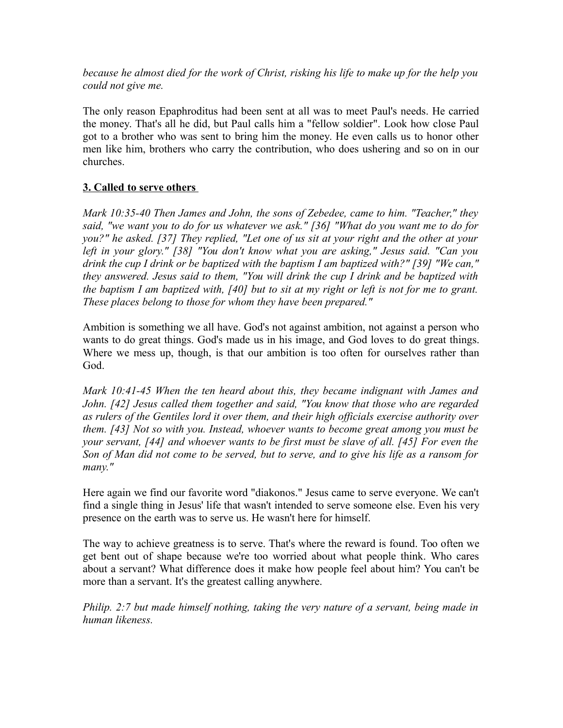*because he almost died for the work of Christ, risking his life to make up for the help you could not give me.*

The only reason Epaphroditus had been sent at all was to meet Paul's needs. He carried the money. That's all he did, but Paul calls him a "fellow soldier". Look how close Paul got to a brother who was sent to bring him the money. He even calls us to honor other men like him, brothers who carry the contribution, who does ushering and so on in our churches.

**3. Called to serve others**

*Mark 10:35-40 Then James and John, the sons of Zebedee, came to him. "Teacher," they said, "we want you to do for us whatever we ask." [36] "What do you want me to do for you?" he asked. [37] They replied, "Let one of us sit at your right and the other at your left in your glory." [38] "You don't know what you are asking," Jesus said. "Can you drink the cup I drink or be baptized with the baptism I am baptized with?" [39] "We can," they answered. Jesus said to them, "You will drink the cup I drink and be baptized with the baptism I am baptized with, [40] but to sit at my right or left is not for me to grant. These places belong to those for whom they have been prepared."*

Ambition is something we all have. God's not against ambition, not against a person who wants to do great things. God's made us in his image, and God loves to do great things. Where we mess up, though, is that our ambition is too often for ourselves rather than God.

*Mark 10:41-45 When the ten heard about this, they became indignant with James and John. [42] Jesus called them together and said, "You know that those who are regarded as rulers of the Gentiles lord it over them, and their high officials exercise authority over them. [43] Not so with you. Instead, whoever wants to become great among you must be your servant, [44] and whoever wants to be first must be slave of all. [45] For even the Son of Man did not come to be served, but to serve, and to give his life as a ransom for many."*

Here again we find our favorite word "diakonos." Jesus came to serve everyone. We can't find a single thing in Jesus' life that wasn't intended to serve someone else. Even his very presence on the earth was to serve us. He wasn't here for himself.

The way to achieve greatness is to serve. That's where the reward is found. Too often we get bent out of shape because we're too worried about what people think. Who cares about a servant? What difference does it make how people feel about him? You can't be more than a servant. It's the greatest calling anywhere.

*Philip. 2:7 but made himself nothing, taking the very nature of a servant, being made in human likeness.*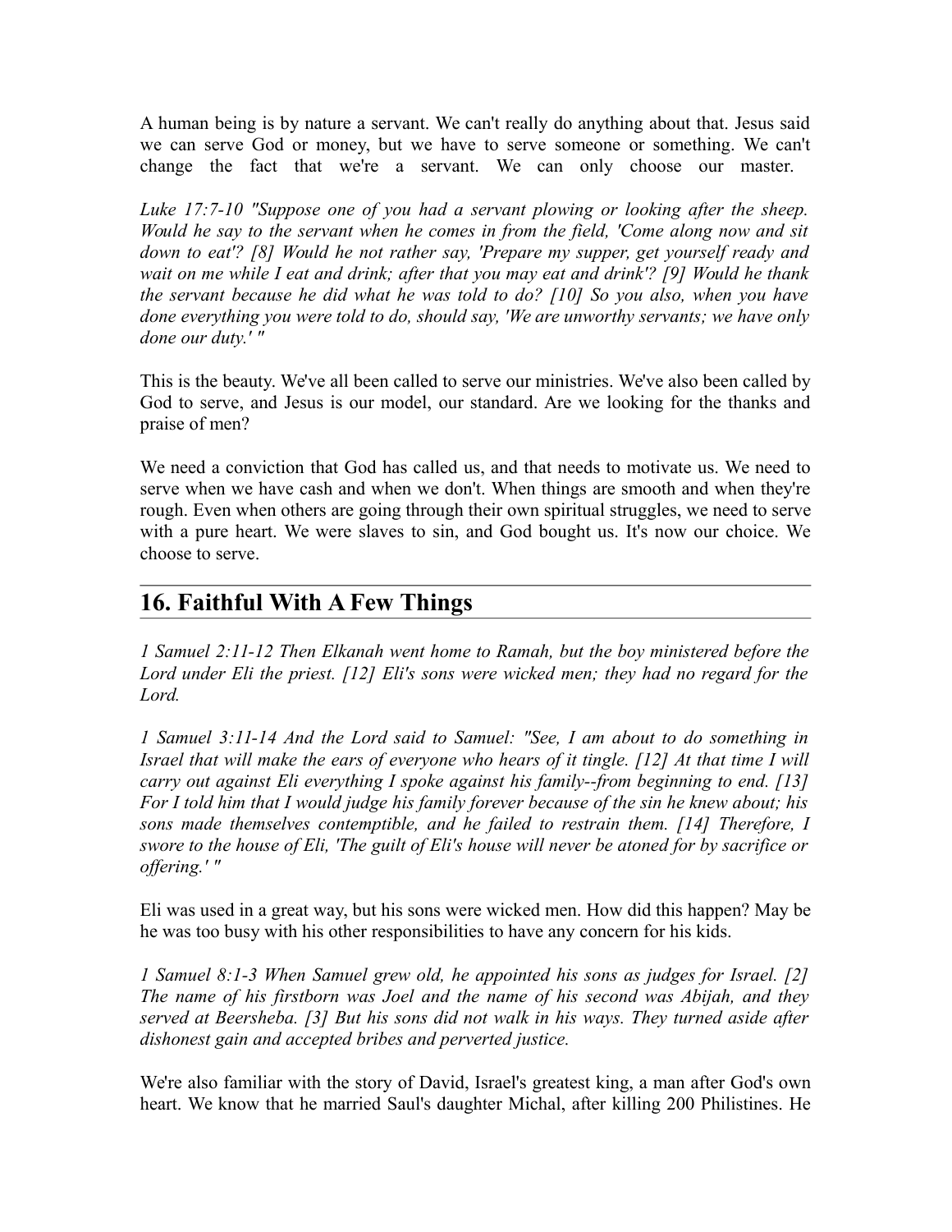A human being is by nature a servant. We can't really do anything about that. Jesus said we can serve God or money, but we have to serve someone or something. We can't change the fact that we're a servant. We can only choose our master.

*Luke 17:7-10 "Suppose one of you had a servant plowing or looking after the sheep. Would he say to the servant when he comes in from the field, 'Come along now and sit down to eat'? [8] Would he not rather say, 'Prepare my supper, get yourself ready and wait on me while I eat and drink; after that you may eat and drink'? [9] Would he thank the servant because he did what he was told to do? [10] So you also, when you have done everything you were told to do, should say, 'We are unworthy servants; we have only done our duty.' "*

This is the beauty. We've all been called to serve our ministries. We've also been called by God to serve, and Jesus is our model, our standard. Are we looking for the thanks and praise of men?

We need a conviction that God has called us, and that needs to motivate us. We need to serve when we have cash and when we don't. When things are smooth and when they're rough. Even when others are going through their own spiritual struggles, we need to serve with a pure heart. We were slaves to sin, and God bought us. It's now our choice. We choose to serve.

## 16. Faithful With A Few Things

*1 Samuel 2:11-12 Then Elkanah went home to Ramah, but the boy ministered before the Lord under Eli the priest. [12] Eli's sons were wicked men; they had no regard for the Lord.*

*1 Samuel 3:11-14 And the Lord said to Samuel: "See, I am about to do something in Israel that will make the ears of everyone who hears of it tingle. [12] At that time I will carry out against Eli everything I spoke against his family--from beginning to end. [13] For I told him that I would judge his family forever because of the sin he knew about; his sons made themselves contemptible, and he failed to restrain them. [14] Therefore, I swore to the house of Eli, 'The guilt of Eli's house will never be atoned for by sacrifice or offering.' "*

Eli was used in a great way, but his sons were wicked men. How did this happen? May be he was too busy with his other responsibilities to have any concern for his kids.

*1 Samuel 8:1-3 When Samuel grew old, he appointed his sons as judges for Israel. [2] The name of his firstborn was Joel and the name of his second was Abijah, and they served at Beersheba. [3] But his sons did not walk in his ways. They turned aside after dishonest gain and accepted bribes and perverted justice.*

We're also familiar with the story of David, Israel's greatest king, a man after God's own heart. We know that he married Saul's daughter Michal, after killing 200 Philistines. He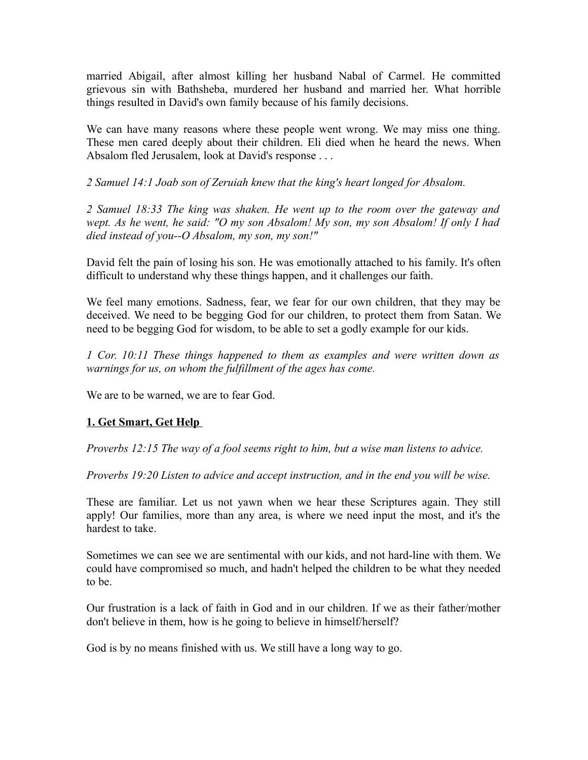married Abigail, after almost killing her husband Nabal of Carmel. He committed grievous sin with Bathsheba, murdered her husband and married her. What horrible things resulted in David's own family because of his family decisions.

We can have many reasons where these people went wrong. We may miss one thing. These men cared deeply about their children. Eli died when he heard the news. When Absalom fled Jerusalem, look at David's response . . .

*2 Samuel 14:1 Joab son of Zeruiah knew that the king's heart longed for Absalom.*

*2 Samuel 18:33 The king was shaken. He went up to the room over the gateway and wept. As he went, he said: "O my son Absalom! My son, my son Absalom! If only I had died instead of you--O Absalom, my son, my son!"*

David felt the pain of losing his son. He was emotionally attached to his family. It's often difficult to understand why these things happen, and it challenges our faith.

We feel many emotions. Sadness, fear, we fear for our own children, that they may be deceived. We need to be begging God for our children, to protect them from Satan. We need to be begging God for wisdom, to be able to set a godly example for our kids.

*1 Cor. 10:11 These things happened to them as examples and were written down as warnings for us, on whom the fulfillment of the ages has come.*

We are to be warned, we are to fear God.

**<u>1. Get Smart, Get Help</u>**

*Proverbs 12:15 The way of a fool seems right to him, but a wise man listens to advice.*

*Proverbs 19:20 Listen to advice and accept instruction, and in the end you will be wise.*

These are familiar. Let us not yawn when we hear these Scriptures again. They still apply! Our families, more than any area, is where we need input the most, and it's the hardest to take.

Sometimes we can see we are sentimental with our kids, and not hard-line with them. We could have compromised so much, and hadn't helped the children to be what they needed to be.

Our frustration is a lack of faith in God and in our children. If we as their father/mother don't believe in them, how is he going to believe in himself/herself?

God is by no means finished with us. We still have a long way to go.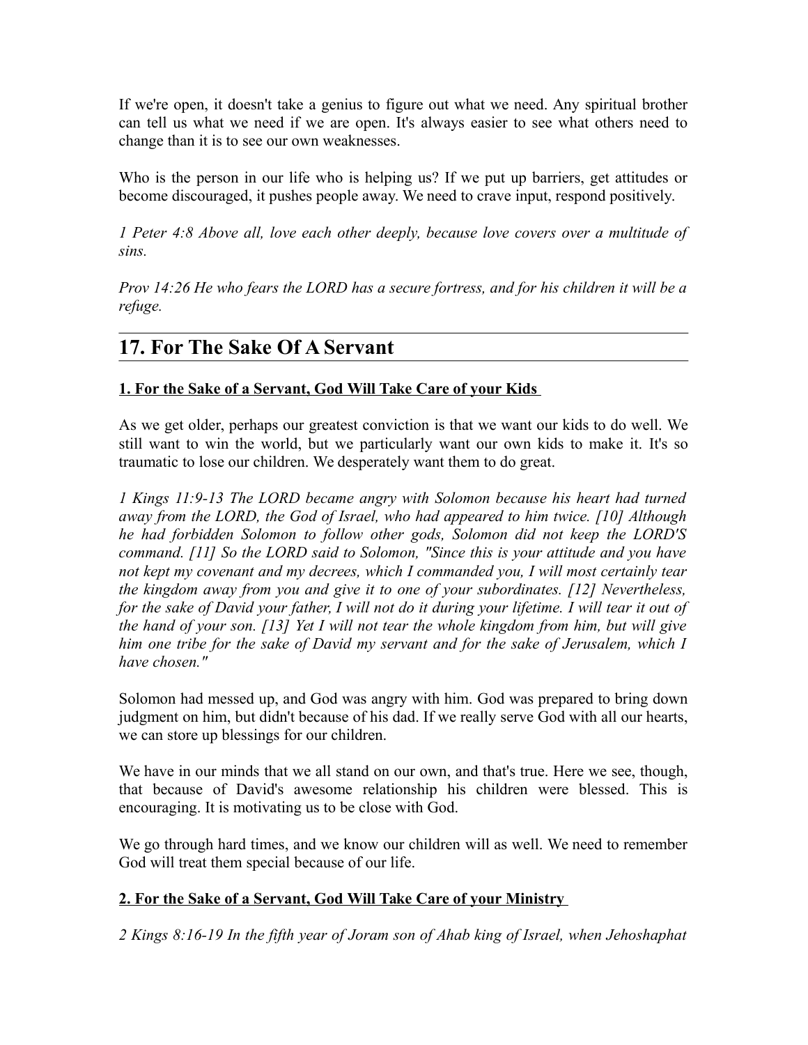If we're open, it doesn't take a genius to figure out what we need. Any spiritual brother can tell us what we need if we are open. It's always easier to see what others need to change than it is to see our own weaknesses.

Who is the person in our life who is helping us? If we put up barriers, get attitudes or become discouraged, it pushes people away. We need to crave input, respond positively.

*1 Peter 4:8 Above all, love each other deeply, because love covers over a multitude of sins.*

*Prov 14:26 He who fears the LORD has a secure fortress, and for his children it will be a refuge.*

---

## 17. For The Sake Of A Servant

---

**1. For the Sake of a Servant, God Will Take Care of your Kids**

As we get older, perhaps our greatest conviction is that we want our kids to do well. We still want to win the world, but we particularly want our own kids to make it. It's so traumatic to lose our children. We desperately want them to do great.

*1 Kings 11:9-13 The LORD became angry with Solomon because his heart had turned away from the LORD, the God of Israel, who had appeared to him twice. [10] Although he had forbidden Solomon to follow other gods, Solomon did not keep the LORD'S command. [11] So the LORD said to Solomon, "Since this is your attitude and you have not kept my covenant and my decrees, which I commanded you, I will most certainly tear the kingdom away from you and give it to one of your subordinates. [12] Nevertheless, for the sake of David your father, I will not do it during your lifetime. I will tear it out of the hand of your son. [13] Yet I will not tear the whole kingdom from him, but will give him one tribe for the sake of David my servant and for the sake of Jerusalem, which I have chosen."*

Solomon had messed up, and God was angry with him. God was prepared to bring down judgment on him, but didn't because of his dad. If we really serve God with all our hearts, we can store up blessings for our children.

We have in our minds that we all stand on our own, and that's true. Here we see, though, that because of David's awesome relationship his children were blessed. This is encouraging. It is motivating us to be close with God.

We go through hard times, and we know our children will as well. We need to remember God will treat them special because of our life.

**2. For the Sake of a Servant, God Will Take Care of your Ministry**

*2 Kings 8:16-19 In the fifth year of Joram son of Ahab king of Israel, when Jehoshaphat*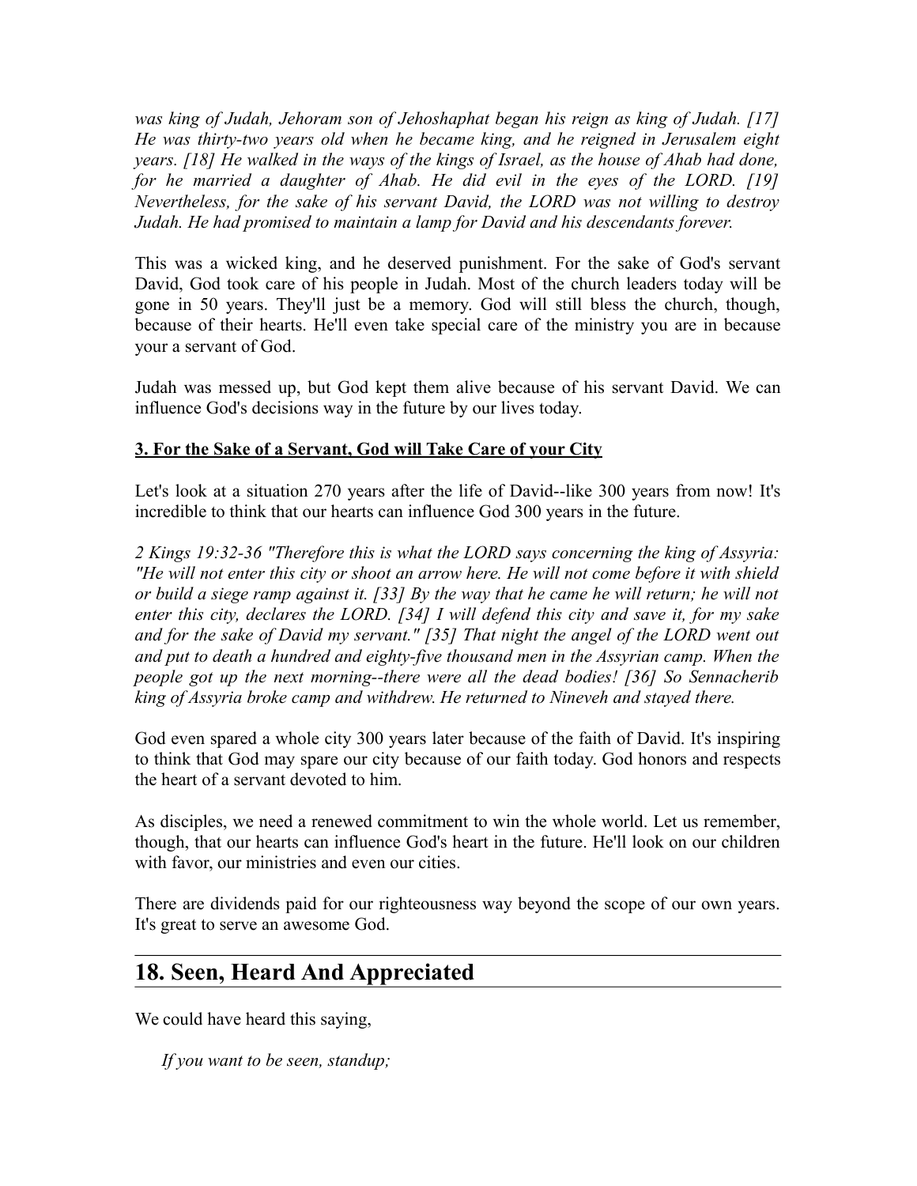*was king of Judah, Jehoram son of Jehoshaphat began his reign as king of Judah. [17] He was thirty-two years old when he became king, and he reigned in Jerusalem eight years. [18] He walked in the ways of the kings of Israel, as the house of Ahab had done, for he married a daughter of Ahab. He did evil in the eyes of the LORD. [19] Nevertheless, for the sake of his servant David, the LORD was not willing to destroy Judah. He had promised to maintain a lamp for David and his descendants forever.*

This was a wicked king, and he deserved punishment. For the sake of God's servant David, God took care of his people in Judah. Most of the church leaders today will be gone in 50 years. They'll just be a memory. God will still bless the church, though, because of their hearts. He'll even take special care of the ministry you are in because your a servant of God.

Judah was messed up, but God kept them alive because of his servant David. We can influence God's decisions way in the future by our lives today.

**3. For the Sake of a Servant, God will Take Care of your City**

Let's look at a situation 270 years after the life of David--like 300 years from now! It's incredible to think that our hearts can influence God 300 years in the future.

*2 Kings 19:32-36 "Therefore this is what the LORD says concerning the king of Assyria: "He will not enter this city or shoot an arrow here. He will not come before it with shield or build a siege ramp against it. [33] By the way that he came he will return; he will not enter this city, declares the LORD. [34] I will defend this city and save it, for my sake and for the sake of David my servant." [35] That night the angel of the LORD went out and put to death a hundred and eighty-five thousand men in the Assyrian camp. When the people got up the next morning--there were all the dead bodies! [36] So Sennacherib king of Assyria broke camp and withdrew. He returned to Nineveh and stayed there.*

God even spared a whole city 300 years later because of the faith of David. It's inspiring to think that God may spare our city because of our faith today. God honors and respects the heart of a servant devoted to him.

As disciples, we need a renewed commitment to win the whole world. Let us remember, though, that our hearts can influence God's heart in the future. He'll look on our children with favor, our ministries and even our cities.

There are dividends paid for our righteousness way beyond the scope of our own years. It's great to serve an awesome God.

## 18. Seen, Heard And Appreciated

We could have heard this saying,

> *If you want to be seen, standup;*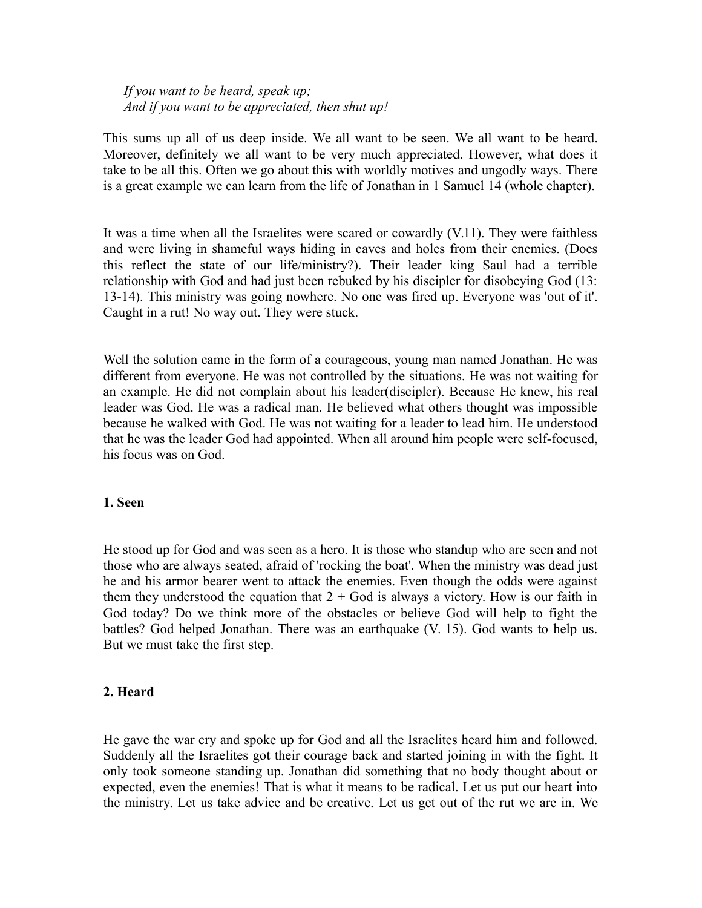*If you want to be heard, speak up;*
*And if you want to be appreciated, then shut up!*

This sums up all of us deep inside. We all want to be seen. We all want to be heard. Moreover, definitely we all want to be very much appreciated. However, what does it take to be all this. Often we go about this with worldly motives and ungodly ways. There is a great example we can learn from the life of Jonathan in 1 Samuel 14 (whole chapter).

It was a time when all the Israelites were scared or cowardly (V.11). They were faithless and were living in shameful ways hiding in caves and holes from their enemies. (Does this reflect the state of our life/ministry?). Their leader king Saul had a terrible relationship with God and had just been rebuked by his discipler for disobeying God (13: 13-14). This ministry was going nowhere. No one was fired up. Everyone was 'out of it'. Caught in a rut! No way out. They were stuck.

Well the solution came in the form of a courageous, young man named Jonathan. He was different from everyone. He was not controlled by the situations. He was not waiting for an example. He did not complain about his leader(discipler). Because He knew, his real leader was God. He was a radical man. He believed what others thought was impossible because he walked with God. He was not waiting for a leader to lead him. He understood that he was the leader God had appointed. When all around him people were self-focused, his focus was on God.

**1. Seen**

He stood up for God and was seen as a hero. It is those who standup who are seen and not those who are always seated, afraid of 'rocking the boat'. When the ministry was dead just he and his armor bearer went to attack the enemies. Even though the odds were against them they understood the equation that 2 + God is always a victory. How is our faith in God today? Do we think more of the obstacles or believe God will help to fight the battles? God helped Jonathan. There was an earthquake (V. 15). God wants to help us. But we must take the first step.

**2. Heard**

He gave the war cry and spoke up for God and all the Israelites heard him and followed. Suddenly all the Israelites got their courage back and started joining in with the fight. It only took someone standing up. Jonathan did something that no body thought about or expected, even the enemies! That is what it means to be radical. Let us put our heart into the ministry. Let us take advice and be creative. Let us get out of the rut we are in. We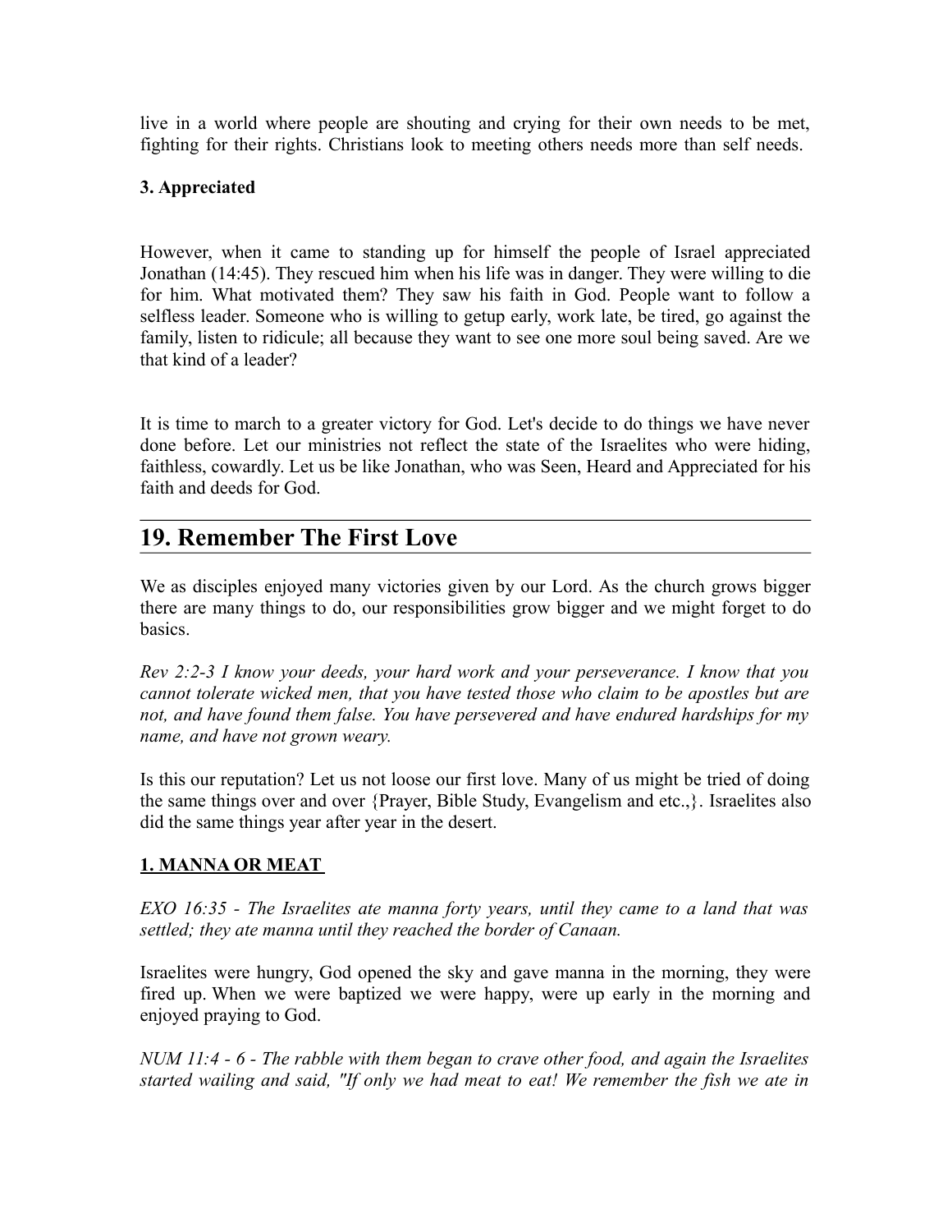live in a world where people are shouting and crying for their own needs to be met, fighting for their rights. Christians look to meeting others needs more than self needs.

**3. Appreciated**

However, when it came to standing up for himself the people of Israel appreciated Jonathan (14:45). They rescued him when his life was in danger. They were willing to die for him. What motivated them? They saw his faith in God. People want to follow a selfless leader. Someone who is willing to getup early, work late, be tired, go against the family, listen to ridicule; all because they want to see one more soul being saved. Are we that kind of a leader?

It is time to march to a greater victory for God. Let's decide to do things we have never done before. Let our ministries not reflect the state of the Israelites who were hiding, faithless, cowardly. Let us be like Jonathan, who was Seen, Heard and Appreciated for his faith and deeds for God.

---

## 19. Remember The First Love

We as disciples enjoyed many victories given by our Lord. As the church grows bigger there are many things to do, our responsibilities grow bigger and we might forget to do basics.

*Rev 2:2-3 I know your deeds, your hard work and your perseverance. I know that you cannot tolerate wicked men, that you have tested those who claim to be apostles but are not, and have found them false. You have persevered and have endured hardships for my name, and have not grown weary.*

Is this our reputation? Let us not loose our first love. Many of us might be tried of doing the same things over and over {Prayer, Bible Study, Evangelism and etc.,}. Israelites also did the same things year after year in the desert.

**1. MANNA OR MEAT**

*EXO 16:35 - The Israelites ate manna forty years, until they came to a land that was settled; they ate manna until they reached the border of Canaan.*

Israelites were hungry, God opened the sky and gave manna in the morning, they were fired up. When we were baptized we were happy, were up early in the morning and enjoyed praying to God.

*NUM 11:4 - 6 - The rabble with them began to crave other food, and again the Israelites started wailing and said, "If only we had meat to eat! We remember the fish we ate in*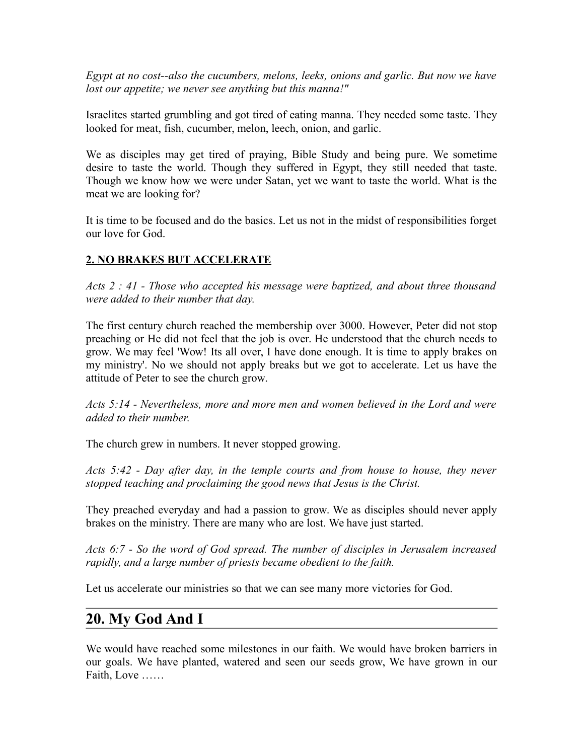*Egypt at no cost--also the cucumbers, melons, leeks, onions and garlic. But now we have lost our appetite; we never see anything but this manna!"*

Israelites started grumbling and got tired of eating manna. They needed some taste. They looked for meat, fish, cucumber, melon, leech, onion, and garlic.

We as disciples may get tired of praying, Bible Study and being pure. We sometime desire to taste the world. Though they suffered in Egypt, they still needed that taste. Though we know how we were under Satan, yet we want to taste the world. What is the meat we are looking for?

It is time to be focused and do the basics. Let us not in the midst of responsibilities forget our love for God.

**2. NO BRAKES BUT ACCELERATE**

*Acts 2 : 41 - Those who accepted his message were baptized, and about three thousand were added to their number that day.*

The first century church reached the membership over 3000. However, Peter did not stop preaching or He did not feel that the job is over. He understood that the church needs to grow. We may feel 'Wow! Its all over, I have done enough. It is time to apply brakes on my ministry'. No we should not apply breaks but we got to accelerate. Let us have the attitude of Peter to see the church grow.

*Acts 5:14 - Nevertheless, more and more men and women believed in the Lord and were added to their number.*

The church grew in numbers. It never stopped growing.

*Acts 5:42 - Day after day, in the temple courts and from house to house, they never stopped teaching and proclaiming the good news that Jesus is the Christ.*

They preached everyday and had a passion to grow. We as disciples should never apply brakes on the ministry. There are many who are lost. We have just started.

*Acts 6:7 - So the word of God spread. The number of disciples in Jerusalem increased rapidly, and a large number of priests became obedient to the faith.*

Let us accelerate our ministries so that we can see many more victories for God.

## 20. My God And I

We would have reached some milestones in our faith. We would have broken barriers in our goals. We have planted, watered and seen our seeds grow, We have grown in our Faith, Love ……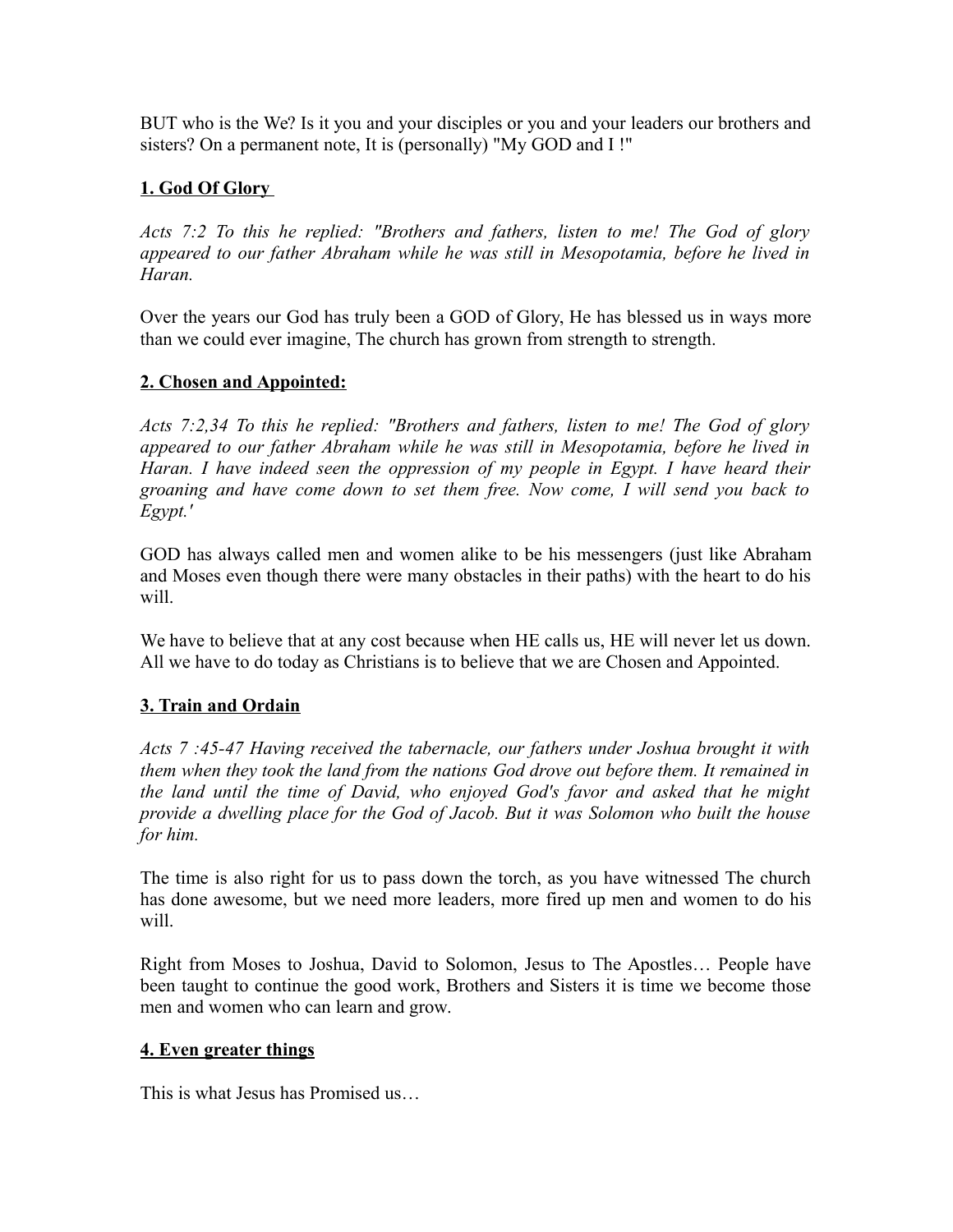BUT who is the We? Is it you and your disciples or you and your leaders our brothers and sisters? On a permanent note, It is (personally) "My GOD and I !"

**1. God Of Glory**

*Acts 7:2 To this he replied: "Brothers and fathers, listen to me! The God of glory appeared to our father Abraham while he was still in Mesopotamia, before he lived in Haran.*

Over the years our God has truly been a GOD of Glory, He has blessed us in ways more than we could ever imagine, The church has grown from strength to strength.

**2. Chosen and Appointed:**

*Acts 7:2,34 To this he replied: "Brothers and fathers, listen to me! The God of glory appeared to our father Abraham while he was still in Mesopotamia, before he lived in Haran. I have indeed seen the oppression of my people in Egypt. I have heard their groaning and have come down to set them free. Now come, I will send you back to Egypt.'*

GOD has always called men and women alike to be his messengers (just like Abraham and Moses even though there were many obstacles in their paths) with the heart to do his will.

We have to believe that at any cost because when HE calls us, HE will never let us down. All we have to do today as Christians is to believe that we are Chosen and Appointed.

**3. Train and Ordain**

*Acts 7 :45-47 Having received the tabernacle, our fathers under Joshua brought it with them when they took the land from the nations God drove out before them. It remained in the land until the time of David, who enjoyed God's favor and asked that he might provide a dwelling place for the God of Jacob. But it was Solomon who built the house for him.*

The time is also right for us to pass down the torch, as you have witnessed The church has done awesome, but we need more leaders, more fired up men and women to do his will.

Right from Moses to Joshua, David to Solomon, Jesus to The Apostles… People have been taught to continue the good work, Brothers and Sisters it is time we become those men and women who can learn and grow.

**4. Even greater things**

This is what Jesus has Promised us…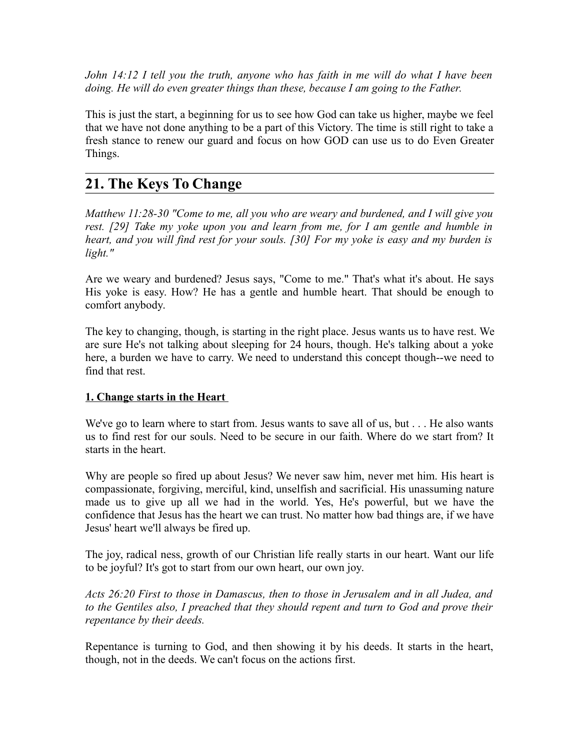*John 14:12 I tell you the truth, anyone who has faith in me will do what I have been doing. He will do even greater things than these, because I am going to the Father.*

This is just the start, a beginning for us to see how God can take us higher, maybe we feel that we have not done anything to be a part of this Victory. The time is still right to take a fresh stance to renew our guard and focus on how GOD can use us to do Even Greater Things.

---

## 21. The Keys To Change

---

*Matthew 11:28-30 "Come to me, all you who are weary and burdened, and I will give you rest. [29] Take my yoke upon you and learn from me, for I am gentle and humble in heart, and you will find rest for your souls. [30] For my yoke is easy and my burden is light."*

Are we weary and burdened? Jesus says, "Come to me." That's what it's about. He says His yoke is easy. How? He has a gentle and humble heart. That should be enough to comfort anybody.

The key to changing, though, is starting in the right place. Jesus wants us to have rest. We are sure He's not talking about sleeping for 24 hours, though. He's talking about a yoke here, a burden we have to carry. We need to understand this concept though--we need to find that rest.

**1. Change starts in the Heart**

We've go to learn where to start from. Jesus wants to save all of us, but . . . He also wants us to find rest for our souls. Need to be secure in our faith. Where do we start from? It starts in the heart.

Why are people so fired up about Jesus? We never saw him, never met him. His heart is compassionate, forgiving, merciful, kind, unselfish and sacrificial. His unassuming nature made us to give up all we had in the world. Yes, He's powerful, but we have the confidence that Jesus has the heart we can trust. No matter how bad things are, if we have Jesus' heart we'll always be fired up.

The joy, radical ness, growth of our Christian life really starts in our heart. Want our life to be joyful? It's got to start from our own heart, our own joy.

*Acts 26:20 First to those in Damascus, then to those in Jerusalem and in all Judea, and to the Gentiles also, I preached that they should repent and turn to God and prove their repentance by their deeds.*

Repentance is turning to God, and then showing it by his deeds. It starts in the heart, though, not in the deeds. We can't focus on the actions first.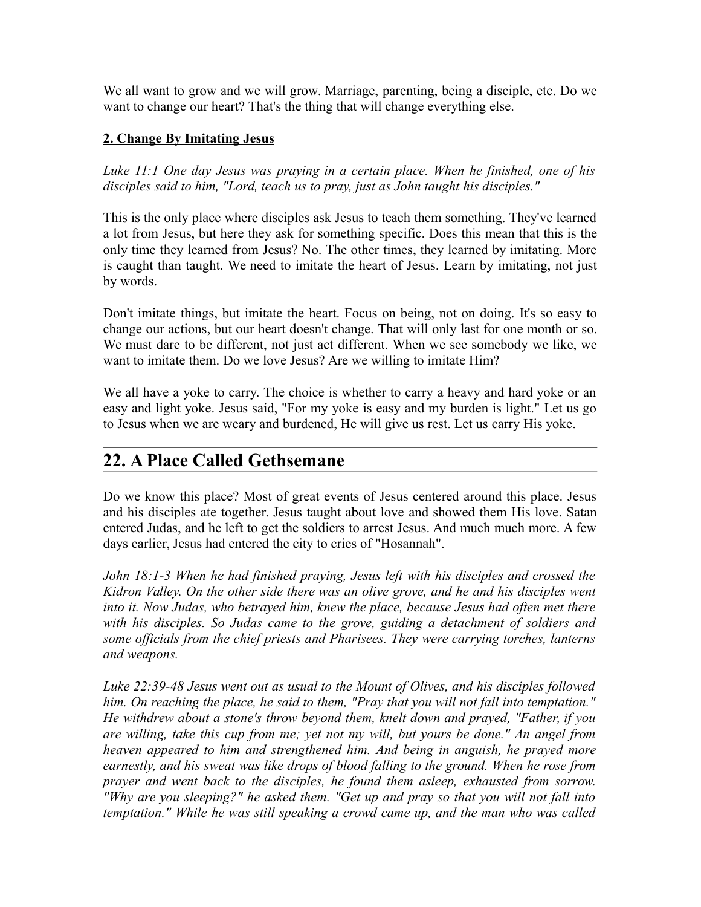We all want to grow and we will grow. Marriage, parenting, being a disciple, etc. Do we want to change our heart? That's the thing that will change everything else.

**2. Change By Imitating Jesus**

*Luke 11:1 One day Jesus was praying in a certain place. When he finished, one of his disciples said to him, "Lord, teach us to pray, just as John taught his disciples."*

This is the only place where disciples ask Jesus to teach them something. They've learned a lot from Jesus, but here they ask for something specific. Does this mean that this is the only time they learned from Jesus? No. The other times, they learned by imitating. More is caught than taught. We need to imitate the heart of Jesus. Learn by imitating, not just by words.

Don't imitate things, but imitate the heart. Focus on being, not on doing. It's so easy to change our actions, but our heart doesn't change. That will only last for one month or so. We must dare to be different, not just act different. When we see somebody we like, we want to imitate them. Do we love Jesus? Are we willing to imitate Him?

We all have a yoke to carry. The choice is whether to carry a heavy and hard yoke or an easy and light yoke. Jesus said, "For my yoke is easy and my burden is light." Let us go to Jesus when we are weary and burdened, He will give us rest. Let us carry His yoke.

## 22. A Place Called Gethsemane

Do we know this place? Most of great events of Jesus centered around this place. Jesus and his disciples ate together. Jesus taught about love and showed them His love. Satan entered Judas, and he left to get the soldiers to arrest Jesus. And much much more. A few days earlier, Jesus had entered the city to cries of "Hosannah".

*John 18:1-3 When he had finished praying, Jesus left with his disciples and crossed the Kidron Valley. On the other side there was an olive grove, and he and his disciples went into it. Now Judas, who betrayed him, knew the place, because Jesus had often met there with his disciples. So Judas came to the grove, guiding a detachment of soldiers and some officials from the chief priests and Pharisees. They were carrying torches, lanterns and weapons.*

*Luke 22:39-48 Jesus went out as usual to the Mount of Olives, and his disciples followed him. On reaching the place, he said to them, "Pray that you will not fall into temptation." He withdrew about a stone's throw beyond them, knelt down and prayed, "Father, if you are willing, take this cup from me; yet not my will, but yours be done." An angel from heaven appeared to him and strengthened him. And being in anguish, he prayed more earnestly, and his sweat was like drops of blood falling to the ground. When he rose from prayer and went back to the disciples, he found them asleep, exhausted from sorrow. "Why are you sleeping?" he asked them. "Get up and pray so that you will not fall into temptation." While he was still speaking a crowd came up, and the man who was called*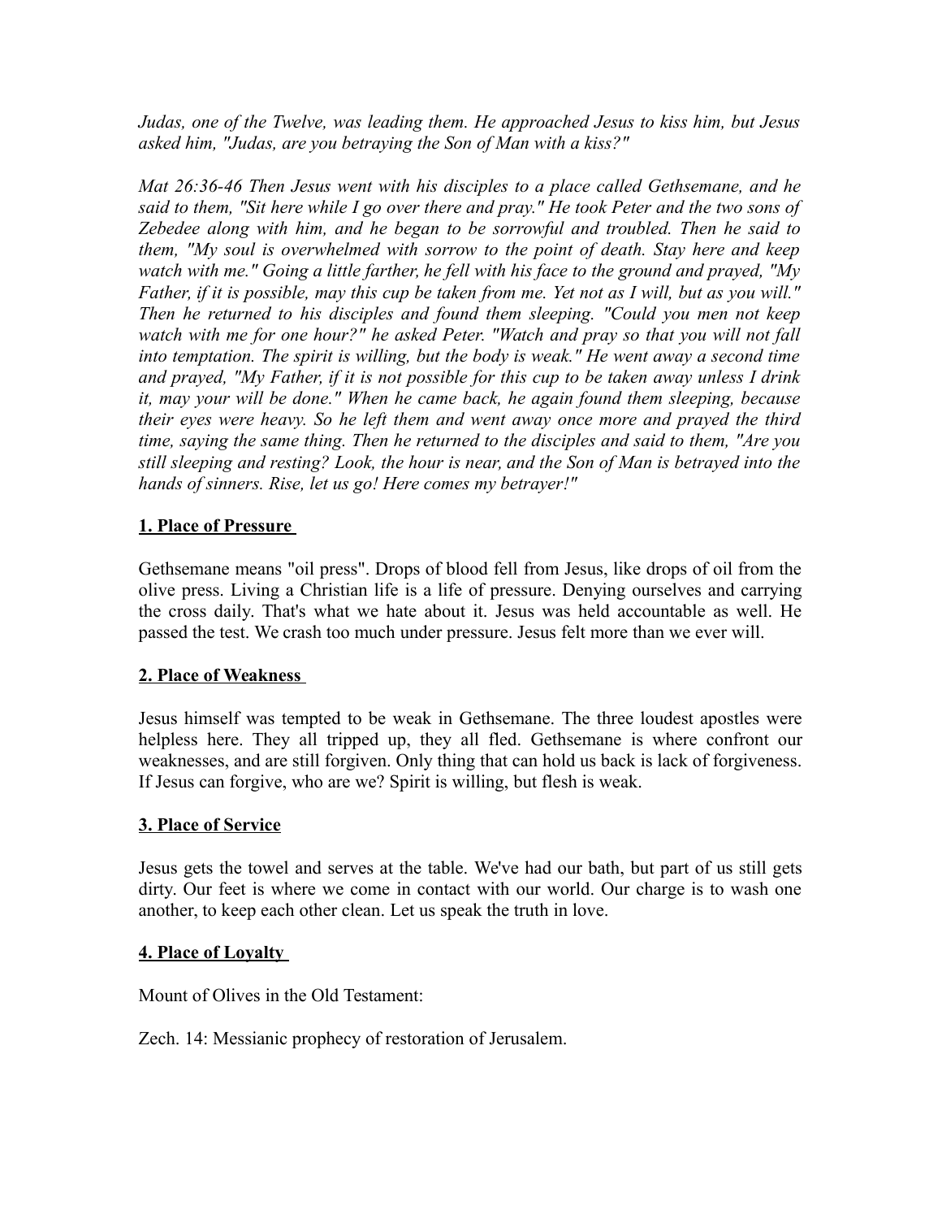*Judas, one of the Twelve, was leading them. He approached Jesus to kiss him, but Jesus asked him, "Judas, are you betraying the Son of Man with a kiss?"*

*Mat 26:36-46 Then Jesus went with his disciples to a place called Gethsemane, and he said to them, "Sit here while I go over there and pray." He took Peter and the two sons of Zebedee along with him, and he began to be sorrowful and troubled. Then he said to them, "My soul is overwhelmed with sorrow to the point of death. Stay here and keep watch with me." Going a little farther, he fell with his face to the ground and prayed, "My Father, if it is possible, may this cup be taken from me. Yet not as I will, but as you will." Then he returned to his disciples and found them sleeping. "Could you men not keep watch with me for one hour?" he asked Peter. "Watch and pray so that you will not fall into temptation. The spirit is willing, but the body is weak." He went away a second time and prayed, "My Father, if it is not possible for this cup to be taken away unless I drink it, may your will be done." When he came back, he again found them sleeping, because their eyes were heavy. So he left them and went away once more and prayed the third time, saying the same thing. Then he returned to the disciples and said to them, "Are you still sleeping and resting? Look, the hour is near, and the Son of Man is betrayed into the hands of sinners. Rise, let us go! Here comes my betrayer!"*

**1. Place of Pressure**

Gethsemane means "oil press". Drops of blood fell from Jesus, like drops of oil from the olive press. Living a Christian life is a life of pressure. Denying ourselves and carrying the cross daily. That's what we hate about it. Jesus was held accountable as well. He passed the test. We crash too much under pressure. Jesus felt more than we ever will.

**2. Place of Weakness**

Jesus himself was tempted to be weak in Gethsemane. The three loudest apostles were helpless here. They all tripped up, they all fled. Gethsemane is where confront our weaknesses, and are still forgiven. Only thing that can hold us back is lack of forgiveness. If Jesus can forgive, who are we? Spirit is willing, but flesh is weak.

**3. Place of Service**

Jesus gets the towel and serves at the table. We've had our bath, but part of us still gets dirty. Our feet is where we come in contact with our world. Our charge is to wash one another, to keep each other clean. Let us speak the truth in love.

**4. Place of Loyalty**

Mount of Olives in the Old Testament:

Zech. 14: Messianic prophecy of restoration of Jerusalem.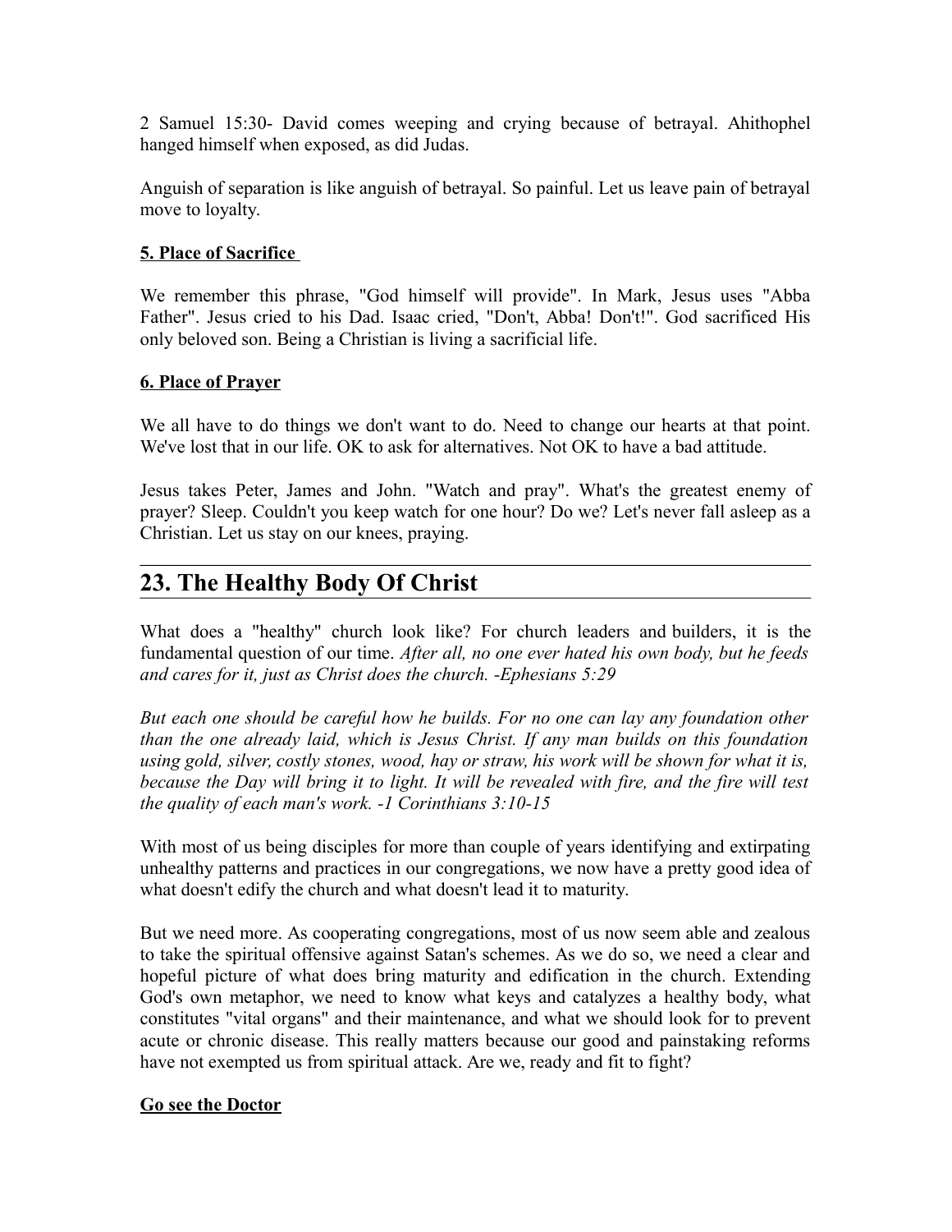2 Samuel 15:30- David comes weeping and crying because of betrayal. Ahithophel hanged himself when exposed, as did Judas.

Anguish of separation is like anguish of betrayal. So painful. Let us leave pain of betrayal move to loyalty.

**5. Place of Sacrifice**

We remember this phrase, "God himself will provide". In Mark, Jesus uses "Abba Father". Jesus cried to his Dad. Isaac cried, "Don't, Abba! Don't!". God sacrificed His only beloved son. Being a Christian is living a sacrificial life.

**6. Place of Prayer**

We all have to do things we don't want to do. Need to change our hearts at that point. We've lost that in our life. OK to ask for alternatives. Not OK to have a bad attitude.

Jesus takes Peter, James and John. "Watch and pray". What's the greatest enemy of prayer? Sleep. Couldn't you keep watch for one hour? Do we? Let's never fall asleep as a Christian. Let us stay on our knees, praying.

## 23. The Healthy Body Of Christ

What does a "healthy" church look like? For church leaders and builders, it is the fundamental question of our time. *After all, no one ever hated his own body, but he feeds and cares for it, just as Christ does the church. -Ephesians 5:29*

*But each one should be careful how he builds. For no one can lay any foundation other than the one already laid, which is Jesus Christ. If any man builds on this foundation using gold, silver, costly stones, wood, hay or straw, his work will be shown for what it is, because the Day will bring it to light. It will be revealed with fire, and the fire will test the quality of each man's work. -1 Corinthians 3:10-15*

With most of us being disciples for more than couple of years identifying and extirpating unhealthy patterns and practices in our congregations, we now have a pretty good idea of what doesn't edify the church and what doesn't lead it to maturity.

But we need more. As cooperating congregations, most of us now seem able and zealous to take the spiritual offensive against Satan's schemes. As we do so, we need a clear and hopeful picture of what does bring maturity and edification in the church. Extending God's own metaphor, we need to know what keys and catalyzes a healthy body, what constitutes "vital organs" and their maintenance, and what we should look for to prevent acute or chronic disease. This really matters because our good and painstaking reforms have not exempted us from spiritual attack. Are we, ready and fit to fight?

**Go see the Doctor**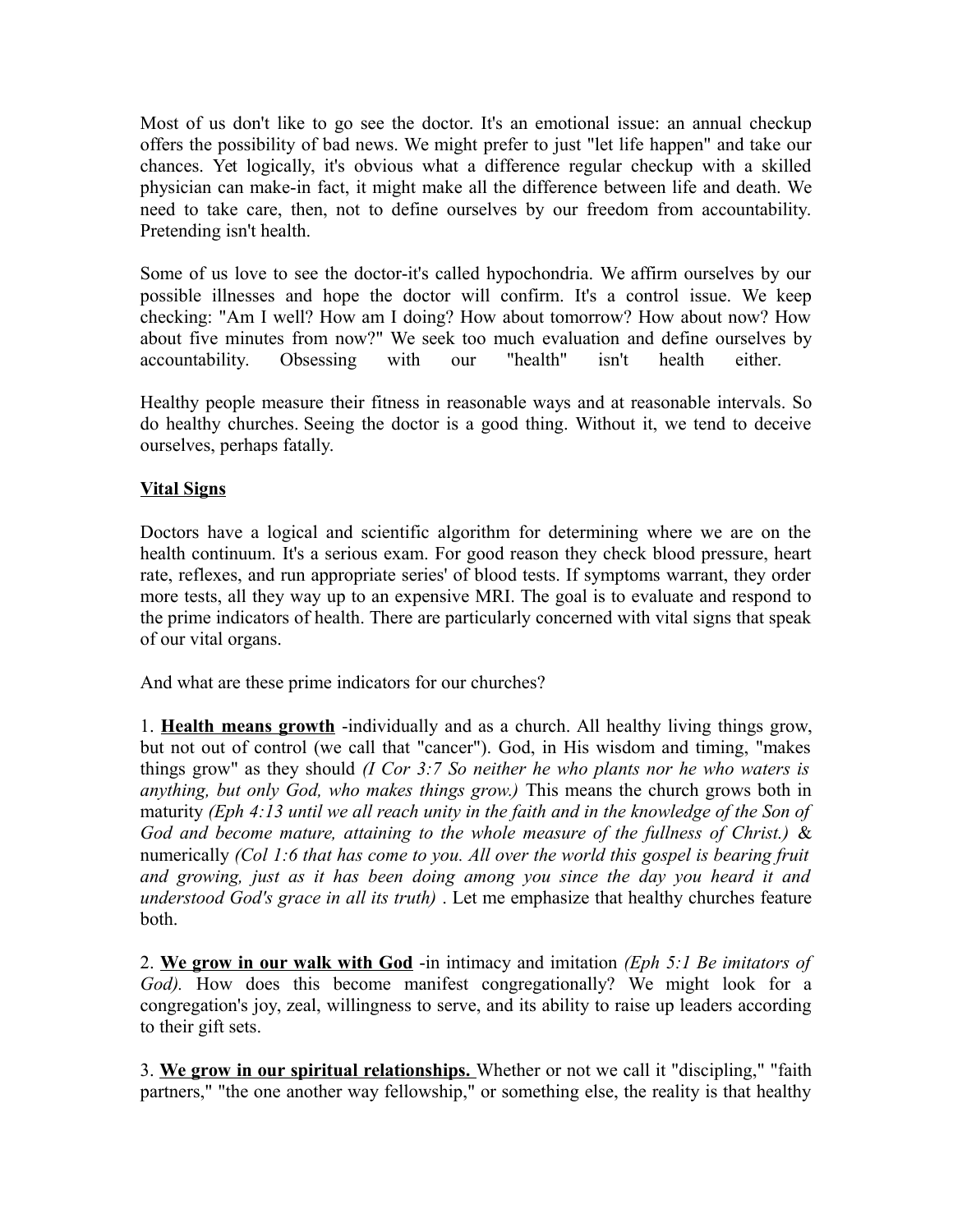Most of us don't like to go see the doctor. It's an emotional issue: an annual checkup offers the possibility of bad news. We might prefer to just "let life happen" and take our chances. Yet logically, it's obvious what a difference regular checkup with a skilled physician can make-in fact, it might make all the difference between life and death. We need to take care, then, not to define ourselves by our freedom from accountability. Pretending isn't health.

Some of us love to see the doctor-it's called hypochondria. We affirm ourselves by our possible illnesses and hope the doctor will confirm. It's a control issue. We keep checking: "Am I well? How am I doing? How about tomorrow? How about now? How about five minutes from now?" We seek too much evaluation and define ourselves by accountability. Obsessing with our "health" isn't health either.

Healthy people measure their fitness in reasonable ways and at reasonable intervals. So do healthy churches. Seeing the doctor is a good thing. Without it, we tend to deceive ourselves, perhaps fatally.

**Vital Signs**

Doctors have a logical and scientific algorithm for determining where we are on the health continuum. It's a serious exam. For good reason they check blood pressure, heart rate, reflexes, and run appropriate series' of blood tests. If symptoms warrant, they order more tests, all they way up to an expensive MRI. The goal is to evaluate and respond to the prime indicators of health. There are particularly concerned with vital signs that speak of our vital organs.

And what are these prime indicators for our churches?

1. **Health means growth** -individually and as a church. All healthy living things grow, but not out of control (we call that "cancer"). God, in His wisdom and timing, "makes things grow" as they should *(I Cor 3:7 So neither he who plants nor he who waters is anything, but only God, who makes things grow.)* This means the church grows both in maturity *(Eph 4:13 until we all reach unity in the faith and in the knowledge of the Son of God and become mature, attaining to the whole measure of the fullness of Christ.)* & numerically *(Col 1:6 that has come to you. All over the world this gospel is bearing fruit and growing, just as it has been doing among you since the day you heard it and understood God's grace in all its truth)* . Let me emphasize that healthy churches feature both.

2. **We grow in our walk with God** -in intimacy and imitation *(Eph 5:1 Be imitators of God).* How does this become manifest congregationally? We might look for a congregation's joy, zeal, willingness to serve, and its ability to raise up leaders according to their gift sets.

3. **We grow in our spiritual relationships.** Whether or not we call it "discipling," "faith partners," "the one another way fellowship," or something else, the reality is that healthy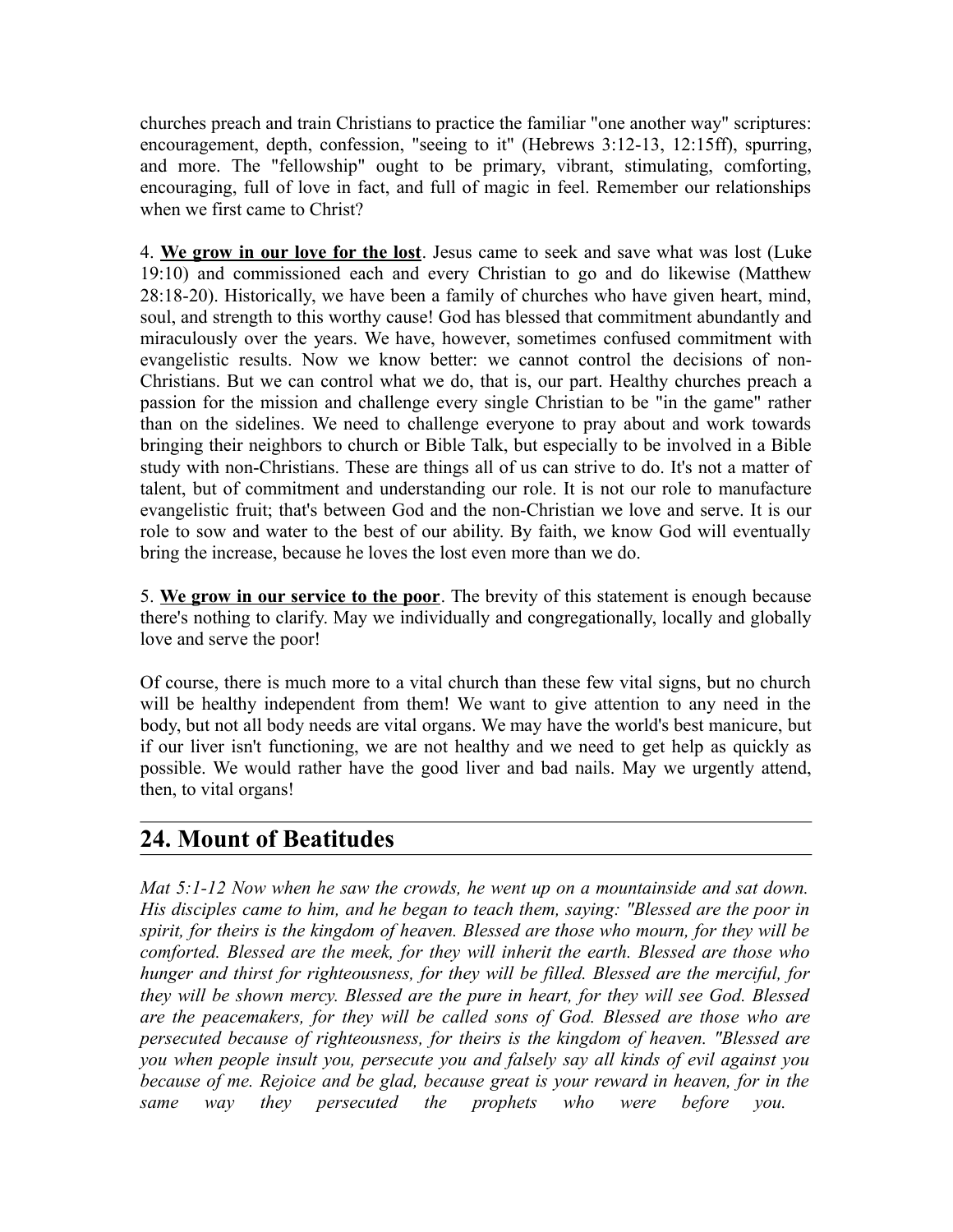churches preach and train Christians to practice the familiar "one another way" scriptures: encouragement, depth, confession, "seeing to it" (Hebrews 3:12-13, 12:15ff), spurring, and more. The "fellowship" ought to be primary, vibrant, stimulating, comforting, encouraging, full of love in fact, and full of magic in feel. Remember our relationships when we first came to Christ?

4. **We grow in our love for the lost**. Jesus came to seek and save what was lost (Luke 19:10) and commissioned each and every Christian to go and do likewise (Matthew 28:18-20). Historically, we have been a family of churches who have given heart, mind, soul, and strength to this worthy cause! God has blessed that commitment abundantly and miraculously over the years. We have, however, sometimes confused commitment with evangelistic results. Now we know better: we cannot control the decisions of non-Christians. But we can control what we do, that is, our part. Healthy churches preach a passion for the mission and challenge every single Christian to be "in the game" rather than on the sidelines. We need to challenge everyone to pray about and work towards bringing their neighbors to church or Bible Talk, but especially to be involved in a Bible study with non-Christians. These are things all of us can strive to do. It's not a matter of talent, but of commitment and understanding our role. It is not our role to manufacture evangelistic fruit; that's between God and the non-Christian we love and serve. It is our role to sow and water to the best of our ability. By faith, we know God will eventually bring the increase, because he loves the lost even more than we do.

5. **We grow in our service to the poor**. The brevity of this statement is enough because there's nothing to clarify. May we individually and congregationally, locally and globally love and serve the poor!

Of course, there is much more to a vital church than these few vital signs, but no church will be healthy independent from them! We want to give attention to any need in the body, but not all body needs are vital organs. We may have the world's best manicure, but if our liver isn't functioning, we are not healthy and we need to get help as quickly as possible. We would rather have the good liver and bad nails. May we urgently attend, then, to vital organs!

## 24. Mount of Beatitudes

*Mat 5:1-12 Now when he saw the crowds, he went up on a mountainside and sat down. His disciples came to him, and he began to teach them, saying: "Blessed are the poor in spirit, for theirs is the kingdom of heaven. Blessed are those who mourn, for they will be comforted. Blessed are the meek, for they will inherit the earth. Blessed are those who hunger and thirst for righteousness, for they will be filled. Blessed are the merciful, for they will be shown mercy. Blessed are the pure in heart, for they will see God. Blessed are the peacemakers, for they will be called sons of God. Blessed are those who are persecuted because of righteousness, for theirs is the kingdom of heaven. "Blessed are you when people insult you, persecute you and falsely say all kinds of evil against you because of me. Rejoice and be glad, because great is your reward in heaven, for in the same way they persecuted the prophets who were before you.*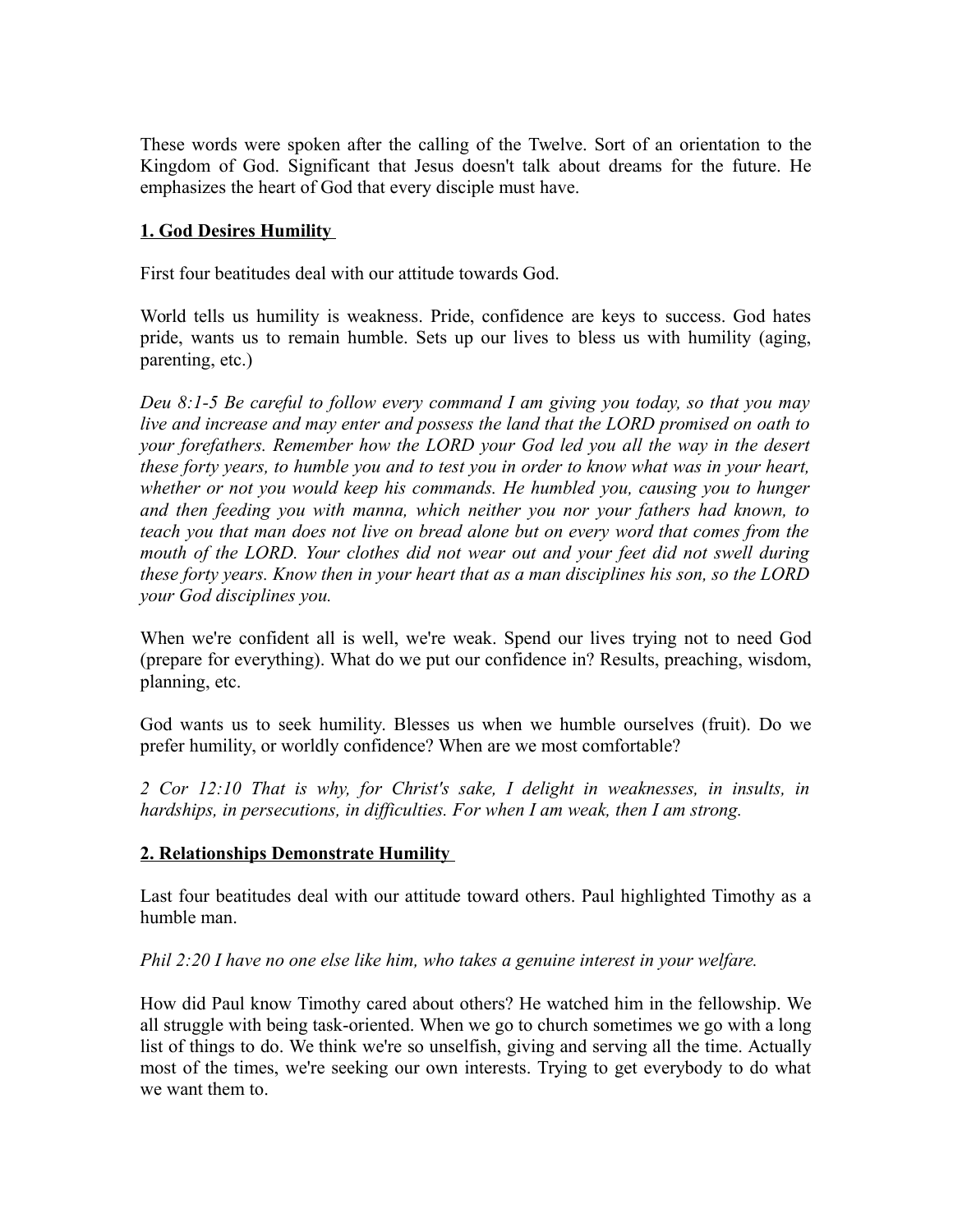These words were spoken after the calling of the Twelve. Sort of an orientation to the Kingdom of God. Significant that Jesus doesn't talk about dreams for the future. He emphasizes the heart of God that every disciple must have.

**1. God Desires Humility**

First four beatitudes deal with our attitude towards God.

World tells us humility is weakness. Pride, confidence are keys to success. God hates pride, wants us to remain humble. Sets up our lives to bless us with humility (aging, parenting, etc.)

*Deu 8:1-5 Be careful to follow every command I am giving you today, so that you may live and increase and may enter and possess the land that the LORD promised on oath to your forefathers. Remember how the LORD your God led you all the way in the desert these forty years, to humble you and to test you in order to know what was in your heart, whether or not you would keep his commands. He humbled you, causing you to hunger and then feeding you with manna, which neither you nor your fathers had known, to teach you that man does not live on bread alone but on every word that comes from the mouth of the LORD. Your clothes did not wear out and your feet did not swell during these forty years. Know then in your heart that as a man disciplines his son, so the LORD your God disciplines you.*

When we're confident all is well, we're weak. Spend our lives trying not to need God (prepare for everything). What do we put our confidence in? Results, preaching, wisdom, planning, etc.

God wants us to seek humility. Blesses us when we humble ourselves (fruit). Do we prefer humility, or worldly confidence? When are we most comfortable?

*2 Cor 12:10 That is why, for Christ's sake, I delight in weaknesses, in insults, in hardships, in persecutions, in difficulties. For when I am weak, then I am strong.*

**2. Relationships Demonstrate Humility**

Last four beatitudes deal with our attitude toward others. Paul highlighted Timothy as a humble man.

*Phil 2:20 I have no one else like him, who takes a genuine interest in your welfare.*

How did Paul know Timothy cared about others? He watched him in the fellowship. We all struggle with being task-oriented. When we go to church sometimes we go with a long list of things to do. We think we're so unselfish, giving and serving all the time. Actually most of the times, we're seeking our own interests. Trying to get everybody to do what we want them to.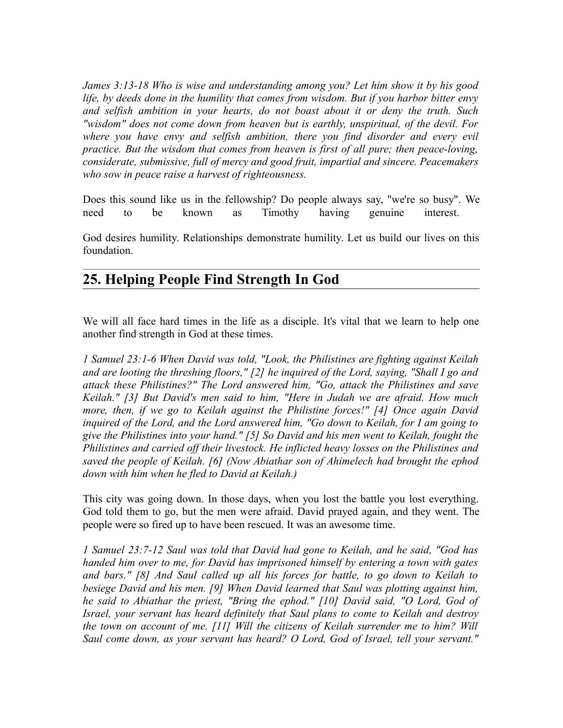*James 3:13-18 Who is wise and understanding among you? Let him show it by his good life, by deeds done in the humility that comes from wisdom. But if you harbor bitter envy and selfish ambition in your hearts, do not boast about it or deny the truth. Such "wisdom" does not come down from heaven but is earthly, unspiritual, of the devil. For where you have envy and selfish ambition, there you find disorder and every evil practice. But the wisdom that comes from heaven is first of all pure; then peace-loving, considerate, submissive, full of mercy and good fruit, impartial and sincere. Peacemakers who sow in peace raise a harvest of righteousness.*

Does this sound like us in the fellowship? Do people always say, "we're so busy". We need to be known as Timothy having genuine interest.

God desires humility. Relationships demonstrate humility. Let us build our lives on this foundation.

## 25. Helping People Find Strength In God

We will all face hard times in the life as a disciple. It's vital that we learn to help one another find strength in God at these times.

*1 Samuel 23:1-6 When David was told, "Look, the Philistines are fighting against Keilah and are looting the threshing floors," [2] he inquired of the Lord, saying, "Shall I go and attack these Philistines?" The Lord answered him, "Go, attack the Philistines and save Keilah." [3] But David's men said to him, "Here in Judah we are afraid. How much more, then, if we go to Keilah against the Philistine forces!" [4] Once again David inquired of the Lord, and the Lord answered him, "Go down to Keilah, for I am going to give the Philistines into your hand." [5] So David and his men went to Keilah, fought the Philistines and carried off their livestock. He inflicted heavy losses on the Philistines and saved the people of Keilah. [6] (Now Abiathar son of Ahimelech had brought the ephod down with him when he fled to David at Keilah.)*

This city was going down. In those days, when you lost the battle you lost everything. God told them to go, but the men were afraid. David prayed again, and they went. The people were so fired up to have been rescued. It was an awesome time.

*1 Samuel 23:7-12 Saul was told that David had gone to Keilah, and he said, "God has handed him over to me, for David has imprisoned himself by entering a town with gates and bars." [8] And Saul called up all his forces for battle, to go down to Keilah to besiege David and his men. [9] When David learned that Saul was plotting against him, he said to Abiathar the priest, "Bring the ephod." [10] David said, "O Lord, God of Israel, your servant has heard definitely that Saul plans to come to Keilah and destroy the town on account of me. [11] Will the citizens of Keilah surrender me to him? Will Saul come down, as your servant has heard? O Lord, God of Israel, tell your servant."*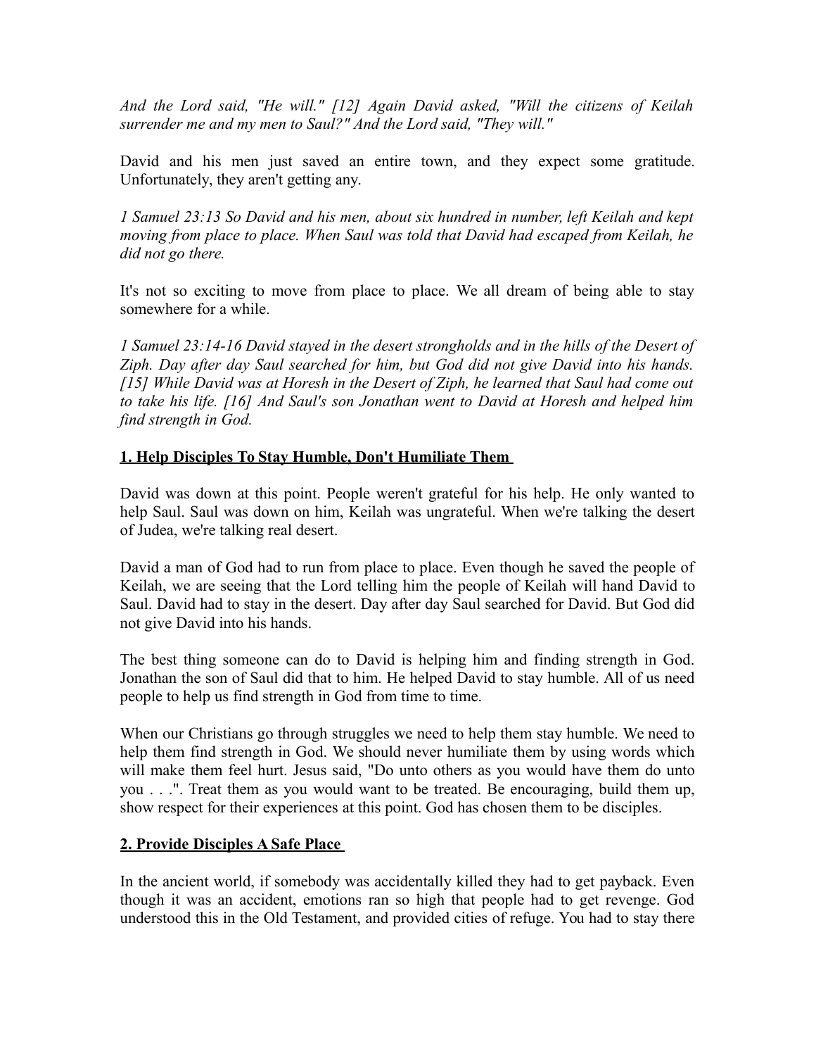*And the Lord said, "He will." [12] Again David asked, "Will the citizens of Keilah surrender me and my men to Saul?" And the Lord said, "They will."*

David and his men just saved an entire town, and they expect some gratitude. Unfortunately, they aren't getting any.

*1 Samuel 23:13 So David and his men, about six hundred in number, left Keilah and kept moving from place to place. When Saul was told that David had escaped from Keilah, he did not go there.*

It's not so exciting to move from place to place. We all dream of being able to stay somewhere for a while.

*1 Samuel 23:14-16 David stayed in the desert strongholds and in the hills of the Desert of Ziph. Day after day Saul searched for him, but God did not give David into his hands. [15] While David was at Horesh in the Desert of Ziph, he learned that Saul had come out to take his life. [16] And Saul's son Jonathan went to David at Horesh and helped him find strength in God.*

**1. Help Disciples To Stay Humble, Don't Humiliate Them**

David was down at this point. People weren't grateful for his help. He only wanted to help Saul. Saul was down on him, Keilah was ungrateful. When we're talking the desert of Judea, we're talking real desert.

David a man of God had to run from place to place. Even though he saved the people of Keilah, we are seeing that the Lord telling him the people of Keilah will hand David to Saul. David had to stay in the desert. Day after day Saul searched for David. But God did not give David into his hands.

The best thing someone can do to David is helping him and finding strength in God. Jonathan the son of Saul did that to him. He helped David to stay humble. All of us need people to help us find strength in God from time to time.

When our Christians go through struggles we need to help them stay humble. We need to help them find strength in God. We should never humiliate them by using words which will make them feel hurt. Jesus said, "Do unto others as you would have them do unto you . . .". Treat them as you would want to be treated. Be encouraging, build them up, show respect for their experiences at this point. God has chosen them to be disciples.

**2. Provide Disciples A Safe Place**

In the ancient world, if somebody was accidentally killed they had to get payback. Even though it was an accident, emotions ran so high that people had to get revenge. God understood this in the Old Testament, and provided cities of refuge. You had to stay there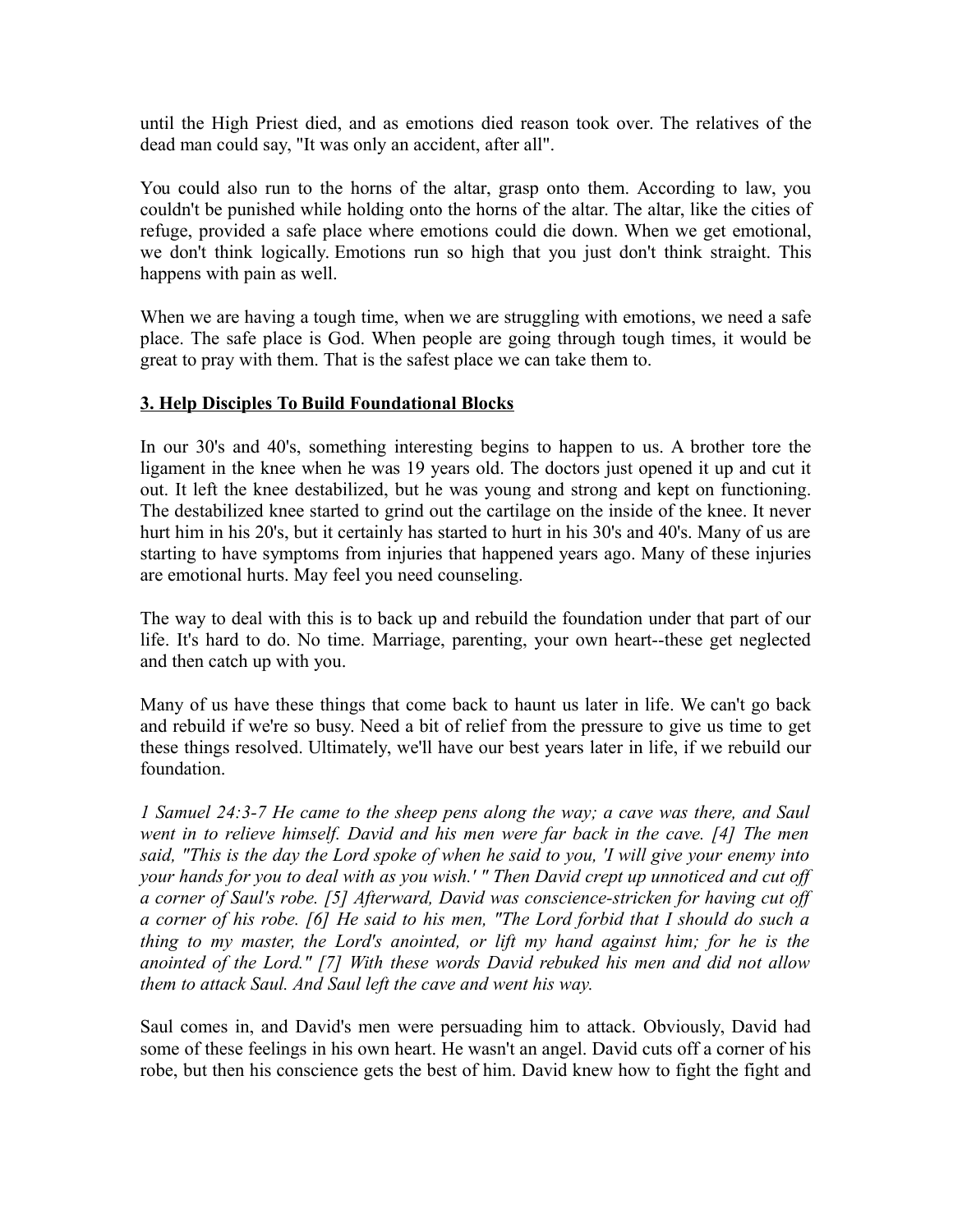until the High Priest died, and as emotions died reason took over. The relatives of the dead man could say, "It was only an accident, after all".

You could also run to the horns of the altar, grasp onto them. According to law, you couldn't be punished while holding onto the horns of the altar. The altar, like the cities of refuge, provided a safe place where emotions could die down. When we get emotional, we don't think logically. Emotions run so high that you just don't think straight. This happens with pain as well.

When we are having a tough time, when we are struggling with emotions, we need a safe place. The safe place is God. When people are going through tough times, it would be great to pray with them. That is the safest place we can take them to.

**3. Help Disciples To Build Foundational Blocks**

In our 30's and 40's, something interesting begins to happen to us. A brother tore the ligament in the knee when he was 19 years old. The doctors just opened it up and cut it out. It left the knee destabilized, but he was young and strong and kept on functioning. The destabilized knee started to grind out the cartilage on the inside of the knee. It never hurt him in his 20's, but it certainly has started to hurt in his 30's and 40's. Many of us are starting to have symptoms from injuries that happened years ago. Many of these injuries are emotional hurts. May feel you need counseling.

The way to deal with this is to back up and rebuild the foundation under that part of our life. It's hard to do. No time. Marriage, parenting, your own heart--these get neglected and then catch up with you.

Many of us have these things that come back to haunt us later in life. We can't go back and rebuild if we're so busy. Need a bit of relief from the pressure to give us time to get these things resolved. Ultimately, we'll have our best years later in life, if we rebuild our foundation.

*1 Samuel 24:3-7 He came to the sheep pens along the way; a cave was there, and Saul went in to relieve himself. David and his men were far back in the cave. [4] The men said, "This is the day the Lord spoke of when he said to you, 'I will give your enemy into your hands for you to deal with as you wish.' " Then David crept up unnoticed and cut off a corner of Saul's robe. [5] Afterward, David was conscience-stricken for having cut off a corner of his robe. [6] He said to his men, "The Lord forbid that I should do such a thing to my master, the Lord's anointed, or lift my hand against him; for he is the anointed of the Lord." [7] With these words David rebuked his men and did not allow them to attack Saul. And Saul left the cave and went his way.*

Saul comes in, and David's men were persuading him to attack. Obviously, David had some of these feelings in his own heart. He wasn't an angel. David cuts off a corner of his robe, but then his conscience gets the best of him. David knew how to fight the fight and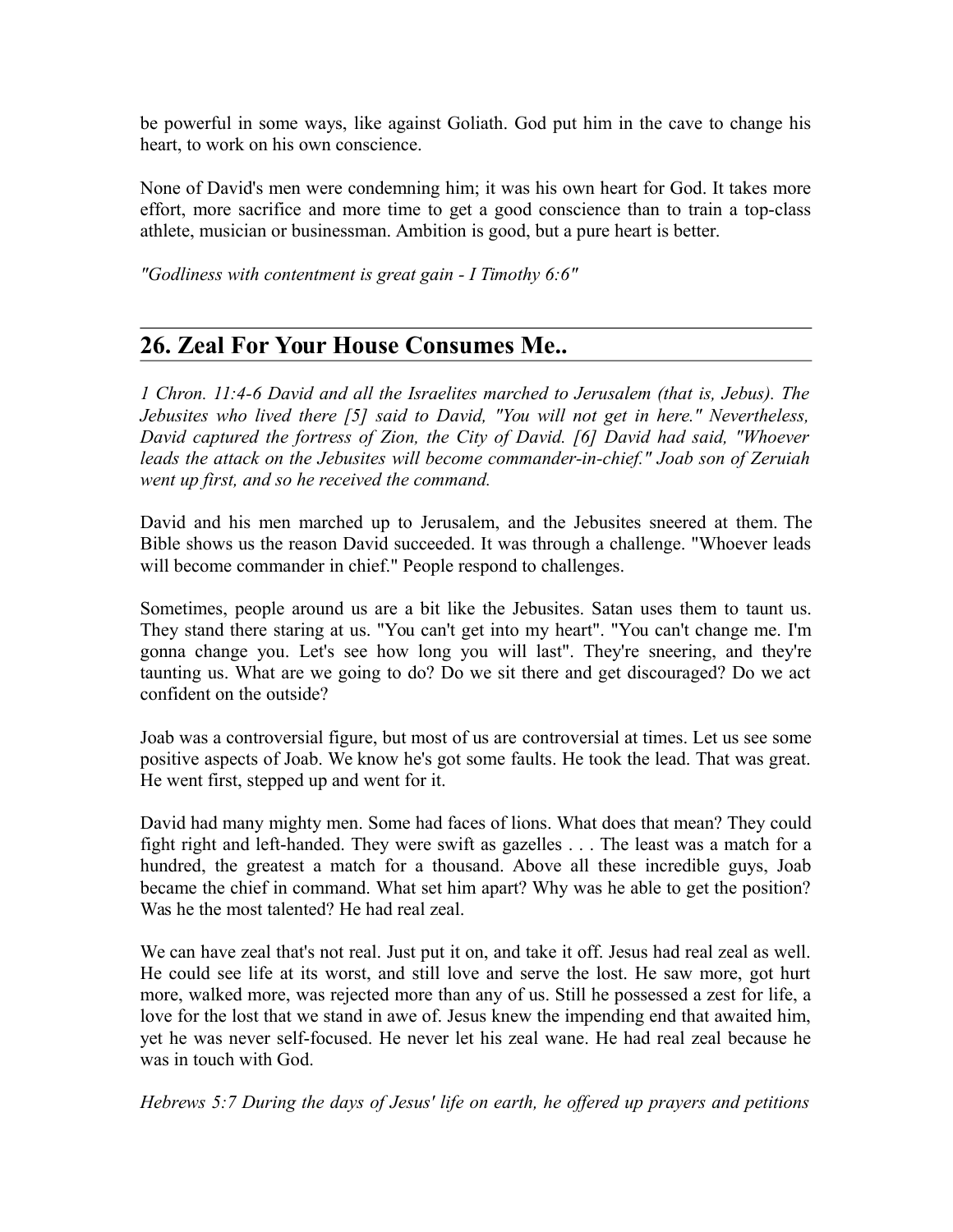be powerful in some ways, like against Goliath. God put him in the cave to change his heart, to work on his own conscience.

None of David's men were condemning him; it was his own heart for God. It takes more effort, more sacrifice and more time to get a good conscience than to train a top-class athlete, musician or businessman. Ambition is good, but a pure heart is better.

*"Godliness with contentment is great gain - I Timothy 6:6"*

## 26. Zeal For Your House Consumes Me..

*1 Chron. 11:4-6 David and all the Israelites marched to Jerusalem (that is, Jebus). The Jebusites who lived there [5] said to David, "You will not get in here." Nevertheless, David captured the fortress of Zion, the City of David. [6] David had said, "Whoever leads the attack on the Jebusites will become commander-in-chief." Joab son of Zeruiah went up first, and so he received the command.*

David and his men marched up to Jerusalem, and the Jebusites sneered at them. The Bible shows us the reason David succeeded. It was through a challenge. "Whoever leads will become commander in chief." People respond to challenges.

Sometimes, people around us are a bit like the Jebusites. Satan uses them to taunt us. They stand there staring at us. "You can't get into my heart". "You can't change me. I'm gonna change you. Let's see how long you will last". They're sneering, and they're taunting us. What are we going to do? Do we sit there and get discouraged? Do we act confident on the outside?

Joab was a controversial figure, but most of us are controversial at times. Let us see some positive aspects of Joab. We know he's got some faults. He took the lead. That was great. He went first, stepped up and went for it.

David had many mighty men. Some had faces of lions. What does that mean? They could fight right and left-handed. They were swift as gazelles . . . The least was a match for a hundred, the greatest a match for a thousand. Above all these incredible guys, Joab became the chief in command. What set him apart? Why was he able to get the position? Was he the most talented? He had real zeal.

We can have zeal that's not real. Just put it on, and take it off. Jesus had real zeal as well. He could see life at its worst, and still love and serve the lost. He saw more, got hurt more, walked more, was rejected more than any of us. Still he possessed a zest for life, a love for the lost that we stand in awe of. Jesus knew the impending end that awaited him, yet he was never self-focused. He never let his zeal wane. He had real zeal because he was in touch with God.

*Hebrews 5:7 During the days of Jesus' life on earth, he offered up prayers and petitions*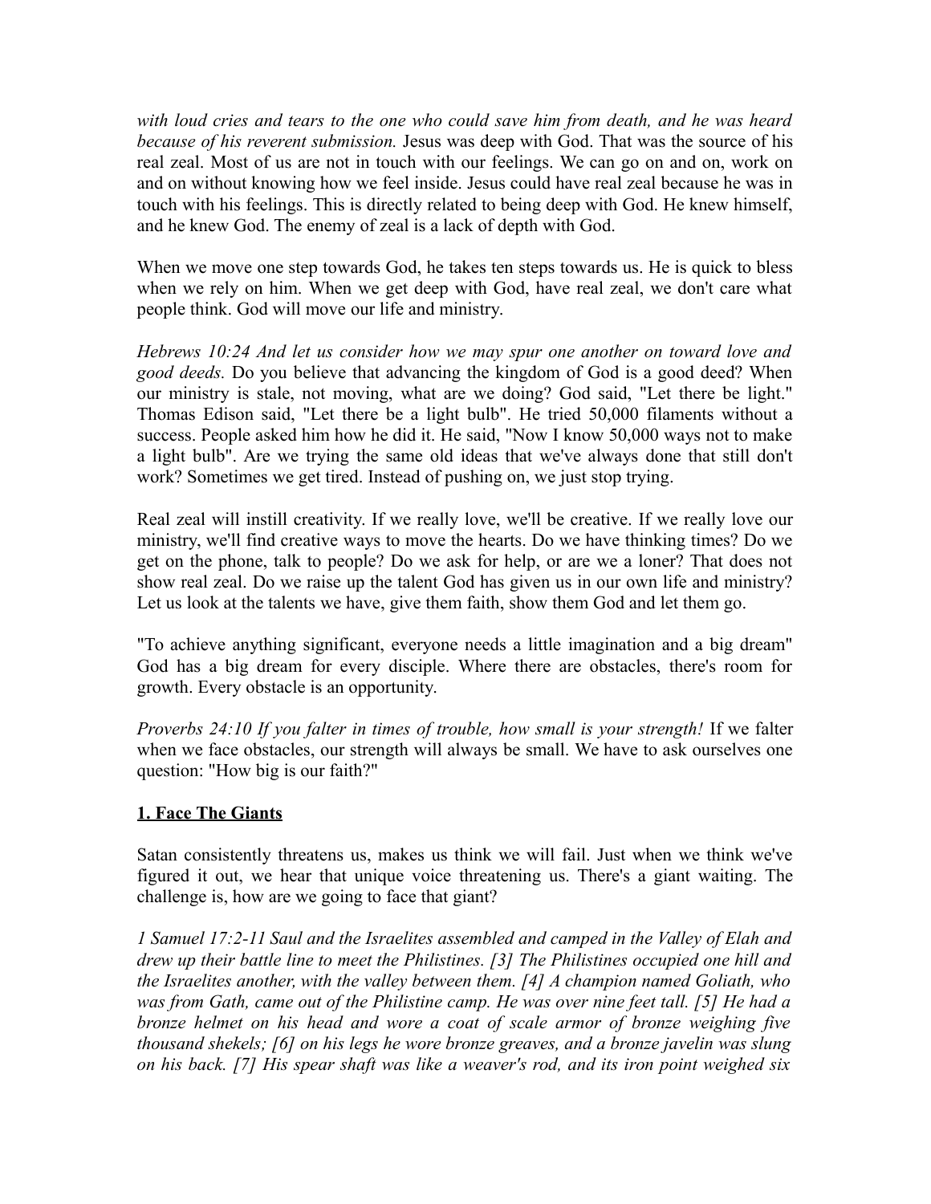*with loud cries and tears to the one who could save him from death, and he was heard because of his reverent submission.* Jesus was deep with God. That was the source of his real zeal. Most of us are not in touch with our feelings. We can go on and on, work on and on without knowing how we feel inside. Jesus could have real zeal because he was in touch with his feelings. This is directly related to being deep with God. He knew himself, and he knew God. The enemy of zeal is a lack of depth with God.

When we move one step towards God, he takes ten steps towards us. He is quick to bless when we rely on him. When we get deep with God, have real zeal, we don't care what people think. God will move our life and ministry.

*Hebrews 10:24 And let us consider how we may spur one another on toward love and good deeds.* Do you believe that advancing the kingdom of God is a good deed? When our ministry is stale, not moving, what are we doing? God said, "Let there be light." Thomas Edison said, "Let there be a light bulb". He tried 50,000 filaments without a success. People asked him how he did it. He said, "Now I know 50,000 ways not to make a light bulb". Are we trying the same old ideas that we've always done that still don't work? Sometimes we get tired. Instead of pushing on, we just stop trying.

Real zeal will instill creativity. If we really love, we'll be creative. If we really love our ministry, we'll find creative ways to move the hearts. Do we have thinking times? Do we get on the phone, talk to people? Do we ask for help, or are we a loner? That does not show real zeal. Do we raise up the talent God has given us in our own life and ministry? Let us look at the talents we have, give them faith, show them God and let them go.

"To achieve anything significant, everyone needs a little imagination and a big dream" God has a big dream for every disciple. Where there are obstacles, there's room for growth. Every obstacle is an opportunity.

*Proverbs 24:10 If you falter in times of trouble, how small is your strength!* If we falter when we face obstacles, our strength will always be small. We have to ask ourselves one question: "How big is our faith?"

## 1. Face The Giants

Satan consistently threatens us, makes us think we will fail. Just when we think we've figured it out, we hear that unique voice threatening us. There's a giant waiting. The challenge is, how are we going to face that giant?

*1 Samuel 17:2-11 Saul and the Israelites assembled and camped in the Valley of Elah and drew up their battle line to meet the Philistines. [3] The Philistines occupied one hill and the Israelites another, with the valley between them. [4] A champion named Goliath, who was from Gath, came out of the Philistine camp. He was over nine feet tall. [5] He had a bronze helmet on his head and wore a coat of scale armor of bronze weighing five thousand shekels; [6] on his legs he wore bronze greaves, and a bronze javelin was slung on his back. [7] His spear shaft was like a weaver's rod, and its iron point weighed six*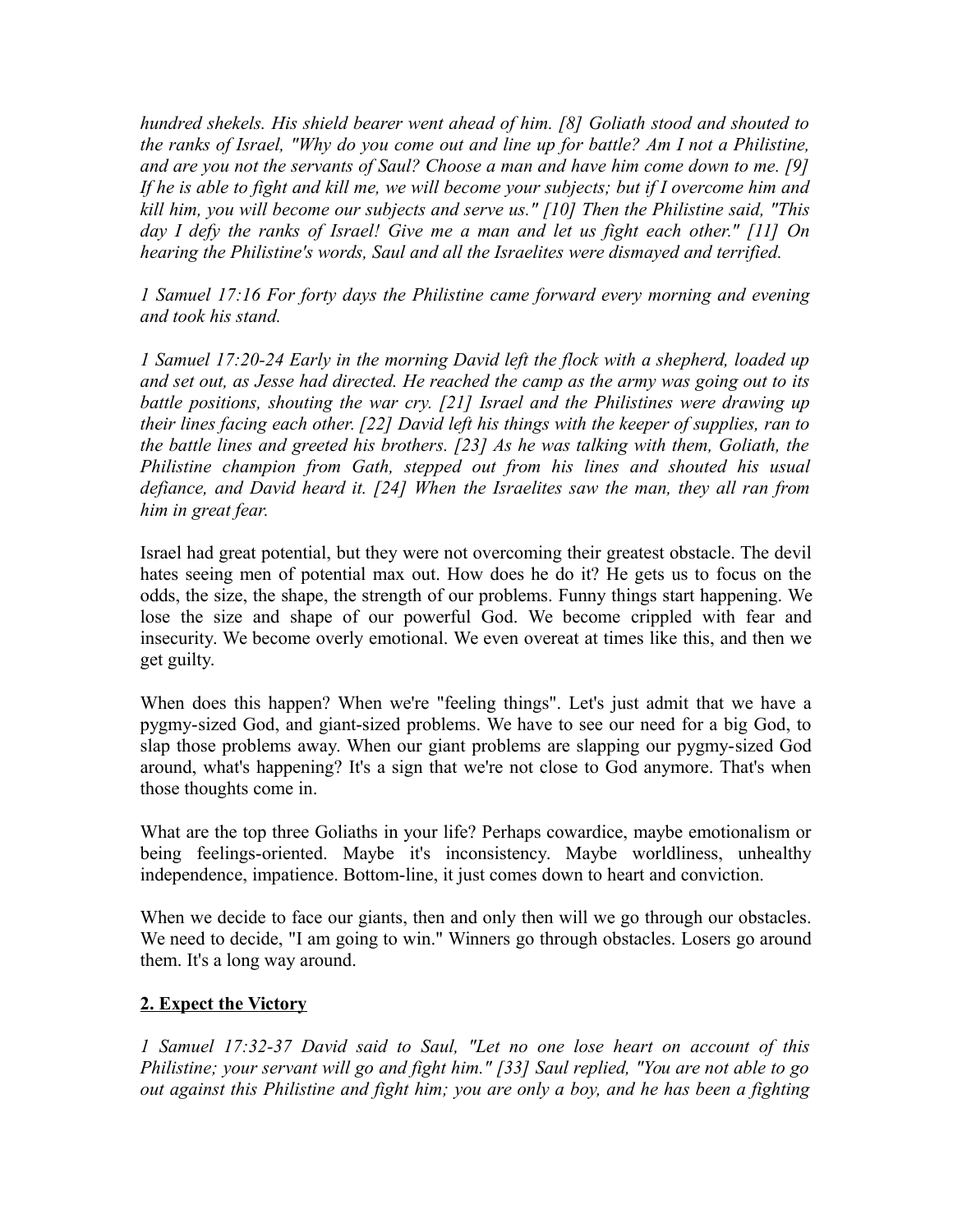*hundred shekels. His shield bearer went ahead of him. [8] Goliath stood and shouted to the ranks of Israel, "Why do you come out and line up for battle? Am I not a Philistine, and are you not the servants of Saul? Choose a man and have him come down to me. [9] If he is able to fight and kill me, we will become your subjects; but if I overcome him and kill him, you will become our subjects and serve us." [10] Then the Philistine said, "This day I defy the ranks of Israel! Give me a man and let us fight each other." [11] On hearing the Philistine's words, Saul and all the Israelites were dismayed and terrified.*

*1 Samuel 17:16 For forty days the Philistine came forward every morning and evening and took his stand.*

*1 Samuel 17:20-24 Early in the morning David left the flock with a shepherd, loaded up and set out, as Jesse had directed. He reached the camp as the army was going out to its battle positions, shouting the war cry. [21] Israel and the Philistines were drawing up their lines facing each other. [22] David left his things with the keeper of supplies, ran to the battle lines and greeted his brothers. [23] As he was talking with them, Goliath, the Philistine champion from Gath, stepped out from his lines and shouted his usual defiance, and David heard it. [24] When the Israelites saw the man, they all ran from him in great fear.*

Israel had great potential, but they were not overcoming their greatest obstacle. The devil hates seeing men of potential max out. How does he do it? He gets us to focus on the odds, the size, the shape, the strength of our problems. Funny things start happening. We lose the size and shape of our powerful God. We become crippled with fear and insecurity. We become overly emotional. We even overeat at times like this, and then we get guilty.

When does this happen? When we're "feeling things". Let's just admit that we have a pygmy-sized God, and giant-sized problems. We have to see our need for a big God, to slap those problems away. When our giant problems are slapping our pygmy-sized God around, what's happening? It's a sign that we're not close to God anymore. That's when those thoughts come in.

What are the top three Goliaths in your life? Perhaps cowardice, maybe emotionalism or being feelings-oriented. Maybe it's inconsistency. Maybe worldliness, unhealthy independence, impatience. Bottom-line, it just comes down to heart and conviction.

When we decide to face our giants, then and only then will we go through our obstacles. We need to decide, "I am going to win." Winners go through obstacles. Losers go around them. It's a long way around.

## **2. Expect the Victory**

*1 Samuel 17:32-37 David said to Saul, "Let no one lose heart on account of this Philistine; your servant will go and fight him." [33] Saul replied, "You are not able to go out against this Philistine and fight him; you are only a boy, and he has been a fighting*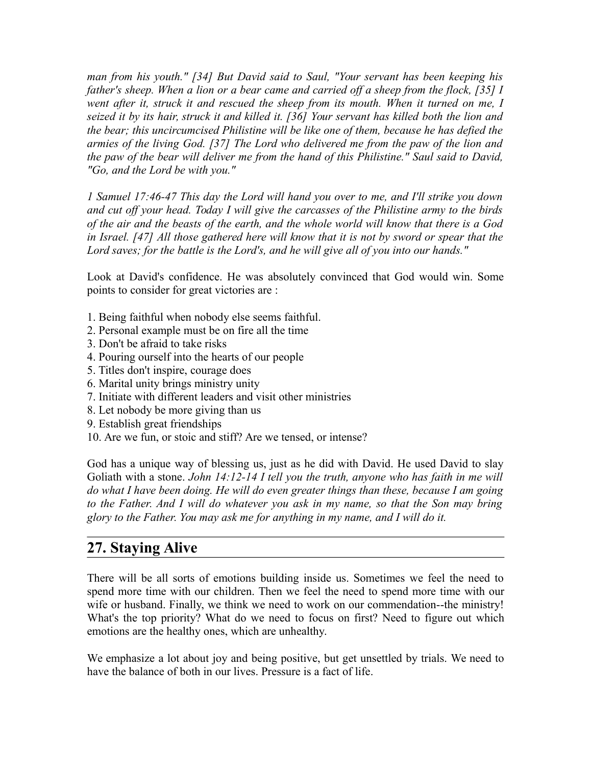*man from his youth." [34] But David said to Saul, "Your servant has been keeping his father's sheep. When a lion or a bear came and carried off a sheep from the flock, [35] I went after it, struck it and rescued the sheep from its mouth. When it turned on me, I seized it by its hair, struck it and killed it. [36] Your servant has killed both the lion and the bear; this uncircumcised Philistine will be like one of them, because he has defied the armies of the living God. [37] The Lord who delivered me from the paw of the lion and the paw of the bear will deliver me from the hand of this Philistine." Saul said to David, "Go, and the Lord be with you."*

*1 Samuel 17:46-47 This day the Lord will hand you over to me, and I'll strike you down and cut off your head. Today I will give the carcasses of the Philistine army to the birds of the air and the beasts of the earth, and the whole world will know that there is a God in Israel. [47] All those gathered here will know that it is not by sword or spear that the Lord saves; for the battle is the Lord's, and he will give all of you into our hands."*

Look at David's confidence. He was absolutely convinced that God would win. Some points to consider for great victories are :

1. Being faithful when nobody else seems faithful.
2. Personal example must be on fire all the time
3. Don't be afraid to take risks
4. Pouring ourself into the hearts of our people
5. Titles don't inspire, courage does
6. Marital unity brings ministry unity
7. Initiate with different leaders and visit other ministries
8. Let nobody be more giving than us
9. Establish great friendships
10. Are we fun, or stoic and stiff? Are we tensed, or intense?

God has a unique way of blessing us, just as he did with David. He used David to slay Goliath with a stone. *John 14:12-14 I tell you the truth, anyone who has faith in me will do what I have been doing. He will do even greater things than these, because I am going to the Father. And I will do whatever you ask in my name, so that the Son may bring glory to the Father. You may ask me for anything in my name, and I will do it.*

## 27. Staying Alive

There will be all sorts of emotions building inside us. Sometimes we feel the need to spend more time with our children. Then we feel the need to spend more time with our wife or husband. Finally, we think we need to work on our commendation--the ministry! What's the top priority? What do we need to focus on first? Need to figure out which emotions are the healthy ones, which are unhealthy.

We emphasize a lot about joy and being positive, but get unsettled by trials. We need to have the balance of both in our lives. Pressure is a fact of life.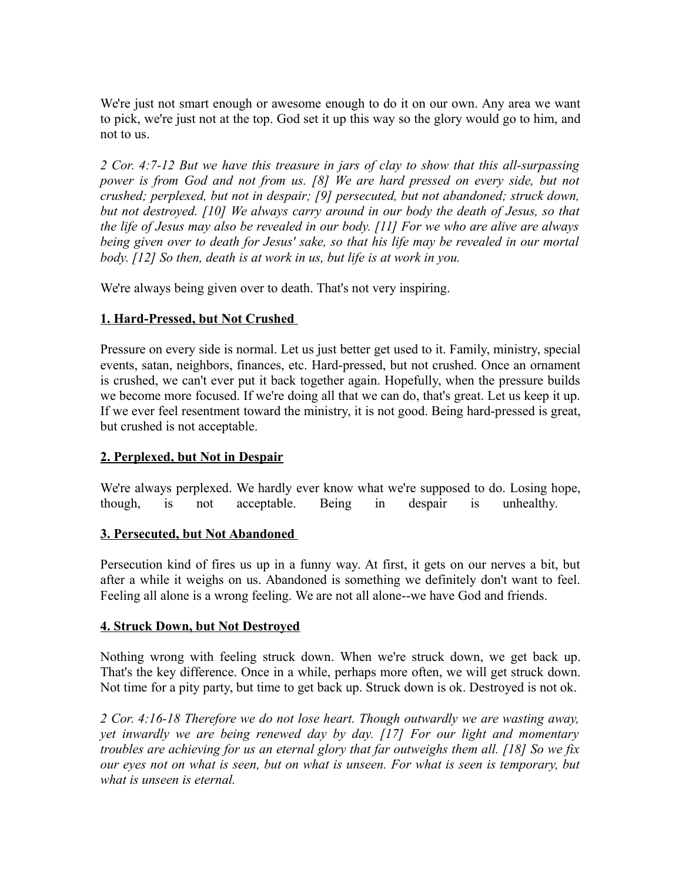We're just not smart enough or awesome enough to do it on our own. Any area we want to pick, we're just not at the top. God set it up this way so the glory would go to him, and not to us.

*2 Cor. 4:7-12 But we have this treasure in jars of clay to show that this all-surpassing power is from God and not from us. [8] We are hard pressed on every side, but not crushed; perplexed, but not in despair; [9] persecuted, but not abandoned; struck down, but not destroyed. [10] We always carry around in our body the death of Jesus, so that the life of Jesus may also be revealed in our body. [11] For we who are alive are always being given over to death for Jesus' sake, so that his life may be revealed in our mortal body. [12] So then, death is at work in us, but life is at work in you.*

We're always being given over to death. That's not very inspiring.

**1. Hard-Pressed, but Not Crushed**

Pressure on every side is normal. Let us just better get used to it. Family, ministry, special events, satan, neighbors, finances, etc. Hard-pressed, but not crushed. Once an ornament is crushed, we can't ever put it back together again. Hopefully, when the pressure builds we become more focused. If we're doing all that we can do, that's great. Let us keep it up. If we ever feel resentment toward the ministry, it is not good. Being hard-pressed is great, but crushed is not acceptable.

**2. Perplexed, but Not in Despair**

We're always perplexed. We hardly ever know what we're supposed to do. Losing hope, though, is not acceptable. Being in despair is unhealthy.

**3. Persecuted, but Not Abandoned**

Persecution kind of fires us up in a funny way. At first, it gets on our nerves a bit, but after a while it weighs on us. Abandoned is something we definitely don't want to feel. Feeling all alone is a wrong feeling. We are not all alone--we have God and friends.

**4. Struck Down, but Not Destroyed**

Nothing wrong with feeling struck down. When we're struck down, we get back up. That's the key difference. Once in a while, perhaps more often, we will get struck down. Not time for a pity party, but time to get back up. Struck down is ok. Destroyed is not ok.

*2 Cor. 4:16-18 Therefore we do not lose heart. Though outwardly we are wasting away, yet inwardly we are being renewed day by day. [17] For our light and momentary troubles are achieving for us an eternal glory that far outweighs them all. [18] So we fix our eyes not on what is seen, but on what is unseen. For what is seen is temporary, but what is unseen is eternal.*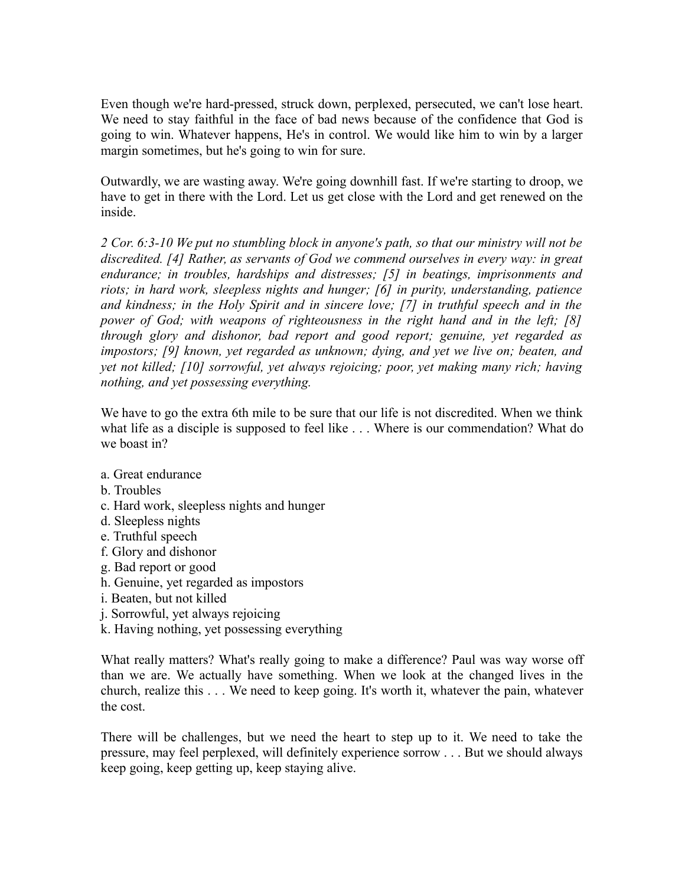Even though we're hard-pressed, struck down, perplexed, persecuted, we can't lose heart. We need to stay faithful in the face of bad news because of the confidence that God is going to win. Whatever happens, He's in control. We would like him to win by a larger margin sometimes, but he's going to win for sure.

Outwardly, we are wasting away. We're going downhill fast. If we're starting to droop, we have to get in there with the Lord. Let us get close with the Lord and get renewed on the inside.

*2 Cor. 6:3-10 We put no stumbling block in anyone's path, so that our ministry will not be discredited. [4] Rather, as servants of God we commend ourselves in every way: in great endurance; in troubles, hardships and distresses; [5] in beatings, imprisonments and riots; in hard work, sleepless nights and hunger; [6] in purity, understanding, patience and kindness; in the Holy Spirit and in sincere love; [7] in truthful speech and in the power of God; with weapons of righteousness in the right hand and in the left; [8] through glory and dishonor, bad report and good report; genuine, yet regarded as impostors; [9] known, yet regarded as unknown; dying, and yet we live on; beaten, and yet not killed; [10] sorrowful, yet always rejoicing; poor, yet making many rich; having nothing, and yet possessing everything.*

We have to go the extra 6th mile to be sure that our life is not discredited. When we think what life as a disciple is supposed to feel like . . . Where is our commendation? What do we boast in?

a. Great endurance
b. Troubles
c. Hard work, sleepless nights and hunger
d. Sleepless nights
e. Truthful speech
f. Glory and dishonor
g. Bad report or good
h. Genuine, yet regarded as impostors
i. Beaten, but not killed
j. Sorrowful, yet always rejoicing
k. Having nothing, yet possessing everything

What really matters? What's really going to make a difference? Paul was way worse off than we are. We actually have something. When we look at the changed lives in the church, realize this . . . We need to keep going. It's worth it, whatever the pain, whatever the cost.

There will be challenges, but we need the heart to step up to it. We need to take the pressure, may feel perplexed, will definitely experience sorrow . . . But we should always keep going, keep getting up, keep staying alive.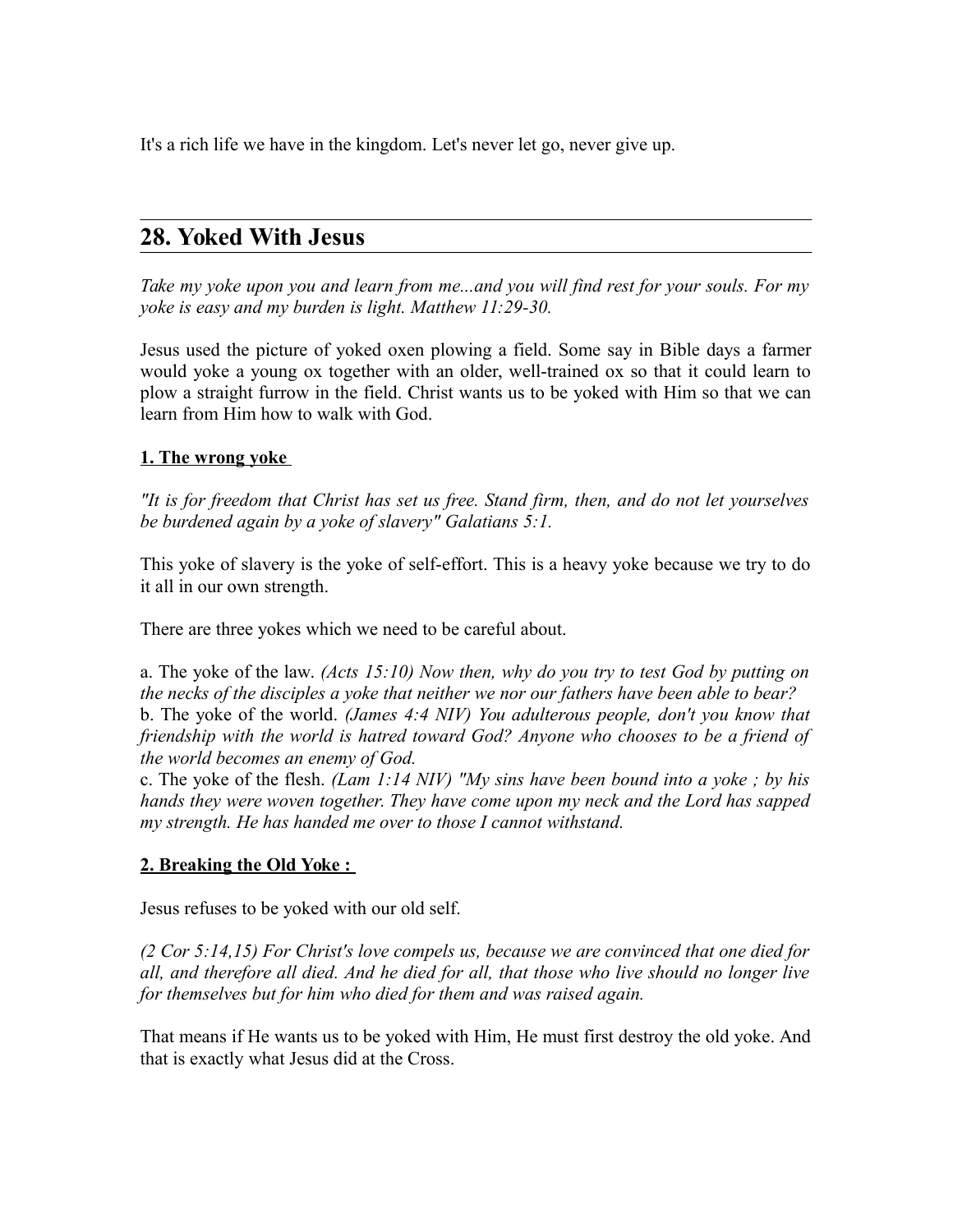It's a rich life we have in the kingdom. Let's never let go, never give up.

## 28. Yoked With Jesus

*Take my yoke upon you and learn from me...and you will find rest for your souls. For my yoke is easy and my burden is light. Matthew 11:29-30.*

Jesus used the picture of yoked oxen plowing a field. Some say in Bible days a farmer would yoke a young ox together with an older, well-trained ox so that it could learn to plow a straight furrow in the field. Christ wants us to be yoked with Him so that we can learn from Him how to walk with God.

**1. The wrong yoke**

*"It is for freedom that Christ has set us free. Stand firm, then, and do not let yourselves be burdened again by a yoke of slavery" Galatians 5:1.*

This yoke of slavery is the yoke of self-effort. This is a heavy yoke because we try to do it all in our own strength.

There are three yokes which we need to be careful about.

a. The yoke of the law. *(Acts 15:10) Now then, why do you try to test God by putting on the necks of the disciples a yoke that neither we nor our fathers have been able to bear?*
b. The yoke of the world. *(James 4:4 NIV) You adulterous people, don't you know that friendship with the world is hatred toward God? Anyone who chooses to be a friend of the world becomes an enemy of God.*
c. The yoke of the flesh. *(Lam 1:14 NIV) "My sins have been bound into a yoke ; by his hands they were woven together. They have come upon my neck and the Lord has sapped my strength. He has handed me over to those I cannot withstand.*

**2. Breaking the Old Yoke :**

Jesus refuses to be yoked with our old self.

*(2 Cor 5:14,15) For Christ's love compels us, because we are convinced that one died for all, and therefore all died. And he died for all, that those who live should no longer live for themselves but for him who died for them and was raised again.*

That means if He wants us to be yoked with Him, He must first destroy the old yoke. And that is exactly what Jesus did at the Cross.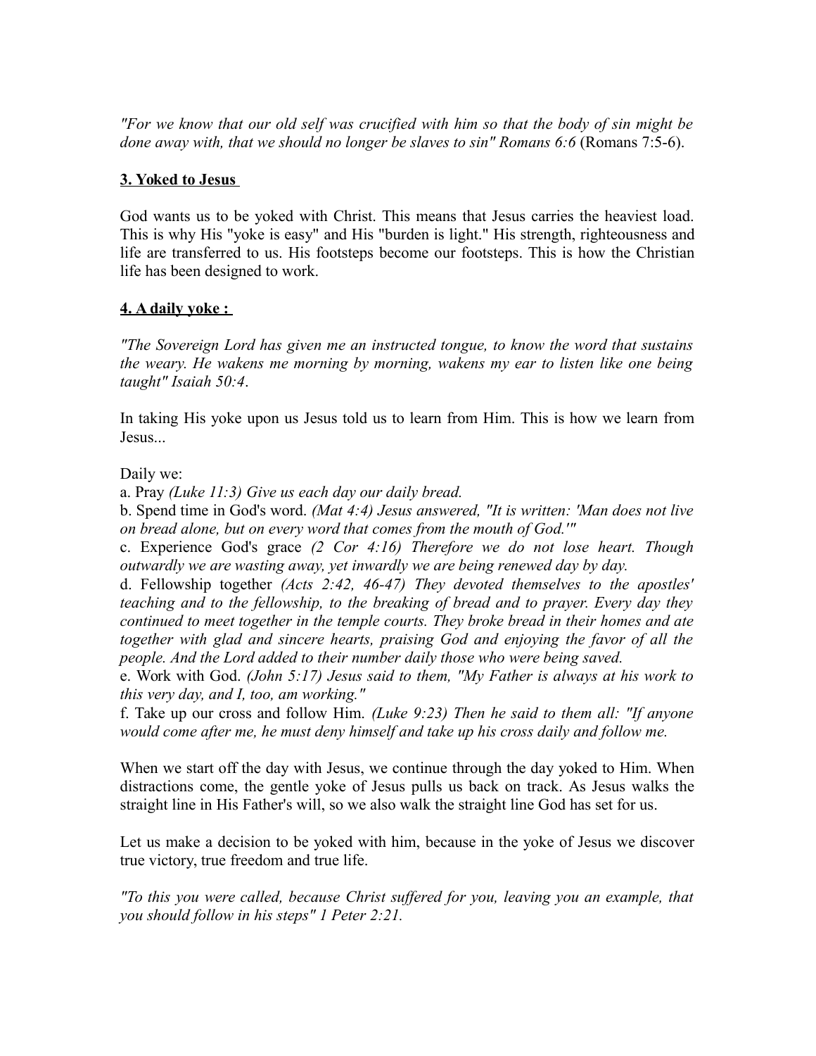*"For we know that our old self was crucified with him so that the body of sin might be done away with, that we should no longer be slaves to sin" Romans 6:6* (Romans 7:5-6).

**3. Yoked to Jesus**

God wants us to be yoked with Christ. This means that Jesus carries the heaviest load. This is why His "yoke is easy" and His "burden is light." His strength, righteousness and life are transferred to us. His footsteps become our footsteps. This is how the Christian life has been designed to work.

**4. A daily yoke :**

*"The Sovereign Lord has given me an instructed tongue, to know the word that sustains the weary. He wakens me morning by morning, wakens my ear to listen like one being taught" Isaiah 50:4*.

In taking His yoke upon us Jesus told us to learn from Him. This is how we learn from Jesus...

Daily we:

a. Pray *(Luke 11:3) Give us each day our daily bread.*

b. Spend time in God's word. *(Mat 4:4) Jesus answered, "It is written: 'Man does not live on bread alone, but on every word that comes from the mouth of God.'"*

c. Experience God's grace *(2 Cor 4:16) Therefore we do not lose heart. Though outwardly we are wasting away, yet inwardly we are being renewed day by day.*

d. Fellowship together *(Acts 2:42, 46-47) They devoted themselves to the apostles' teaching and to the fellowship, to the breaking of bread and to prayer. Every day they continued to meet together in the temple courts. They broke bread in their homes and ate together with glad and sincere hearts, praising God and enjoying the favor of all the people. And the Lord added to their number daily those who were being saved.*

e. Work with God. *(John 5:17) Jesus said to them, "My Father is always at his work to this very day, and I, too, am working."*

f. Take up our cross and follow Him. *(Luke 9:23) Then he said to them all: "If anyone would come after me, he must deny himself and take up his cross daily and follow me.*

When we start off the day with Jesus, we continue through the day yoked to Him. When distractions come, the gentle yoke of Jesus pulls us back on track. As Jesus walks the straight line in His Father's will, so we also walk the straight line God has set for us.

Let us make a decision to be yoked with him, because in the yoke of Jesus we discover true victory, true freedom and true life.

*"To this you were called, because Christ suffered for you, leaving you an example, that you should follow in his steps" 1 Peter 2:21.*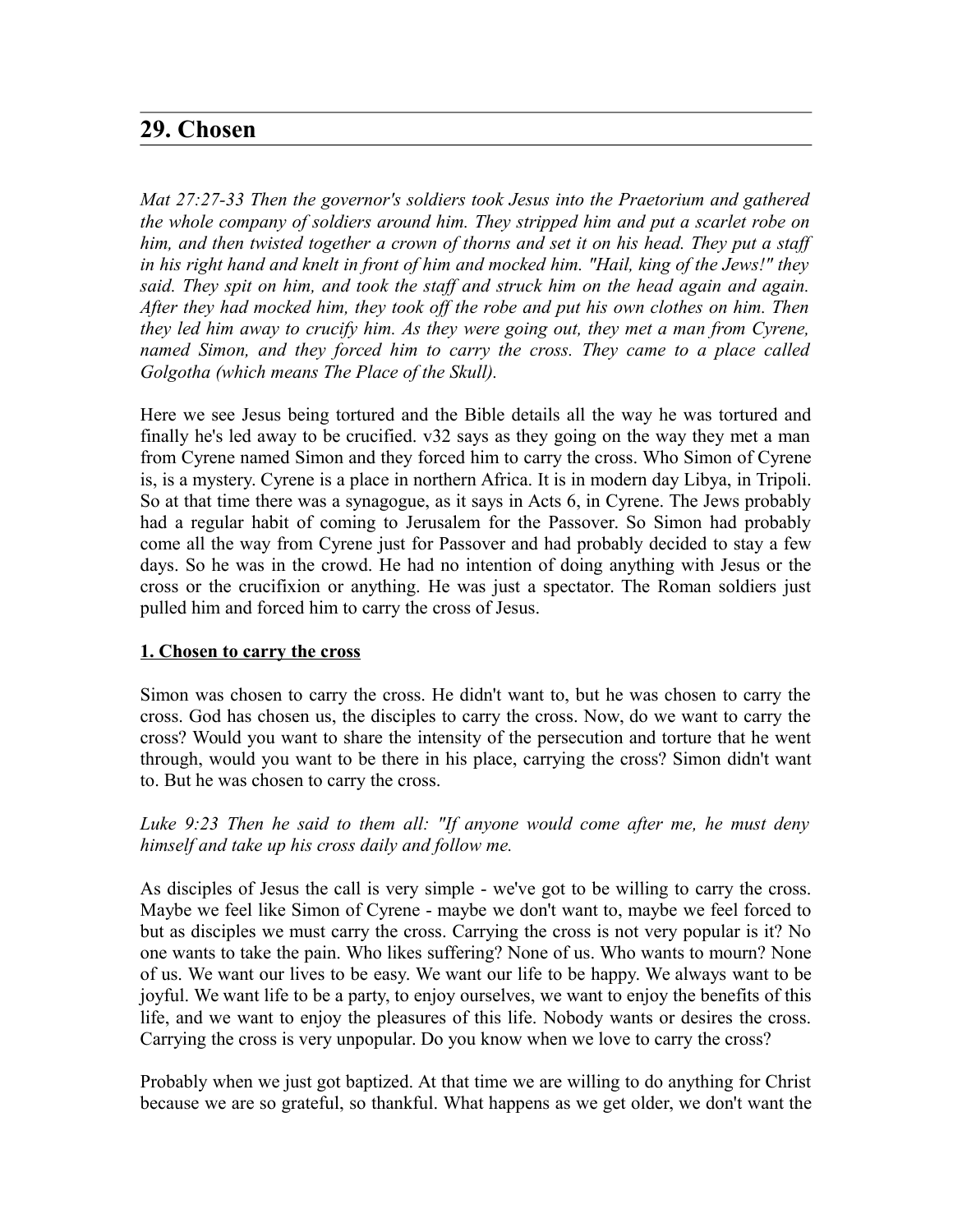## 29. Chosen

*Mat 27:27-33 Then the governor's soldiers took Jesus into the Praetorium and gathered the whole company of soldiers around him. They stripped him and put a scarlet robe on him, and then twisted together a crown of thorns and set it on his head. They put a staff in his right hand and knelt in front of him and mocked him. "Hail, king of the Jews!" they said. They spit on him, and took the staff and struck him on the head again and again. After they had mocked him, they took off the robe and put his own clothes on him. Then they led him away to crucify him. As they were going out, they met a man from Cyrene, named Simon, and they forced him to carry the cross. They came to a place called Golgotha (which means The Place of the Skull).*

Here we see Jesus being tortured and the Bible details all the way he was tortured and finally he's led away to be crucified. v32 says as they going on the way they met a man from Cyrene named Simon and they forced him to carry the cross. Who Simon of Cyrene is, is a mystery. Cyrene is a place in northern Africa. It is in modern day Libya, in Tripoli. So at that time there was a synagogue, as it says in Acts 6, in Cyrene. The Jews probably had a regular habit of coming to Jerusalem for the Passover. So Simon had probably come all the way from Cyrene just for Passover and had probably decided to stay a few days. So he was in the crowd. He had no intention of doing anything with Jesus or the cross or the crucifixion or anything. He was just a spectator. The Roman soldiers just pulled him and forced him to carry the cross of Jesus.

### **1. Chosen to carry the cross**

Simon was chosen to carry the cross. He didn't want to, but he was chosen to carry the cross. God has chosen us, the disciples to carry the cross. Now, do we want to carry the cross? Would you want to share the intensity of the persecution and torture that he went through, would you want to be there in his place, carrying the cross? Simon didn't want to. But he was chosen to carry the cross.

*Luke 9:23 Then he said to them all: "If anyone would come after me, he must deny himself and take up his cross daily and follow me.*

As disciples of Jesus the call is very simple - we've got to be willing to carry the cross. Maybe we feel like Simon of Cyrene - maybe we don't want to, maybe we feel forced to but as disciples we must carry the cross. Carrying the cross is not very popular is it? No one wants to take the pain. Who likes suffering? None of us. Who wants to mourn? None of us. We want our lives to be easy. We want our life to be happy. We always want to be joyful. We want life to be a party, to enjoy ourselves, we want to enjoy the benefits of this life, and we want to enjoy the pleasures of this life. Nobody wants or desires the cross. Carrying the cross is very unpopular. Do you know when we love to carry the cross?

Probably when we just got baptized. At that time we are willing to do anything for Christ because we are so grateful, so thankful. What happens as we get older, we don't want the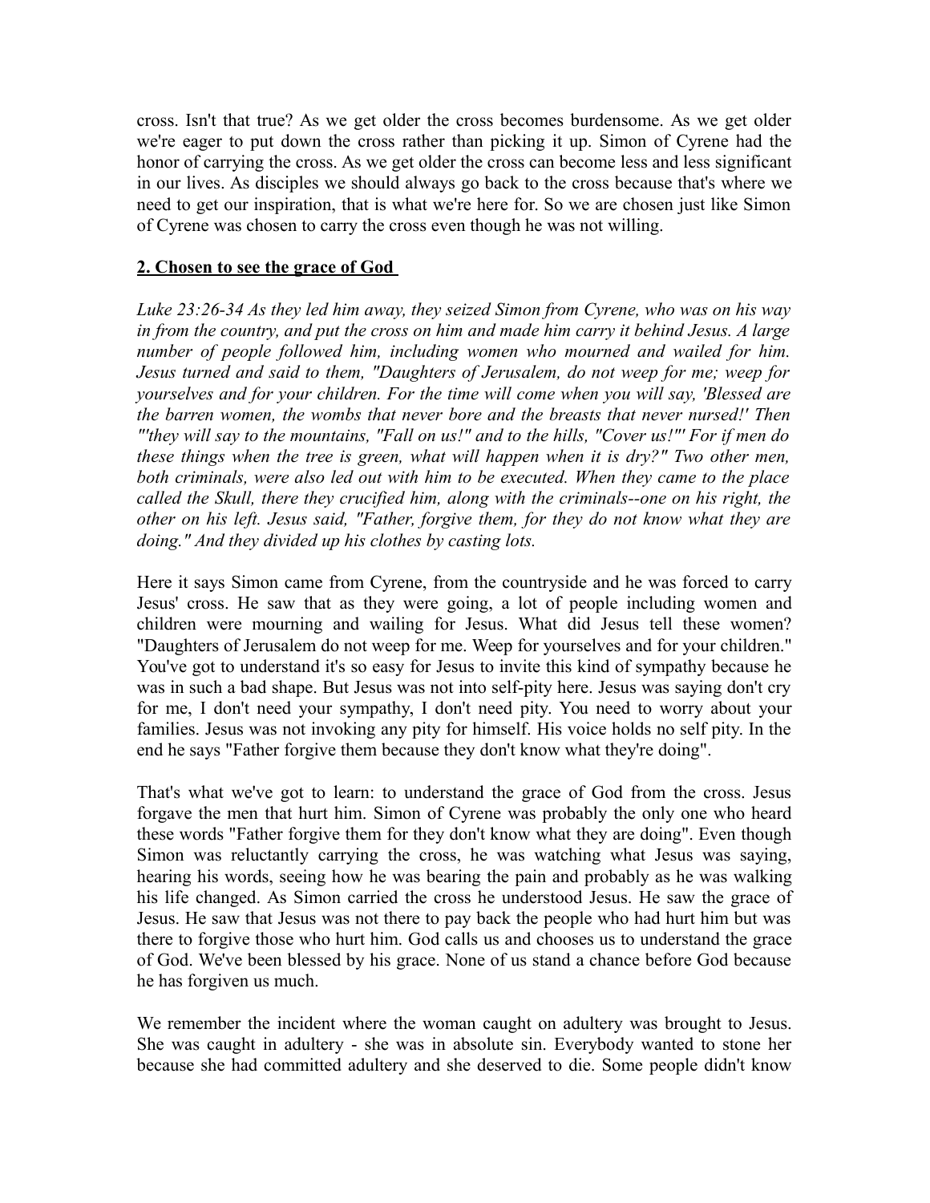cross. Isn't that true? As we get older the cross becomes burdensome. As we get older we're eager to put down the cross rather than picking it up. Simon of Cyrene had the honor of carrying the cross. As we get older the cross can become less and less significant in our lives. As disciples we should always go back to the cross because that's where we need to get our inspiration, that is what we're here for. So we are chosen just like Simon of Cyrene was chosen to carry the cross even though he was not willing.

## **2. Chosen to see the grace of God**

*Luke 23:26-34 As they led him away, they seized Simon from Cyrene, who was on his way in from the country, and put the cross on him and made him carry it behind Jesus. A large number of people followed him, including women who mourned and wailed for him. Jesus turned and said to them, "Daughters of Jerusalem, do not weep for me; weep for yourselves and for your children. For the time will come when you will say, 'Blessed are the barren women, the wombs that never bore and the breasts that never nursed!' Then "'they will say to the mountains, "Fall on us!" and to the hills, "Cover us!"' For if men do these things when the tree is green, what will happen when it is dry?" Two other men, both criminals, were also led out with him to be executed. When they came to the place called the Skull, there they crucified him, along with the criminals--one on his right, the other on his left. Jesus said, "Father, forgive them, for they do not know what they are doing." And they divided up his clothes by casting lots.*

Here it says Simon came from Cyrene, from the countryside and he was forced to carry Jesus' cross. He saw that as they were going, a lot of people including women and children were mourning and wailing for Jesus. What did Jesus tell these women? "Daughters of Jerusalem do not weep for me. Weep for yourselves and for your children." You've got to understand it's so easy for Jesus to invite this kind of sympathy because he was in such a bad shape. But Jesus was not into self-pity here. Jesus was saying don't cry for me, I don't need your sympathy, I don't need pity. You need to worry about your families. Jesus was not invoking any pity for himself. His voice holds no self pity. In the end he says "Father forgive them because they don't know what they're doing".

That's what we've got to learn: to understand the grace of God from the cross. Jesus forgave the men that hurt him. Simon of Cyrene was probably the only one who heard these words "Father forgive them for they don't know what they are doing". Even though Simon was reluctantly carrying the cross, he was watching what Jesus was saying, hearing his words, seeing how he was bearing the pain and probably as he was walking his life changed. As Simon carried the cross he understood Jesus. He saw the grace of Jesus. He saw that Jesus was not there to pay back the people who had hurt him but was there to forgive those who hurt him. God calls us and chooses us to understand the grace of God. We've been blessed by his grace. None of us stand a chance before God because he has forgiven us much.

We remember the incident where the woman caught on adultery was brought to Jesus. She was caught in adultery - she was in absolute sin. Everybody wanted to stone her because she had committed adultery and she deserved to die. Some people didn't know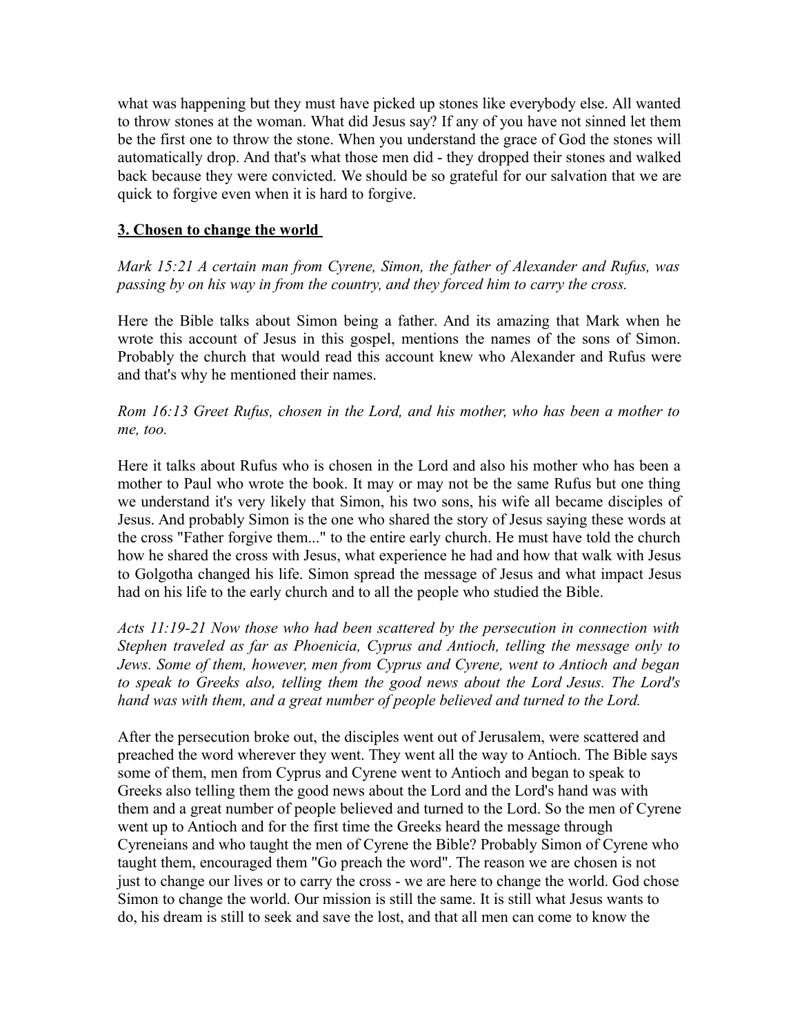what was happening but they must have picked up stones like everybody else. All wanted to throw stones at the woman. What did Jesus say? If any of you have not sinned let them be the first one to throw the stone. When you understand the grace of God the stones will automatically drop. And that's what those men did - they dropped their stones and walked back because they were convicted. We should be so grateful for our salvation that we are quick to forgive even when it is hard to forgive.

### 3. Chosen to change the world

*Mark 15:21 A certain man from Cyrene, Simon, the father of Alexander and Rufus, was passing by on his way in from the country, and they forced him to carry the cross.*

Here the Bible talks about Simon being a father. And its amazing that Mark when he wrote this account of Jesus in this gospel, mentions the names of the sons of Simon. Probably the church that would read this account knew who Alexander and Rufus were and that's why he mentioned their names.

*Rom 16:13 Greet Rufus, chosen in the Lord, and his mother, who has been a mother to me, too.*

Here it talks about Rufus who is chosen in the Lord and also his mother who has been a mother to Paul who wrote the book. It may or may not be the same Rufus but one thing we understand it's very likely that Simon, his two sons, his wife all became disciples of Jesus. And probably Simon is the one who shared the story of Jesus saying these words at the cross "Father forgive them..." to the entire early church. He must have told the church how he shared the cross with Jesus, what experience he had and how that walk with Jesus to Golgotha changed his life. Simon spread the message of Jesus and what impact Jesus had on his life to the early church and to all the people who studied the Bible.

*Acts 11:19-21 Now those who had been scattered by the persecution in connection with Stephen traveled as far as Phoenicia, Cyprus and Antioch, telling the message only to Jews. Some of them, however, men from Cyprus and Cyrene, went to Antioch and began to speak to Greeks also, telling them the good news about the Lord Jesus. The Lord's hand was with them, and a great number of people believed and turned to the Lord.*

After the persecution broke out, the disciples went out of Jerusalem, were scattered and preached the word wherever they went. They went all the way to Antioch. The Bible says some of them, men from Cyprus and Cyrene went to Antioch and began to speak to Greeks also telling them the good news about the Lord and the Lord's hand was with them and a great number of people believed and turned to the Lord. So the men of Cyrene went up to Antioch and for the first time the Greeks heard the message through Cyreneians and who taught the men of Cyrene the Bible? Probably Simon of Cyrene who taught them, encouraged them "Go preach the word". The reason we are chosen is not just to change our lives or to carry the cross - we are here to change the world. God chose Simon to change the world. Our mission is still the same. It is still what Jesus wants to do, his dream is still to seek and save the lost, and that all men can come to know the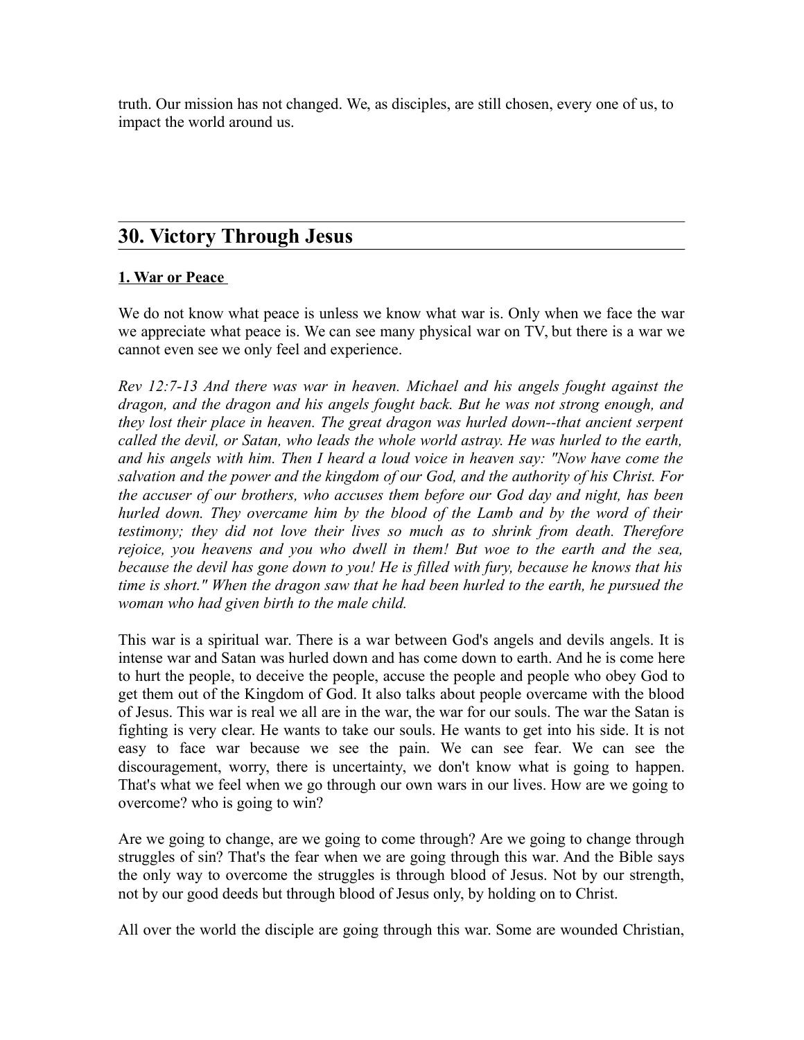truth. Our mission has not changed. We, as disciples, are still chosen, every one of us, to impact the world around us.

---

## 30. Victory Through Jesus

**1. War or Peace**

We do not know what peace is unless we know what war is. Only when we face the war we appreciate what peace is. We can see many physical war on TV, but there is a war we cannot even see we only feel and experience.

*Rev 12:7-13 And there was war in heaven. Michael and his angels fought against the dragon, and the dragon and his angels fought back. But he was not strong enough, and they lost their place in heaven. The great dragon was hurled down--that ancient serpent called the devil, or Satan, who leads the whole world astray. He was hurled to the earth, and his angels with him. Then I heard a loud voice in heaven say: "Now have come the salvation and the power and the kingdom of our God, and the authority of his Christ. For the accuser of our brothers, who accuses them before our God day and night, has been hurled down. They overcame him by the blood of the Lamb and by the word of their testimony; they did not love their lives so much as to shrink from death. Therefore rejoice, you heavens and you who dwell in them! But woe to the earth and the sea, because the devil has gone down to you! He is filled with fury, because he knows that his time is short." When the dragon saw that he had been hurled to the earth, he pursued the woman who had given birth to the male child.*

This war is a spiritual war. There is a war between God's angels and devils angels. It is intense war and Satan was hurled down and has come down to earth. And he is come here to hurt the people, to deceive the people, accuse the people and people who obey God to get them out of the Kingdom of God. It also talks about people overcame with the blood of Jesus. This war is real we all are in the war, the war for our souls. The war the Satan is fighting is very clear. He wants to take our souls. He wants to get into his side. It is not easy to face war because we see the pain. We can see fear. We can see the discouragement, worry, there is uncertainty, we don't know what is going to happen. That's what we feel when we go through our own wars in our lives. How are we going to overcome? who is going to win?

Are we going to change, are we going to come through? Are we going to change through struggles of sin? That's the fear when we are going through this war. And the Bible says the only way to overcome the struggles is through blood of Jesus. Not by our strength, not by our good deeds but through blood of Jesus only, by holding on to Christ.

All over the world the disciple are going through this war. Some are wounded Christian,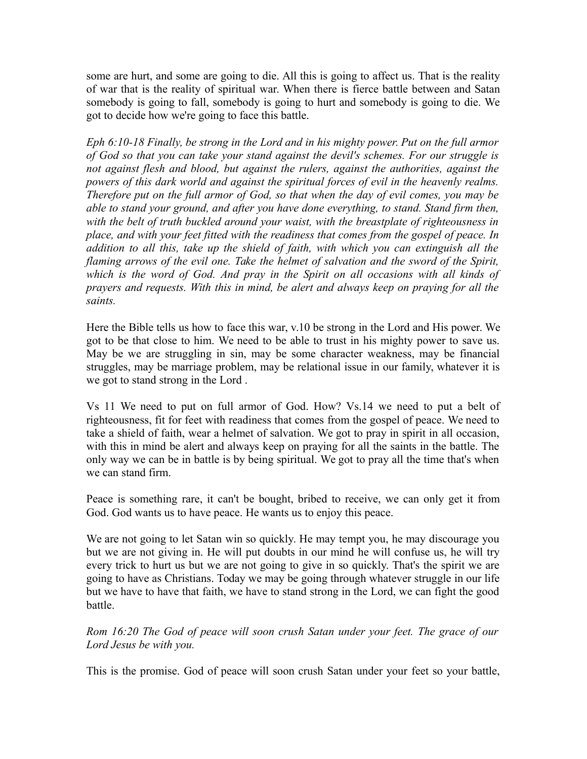some are hurt, and some are going to die. All this is going to affect us. That is the reality of war that is the reality of spiritual war. When there is fierce battle between and Satan somebody is going to fall, somebody is going to hurt and somebody is going to die. We got to decide how we're going to face this battle.

*Eph 6:10-18 Finally, be strong in the Lord and in his mighty power. Put on the full armor of God so that you can take your stand against the devil's schemes. For our struggle is not against flesh and blood, but against the rulers, against the authorities, against the powers of this dark world and against the spiritual forces of evil in the heavenly realms. Therefore put on the full armor of God, so that when the day of evil comes, you may be able to stand your ground, and after you have done everything, to stand. Stand firm then, with the belt of truth buckled around your waist, with the breastplate of righteousness in place, and with your feet fitted with the readiness that comes from the gospel of peace. In addition to all this, take up the shield of faith, with which you can extinguish all the flaming arrows of the evil one. Take the helmet of salvation and the sword of the Spirit, which is the word of God. And pray in the Spirit on all occasions with all kinds of prayers and requests. With this in mind, be alert and always keep on praying for all the saints.*

Here the Bible tells us how to face this war, v.10 be strong in the Lord and His power. We got to be that close to him. We need to be able to trust in his mighty power to save us. May be we are struggling in sin, may be some character weakness, may be financial struggles, may be marriage problem, may be relational issue in our family, whatever it is we got to stand strong in the Lord .

Vs 11 We need to put on full armor of God. How? Vs.14 we need to put a belt of righteousness, fit for feet with readiness that comes from the gospel of peace. We need to take a shield of faith, wear a helmet of salvation. We got to pray in spirit in all occasion, with this in mind be alert and always keep on praying for all the saints in the battle. The only way we can be in battle is by being spiritual. We got to pray all the time that's when we can stand firm.

Peace is something rare, it can't be bought, bribed to receive, we can only get it from God. God wants us to have peace. He wants us to enjoy this peace.

We are not going to let Satan win so quickly. He may tempt you, he may discourage you but we are not giving in. He will put doubts in our mind he will confuse us, he will try every trick to hurt us but we are not going to give in so quickly. That's the spirit we are going to have as Christians. Today we may be going through whatever struggle in our life but we have to have that faith, we have to stand strong in the Lord, we can fight the good battle.

*Rom 16:20 The God of peace will soon crush Satan under your feet. The grace of our Lord Jesus be with you.*

This is the promise. God of peace will soon crush Satan under your feet so your battle,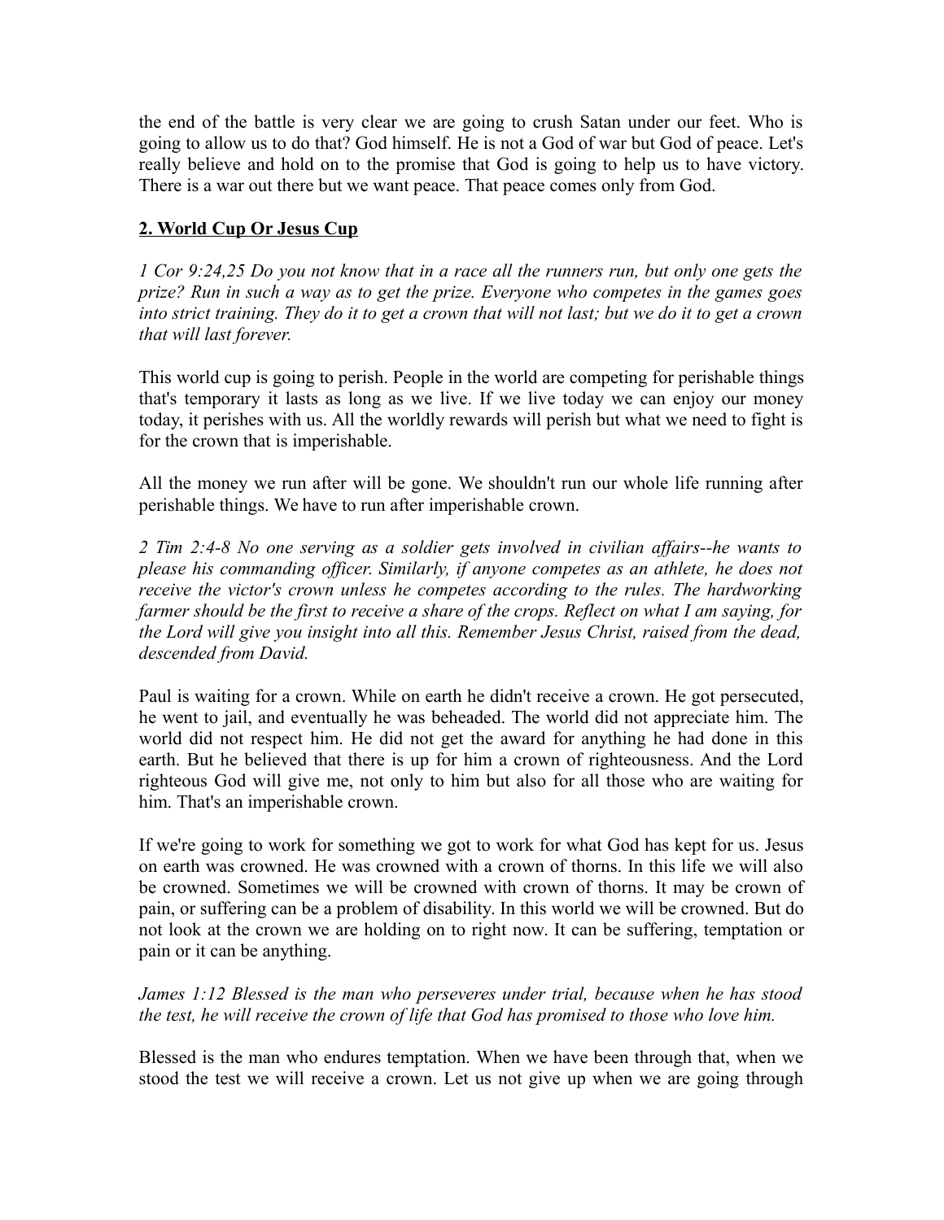the end of the battle is very clear we are going to crush Satan under our feet. Who is going to allow us to do that? God himself. He is not a God of war but God of peace. Let's really believe and hold on to the promise that God is going to help us to have victory. There is a war out there but we want peace. That peace comes only from God.

## **<u>2. World Cup Or Jesus Cup</u>**

*1 Cor 9:24,25 Do you not know that in a race all the runners run, but only one gets the prize? Run in such a way as to get the prize. Everyone who competes in the games goes into strict training. They do it to get a crown that will not last; but we do it to get a crown that will last forever.*

This world cup is going to perish. People in the world are competing for perishable things that's temporary it lasts as long as we live. If we live today we can enjoy our money today, it perishes with us. All the worldly rewards will perish but what we need to fight is for the crown that is imperishable.

All the money we run after will be gone. We shouldn't run our whole life running after perishable things. We have to run after imperishable crown.

*2 Tim 2:4-8 No one serving as a soldier gets involved in civilian affairs--he wants to please his commanding officer. Similarly, if anyone competes as an athlete, he does not receive the victor's crown unless he competes according to the rules. The hardworking farmer should be the first to receive a share of the crops. Reflect on what I am saying, for the Lord will give you insight into all this. Remember Jesus Christ, raised from the dead, descended from David.*

Paul is waiting for a crown. While on earth he didn't receive a crown. He got persecuted, he went to jail, and eventually he was beheaded. The world did not appreciate him. The world did not respect him. He did not get the award for anything he had done in this earth. But he believed that there is up for him a crown of righteousness. And the Lord righteous God will give me, not only to him but also for all those who are waiting for him. That's an imperishable crown.

If we're going to work for something we got to work for what God has kept for us. Jesus on earth was crowned. He was crowned with a crown of thorns. In this life we will also be crowned. Sometimes we will be crowned with crown of thorns. It may be crown of pain, or suffering can be a problem of disability. In this world we will be crowned. But do not look at the crown we are holding on to right now. It can be suffering, temptation or pain or it can be anything.

*James 1:12 Blessed is the man who perseveres under trial, because when he has stood the test, he will receive the crown of life that God has promised to those who love him.*

Blessed is the man who endures temptation. When we have been through that, when we stood the test we will receive a crown. Let us not give up when we are going through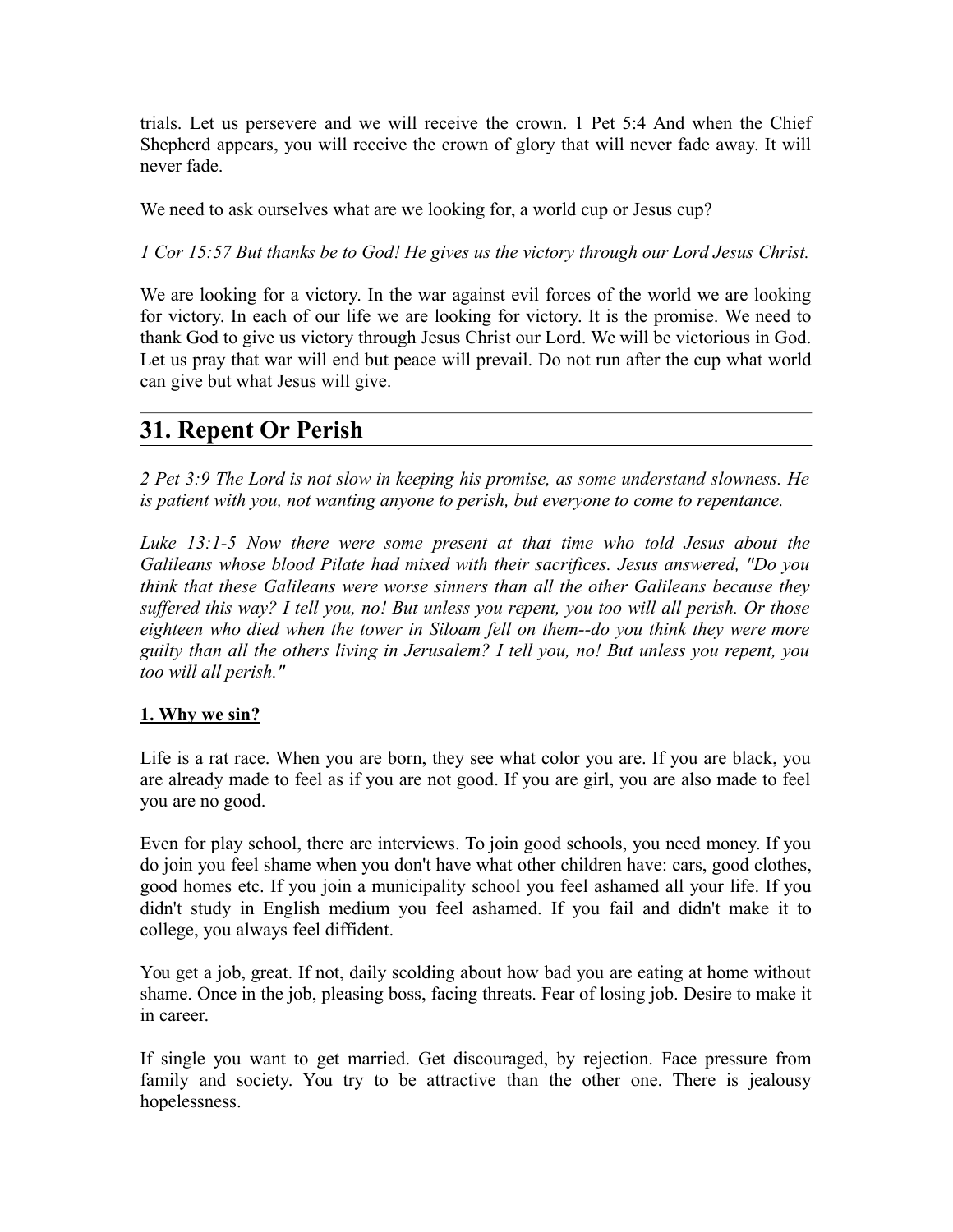trials. Let us persevere and we will receive the crown. 1 Pet 5:4 And when the Chief Shepherd appears, you will receive the crown of glory that will never fade away. It will never fade.

We need to ask ourselves what are we looking for, a world cup or Jesus cup?

*1 Cor 15:57 But thanks be to God! He gives us the victory through our Lord Jesus Christ.*

We are looking for a victory. In the war against evil forces of the world we are looking for victory. In each of our life we are looking for victory. It is the promise. We need to thank God to give us victory through Jesus Christ our Lord. We will be victorious in God. Let us pray that war will end but peace will prevail. Do not run after the cup what world can give but what Jesus will give.

---

## 31. Repent Or Perish

*2 Pet 3:9 The Lord is not slow in keeping his promise, as some understand slowness. He is patient with you, not wanting anyone to perish, but everyone to come to repentance.*

*Luke 13:1-5 Now there were some present at that time who told Jesus about the Galileans whose blood Pilate had mixed with their sacrifices. Jesus answered, "Do you think that these Galileans were worse sinners than all the other Galileans because they suffered this way? I tell you, no! But unless you repent, you too will all perish. Or those eighteen who died when the tower in Siloam fell on them--do you think they were more guilty than all the others living in Jerusalem? I tell you, no! But unless you repent, you too will all perish."*

**1. Why we sin?**

Life is a rat race. When you are born, they see what color you are. If you are black, you are already made to feel as if you are not good. If you are girl, you are also made to feel you are no good.

Even for play school, there are interviews. To join good schools, you need money. If you do join you feel shame when you don't have what other children have: cars, good clothes, good homes etc. If you join a municipality school you feel ashamed all your life. If you didn't study in English medium you feel ashamed. If you fail and didn't make it to college, you always feel diffident.

You get a job, great. If not, daily scolding about how bad you are eating at home without shame. Once in the job, pleasing boss, facing threats. Fear of losing job. Desire to make it in career.

If single you want to get married. Get discouraged, by rejection. Face pressure from family and society. You try to be attractive than the other one. There is jealousy hopelessness.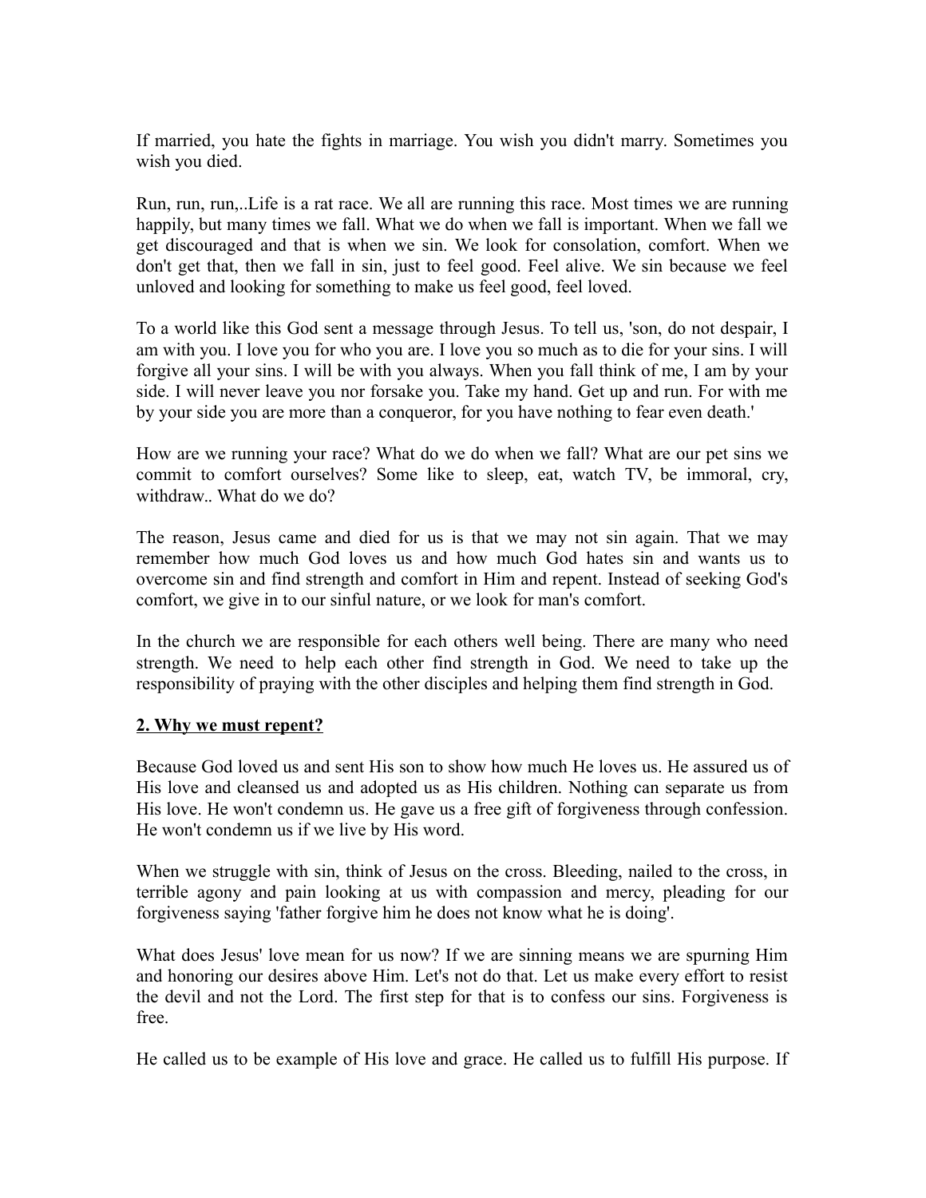If married, you hate the fights in marriage. You wish you didn't marry. Sometimes you wish you died.

Run, run, run,..Life is a rat race. We all are running this race. Most times we are running happily, but many times we fall. What we do when we fall is important. When we fall we get discouraged and that is when we sin. We look for consolation, comfort. When we don't get that, then we fall in sin, just to feel good. Feel alive. We sin because we feel unloved and looking for something to make us feel good, feel loved.

To a world like this God sent a message through Jesus. To tell us, 'son, do not despair, I am with you. I love you for who you are. I love you so much as to die for your sins. I will forgive all your sins. I will be with you always. When you fall think of me, I am by your side. I will never leave you nor forsake you. Take my hand. Get up and run. For with me by your side you are more than a conqueror, for you have nothing to fear even death.'

How are we running your race? What do we do when we fall? What are our pet sins we commit to comfort ourselves? Some like to sleep, eat, watch TV, be immoral, cry, withdraw.. What do we do?

The reason, Jesus came and died for us is that we may not sin again. That we may remember how much God loves us and how much God hates sin and wants us to overcome sin and find strength and comfort in Him and repent. Instead of seeking God's comfort, we give in to our sinful nature, or we look for man's comfort.

In the church we are responsible for each others well being. There are many who need strength. We need to help each other find strength in God. We need to take up the responsibility of praying with the other disciples and helping them find strength in God.

## 2. Why we must repent?

Because God loved us and sent His son to show how much He loves us. He assured us of His love and cleansed us and adopted us as His children. Nothing can separate us from His love. He won't condemn us. He gave us a free gift of forgiveness through confession. He won't condemn us if we live by His word.

When we struggle with sin, think of Jesus on the cross. Bleeding, nailed to the cross, in terrible agony and pain looking at us with compassion and mercy, pleading for our forgiveness saying 'father forgive him he does not know what he is doing'.

What does Jesus' love mean for us now? If we are sinning means we are spurning Him and honoring our desires above Him. Let's not do that. Let us make every effort to resist the devil and not the Lord. The first step for that is to confess our sins. Forgiveness is free.

He called us to be example of His love and grace. He called us to fulfill His purpose. If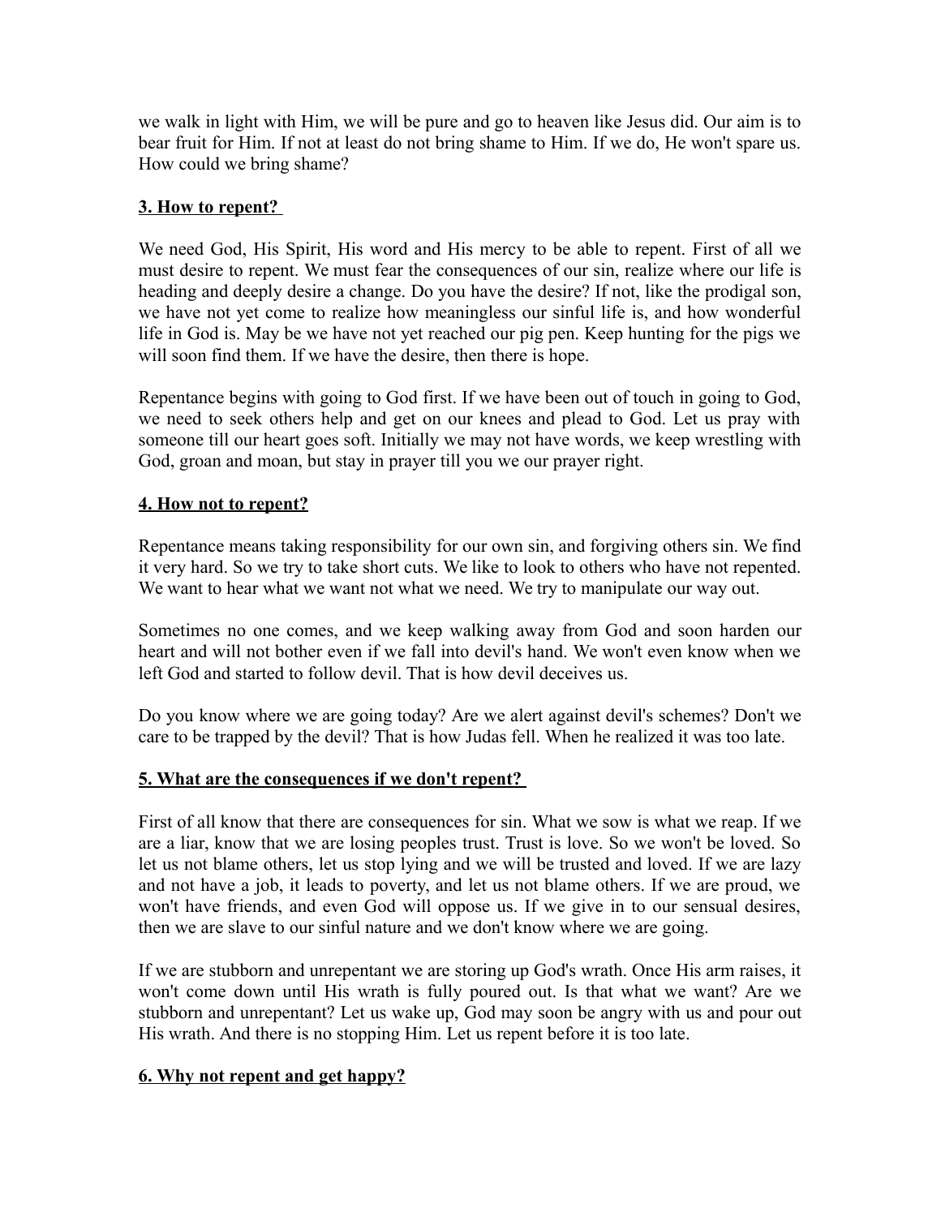we walk in light with Him, we will be pure and go to heaven like Jesus did. Our aim is to bear fruit for Him. If not at least do not bring shame to Him. If we do, He won't spare us. How could we bring shame?

### **3. How to repent?**

We need God, His Spirit, His word and His mercy to be able to repent. First of all we must desire to repent. We must fear the consequences of our sin, realize where our life is heading and deeply desire a change. Do you have the desire? If not, like the prodigal son, we have not yet come to realize how meaningless our sinful life is, and how wonderful life in God is. May be we have not yet reached our pig pen. Keep hunting for the pigs we will soon find them. If we have the desire, then there is hope.

Repentance begins with going to God first. If we have been out of touch in going to God, we need to seek others help and get on our knees and plead to God. Let us pray with someone till our heart goes soft. Initially we may not have words, we keep wrestling with God, groan and moan, but stay in prayer till you we our prayer right.

### **4. How not to repent?**

Repentance means taking responsibility for our own sin, and forgiving others sin. We find it very hard. So we try to take short cuts. We like to look to others who have not repented. We want to hear what we want not what we need. We try to manipulate our way out.

Sometimes no one comes, and we keep walking away from God and soon harden our heart and will not bother even if we fall into devil's hand. We won't even know when we left God and started to follow devil. That is how devil deceives us.

Do you know where we are going today? Are we alert against devil's schemes? Don't we care to be trapped by the devil? That is how Judas fell. When he realized it was too late.

### **5. What are the consequences if we don't repent?**

First of all know that there are consequences for sin. What we sow is what we reap. If we are a liar, know that we are losing peoples trust. Trust is love. So we won't be loved. So let us not blame others, let us stop lying and we will be trusted and loved. If we are lazy and not have a job, it leads to poverty, and let us not blame others. If we are proud, we won't have friends, and even God will oppose us. If we give in to our sensual desires, then we are slave to our sinful nature and we don't know where we are going.

If we are stubborn and unrepentant we are storing up God's wrath. Once His arm raises, it won't come down until His wrath is fully poured out. Is that what we want? Are we stubborn and unrepentant? Let us wake up, God may soon be angry with us and pour out His wrath. And there is no stopping Him. Let us repent before it is too late.

### **6. Why not repent and get happy?**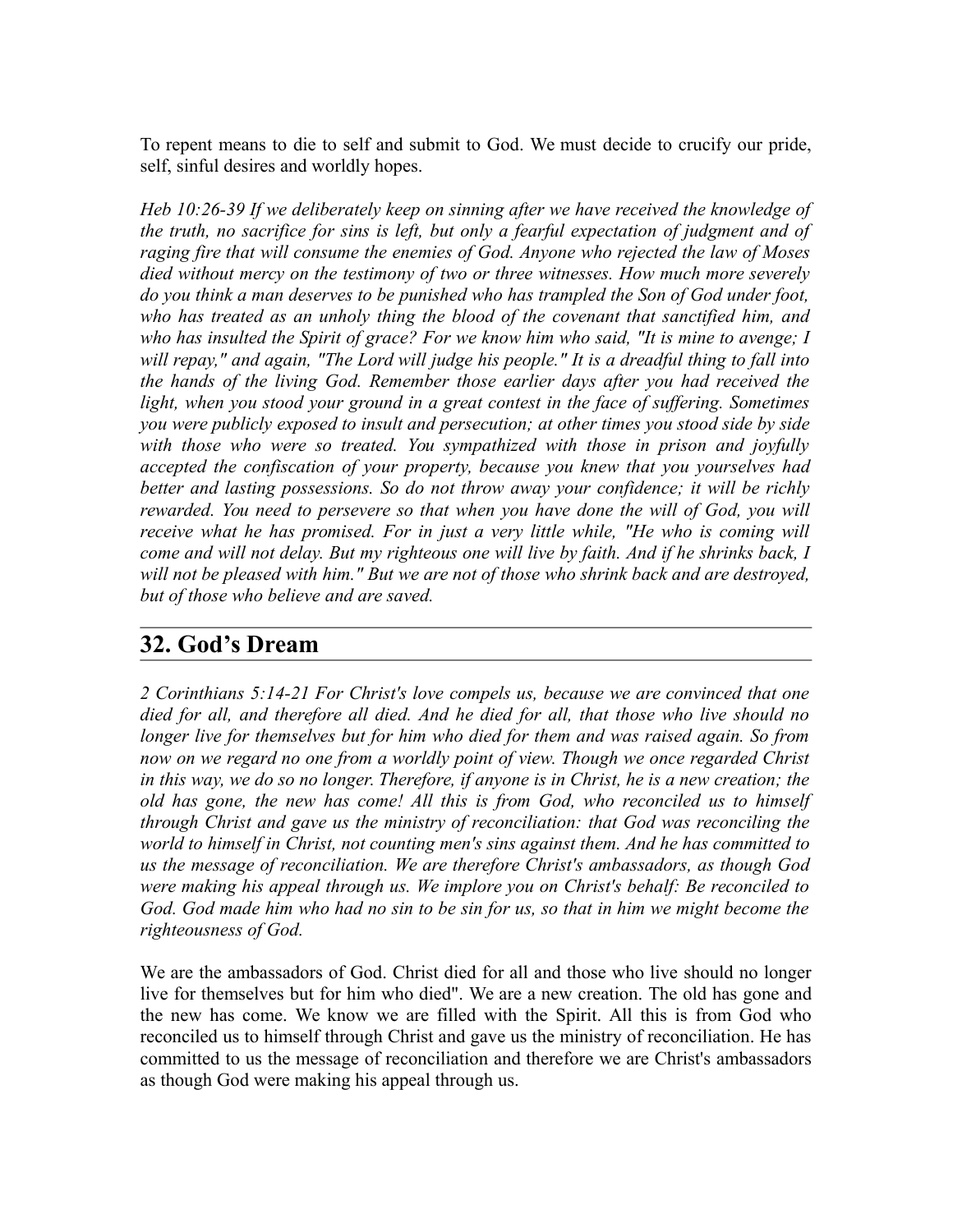To repent means to die to self and submit to God. We must decide to crucify our pride, self, sinful desires and worldly hopes.

*Heb 10:26-39 If we deliberately keep on sinning after we have received the knowledge of the truth, no sacrifice for sins is left, but only a fearful expectation of judgment and of raging fire that will consume the enemies of God. Anyone who rejected the law of Moses died without mercy on the testimony of two or three witnesses. How much more severely do you think a man deserves to be punished who has trampled the Son of God under foot, who has treated as an unholy thing the blood of the covenant that sanctified him, and who has insulted the Spirit of grace? For we know him who said, "It is mine to avenge; I will repay," and again, "The Lord will judge his people." It is a dreadful thing to fall into the hands of the living God. Remember those earlier days after you had received the light, when you stood your ground in a great contest in the face of suffering. Sometimes you were publicly exposed to insult and persecution; at other times you stood side by side with those who were so treated. You sympathized with those in prison and joyfully accepted the confiscation of your property, because you knew that you yourselves had better and lasting possessions. So do not throw away your confidence; it will be richly rewarded. You need to persevere so that when you have done the will of God, you will receive what he has promised. For in just a very little while, "He who is coming will come and will not delay. But my righteous one will live by faith. And if he shrinks back, I will not be pleased with him." But we are not of those who shrink back and are destroyed, but of those who believe and are saved.*

## 32. God's Dream

*2 Corinthians 5:14-21 For Christ's love compels us, because we are convinced that one died for all, and therefore all died. And he died for all, that those who live should no longer live for themselves but for him who died for them and was raised again. So from now on we regard no one from a worldly point of view. Though we once regarded Christ in this way, we do so no longer. Therefore, if anyone is in Christ, he is a new creation; the old has gone, the new has come! All this is from God, who reconciled us to himself through Christ and gave us the ministry of reconciliation: that God was reconciling the world to himself in Christ, not counting men's sins against them. And he has committed to us the message of reconciliation. We are therefore Christ's ambassadors, as though God were making his appeal through us. We implore you on Christ's behalf: Be reconciled to God. God made him who had no sin to be sin for us, so that in him we might become the righteousness of God.*

We are the ambassadors of God. Christ died for all and those who live should no longer live for themselves but for him who died". We are a new creation. The old has gone and the new has come. We know we are filled with the Spirit. All this is from God who reconciled us to himself through Christ and gave us the ministry of reconciliation. He has committed to us the message of reconciliation and therefore we are Christ's ambassadors as though God were making his appeal through us.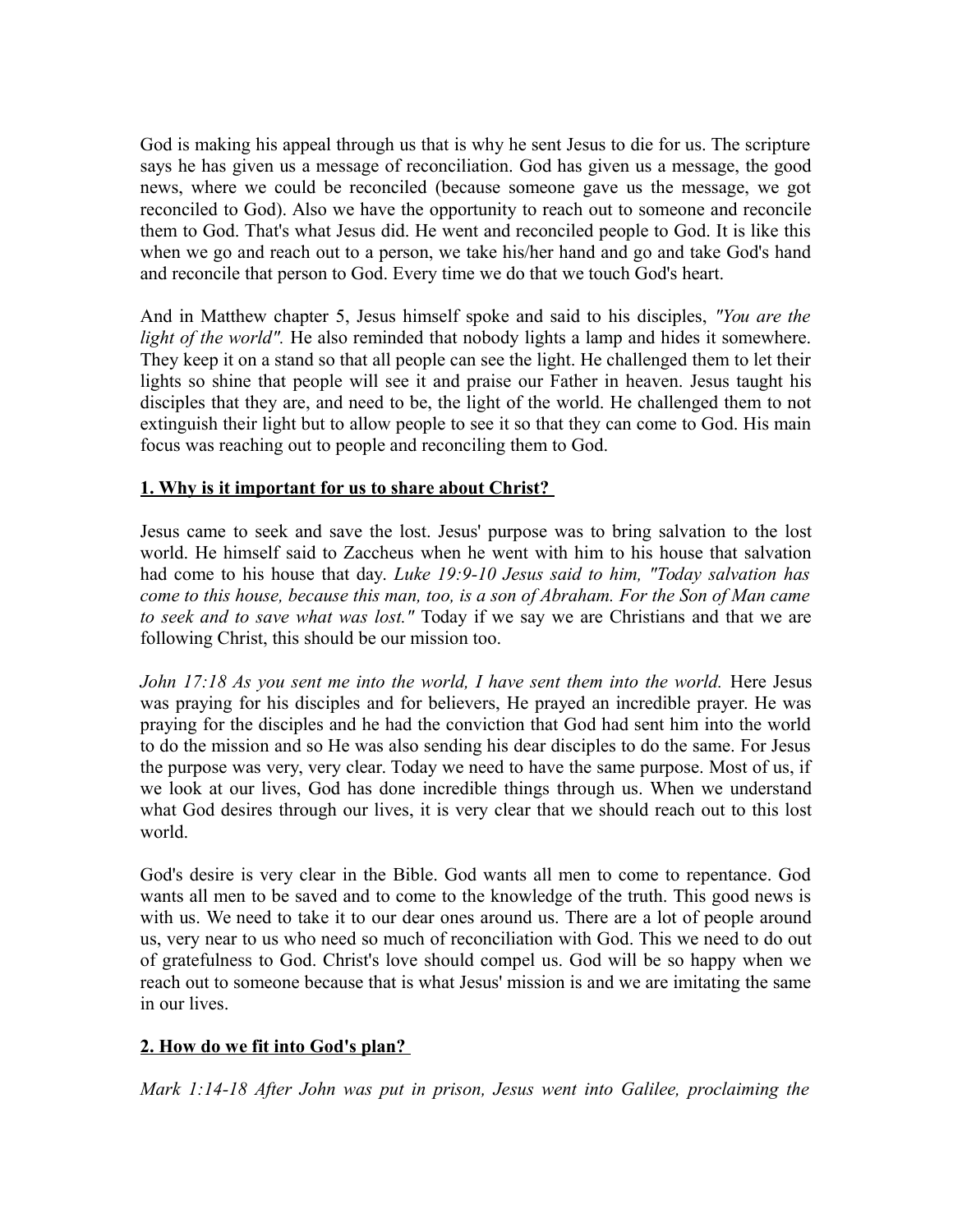God is making his appeal through us that is why he sent Jesus to die for us. The scripture says he has given us a message of reconciliation. God has given us a message, the good news, where we could be reconciled (because someone gave us the message, we got reconciled to God). Also we have the opportunity to reach out to someone and reconcile them to God. That's what Jesus did. He went and reconciled people to God. It is like this when we go and reach out to a person, we take his/her hand and go and take God's hand and reconcile that person to God. Every time we do that we touch God's heart.

And in Matthew chapter 5, Jesus himself spoke and said to his disciples, *"You are the light of the world".* He also reminded that nobody lights a lamp and hides it somewhere. They keep it on a stand so that all people can see the light. He challenged them to let their lights so shine that people will see it and praise our Father in heaven. Jesus taught his disciples that they are, and need to be, the light of the world. He challenged them to not extinguish their light but to allow people to see it so that they can come to God. His main focus was reaching out to people and reconciling them to God.

**1. Why is it important for us to share about Christ?**

Jesus came to seek and save the lost. Jesus' purpose was to bring salvation to the lost world. He himself said to Zaccheus when he went with him to his house that salvation had come to his house that day. *Luke 19:9-10 Jesus said to him, "Today salvation has come to this house, because this man, too, is a son of Abraham. For the Son of Man came to seek and to save what was lost."* Today if we say we are Christians and that we are following Christ, this should be our mission too.

*John 17:18 As you sent me into the world, I have sent them into the world.* Here Jesus was praying for his disciples and for believers, He prayed an incredible prayer. He was praying for the disciples and he had the conviction that God had sent him into the world to do the mission and so He was also sending his dear disciples to do the same. For Jesus the purpose was very, very clear. Today we need to have the same purpose. Most of us, if we look at our lives, God has done incredible things through us. When we understand what God desires through our lives, it is very clear that we should reach out to this lost world.

God's desire is very clear in the Bible. God wants all men to come to repentance. God wants all men to be saved and to come to the knowledge of the truth. This good news is with us. We need to take it to our dear ones around us. There are a lot of people around us, very near to us who need so much of reconciliation with God. This we need to do out of gratefulness to God. Christ's love should compel us. God will be so happy when we reach out to someone because that is what Jesus' mission is and we are imitating the same in our lives.

**2. How do we fit into God's plan?**

*Mark 1:14-18 After John was put in prison, Jesus went into Galilee, proclaiming the*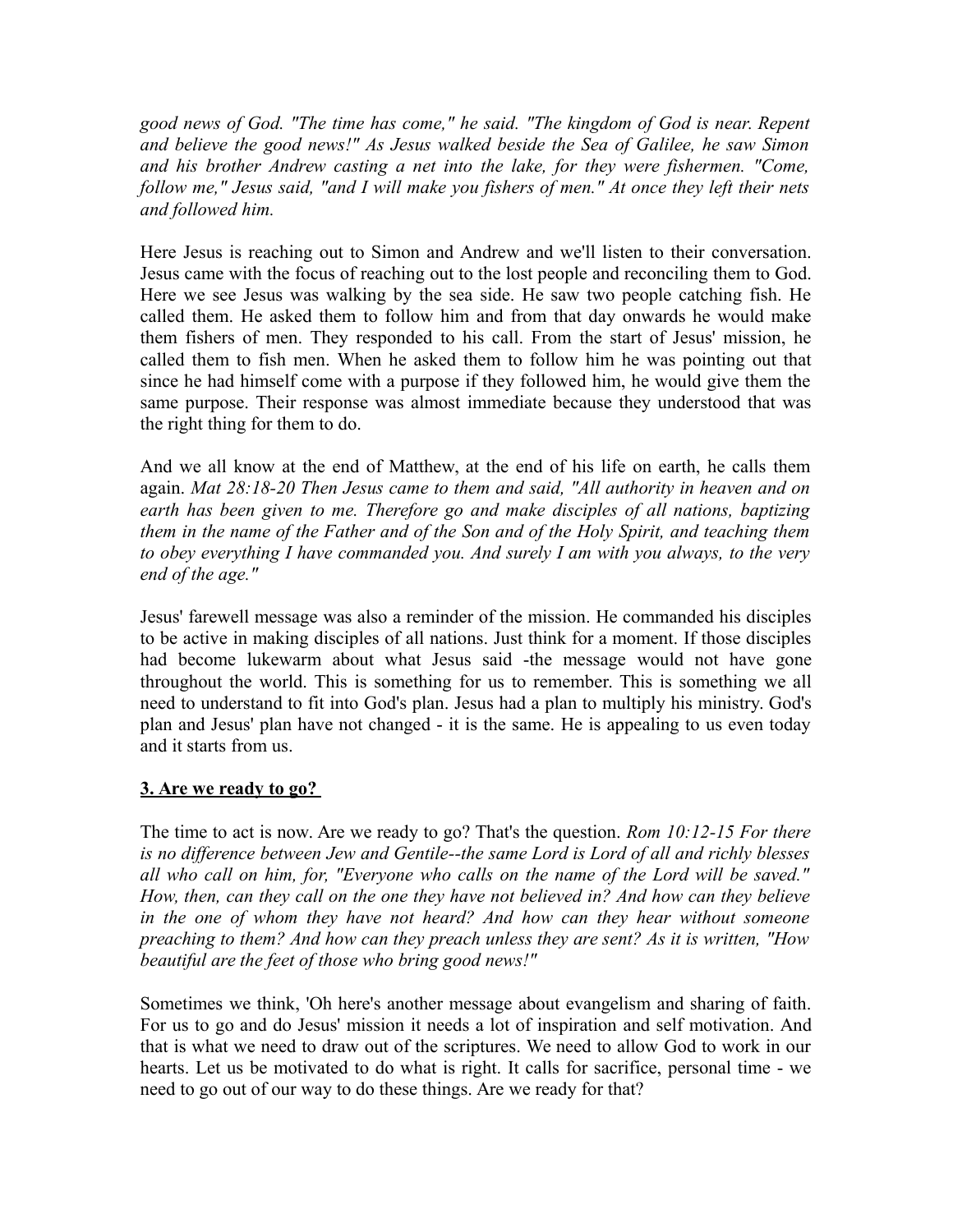*good news of God. "The time has come," he said. "The kingdom of God is near. Repent and believe the good news!" As Jesus walked beside the Sea of Galilee, he saw Simon and his brother Andrew casting a net into the lake, for they were fishermen. "Come, follow me," Jesus said, "and I will make you fishers of men." At once they left their nets and followed him.*

Here Jesus is reaching out to Simon and Andrew and we'll listen to their conversation. Jesus came with the focus of reaching out to the lost people and reconciling them to God. Here we see Jesus was walking by the sea side. He saw two people catching fish. He called them. He asked them to follow him and from that day onwards he would make them fishers of men. They responded to his call. From the start of Jesus' mission, he called them to fish men. When he asked them to follow him he was pointing out that since he had himself come with a purpose if they followed him, he would give them the same purpose. Their response was almost immediate because they understood that was the right thing for them to do.

And we all know at the end of Matthew, at the end of his life on earth, he calls them again. *Mat 28:18-20 Then Jesus came to them and said, "All authority in heaven and on earth has been given to me. Therefore go and make disciples of all nations, baptizing them in the name of the Father and of the Son and of the Holy Spirit, and teaching them to obey everything I have commanded you. And surely I am with you always, to the very end of the age."*

Jesus' farewell message was also a reminder of the mission. He commanded his disciples to be active in making disciples of all nations. Just think for a moment. If those disciples had become lukewarm about what Jesus said -the message would not have gone throughout the world. This is something for us to remember. This is something we all need to understand to fit into God's plan. Jesus had a plan to multiply his ministry. God's plan and Jesus' plan have not changed - it is the same. He is appealing to us even today and it starts from us.

**3. Are we ready to go?**

The time to act is now. Are we ready to go? That's the question. *Rom 10:12-15 For there is no difference between Jew and Gentile--the same Lord is Lord of all and richly blesses all who call on him, for, "Everyone who calls on the name of the Lord will be saved." How, then, can they call on the one they have not believed in? And how can they believe in the one of whom they have not heard? And how can they hear without someone preaching to them? And how can they preach unless they are sent? As it is written, "How beautiful are the feet of those who bring good news!"*

Sometimes we think, 'Oh here's another message about evangelism and sharing of faith. For us to go and do Jesus' mission it needs a lot of inspiration and self motivation. And that is what we need to draw out of the scriptures. We need to allow God to work in our hearts. Let us be motivated to do what is right. It calls for sacrifice, personal time - we need to go out of our way to do these things. Are we ready for that?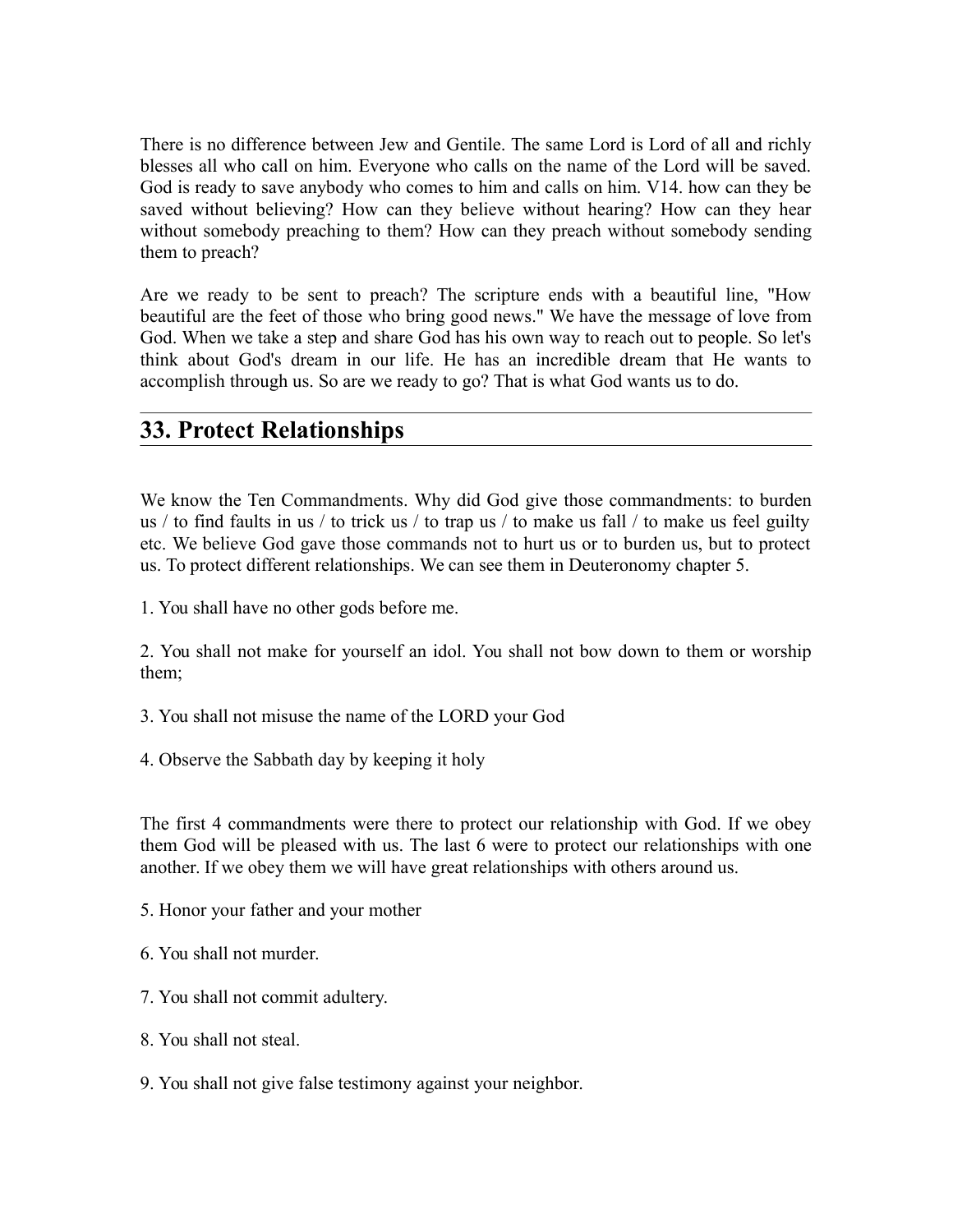There is no difference between Jew and Gentile. The same Lord is Lord of all and richly blesses all who call on him. Everyone who calls on the name of the Lord will be saved. God is ready to save anybody who comes to him and calls on him. V14. how can they be saved without believing? How can they believe without hearing? How can they hear without somebody preaching to them? How can they preach without somebody sending them to preach?

Are we ready to be sent to preach? The scripture ends with a beautiful line, "How beautiful are the feet of those who bring good news." We have the message of love from God. When we take a step and share God has his own way to reach out to people. So let's think about God's dream in our life. He has an incredible dream that He wants to accomplish through us. So are we ready to go? That is what God wants us to do.

---

## 33. Protect Relationships

We know the Ten Commandments. Why did God give those commandments: to burden us / to find faults in us / to trick us / to trap us / to make us fall / to make us feel guilty etc. We believe God gave those commands not to hurt us or to burden us, but to protect us. To protect different relationships. We can see them in Deuteronomy chapter 5.

1. You shall have no other gods before me.

2. You shall not make for yourself an idol. You shall not bow down to them or worship them;

3. You shall not misuse the name of the LORD your God

4. Observe the Sabbath day by keeping it holy

The first 4 commandments were there to protect our relationship with God. If we obey them God will be pleased with us. The last 6 were to protect our relationships with one another. If we obey them we will have great relationships with others around us.

5. Honor your father and your mother

6. You shall not murder.

7. You shall not commit adultery.

8. You shall not steal.

9. You shall not give false testimony against your neighbor.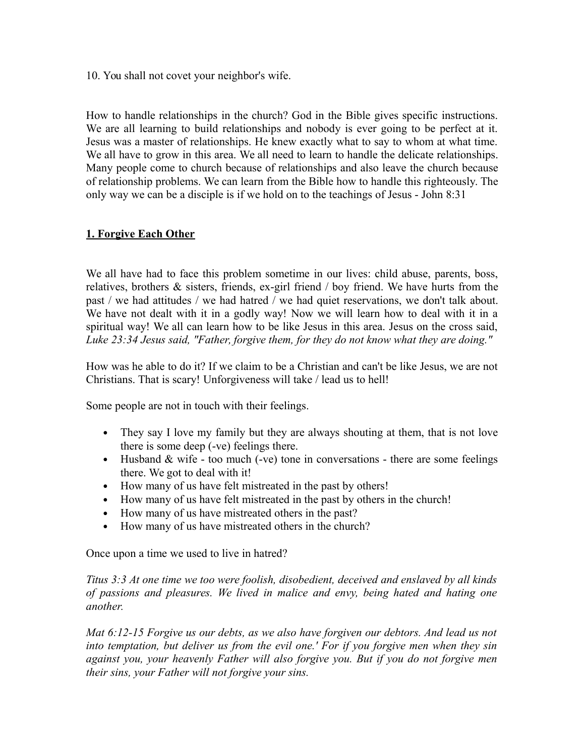10. You shall not covet your neighbor's wife.

How to handle relationships in the church? God in the Bible gives specific instructions. We are all learning to build relationships and nobody is ever going to be perfect at it. Jesus was a master of relationships. He knew exactly what to say to whom at what time. We all have to grow in this area. We all need to learn to handle the delicate relationships. Many people come to church because of relationships and also leave the church because of relationship problems. We can learn from the Bible how to handle this righteously. The only way we can be a disciple is if we hold on to the teachings of Jesus - John 8:31

## 1. Forgive Each Other

We all have had to face this problem sometime in our lives: child abuse, parents, boss, relatives, brothers & sisters, friends, ex-girl friend / boy friend. We have hurts from the past / we had attitudes / we had hatred / we had quiet reservations, we don't talk about. We have not dealt with it in a godly way! Now we will learn how to deal with it in a spiritual way! We all can learn how to be like Jesus in this area. Jesus on the cross said, *Luke 23:34 Jesus said, "Father, forgive them, for they do not know what they are doing."*

How was he able to do it? If we claim to be a Christian and can't be like Jesus, we are not Christians. That is scary! Unforgiveness will take / lead us to hell!

Some people are not in touch with their feelings.

- They say I love my family but they are always shouting at them, that is not love there is some deep (-ve) feelings there.
- Husband & wife - too much (-ve) tone in conversations - there are some feelings there. We got to deal with it!
- How many of us have felt mistreated in the past by others!
- How many of us have felt mistreated in the past by others in the church!
- How many of us have mistreated others in the past?
- How many of us have mistreated others in the church?

Once upon a time we used to live in hatred?

*Titus 3:3 At one time we too were foolish, disobedient, deceived and enslaved by all kinds of passions and pleasures. We lived in malice and envy, being hated and hating one another.*

*Mat 6:12-15 Forgive us our debts, as we also have forgiven our debtors. And lead us not into temptation, but deliver us from the evil one.' For if you forgive men when they sin against you, your heavenly Father will also forgive you. But if you do not forgive men their sins, your Father will not forgive your sins.*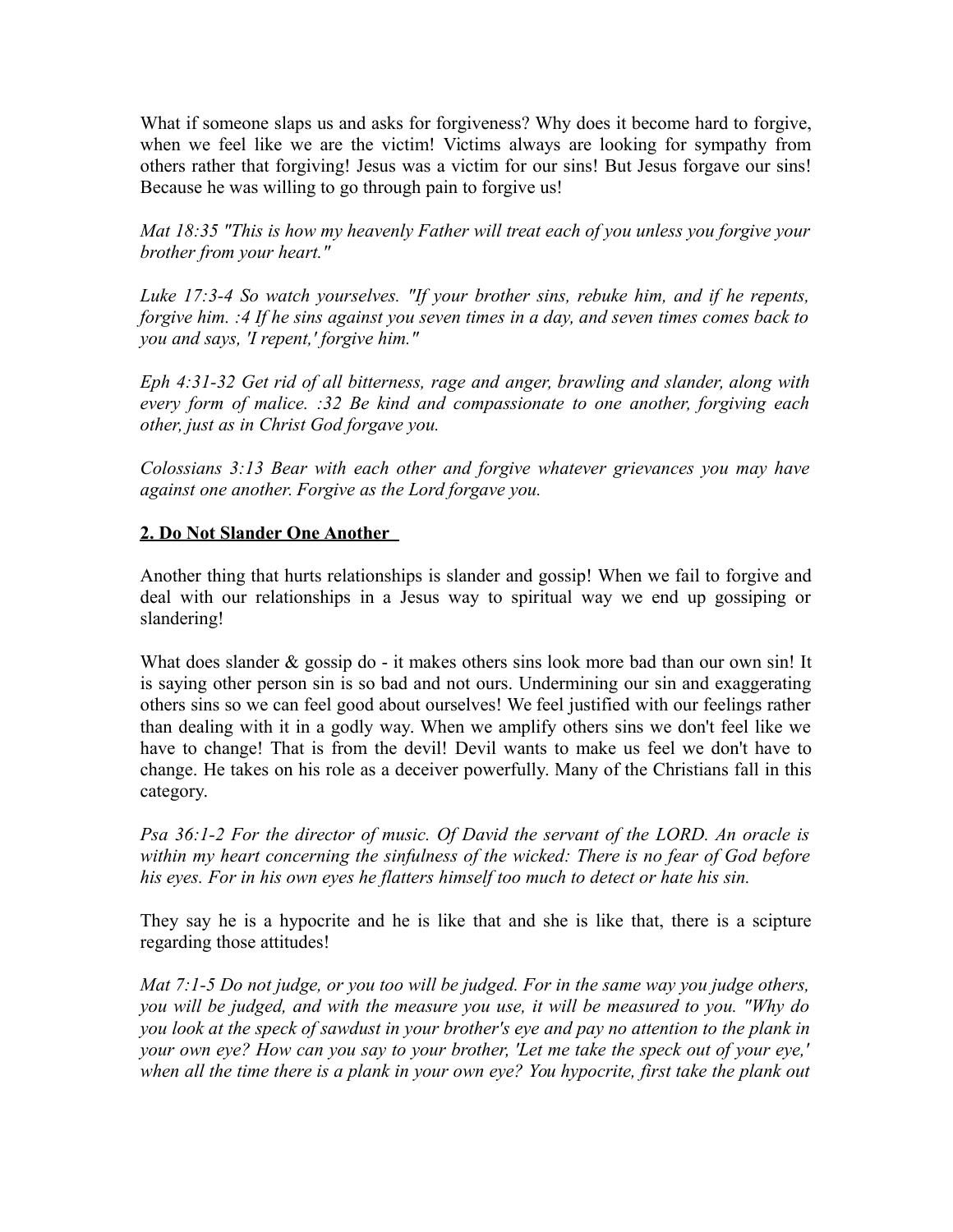What if someone slaps us and asks for forgiveness? Why does it become hard to forgive, when we feel like we are the victim! Victims always are looking for sympathy from others rather that forgiving! Jesus was a victim for our sins! But Jesus forgave our sins! Because he was willing to go through pain to forgive us!

*Mat 18:35 "This is how my heavenly Father will treat each of you unless you forgive your brother from your heart."*

*Luke 17:3-4 So watch yourselves. "If your brother sins, rebuke him, and if he repents, forgive him. :4 If he sins against you seven times in a day, and seven times comes back to you and says, 'I repent,' forgive him."*

*Eph 4:31-32 Get rid of all bitterness, rage and anger, brawling and slander, along with every form of malice. :32 Be kind and compassionate to one another, forgiving each other, just as in Christ God forgave you.*

*Colossians 3:13 Bear with each other and forgive whatever grievances you may have against one another. Forgive as the Lord forgave you.*

**2. Do Not Slander One Another**

Another thing that hurts relationships is slander and gossip! When we fail to forgive and deal with our relationships in a Jesus way to spiritual way we end up gossiping or slandering!

What does slander & gossip do - it makes others sins look more bad than our own sin! It is saying other person sin is so bad and not ours. Undermining our sin and exaggerating others sins so we can feel good about ourselves! We feel justified with our feelings rather than dealing with it in a godly way. When we amplify others sins we don't feel like we have to change! That is from the devil! Devil wants to make us feel we don't have to change. He takes on his role as a deceiver powerfully. Many of the Christians fall in this category.

*Psa 36:1-2 For the director of music. Of David the servant of the LORD. An oracle is within my heart concerning the sinfulness of the wicked: There is no fear of God before his eyes. For in his own eyes he flatters himself too much to detect or hate his sin.*

They say he is a hypocrite and he is like that and she is like that, there is a scipture regarding those attitudes!

*Mat 7:1-5 Do not judge, or you too will be judged. For in the same way you judge others, you will be judged, and with the measure you use, it will be measured to you. "Why do you look at the speck of sawdust in your brother's eye and pay no attention to the plank in your own eye? How can you say to your brother, 'Let me take the speck out of your eye,' when all the time there is a plank in your own eye? You hypocrite, first take the plank out*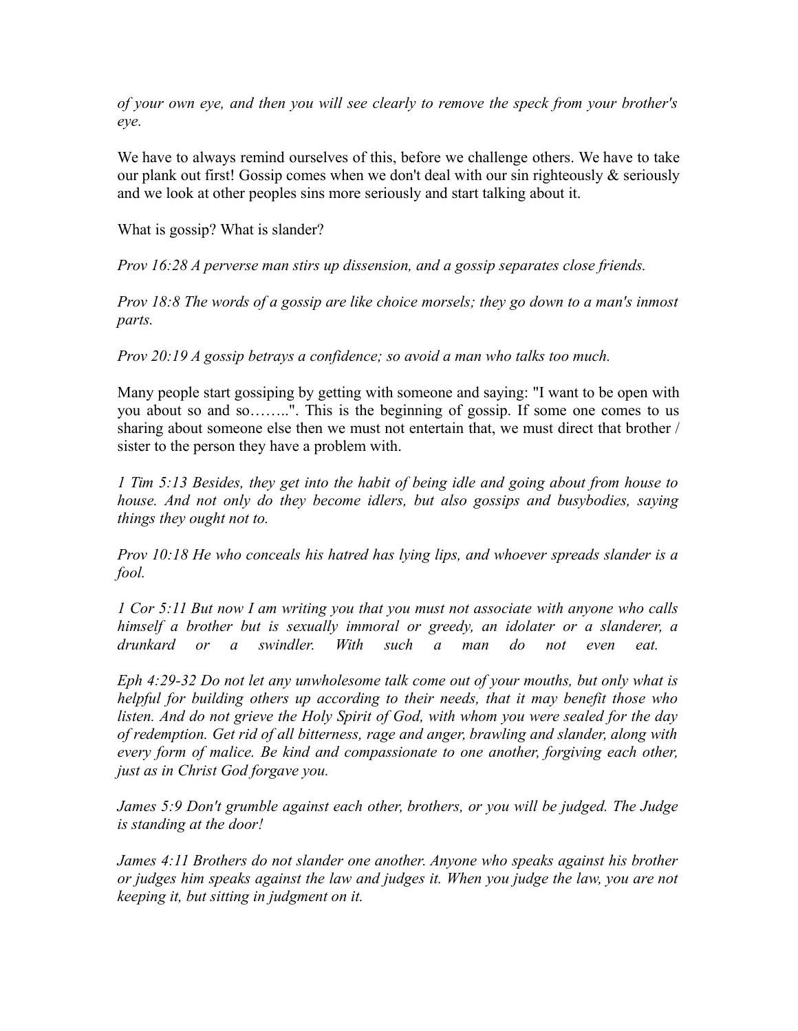*of your own eye, and then you will see clearly to remove the speck from your brother's eye.*

We have to always remind ourselves of this, before we challenge others. We have to take our plank out first! Gossip comes when we don't deal with our sin righteously & seriously and we look at other peoples sins more seriously and start talking about it.

What is gossip? What is slander?

*Prov 16:28 A perverse man stirs up dissension, and a gossip separates close friends.*

*Prov 18:8 The words of a gossip are like choice morsels; they go down to a man's inmost parts.*

*Prov 20:19 A gossip betrays a confidence; so avoid a man who talks too much.*

Many people start gossiping by getting with someone and saying: "I want to be open with you about so and so……..". This is the beginning of gossip. If some one comes to us sharing about someone else then we must not entertain that, we must direct that brother / sister to the person they have a problem with.

*1 Tim 5:13 Besides, they get into the habit of being idle and going about from house to house. And not only do they become idlers, but also gossips and busybodies, saying things they ought not to.*

*Prov 10:18 He who conceals his hatred has lying lips, and whoever spreads slander is a fool.*

*1 Cor 5:11 But now I am writing you that you must not associate with anyone who calls himself a brother but is sexually immoral or greedy, an idolater or a slanderer, a drunkard or a swindler. With such a man do not even eat.*

*Eph 4:29-32 Do not let any unwholesome talk come out of your mouths, but only what is helpful for building others up according to their needs, that it may benefit those who listen. And do not grieve the Holy Spirit of God, with whom you were sealed for the day of redemption. Get rid of all bitterness, rage and anger, brawling and slander, along with every form of malice. Be kind and compassionate to one another, forgiving each other, just as in Christ God forgave you.*

*James 5:9 Don't grumble against each other, brothers, or you will be judged. The Judge is standing at the door!*

*James 4:11 Brothers do not slander one another. Anyone who speaks against his brother or judges him speaks against the law and judges it. When you judge the law, you are not keeping it, but sitting in judgment on it.*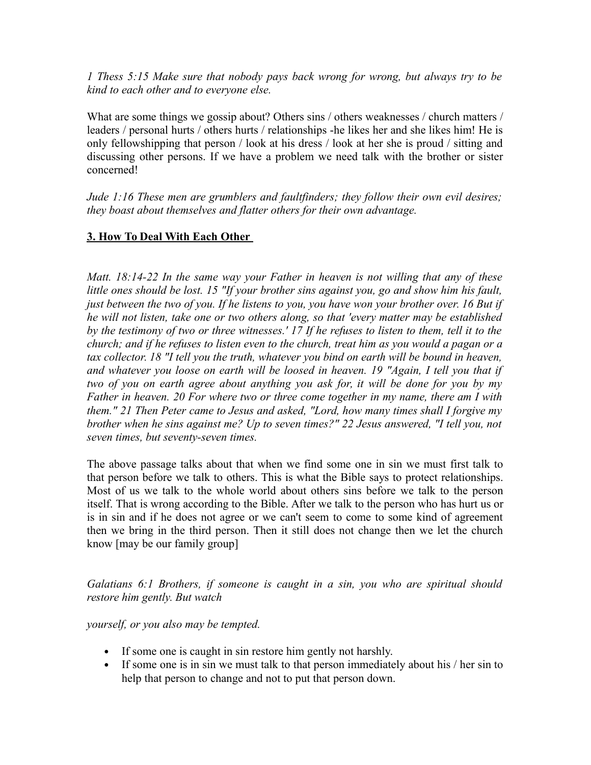*1 Thess 5:15 Make sure that nobody pays back wrong for wrong, but always try to be kind to each other and to everyone else.*

What are some things we gossip about? Others sins / others weaknesses / church matters / leaders / personal hurts / others hurts / relationships -he likes her and she likes him! He is only fellowshipping that person / look at his dress / look at her she is proud / sitting and discussing other persons. If we have a problem we need talk with the brother or sister concerned!

*Jude 1:16 These men are grumblers and faultfinders; they follow their own evil desires; they boast about themselves and flatter others for their own advantage.*

**3. How To Deal With Each Other**

*Matt. 18:14-22 In the same way your Father in heaven is not willing that any of these little ones should be lost. 15 "If your brother sins against you, go and show him his fault, just between the two of you. If he listens to you, you have won your brother over. 16 But if he will not listen, take one or two others along, so that 'every matter may be established by the testimony of two or three witnesses.' 17 If he refuses to listen to them, tell it to the church; and if he refuses to listen even to the church, treat him as you would a pagan or a tax collector. 18 "I tell you the truth, whatever you bind on earth will be bound in heaven, and whatever you loose on earth will be loosed in heaven. 19 "Again, I tell you that if two of you on earth agree about anything you ask for, it will be done for you by my Father in heaven. 20 For where two or three come together in my name, there am I with them." 21 Then Peter came to Jesus and asked, "Lord, how many times shall I forgive my brother when he sins against me? Up to seven times?" 22 Jesus answered, "I tell you, not seven times, but seventy-seven times.*

The above passage talks about that when we find some one in sin we must first talk to that person before we talk to others. This is what the Bible says to protect relationships. Most of us we talk to the whole world about others sins before we talk to the person itself. That is wrong according to the Bible. After we talk to the person who has hurt us or is in sin and if he does not agree or we can't seem to come to some kind of agreement then we bring in the third person. Then it still does not change then we let the church know [may be our family group]

*Galatians 6:1 Brothers, if someone is caught in a sin, you who are spiritual should restore him gently. But watch*

*yourself, or you also may be tempted.*

- If some one is caught in sin restore him gently not harshly.
- If some one is in sin we must talk to that person immediately about his / her sin to help that person to change and not to put that person down.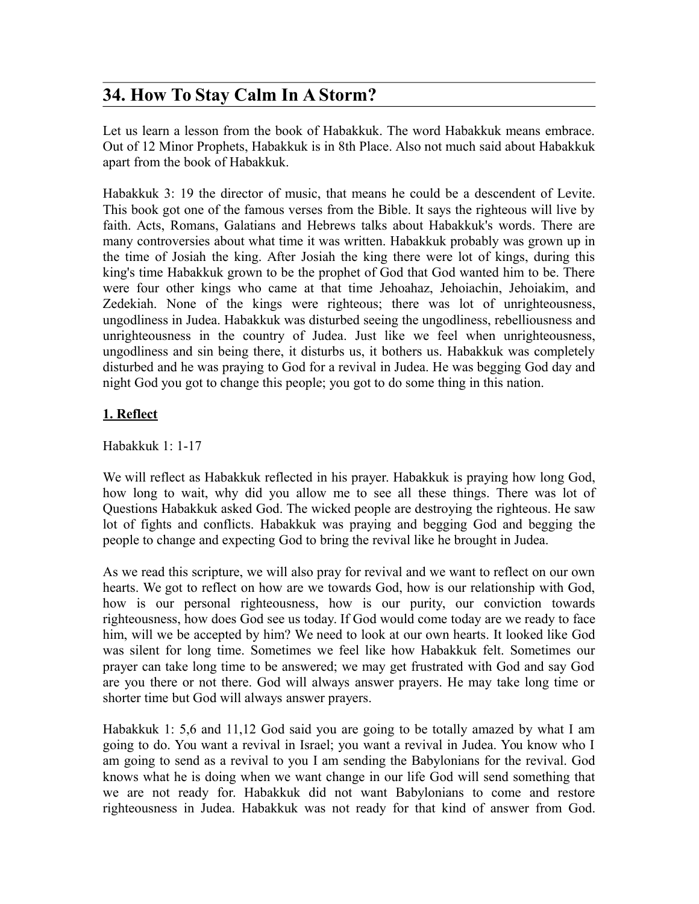## 34. How To Stay Calm In A Storm?

Let us learn a lesson from the book of Habakkuk. The word Habakkuk means embrace. Out of 12 Minor Prophets, Habakkuk is in 8th Place. Also not much said about Habakkuk apart from the book of Habakkuk.

Habakkuk 3: 19 the director of music, that means he could be a descendent of Levite. This book got one of the famous verses from the Bible. It says the righteous will live by faith. Acts, Romans, Galatians and Hebrews talks about Habakkuk's words. There are many controversies about what time it was written. Habakkuk probably was grown up in the time of Josiah the king. After Josiah the king there were lot of kings, during this king's time Habakkuk grown to be the prophet of God that God wanted him to be. There were four other kings who came at that time Jehoahaz, Jehoiachin, Jehoiakim, and Zedekiah. None of the kings were righteous; there was lot of unrighteousness, ungodliness in Judea. Habakkuk was disturbed seeing the ungodliness, rebelliousness and unrighteousness in the country of Judea. Just like we feel when unrighteousness, ungodliness and sin being there, it disturbs us, it bothers us. Habakkuk was completely disturbed and he was praying to God for a revival in Judea. He was begging God day and night God you got to change this people; you got to do some thing in this nation.

**1. Reflect**

Habakkuk 1: 1-17

We will reflect as Habakkuk reflected in his prayer. Habakkuk is praying how long God, how long to wait, why did you allow me to see all these things. There was lot of Questions Habakkuk asked God. The wicked people are destroying the righteous. He saw lot of fights and conflicts. Habakkuk was praying and begging God and begging the people to change and expecting God to bring the revival like he brought in Judea.

As we read this scripture, we will also pray for revival and we want to reflect on our own hearts. We got to reflect on how are we towards God, how is our relationship with God, how is our personal righteousness, how is our purity, our conviction towards righteousness, how does God see us today. If God would come today are we ready to face him, will we be accepted by him? We need to look at our own hearts. It looked like God was silent for long time. Sometimes we feel like how Habakkuk felt. Sometimes our prayer can take long time to be answered; we may get frustrated with God and say God are you there or not there. God will always answer prayers. He may take long time or shorter time but God will always answer prayers.

Habakkuk 1: 5,6 and 11,12 God said you are going to be totally amazed by what I am going to do. You want a revival in Israel; you want a revival in Judea. You know who I am going to send as a revival to you I am sending the Babylonians for the revival. God knows what he is doing when we want change in our life God will send something that we are not ready for. Habakkuk did not want Babylonians to come and restore righteousness in Judea. Habakkuk was not ready for that kind of answer from God.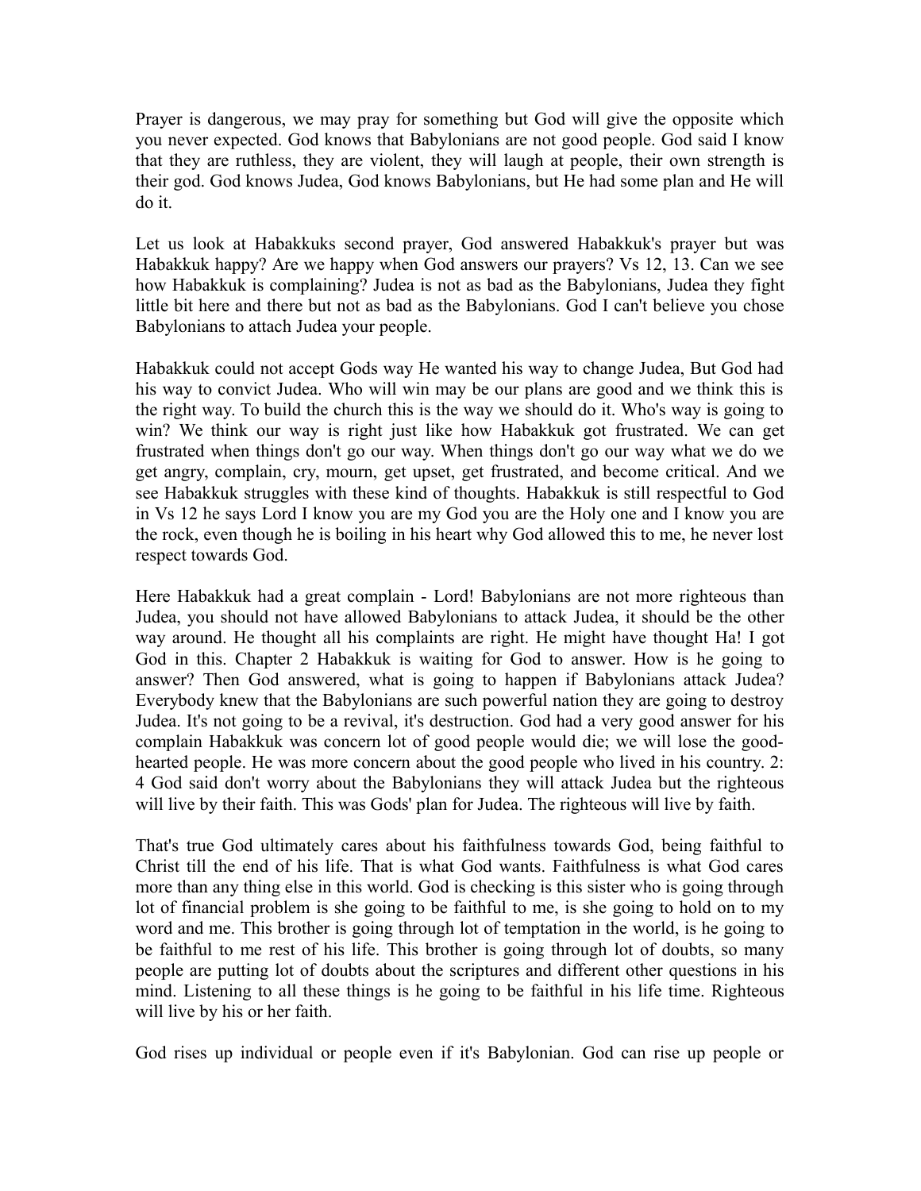Prayer is dangerous, we may pray for something but God will give the opposite which you never expected. God knows that Babylonians are not good people. God said I know that they are ruthless, they are violent, they will laugh at people, their own strength is their god. God knows Judea, God knows Babylonians, but He had some plan and He will do it.

Let us look at Habakkuks second prayer, God answered Habakkuk's prayer but was Habakkuk happy? Are we happy when God answers our prayers? Vs 12, 13. Can we see how Habakkuk is complaining? Judea is not as bad as the Babylonians, Judea they fight little bit here and there but not as bad as the Babylonians. God I can't believe you chose Babylonians to attach Judea your people.

Habakkuk could not accept Gods way He wanted his way to change Judea, But God had his way to convict Judea. Who will win may be our plans are good and we think this is the right way. To build the church this is the way we should do it. Who's way is going to win? We think our way is right just like how Habakkuk got frustrated. We can get frustrated when things don't go our way. When things don't go our way what we do we get angry, complain, cry, mourn, get upset, get frustrated, and become critical. And we see Habakkuk struggles with these kind of thoughts. Habakkuk is still respectful to God in Vs 12 he says Lord I know you are my God you are the Holy one and I know you are the rock, even though he is boiling in his heart why God allowed this to me, he never lost respect towards God.

Here Habakkuk had a great complain - Lord! Babylonians are not more righteous than Judea, you should not have allowed Babylonians to attack Judea, it should be the other way around. He thought all his complaints are right. He might have thought Ha! I got God in this. Chapter 2 Habakkuk is waiting for God to answer. How is he going to answer? Then God answered, what is going to happen if Babylonians attack Judea? Everybody knew that the Babylonians are such powerful nation they are going to destroy Judea. It's not going to be a revival, it's destruction. God had a very good answer for his complain Habakkuk was concern lot of good people would die; we will lose the good-hearted people. He was more concern about the good people who lived in his country. 2: 4 God said don't worry about the Babylonians they will attack Judea but the righteous will live by their faith. This was Gods' plan for Judea. The righteous will live by faith.

That's true God ultimately cares about his faithfulness towards God, being faithful to Christ till the end of his life. That is what God wants. Faithfulness is what God cares more than any thing else in this world. God is checking is this sister who is going through lot of financial problem is she going to be faithful to me, is she going to hold on to my word and me. This brother is going through lot of temptation in the world, is he going to be faithful to me rest of his life. This brother is going through lot of doubts, so many people are putting lot of doubts about the scriptures and different other questions in his mind. Listening to all these things is he going to be faithful in his life time. Righteous will live by his or her faith.

God rises up individual or people even if it's Babylonian. God can rise up people or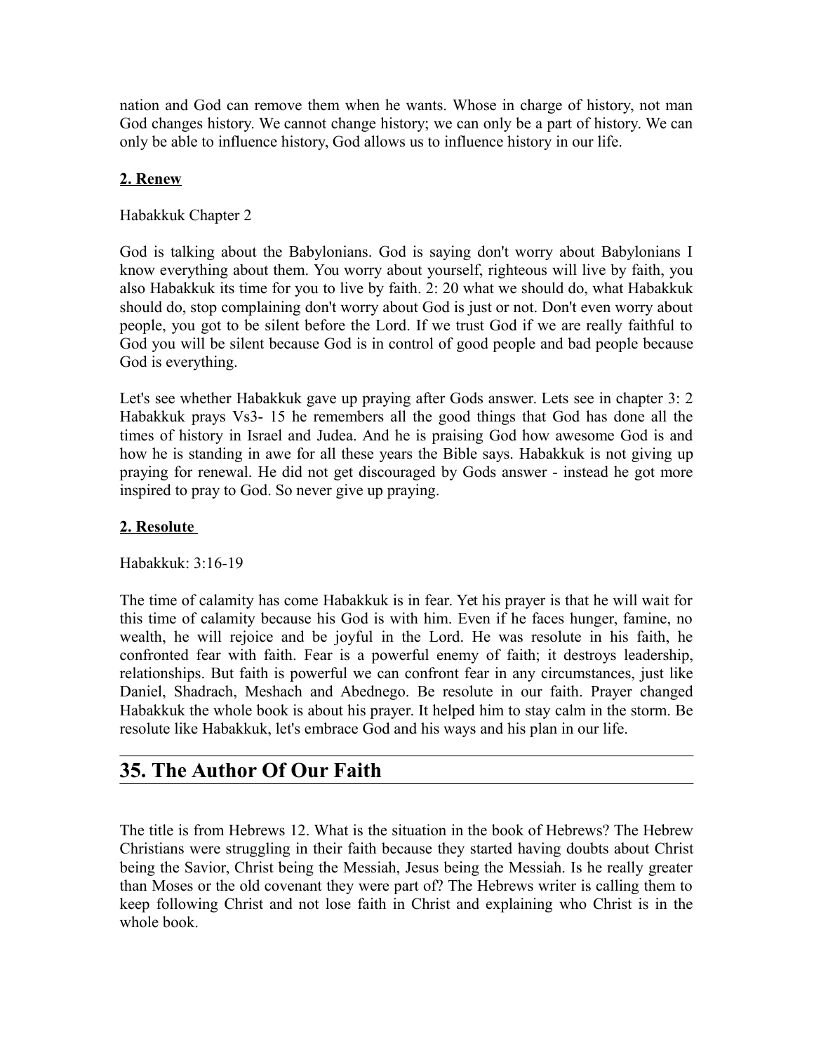nation and God can remove them when he wants. Whose in charge of history, not man God changes history. We cannot change history; we can only be a part of history. We can only be able to influence history, God allows us to influence history in our life.

**2. Renew**

Habakkuk Chapter 2

God is talking about the Babylonians. God is saying don't worry about Babylonians I know everything about them. You worry about yourself, righteous will live by faith, you also Habakkuk its time for you to live by faith. 2: 20 what we should do, what Habakkuk should do, stop complaining don't worry about God is just or not. Don't even worry about people, you got to be silent before the Lord. If we trust God if we are really faithful to God you will be silent because God is in control of good people and bad people because God is everything.

Let's see whether Habakkuk gave up praying after Gods answer. Lets see in chapter 3: 2 Habakkuk prays Vs3- 15 he remembers all the good things that God has done all the times of history in Israel and Judea. And he is praising God how awesome God is and how he is standing in awe for all these years the Bible says. Habakkuk is not giving up praying for renewal. He did not get discouraged by Gods answer - instead he got more inspired to pray to God. So never give up praying.

**2. Resolute**

Habakkuk: 3:16-19

The time of calamity has come Habakkuk is in fear. Yet his prayer is that he will wait for this time of calamity because his God is with him. Even if he faces hunger, famine, no wealth, he will rejoice and be joyful in the Lord. He was resolute in his faith, he confronted fear with faith. Fear is a powerful enemy of faith; it destroys leadership, relationships. But faith is powerful we can confront fear in any circumstances, just like Daniel, Shadrach, Meshach and Abednego. Be resolute in our faith. Prayer changed Habakkuk the whole book is about his prayer. It helped him to stay calm in the storm. Be resolute like Habakkuk, let's embrace God and his ways and his plan in our life.

## 35. The Author Of Our Faith

The title is from Hebrews 12. What is the situation in the book of Hebrews? The Hebrew Christians were struggling in their faith because they started having doubts about Christ being the Savior, Christ being the Messiah, Jesus being the Messiah. Is he really greater than Moses or the old covenant they were part of? The Hebrews writer is calling them to keep following Christ and not lose faith in Christ and explaining who Christ is in the whole book.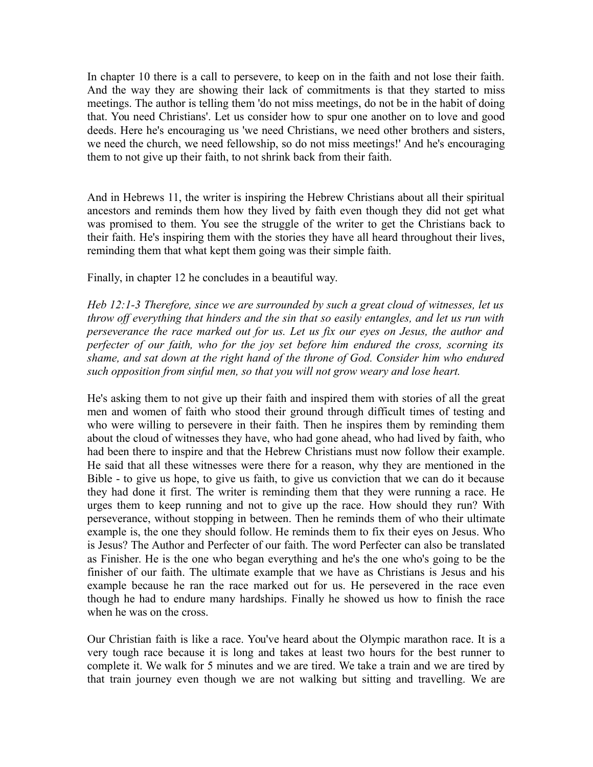In chapter 10 there is a call to persevere, to keep on in the faith and not lose their faith. And the way they are showing their lack of commitments is that they started to miss meetings. The author is telling them 'do not miss meetings, do not be in the habit of doing that. You need Christians'. Let us consider how to spur one another on to love and good deeds. Here he's encouraging us 'we need Christians, we need other brothers and sisters, we need the church, we need fellowship, so do not miss meetings!' And he's encouraging them to not give up their faith, to not shrink back from their faith.

And in Hebrews 11, the writer is inspiring the Hebrew Christians about all their spiritual ancestors and reminds them how they lived by faith even though they did not get what was promised to them. You see the struggle of the writer to get the Christians back to their faith. He's inspiring them with the stories they have all heard throughout their lives, reminding them that what kept them going was their simple faith.

Finally, in chapter 12 he concludes in a beautiful way.

*Heb 12:1-3 Therefore, since we are surrounded by such a great cloud of witnesses, let us throw off everything that hinders and the sin that so easily entangles, and let us run with perseverance the race marked out for us. Let us fix our eyes on Jesus, the author and perfecter of our faith, who for the joy set before him endured the cross, scorning its shame, and sat down at the right hand of the throne of God. Consider him who endured such opposition from sinful men, so that you will not grow weary and lose heart.*

He's asking them to not give up their faith and inspired them with stories of all the great men and women of faith who stood their ground through difficult times of testing and who were willing to persevere in their faith. Then he inspires them by reminding them about the cloud of witnesses they have, who had gone ahead, who had lived by faith, who had been there to inspire and that the Hebrew Christians must now follow their example. He said that all these witnesses were there for a reason, why they are mentioned in the Bible - to give us hope, to give us faith, to give us conviction that we can do it because they had done it first. The writer is reminding them that they were running a race. He urges them to keep running and not to give up the race. How should they run? With perseverance, without stopping in between. Then he reminds them of who their ultimate example is, the one they should follow. He reminds them to fix their eyes on Jesus. Who is Jesus? The Author and Perfecter of our faith. The word Perfecter can also be translated as Finisher. He is the one who began everything and he's the one who's going to be the finisher of our faith. The ultimate example that we have as Christians is Jesus and his example because he ran the race marked out for us. He persevered in the race even though he had to endure many hardships. Finally he showed us how to finish the race when he was on the cross.

Our Christian faith is like a race. You've heard about the Olympic marathon race. It is a very tough race because it is long and takes at least two hours for the best runner to complete it. We walk for 5 minutes and we are tired. We take a train and we are tired by that train journey even though we are not walking but sitting and travelling. We are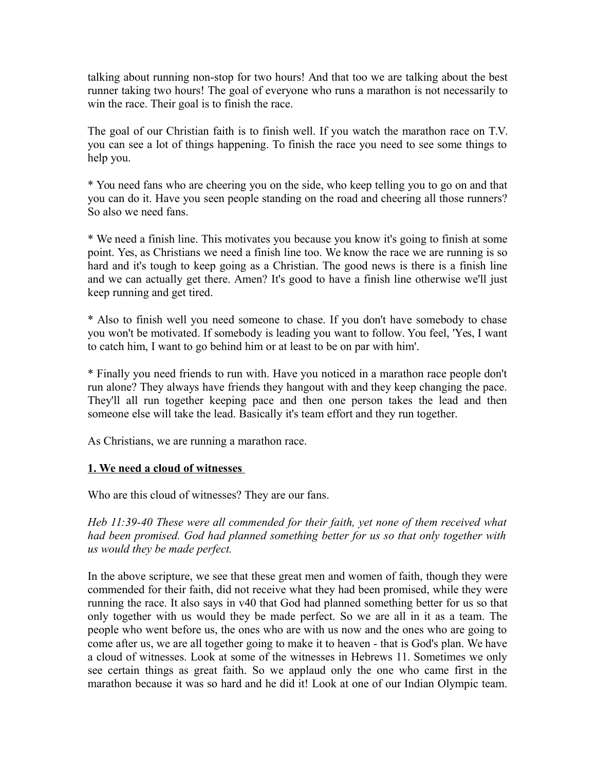talking about running non-stop for two hours! And that too we are talking about the best runner taking two hours! The goal of everyone who runs a marathon is not necessarily to win the race. Their goal is to finish the race.

The goal of our Christian faith is to finish well. If you watch the marathon race on T.V. you can see a lot of things happening. To finish the race you need to see some things to help you.

* You need fans who are cheering you on the side, who keep telling you to go on and that you can do it. Have you seen people standing on the road and cheering all those runners? So also we need fans.

* We need a finish line. This motivates you because you know it's going to finish at some point. Yes, as Christians we need a finish line too. We know the race we are running is so hard and it's tough to keep going as a Christian. The good news is there is a finish line and we can actually get there. Amen? It's good to have a finish line otherwise we'll just keep running and get tired.

* Also to finish well you need someone to chase. If you don't have somebody to chase you won't be motivated. If somebody is leading you want to follow. You feel, 'Yes, I want to catch him, I want to go behind him or at least to be on par with him'.

* Finally you need friends to run with. Have you noticed in a marathon race people don't run alone? They always have friends they hangout with and they keep changing the pace. They'll all run together keeping pace and then one person takes the lead and then someone else will take the lead. Basically it's team effort and they run together.

As Christians, we are running a marathon race.

**1. We need a cloud of witnesses**

Who are this cloud of witnesses? They are our fans.

*Heb 11:39-40 These were all commended for their faith, yet none of them received what had been promised. God had planned something better for us so that only together with us would they be made perfect.*

In the above scripture, we see that these great men and women of faith, though they were commended for their faith, did not receive what they had been promised, while they were running the race. It also says in v40 that God had planned something better for us so that only together with us would they be made perfect. So we are all in it as a team. The people who went before us, the ones who are with us now and the ones who are going to come after us, we are all together going to make it to heaven - that is God's plan. We have a cloud of witnesses. Look at some of the witnesses in Hebrews 11. Sometimes we only see certain things as great faith. So we applaud only the one who came first in the marathon because it was so hard and he did it! Look at one of our Indian Olympic team.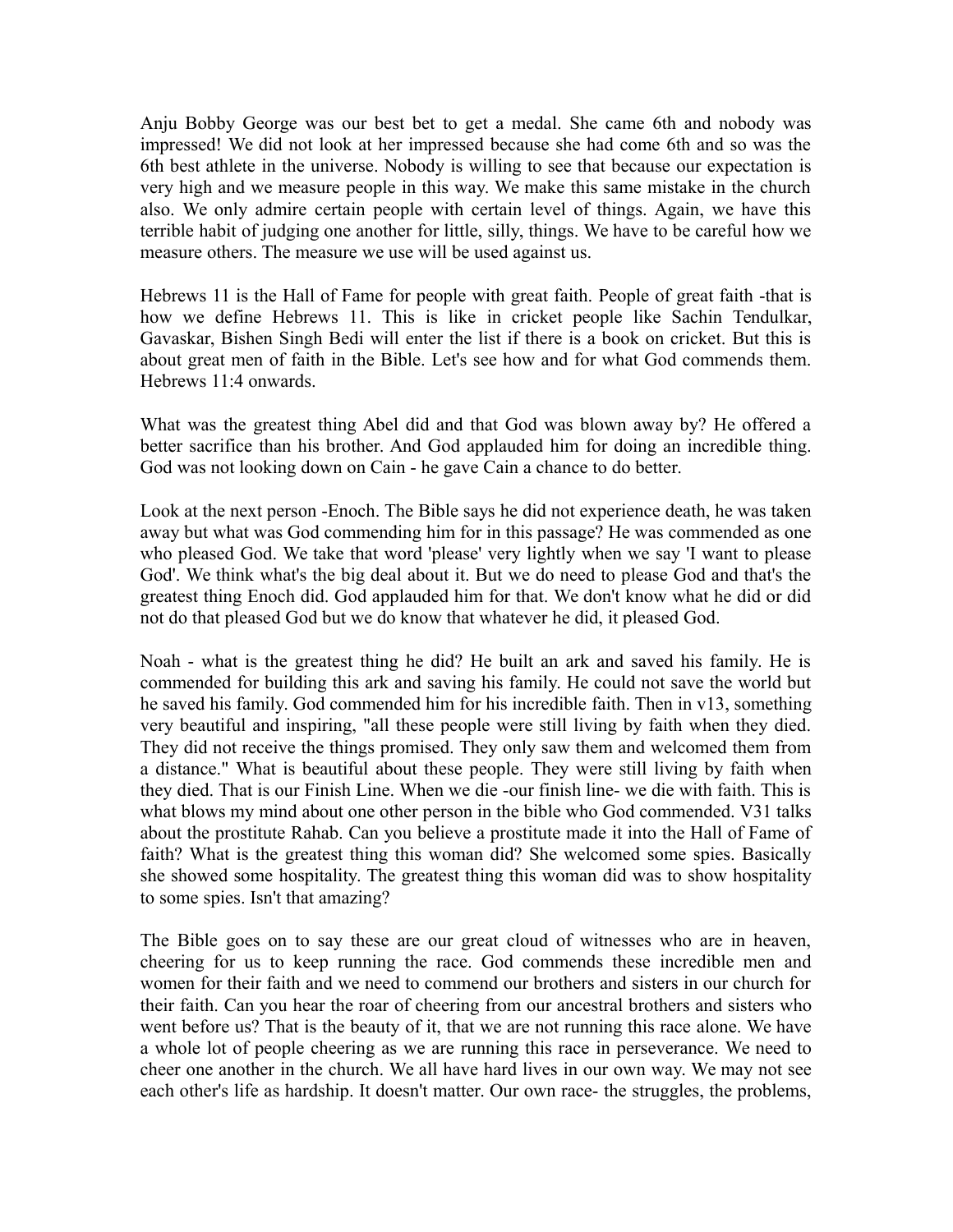Anju Bobby George was our best bet to get a medal. She came 6th and nobody was impressed! We did not look at her impressed because she had come 6th and so was the 6th best athlete in the universe. Nobody is willing to see that because our expectation is very high and we measure people in this way. We make this same mistake in the church also. We only admire certain people with certain level of things. Again, we have this terrible habit of judging one another for little, silly, things. We have to be careful how we measure others. The measure we use will be used against us.

Hebrews 11 is the Hall of Fame for people with great faith. People of great faith -that is how we define Hebrews 11. This is like in cricket people like Sachin Tendulkar, Gavaskar, Bishen Singh Bedi will enter the list if there is a book on cricket. But this is about great men of faith in the Bible. Let's see how and for what God commends them. Hebrews 11:4 onwards.

What was the greatest thing Abel did and that God was blown away by? He offered a better sacrifice than his brother. And God applauded him for doing an incredible thing. God was not looking down on Cain - he gave Cain a chance to do better.

Look at the next person -Enoch. The Bible says he did not experience death, he was taken away but what was God commending him for in this passage? He was commended as one who pleased God. We take that word 'please' very lightly when we say 'I want to please God'. We think what's the big deal about it. But we do need to please God and that's the greatest thing Enoch did. God applauded him for that. We don't know what he did or did not do that pleased God but we do know that whatever he did, it pleased God.

Noah - what is the greatest thing he did? He built an ark and saved his family. He is commended for building this ark and saving his family. He could not save the world but he saved his family. God commended him for his incredible faith. Then in v13, something very beautiful and inspiring, "all these people were still living by faith when they died. They did not receive the things promised. They only saw them and welcomed them from a distance." What is beautiful about these people. They were still living by faith when they died. That is our Finish Line. When we die -our finish line- we die with faith. This is what blows my mind about one other person in the bible who God commended. V31 talks about the prostitute Rahab. Can you believe a prostitute made it into the Hall of Fame of faith? What is the greatest thing this woman did? She welcomed some spies. Basically she showed some hospitality. The greatest thing this woman did was to show hospitality to some spies. Isn't that amazing?

The Bible goes on to say these are our great cloud of witnesses who are in heaven, cheering for us to keep running the race. God commends these incredible men and women for their faith and we need to commend our brothers and sisters in our church for their faith. Can you hear the roar of cheering from our ancestral brothers and sisters who went before us? That is the beauty of it, that we are not running this race alone. We have a whole lot of people cheering as we are running this race in perseverance. We need to cheer one another in the church. We all have hard lives in our own way. We may not see each other's life as hardship. It doesn't matter. Our own race- the struggles, the problems,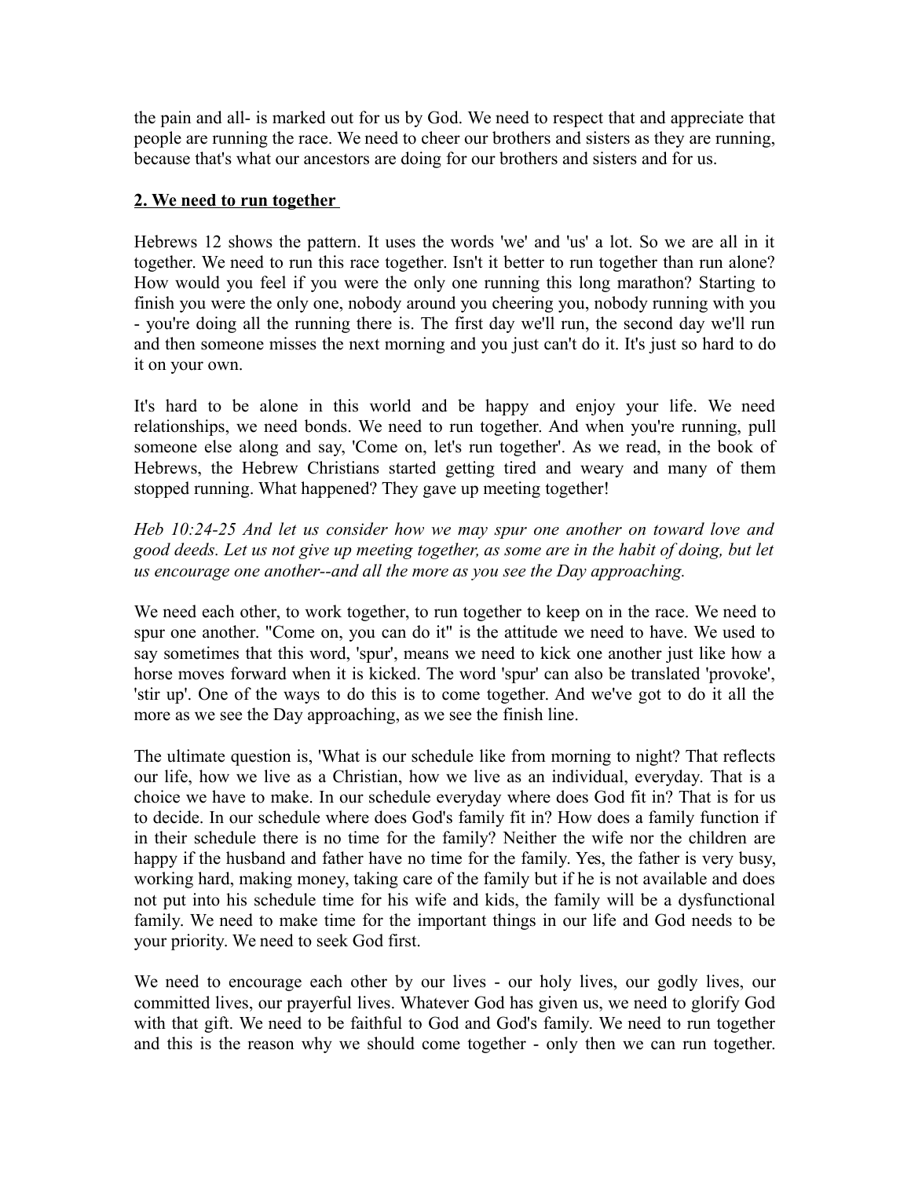the pain and all- is marked out for us by God. We need to respect that and appreciate that people are running the race. We need to cheer our brothers and sisters as they are running, because that's what our ancestors are doing for our brothers and sisters and for us.

**2. We need to run together**

Hebrews 12 shows the pattern. It uses the words 'we' and 'us' a lot. So we are all in it together. We need to run this race together. Isn't it better to run together than run alone? How would you feel if you were the only one running this long marathon? Starting to finish you were the only one, nobody around you cheering you, nobody running with you - you're doing all the running there is. The first day we'll run, the second day we'll run and then someone misses the next morning and you just can't do it. It's just so hard to do it on your own.

It's hard to be alone in this world and be happy and enjoy your life. We need relationships, we need bonds. We need to run together. And when you're running, pull someone else along and say, 'Come on, let's run together'. As we read, in the book of Hebrews, the Hebrew Christians started getting tired and weary and many of them stopped running. What happened? They gave up meeting together!

*Heb 10:24-25 And let us consider how we may spur one another on toward love and good deeds. Let us not give up meeting together, as some are in the habit of doing, but let us encourage one another--and all the more as you see the Day approaching.*

We need each other, to work together, to run together to keep on in the race. We need to spur one another. "Come on, you can do it" is the attitude we need to have. We used to say sometimes that this word, 'spur', means we need to kick one another just like how a horse moves forward when it is kicked. The word 'spur' can also be translated 'provoke', 'stir up'. One of the ways to do this is to come together. And we've got to do it all the more as we see the Day approaching, as we see the finish line.

The ultimate question is, 'What is our schedule like from morning to night? That reflects our life, how we live as a Christian, how we live as an individual, everyday. That is a choice we have to make. In our schedule everyday where does God fit in? That is for us to decide. In our schedule where does God's family fit in? How does a family function if in their schedule there is no time for the family? Neither the wife nor the children are happy if the husband and father have no time for the family. Yes, the father is very busy, working hard, making money, taking care of the family but if he is not available and does not put into his schedule time for his wife and kids, the family will be a dysfunctional family. We need to make time for the important things in our life and God needs to be your priority. We need to seek God first.

We need to encourage each other by our lives - our holy lives, our godly lives, our committed lives, our prayerful lives. Whatever God has given us, we need to glorify God with that gift. We need to be faithful to God and God's family. We need to run together and this is the reason why we should come together - only then we can run together.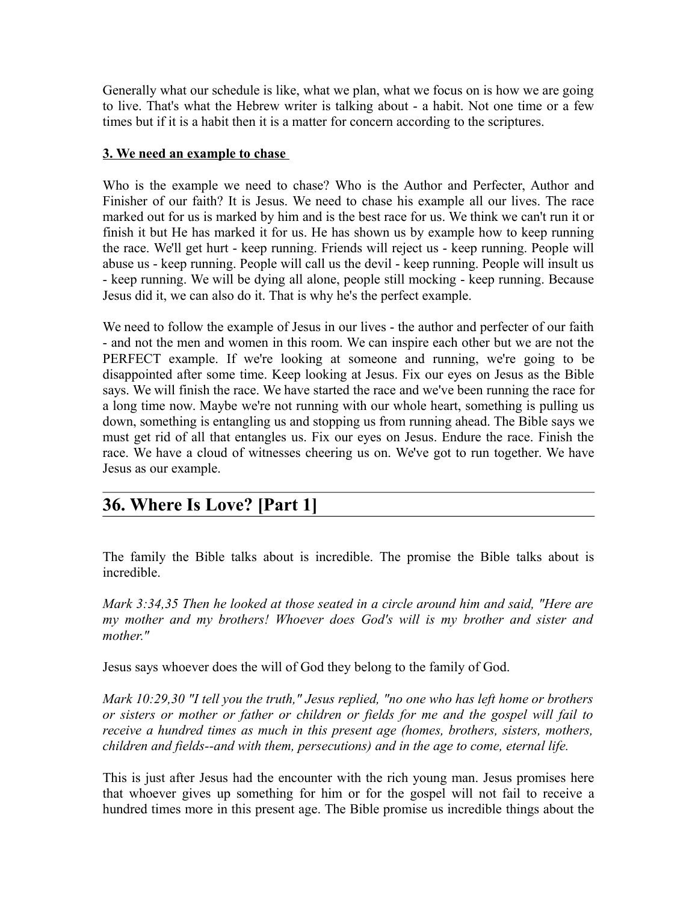Generally what our schedule is like, what we plan, what we focus on is how we are going to live. That's what the Hebrew writer is talking about - a habit. Not one time or a few times but if it is a habit then it is a matter for concern according to the scriptures.

**3. We need an example to chase**

Who is the example we need to chase? Who is the Author and Perfecter, Author and Finisher of our faith? It is Jesus. We need to chase his example all our lives. The race marked out for us is marked by him and is the best race for us. We think we can't run it or finish it but He has marked it for us. He has shown us by example how to keep running the race. We'll get hurt - keep running. Friends will reject us - keep running. People will abuse us - keep running. People will call us the devil - keep running. People will insult us - keep running. We will be dying all alone, people still mocking - keep running. Because Jesus did it, we can also do it. That is why he's the perfect example.

We need to follow the example of Jesus in our lives - the author and perfecter of our faith - and not the men and women in this room. We can inspire each other but we are not the PERFECT example. If we're looking at someone and running, we're going to be disappointed after some time. Keep looking at Jesus. Fix our eyes on Jesus as the Bible says. We will finish the race. We have started the race and we've been running the race for a long time now. Maybe we're not running with our whole heart, something is pulling us down, something is entangling us and stopping us from running ahead. The Bible says we must get rid of all that entangles us. Fix our eyes on Jesus. Endure the race. Finish the race. We have a cloud of witnesses cheering us on. We've got to run together. We have Jesus as our example.

## 36. Where Is Love? [Part 1]

The family the Bible talks about is incredible. The promise the Bible talks about is incredible.

*Mark 3:34,35 Then he looked at those seated in a circle around him and said, "Here are my mother and my brothers! Whoever does God's will is my brother and sister and mother."*

Jesus says whoever does the will of God they belong to the family of God.

*Mark 10:29,30 "I tell you the truth," Jesus replied, "no one who has left home or brothers or sisters or mother or father or children or fields for me and the gospel will fail to receive a hundred times as much in this present age (homes, brothers, sisters, mothers, children and fields--and with them, persecutions) and in the age to come, eternal life.*

This is just after Jesus had the encounter with the rich young man. Jesus promises here that whoever gives up something for him or for the gospel will not fail to receive a hundred times more in this present age. The Bible promise us incredible things about the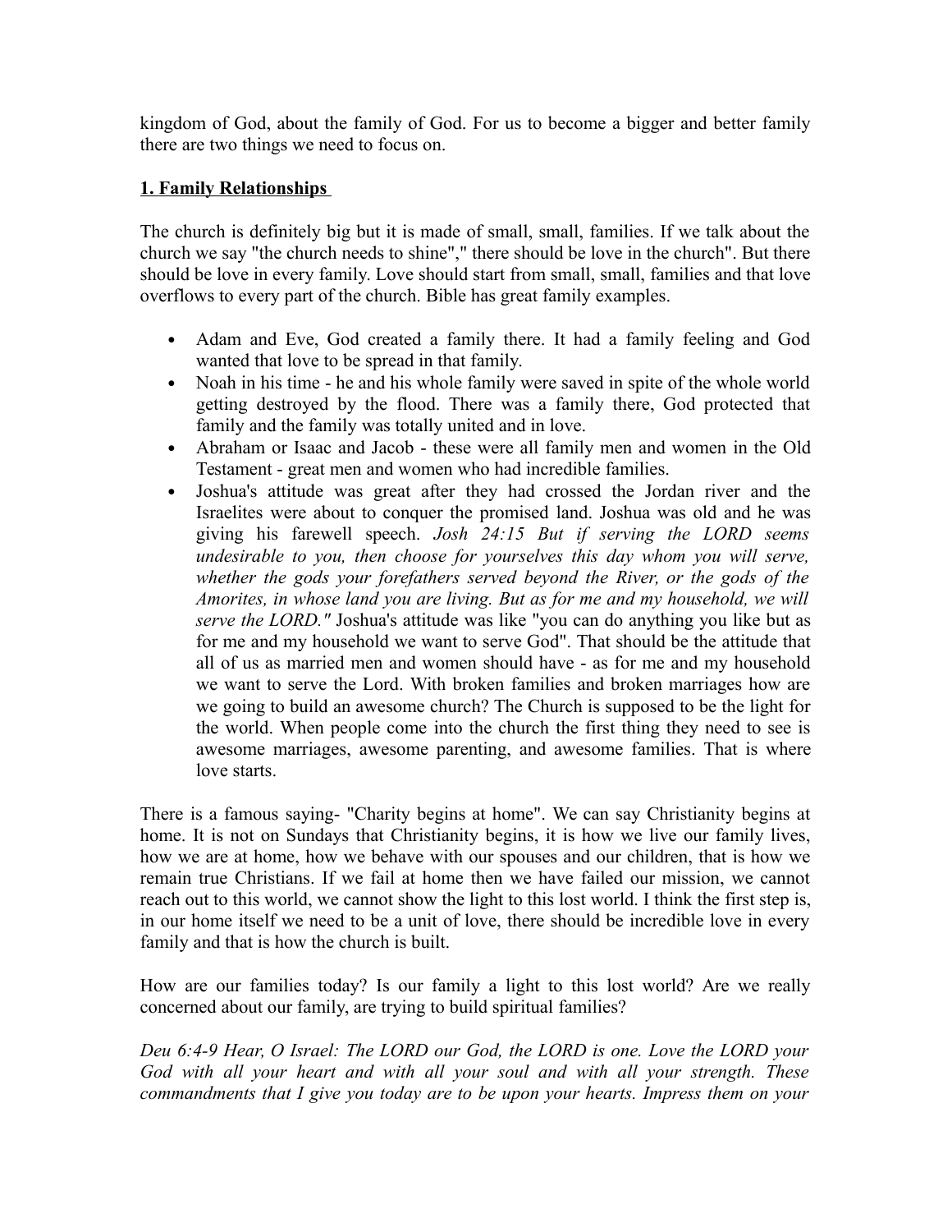kingdom of God, about the family of God. For us to become a bigger and better family there are two things we need to focus on.

**1. Family Relationships**

The church is definitely big but it is made of small, small, families. If we talk about the church we say "the church needs to shine"," there should be love in the church". But there should be love in every family. Love should start from small, small, families and that love overflows to every part of the church. Bible has great family examples.

- Adam and Eve, God created a family there. It had a family feeling and God wanted that love to be spread in that family.
- Noah in his time - he and his whole family were saved in spite of the whole world getting destroyed by the flood. There was a family there, God protected that family and the family was totally united and in love.
- Abraham or Isaac and Jacob - these were all family men and women in the Old Testament - great men and women who had incredible families.
- Joshua's attitude was great after they had crossed the Jordan river and the Israelites were about to conquer the promised land. Joshua was old and he was giving his farewell speech. *Josh 24:15 But if serving the LORD seems undesirable to you, then choose for yourselves this day whom you will serve, whether the gods your forefathers served beyond the River, or the gods of the Amorites, in whose land you are living. But as for me and my household, we will serve the LORD."* Joshua's attitude was like "you can do anything you like but as for me and my household we want to serve God". That should be the attitude that all of us as married men and women should have - as for me and my household we want to serve the Lord. With broken families and broken marriages how are we going to build an awesome church? The Church is supposed to be the light for the world. When people come into the church the first thing they need to see is awesome marriages, awesome parenting, and awesome families. That is where love starts.

There is a famous saying- "Charity begins at home". We can say Christianity begins at home. It is not on Sundays that Christianity begins, it is how we live our family lives, how we are at home, how we behave with our spouses and our children, that is how we remain true Christians. If we fail at home then we have failed our mission, we cannot reach out to this world, we cannot show the light to this lost world. I think the first step is, in our home itself we need to be a unit of love, there should be incredible love in every family and that is how the church is built.

How are our families today? Is our family a light to this lost world? Are we really concerned about our family, are trying to build spiritual families?

*Deu 6:4-9 Hear, O Israel: The LORD our God, the LORD is one. Love the LORD your God with all your heart and with all your soul and with all your strength. These commandments that I give you today are to be upon your hearts. Impress them on your*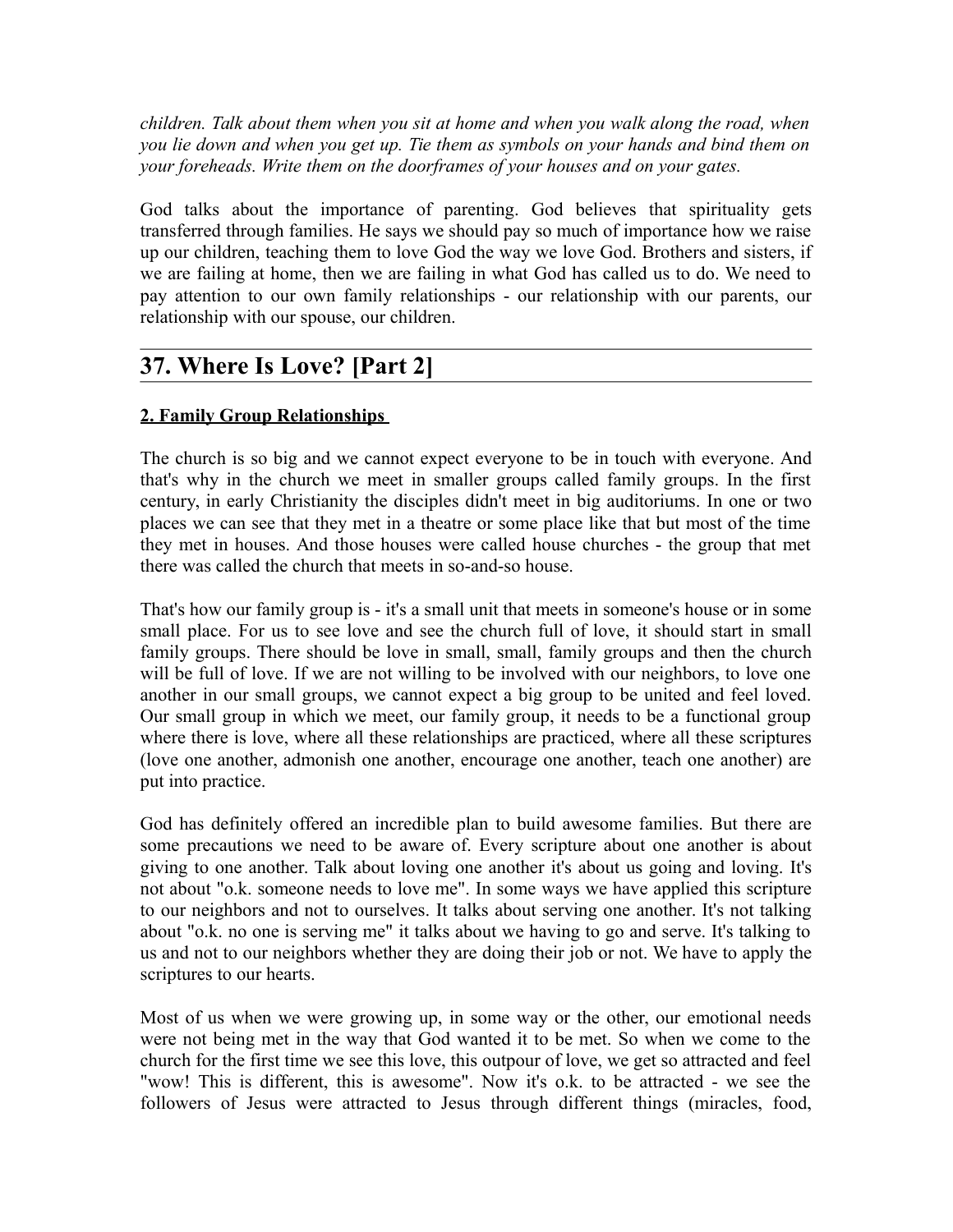*children. Talk about them when you sit at home and when you walk along the road, when you lie down and when you get up. Tie them as symbols on your hands and bind them on your foreheads. Write them on the doorframes of your houses and on your gates.*

God talks about the importance of parenting. God believes that spirituality gets transferred through families. He says we should pay so much of importance how we raise up our children, teaching them to love God the way we love God. Brothers and sisters, if we are failing at home, then we are failing in what God has called us to do. We need to pay attention to our own family relationships - our relationship with our parents, our relationship with our spouse, our children.

# 37. Where Is Love? [Part 2]

**2. Family Group Relationships**

The church is so big and we cannot expect everyone to be in touch with everyone. And that's why in the church we meet in smaller groups called family groups. In the first century, in early Christianity the disciples didn't meet in big auditoriums. In one or two places we can see that they met in a theatre or some place like that but most of the time they met in houses. And those houses were called house churches - the group that met there was called the church that meets in so-and-so house.

That's how our family group is - it's a small unit that meets in someone's house or in some small place. For us to see love and see the church full of love, it should start in small family groups. There should be love in small, small, family groups and then the church will be full of love. If we are not willing to be involved with our neighbors, to love one another in our small groups, we cannot expect a big group to be united and feel loved. Our small group in which we meet, our family group, it needs to be a functional group where there is love, where all these relationships are practiced, where all these scriptures (love one another, admonish one another, encourage one another, teach one another) are put into practice.

God has definitely offered an incredible plan to build awesome families. But there are some precautions we need to be aware of. Every scripture about one another is about giving to one another. Talk about loving one another it's about us going and loving. It's not about "o.k. someone needs to love me". In some ways we have applied this scripture to our neighbors and not to ourselves. It talks about serving one another. It's not talking about "o.k. no one is serving me" it talks about we having to go and serve. It's talking to us and not to our neighbors whether they are doing their job or not. We have to apply the scriptures to our hearts.

Most of us when we were growing up, in some way or the other, our emotional needs were not being met in the way that God wanted it to be met. So when we come to the church for the first time we see this love, this outpour of love, we get so attracted and feel "wow! This is different, this is awesome". Now it's o.k. to be attracted - we see the followers of Jesus were attracted to Jesus through different things (miracles, food,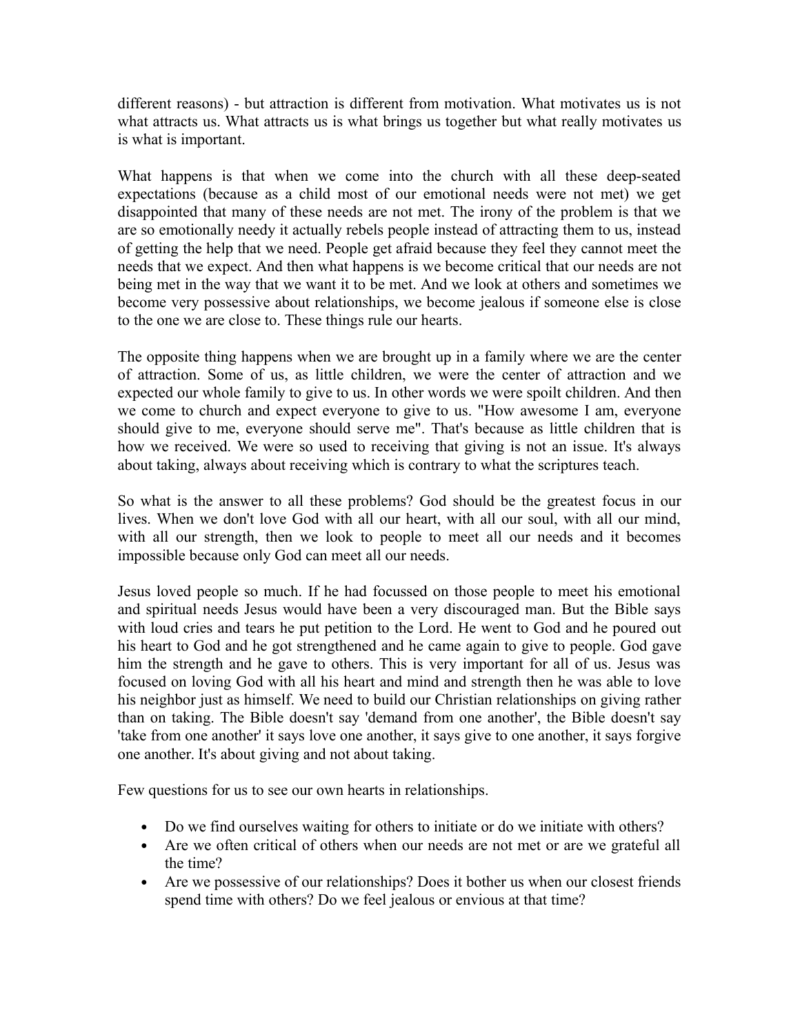different reasons) - but attraction is different from motivation. What motivates us is not what attracts us. What attracts us is what brings us together but what really motivates us is what is important.

What happens is that when we come into the church with all these deep-seated expectations (because as a child most of our emotional needs were not met) we get disappointed that many of these needs are not met. The irony of the problem is that we are so emotionally needy it actually rebels people instead of attracting them to us, instead of getting the help that we need. People get afraid because they feel they cannot meet the needs that we expect. And then what happens is we become critical that our needs are not being met in the way that we want it to be met. And we look at others and sometimes we become very possessive about relationships, we become jealous if someone else is close to the one we are close to. These things rule our hearts.

The opposite thing happens when we are brought up in a family where we are the center of attraction. Some of us, as little children, we were the center of attraction and we expected our whole family to give to us. In other words we were spoilt children. And then we come to church and expect everyone to give to us. "How awesome I am, everyone should give to me, everyone should serve me". That's because as little children that is how we received. We were so used to receiving that giving is not an issue. It's always about taking, always about receiving which is contrary to what the scriptures teach.

So what is the answer to all these problems? God should be the greatest focus in our lives. When we don't love God with all our heart, with all our soul, with all our mind, with all our strength, then we look to people to meet all our needs and it becomes impossible because only God can meet all our needs.

Jesus loved people so much. If he had focussed on those people to meet his emotional and spiritual needs Jesus would have been a very discouraged man. But the Bible says with loud cries and tears he put petition to the Lord. He went to God and he poured out his heart to God and he got strengthened and he came again to give to people. God gave him the strength and he gave to others. This is very important for all of us. Jesus was focused on loving God with all his heart and mind and strength then he was able to love his neighbor just as himself. We need to build our Christian relationships on giving rather than on taking. The Bible doesn't say 'demand from one another', the Bible doesn't say 'take from one another' it says love one another, it says give to one another, it says forgive one another. It's about giving and not about taking.

Few questions for us to see our own hearts in relationships.

- Do we find ourselves waiting for others to initiate or do we initiate with others?
- Are we often critical of others when our needs are not met or are we grateful all the time?
- Are we possessive of our relationships? Does it bother us when our closest friends spend time with others? Do we feel jealous or envious at that time?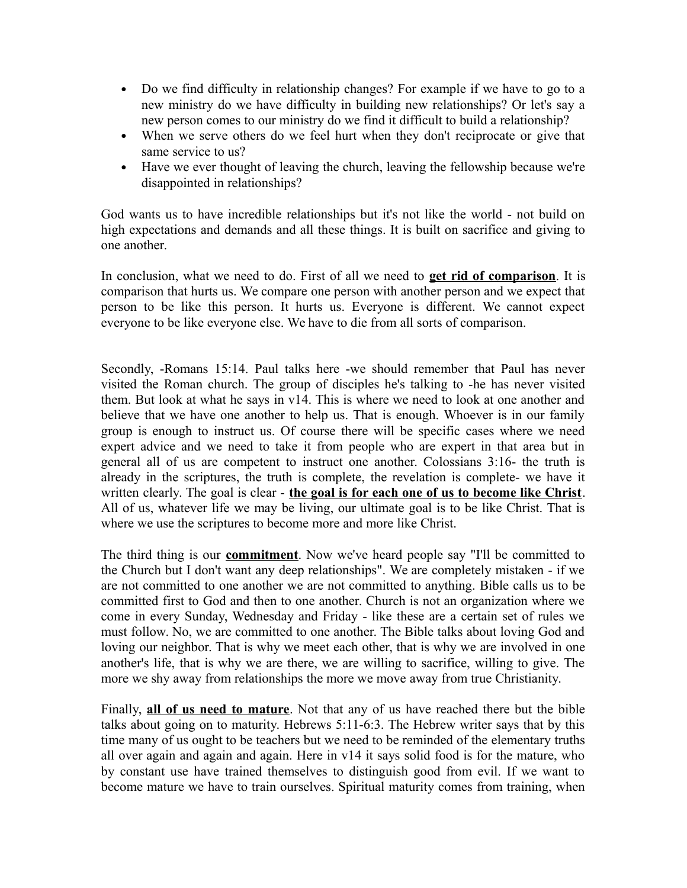- Do we find difficulty in relationship changes? For example if we have to go to a new ministry do we have difficulty in building new relationships? Or let's say a new person comes to our ministry do we find it difficult to build a relationship?
- When we serve others do we feel hurt when they don't reciprocate or give that same service to us?
- Have we ever thought of leaving the church, leaving the fellowship because we're disappointed in relationships?

God wants us to have incredible relationships but it's not like the world - not build on high expectations and demands and all these things. It is built on sacrifice and giving to one another.

In conclusion, what we need to do. First of all we need to **get rid of comparison**. It is comparison that hurts us. We compare one person with another person and we expect that person to be like this person. It hurts us. Everyone is different. We cannot expect everyone to be like everyone else. We have to die from all sorts of comparison.

Secondly, -Romans 15:14. Paul talks here -we should remember that Paul has never visited the Roman church. The group of disciples he's talking to -he has never visited them. But look at what he says in v14. This is where we need to look at one another and believe that we have one another to help us. That is enough. Whoever is in our family group is enough to instruct us. Of course there will be specific cases where we need expert advice and we need to take it from people who are expert in that area but in general all of us are competent to instruct one another. Colossians 3:16- the truth is already in the scriptures, the truth is complete, the revelation is complete- we have it written clearly. The goal is clear - **the goal is for each one of us to become like Christ**. All of us, whatever life we may be living, our ultimate goal is to be like Christ. That is where we use the scriptures to become more and more like Christ.

The third thing is our **commitment**. Now we've heard people say "I'll be committed to the Church but I don't want any deep relationships". We are completely mistaken - if we are not committed to one another we are not committed to anything. Bible calls us to be committed first to God and then to one another. Church is not an organization where we come in every Sunday, Wednesday and Friday - like these are a certain set of rules we must follow. No, we are committed to one another. The Bible talks about loving God and loving our neighbor. That is why we meet each other, that is why we are involved in one another's life, that is why we are there, we are willing to sacrifice, willing to give. The more we shy away from relationships the more we move away from true Christianity.

Finally, **all of us need to mature**. Not that any of us have reached there but the bible talks about going on to maturity. Hebrews 5:11-6:3. The Hebrew writer says that by this time many of us ought to be teachers but we need to be reminded of the elementary truths all over again and again and again. Here in v14 it says solid food is for the mature, who by constant use have trained themselves to distinguish good from evil. If we want to become mature we have to train ourselves. Spiritual maturity comes from training, when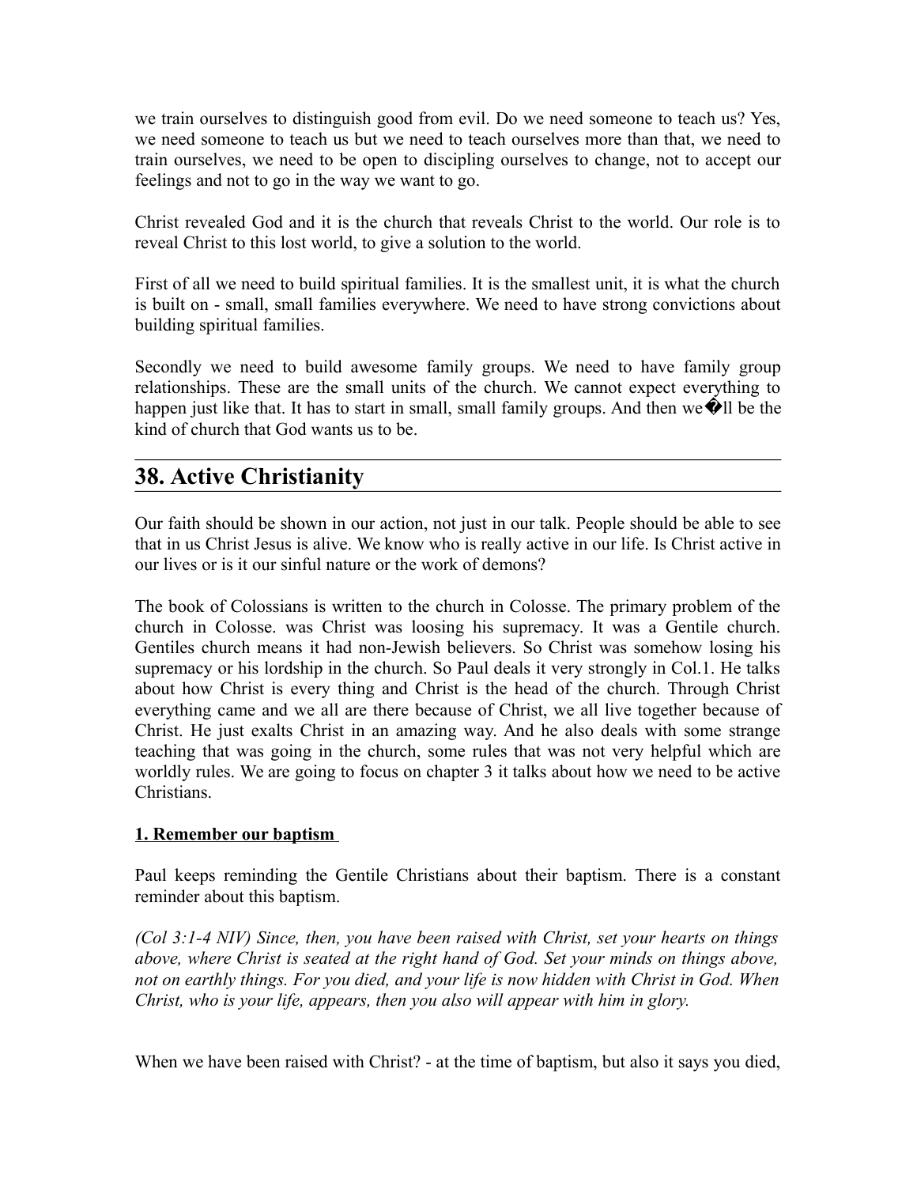we train ourselves to distinguish good from evil. Do we need someone to teach us? Yes, we need someone to teach us but we need to teach ourselves more than that, we need to train ourselves, we need to be open to discipling ourselves to change, not to accept our feelings and not to go in the way we want to go.

Christ revealed God and it is the church that reveals Christ to the world. Our role is to reveal Christ to this lost world, to give a solution to the world.

First of all we need to build spiritual families. It is the smallest unit, it is what the church is built on - small, small families everywhere. We need to have strong convictions about building spiritual families.

Secondly we need to build awesome family groups. We need to have family group relationships. These are the small units of the church. We cannot expect everything to happen just like that. It has to start in small, small family groups. And then we�ll be the kind of church that God wants us to be.

## 38. Active Christianity

Our faith should be shown in our action, not just in our talk. People should be able to see that in us Christ Jesus is alive. We know who is really active in our life. Is Christ active in our lives or is it our sinful nature or the work of demons?

The book of Colossians is written to the church in Colosse. The primary problem of the church in Colosse. was Christ was loosing his supremacy. It was a Gentile church. Gentiles church means it had non-Jewish believers. So Christ was somehow losing his supremacy or his lordship in the church. So Paul deals it very strongly in Col.1. He talks about how Christ is every thing and Christ is the head of the church. Through Christ everything came and we all are there because of Christ, we all live together because of Christ. He just exalts Christ in an amazing way. And he also deals with some strange teaching that was going in the church, some rules that was not very helpful which are worldly rules. We are going to focus on chapter 3 it talks about how we need to be active Christians.

**1. Remember our baptism**

Paul keeps reminding the Gentile Christians about their baptism. There is a constant reminder about this baptism.

*(Col 3:1-4 NIV) Since, then, you have been raised with Christ, set your hearts on things above, where Christ is seated at the right hand of God. Set your minds on things above, not on earthly things. For you died, and your life is now hidden with Christ in God. When Christ, who is your life, appears, then you also will appear with him in glory.*

When we have been raised with Christ? - at the time of baptism, but also it says you died,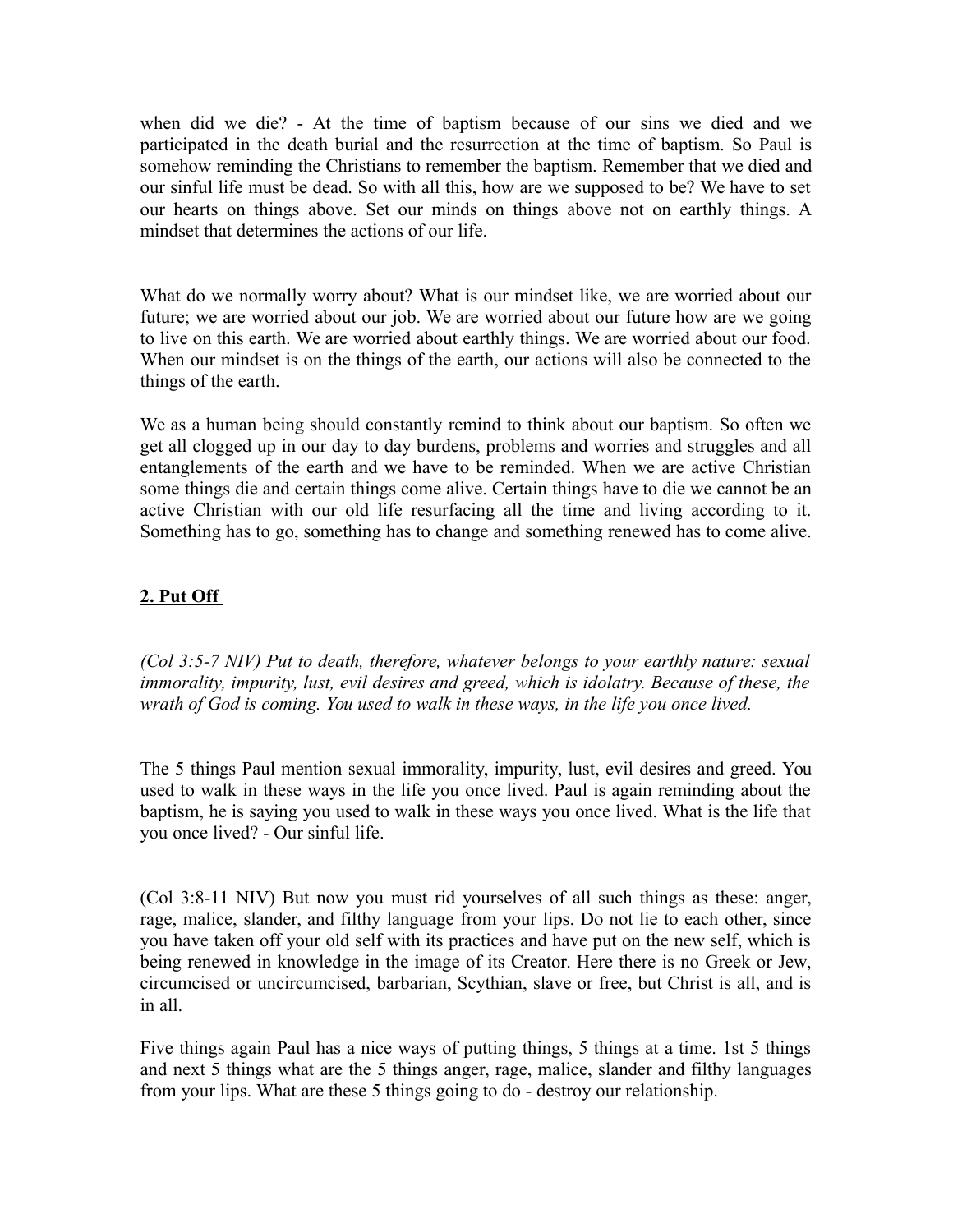when did we die? - At the time of baptism because of our sins we died and we participated in the death burial and the resurrection at the time of baptism. So Paul is somehow reminding the Christians to remember the baptism. Remember that we died and our sinful life must be dead. So with all this, how are we supposed to be? We have to set our hearts on things above. Set our minds on things above not on earthly things. A mindset that determines the actions of our life.

What do we normally worry about? What is our mindset like, we are worried about our future; we are worried about our job. We are worried about our future how are we going to live on this earth. We are worried about earthly things. We are worried about our food. When our mindset is on the things of the earth, our actions will also be connected to the things of the earth.

We as a human being should constantly remind to think about our baptism. So often we get all clogged up in our day to day burdens, problems and worries and struggles and all entanglements of the earth and we have to be reminded. When we are active Christian some things die and certain things come alive. Certain things have to die we cannot be an active Christian with our old life resurfacing all the time and living according to it. Something has to go, something has to change and something renewed has to come alive.

## **<u>2. Put Off</u>**

*(Col 3:5-7 NIV) Put to death, therefore, whatever belongs to your earthly nature: sexual immorality, impurity, lust, evil desires and greed, which is idolatry. Because of these, the wrath of God is coming. You used to walk in these ways, in the life you once lived.*

The 5 things Paul mention sexual immorality, impurity, lust, evil desires and greed. You used to walk in these ways in the life you once lived. Paul is again reminding about the baptism, he is saying you used to walk in these ways you once lived. What is the life that you once lived? - Our sinful life.

(Col 3:8-11 NIV) But now you must rid yourselves of all such things as these: anger, rage, malice, slander, and filthy language from your lips. Do not lie to each other, since you have taken off your old self with its practices and have put on the new self, which is being renewed in knowledge in the image of its Creator. Here there is no Greek or Jew, circumcised or uncircumcised, barbarian, Scythian, slave or free, but Christ is all, and is in all.

Five things again Paul has a nice ways of putting things, 5 things at a time. 1st 5 things and next 5 things what are the 5 things anger, rage, malice, slander and filthy languages from your lips. What are these 5 things going to do - destroy our relationship.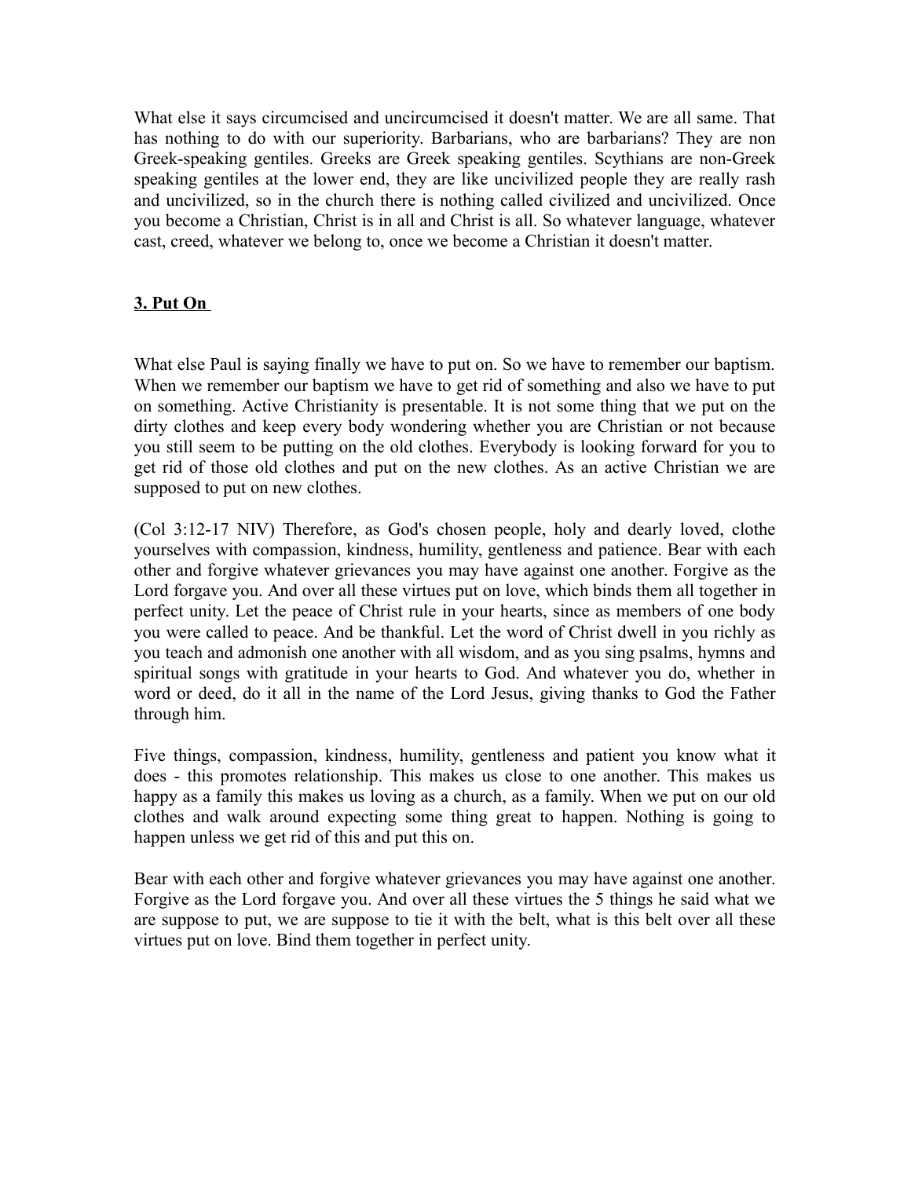What else it says circumcised and uncircumcised it doesn't matter. We are all same. That has nothing to do with our superiority. Barbarians, who are barbarians? They are non Greek-speaking gentiles. Greeks are Greek speaking gentiles. Scythians are non-Greek speaking gentiles at the lower end, they are like uncivilized people they are really rash and uncivilized, so in the church there is nothing called civilized and uncivilized. Once you become a Christian, Christ is in all and Christ is all. So whatever language, whatever cast, creed, whatever we belong to, once we become a Christian it doesn't matter.

### **3. Put On**

What else Paul is saying finally we have to put on. So we have to remember our baptism. When we remember our baptism we have to get rid of something and also we have to put on something. Active Christianity is presentable. It is not some thing that we put on the dirty clothes and keep every body wondering whether you are Christian or not because you still seem to be putting on the old clothes. Everybody is looking forward for you to get rid of those old clothes and put on the new clothes. As an active Christian we are supposed to put on new clothes.

(Col 3:12-17 NIV) Therefore, as God's chosen people, holy and dearly loved, clothe yourselves with compassion, kindness, humility, gentleness and patience. Bear with each other and forgive whatever grievances you may have against one another. Forgive as the Lord forgave you. And over all these virtues put on love, which binds them all together in perfect unity. Let the peace of Christ rule in your hearts, since as members of one body you were called to peace. And be thankful. Let the word of Christ dwell in you richly as you teach and admonish one another with all wisdom, and as you sing psalms, hymns and spiritual songs with gratitude in your hearts to God. And whatever you do, whether in word or deed, do it all in the name of the Lord Jesus, giving thanks to God the Father through him.

Five things, compassion, kindness, humility, gentleness and patient you know what it does - this promotes relationship. This makes us close to one another. This makes us happy as a family this makes us loving as a church, as a family. When we put on our old clothes and walk around expecting some thing great to happen. Nothing is going to happen unless we get rid of this and put this on.

Bear with each other and forgive whatever grievances you may have against one another. Forgive as the Lord forgave you. And over all these virtues the 5 things he said what we are suppose to put, we are suppose to tie it with the belt, what is this belt over all these virtues put on love. Bind them together in perfect unity.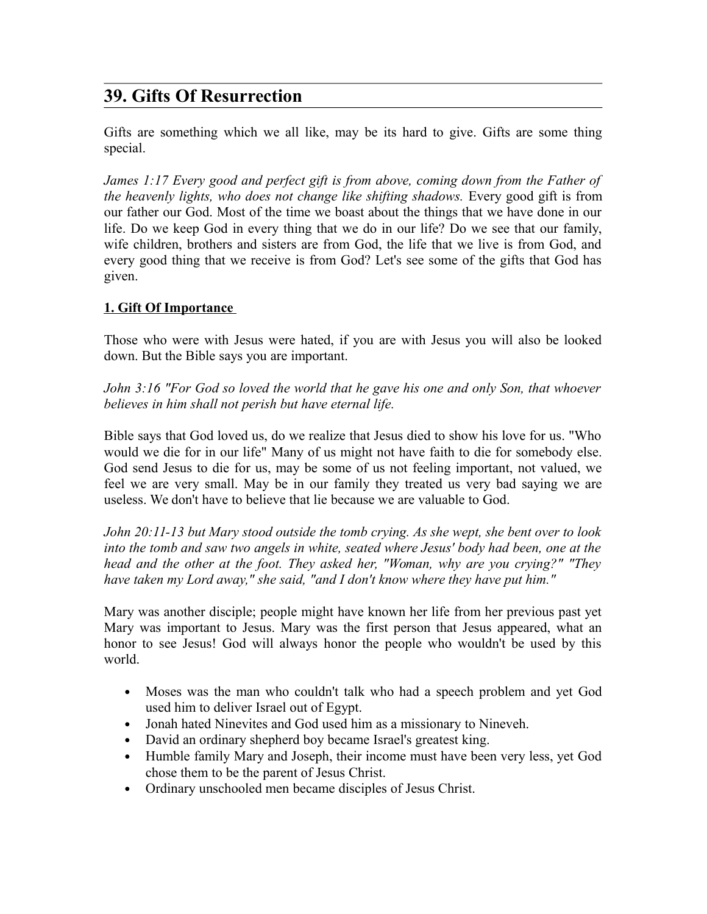## 39. Gifts Of Resurrection

Gifts are something which we all like, may be its hard to give. Gifts are some thing special.

*James 1:17 Every good and perfect gift is from above, coming down from the Father of the heavenly lights, who does not change like shifting shadows.* Every good gift is from our father our God. Most of the time we boast about the things that we have done in our life. Do we keep God in every thing that we do in our life? Do we see that our family, wife children, brothers and sisters are from God, the life that we live is from God, and every good thing that we receive is from God? Let's see some of the gifts that God has given.

**1. Gift Of Importance**

Those who were with Jesus were hated, if you are with Jesus you will also be looked down. But the Bible says you are important.

*John 3:16 "For God so loved the world that he gave his one and only Son, that whoever believes in him shall not perish but have eternal life.*

Bible says that God loved us, do we realize that Jesus died to show his love for us. "Who would we die for in our life" Many of us might not have faith to die for somebody else. God send Jesus to die for us, may be some of us not feeling important, not valued, we feel we are very small. May be in our family they treated us very bad saying we are useless. We don't have to believe that lie because we are valuable to God.

*John 20:11-13 but Mary stood outside the tomb crying. As she wept, she bent over to look into the tomb and saw two angels in white, seated where Jesus' body had been, one at the head and the other at the foot. They asked her, "Woman, why are you crying?" "They have taken my Lord away," she said, "and I don't know where they have put him."*

Mary was another disciple; people might have known her life from her previous past yet Mary was important to Jesus. Mary was the first person that Jesus appeared, what an honor to see Jesus! God will always honor the people who wouldn't be used by this world.

- Moses was the man who couldn't talk who had a speech problem and yet God used him to deliver Israel out of Egypt.
- Jonah hated Ninevites and God used him as a missionary to Nineveh.
- David an ordinary shepherd boy became Israel's greatest king.
- Humble family Mary and Joseph, their income must have been very less, yet God chose them to be the parent of Jesus Christ.
- Ordinary unschooled men became disciples of Jesus Christ.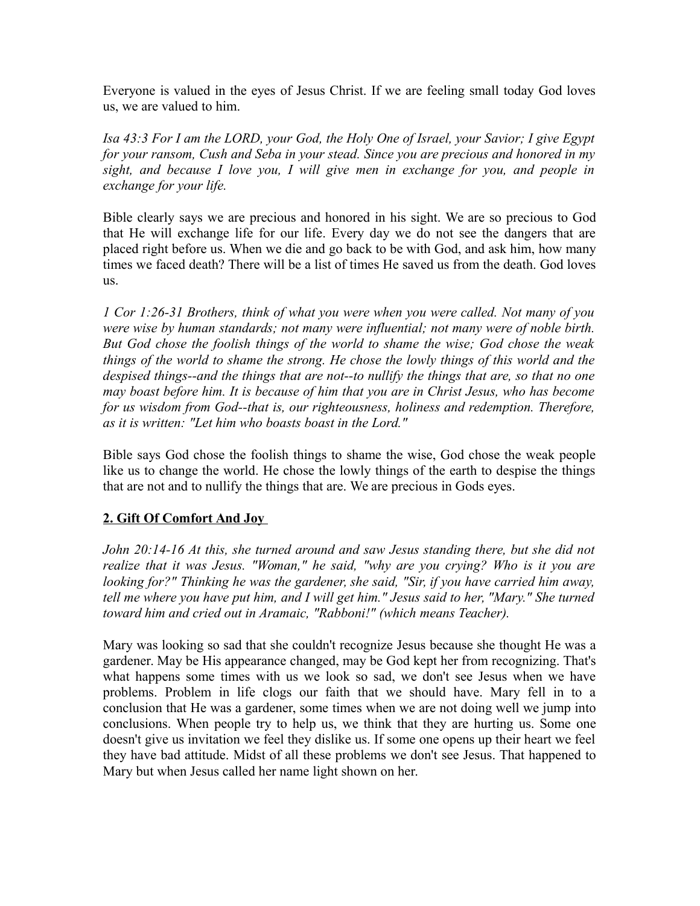Everyone is valued in the eyes of Jesus Christ. If we are feeling small today God loves us, we are valued to him.

*Isa 43:3 For I am the LORD, your God, the Holy One of Israel, your Savior; I give Egypt for your ransom, Cush and Seba in your stead. Since you are precious and honored in my sight, and because I love you, I will give men in exchange for you, and people in exchange for your life.*

Bible clearly says we are precious and honored in his sight. We are so precious to God that He will exchange life for our life. Every day we do not see the dangers that are placed right before us. When we die and go back to be with God, and ask him, how many times we faced death? There will be a list of times He saved us from the death. God loves us.

*1 Cor 1:26-31 Brothers, think of what you were when you were called. Not many of you were wise by human standards; not many were influential; not many were of noble birth. But God chose the foolish things of the world to shame the wise; God chose the weak things of the world to shame the strong. He chose the lowly things of this world and the despised things--and the things that are not--to nullify the things that are, so that no one may boast before him. It is because of him that you are in Christ Jesus, who has become for us wisdom from God--that is, our righteousness, holiness and redemption. Therefore, as it is written: "Let him who boasts boast in the Lord."*

Bible says God chose the foolish things to shame the wise, God chose the weak people like us to change the world. He chose the lowly things of the earth to despise the things that are not and to nullify the things that are. We are precious in Gods eyes.

## 2. Gift Of Comfort And Joy

*John 20:14-16 At this, she turned around and saw Jesus standing there, but she did not realize that it was Jesus. "Woman," he said, "why are you crying? Who is it you are looking for?" Thinking he was the gardener, she said, "Sir, if you have carried him away, tell me where you have put him, and I will get him." Jesus said to her, "Mary." She turned toward him and cried out in Aramaic, "Rabboni!" (which means Teacher).*

Mary was looking so sad that she couldn't recognize Jesus because she thought He was a gardener. May be His appearance changed, may be God kept her from recognizing. That's what happens some times with us we look so sad, we don't see Jesus when we have problems. Problem in life clogs our faith that we should have. Mary fell in to a conclusion that He was a gardener, some times when we are not doing well we jump into conclusions. When people try to help us, we think that they are hurting us. Some one doesn't give us invitation we feel they dislike us. If some one opens up their heart we feel they have bad attitude. Midst of all these problems we don't see Jesus. That happened to Mary but when Jesus called her name light shown on her.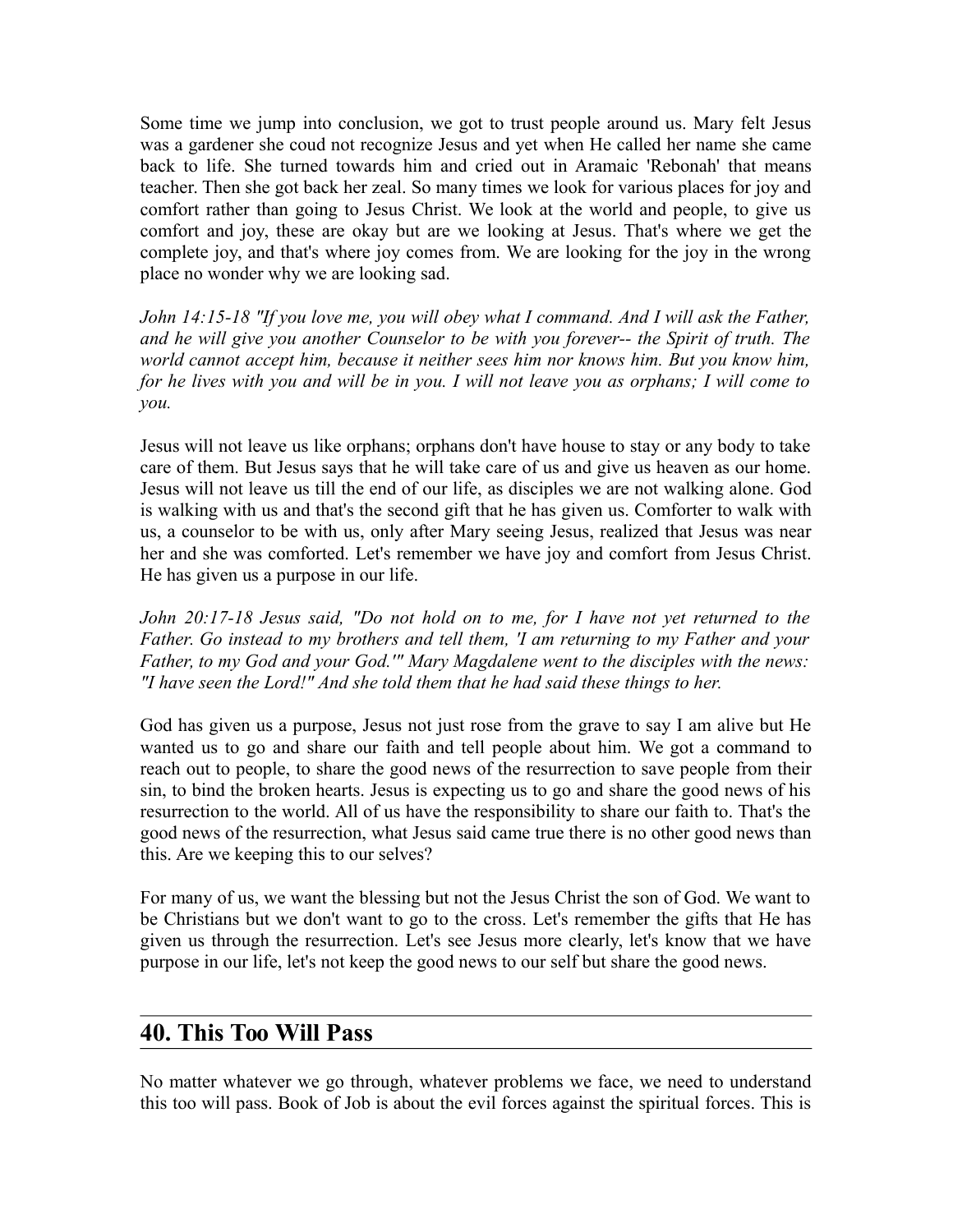Some time we jump into conclusion, we got to trust people around us. Mary felt Jesus was a gardener she coud not recognize Jesus and yet when He called her name she came back to life. She turned towards him and cried out in Aramaic 'Rebonah' that means teacher. Then she got back her zeal. So many times we look for various places for joy and comfort rather than going to Jesus Christ. We look at the world and people, to give us comfort and joy, these are okay but are we looking at Jesus. That's where we get the complete joy, and that's where joy comes from. We are looking for the joy in the wrong place no wonder why we are looking sad.

*John 14:15-18 "If you love me, you will obey what I command. And I will ask the Father, and he will give you another Counselor to be with you forever-- the Spirit of truth. The world cannot accept him, because it neither sees him nor knows him. But you know him, for he lives with you and will be in you. I will not leave you as orphans; I will come to you.*

Jesus will not leave us like orphans; orphans don't have house to stay or any body to take care of them. But Jesus says that he will take care of us and give us heaven as our home. Jesus will not leave us till the end of our life, as disciples we are not walking alone. God is walking with us and that's the second gift that he has given us. Comforter to walk with us, a counselor to be with us, only after Mary seeing Jesus, realized that Jesus was near her and she was comforted. Let's remember we have joy and comfort from Jesus Christ. He has given us a purpose in our life.

*John 20:17-18 Jesus said, "Do not hold on to me, for I have not yet returned to the Father. Go instead to my brothers and tell them, 'I am returning to my Father and your Father, to my God and your God.'" Mary Magdalene went to the disciples with the news: "I have seen the Lord!" And she told them that he had said these things to her.*

God has given us a purpose, Jesus not just rose from the grave to say I am alive but He wanted us to go and share our faith and tell people about him. We got a command to reach out to people, to share the good news of the resurrection to save people from their sin, to bind the broken hearts. Jesus is expecting us to go and share the good news of his resurrection to the world. All of us have the responsibility to share our faith to. That's the good news of the resurrection, what Jesus said came true there is no other good news than this. Are we keeping this to our selves?

For many of us, we want the blessing but not the Jesus Christ the son of God. We want to be Christians but we don't want to go to the cross. Let's remember the gifts that He has given us through the resurrection. Let's see Jesus more clearly, let's know that we have purpose in our life, let's not keep the good news to our self but share the good news.

## 40. This Too Will Pass

No matter whatever we go through, whatever problems we face, we need to understand this too will pass. Book of Job is about the evil forces against the spiritual forces. This is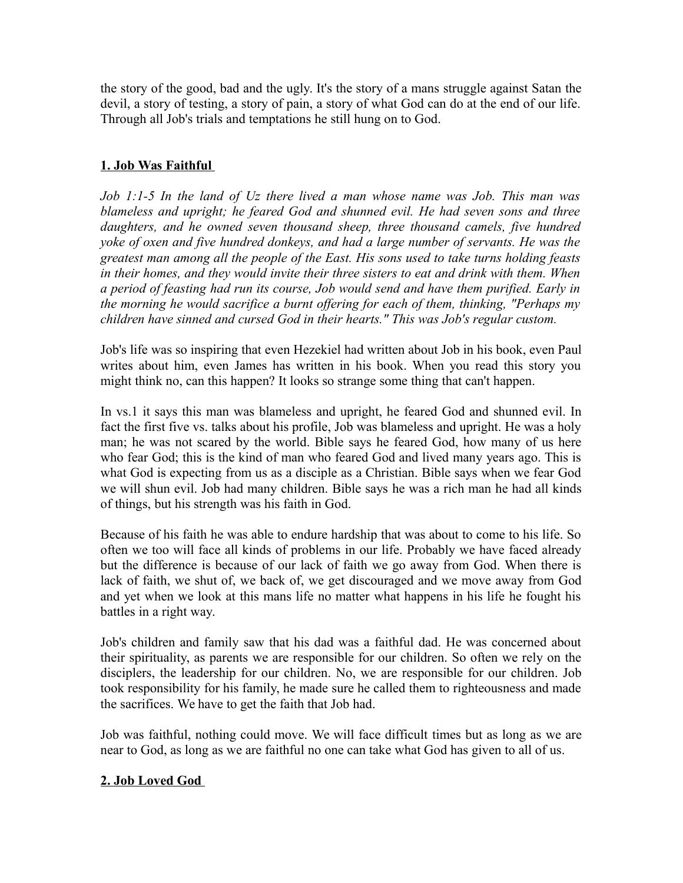the story of the good, bad and the ugly. It's the story of a mans struggle against Satan the devil, a story of testing, a story of pain, a story of what God can do at the end of our life. Through all Job's trials and temptations he still hung on to God.

## 1. Job Was Faithful

*Job 1:1-5 In the land of Uz there lived a man whose name was Job. This man was blameless and upright; he feared God and shunned evil. He had seven sons and three daughters, and he owned seven thousand sheep, three thousand camels, five hundred yoke of oxen and five hundred donkeys, and had a large number of servants. He was the greatest man among all the people of the East. His sons used to take turns holding feasts in their homes, and they would invite their three sisters to eat and drink with them. When a period of feasting had run its course, Job would send and have them purified. Early in the morning he would sacrifice a burnt offering for each of them, thinking, "Perhaps my children have sinned and cursed God in their hearts." This was Job's regular custom.*

Job's life was so inspiring that even Hezekiel had written about Job in his book, even Paul writes about him, even James has written in his book. When you read this story you might think no, can this happen? It looks so strange some thing that can't happen.

In vs.1 it says this man was blameless and upright, he feared God and shunned evil. In fact the first five vs. talks about his profile, Job was blameless and upright. He was a holy man; he was not scared by the world. Bible says he feared God, how many of us here who fear God; this is the kind of man who feared God and lived many years ago. This is what God is expecting from us as a disciple as a Christian. Bible says when we fear God we will shun evil. Job had many children. Bible says he was a rich man he had all kinds of things, but his strength was his faith in God.

Because of his faith he was able to endure hardship that was about to come to his life. So often we too will face all kinds of problems in our life. Probably we have faced already but the difference is because of our lack of faith we go away from God. When there is lack of faith, we shut of, we back of, we get discouraged and we move away from God and yet when we look at this mans life no matter what happens in his life he fought his battles in a right way.

Job's children and family saw that his dad was a faithful dad. He was concerned about their spirituality, as parents we are responsible for our children. So often we rely on the disciplers, the leadership for our children. No, we are responsible for our children. Job took responsibility for his family, he made sure he called them to righteousness and made the sacrifices. We have to get the faith that Job had.

Job was faithful, nothing could move. We will face difficult times but as long as we are near to God, as long as we are faithful no one can take what God has given to all of us.

## 2. Job Loved God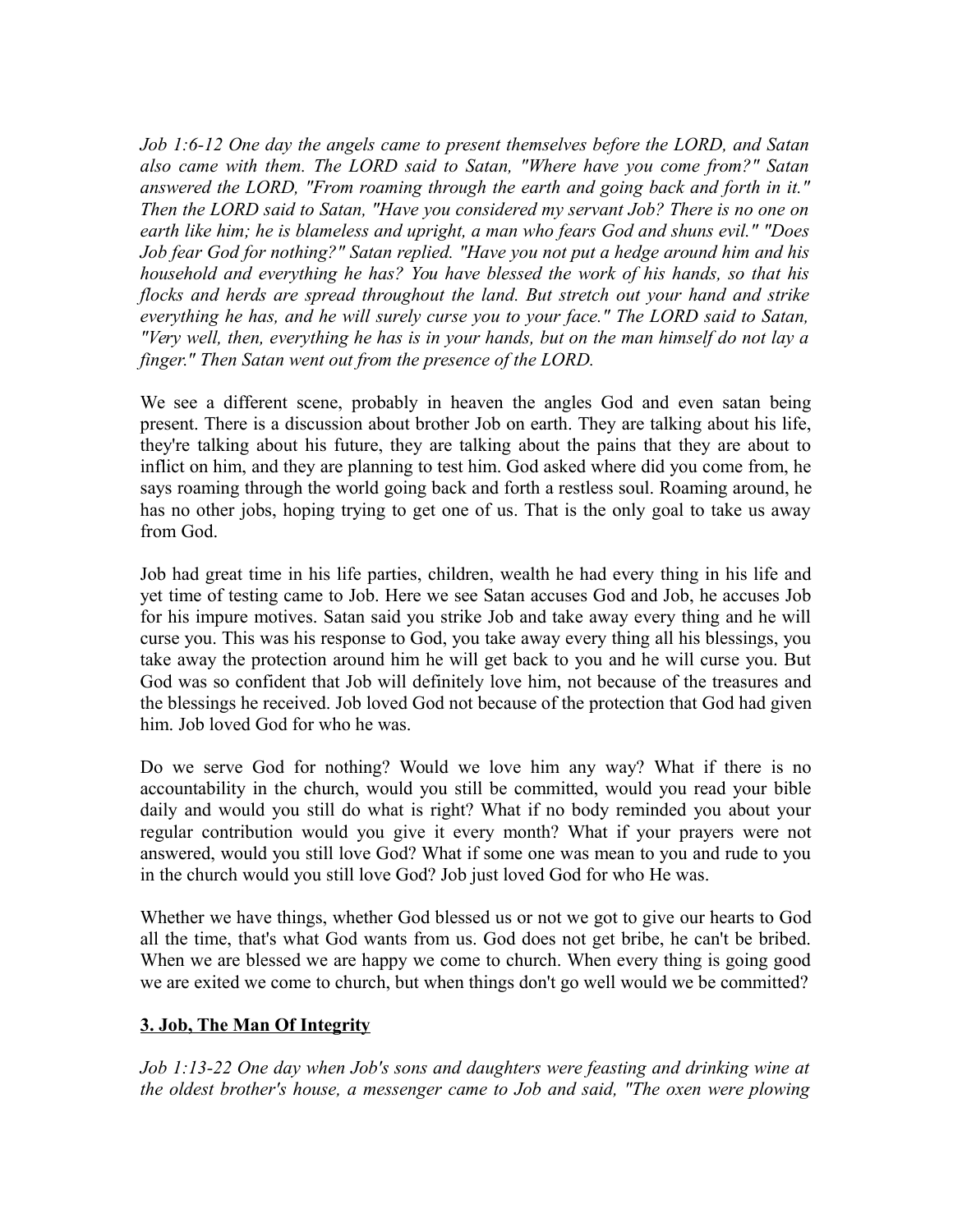*Job 1:6-12 One day the angels came to present themselves before the LORD, and Satan also came with them. The LORD said to Satan, "Where have you come from?" Satan answered the LORD, "From roaming through the earth and going back and forth in it." Then the LORD said to Satan, "Have you considered my servant Job? There is no one on earth like him; he is blameless and upright, a man who fears God and shuns evil." "Does Job fear God for nothing?" Satan replied. "Have you not put a hedge around him and his household and everything he has? You have blessed the work of his hands, so that his flocks and herds are spread throughout the land. But stretch out your hand and strike everything he has, and he will surely curse you to your face." The LORD said to Satan, "Very well, then, everything he has is in your hands, but on the man himself do not lay a finger." Then Satan went out from the presence of the LORD.*

We see a different scene, probably in heaven the angles God and even satan being present. There is a discussion about brother Job on earth. They are talking about his life, they're talking about his future, they are talking about the pains that they are about to inflict on him, and they are planning to test him. God asked where did you come from, he says roaming through the world going back and forth a restless soul. Roaming around, he has no other jobs, hoping trying to get one of us. That is the only goal to take us away from God.

Job had great time in his life parties, children, wealth he had every thing in his life and yet time of testing came to Job. Here we see Satan accuses God and Job, he accuses Job for his impure motives. Satan said you strike Job and take away every thing and he will curse you. This was his response to God, you take away every thing all his blessings, you take away the protection around him he will get back to you and he will curse you. But God was so confident that Job will definitely love him, not because of the treasures and the blessings he received. Job loved God not because of the protection that God had given him. Job loved God for who he was.

Do we serve God for nothing? Would we love him any way? What if there is no accountability in the church, would you still be committed, would you read your bible daily and would you still do what is right? What if no body reminded you about your regular contribution would you give it every month? What if your prayers were not answered, would you still love God? What if some one was mean to you and rude to you in the church would you still love God? Job just loved God for who He was.

Whether we have things, whether God blessed us or not we got to give our hearts to God all the time, that's what God wants from us. God does not get bribe, he can't be bribed. When we are blessed we are happy we come to church. When every thing is going good we are exited we come to church, but when things don't go well would we be committed?

## 3. Job, The Man Of Integrity

*Job 1:13-22 One day when Job's sons and daughters were feasting and drinking wine at the oldest brother's house, a messenger came to Job and said, "The oxen were plowing*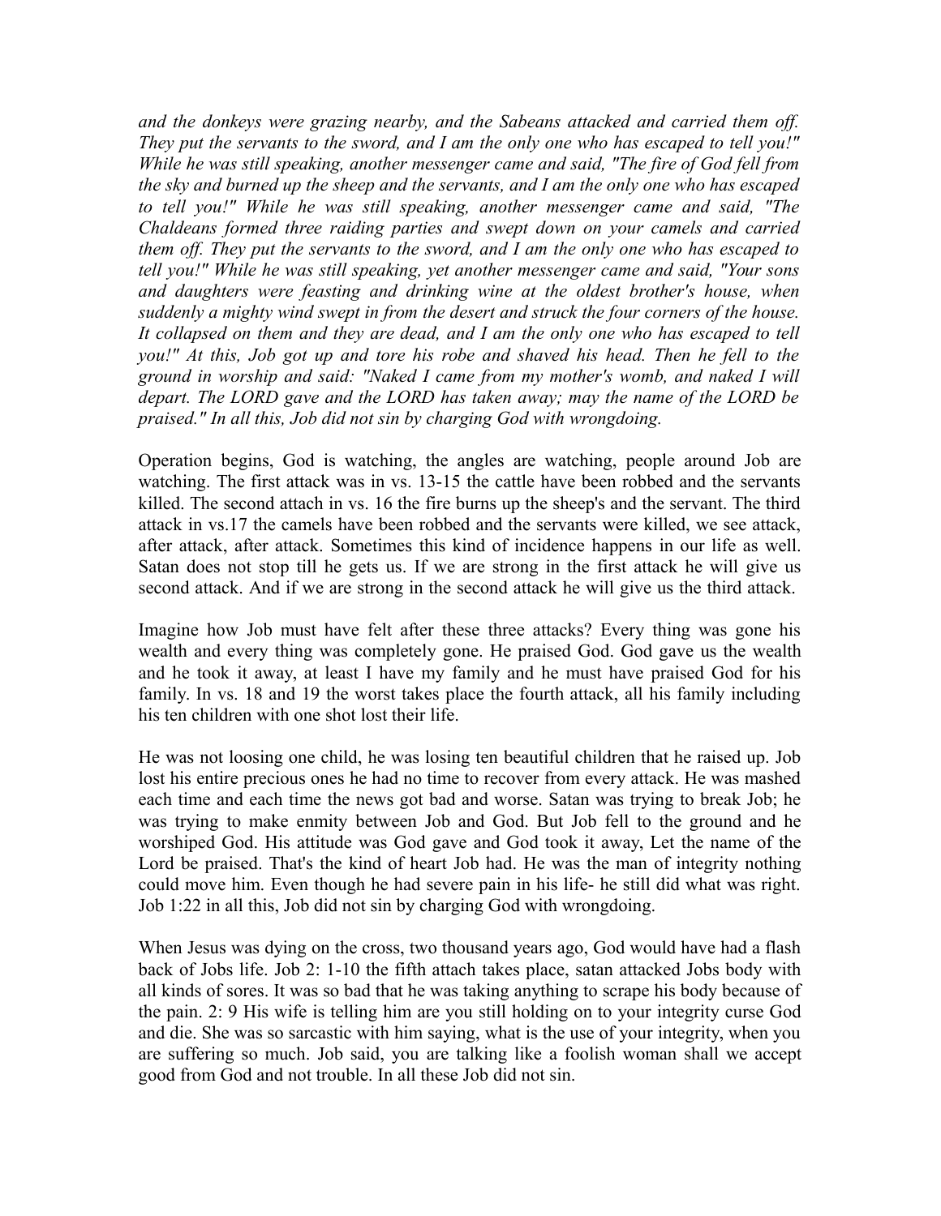*and the donkeys were grazing nearby, and the Sabeans attacked and carried them off. They put the servants to the sword, and I am the only one who has escaped to tell you!" While he was still speaking, another messenger came and said, "The fire of God fell from the sky and burned up the sheep and the servants, and I am the only one who has escaped to tell you!" While he was still speaking, another messenger came and said, "The Chaldeans formed three raiding parties and swept down on your camels and carried them off. They put the servants to the sword, and I am the only one who has escaped to tell you!" While he was still speaking, yet another messenger came and said, "Your sons and daughters were feasting and drinking wine at the oldest brother's house, when suddenly a mighty wind swept in from the desert and struck the four corners of the house. It collapsed on them and they are dead, and I am the only one who has escaped to tell you!" At this, Job got up and tore his robe and shaved his head. Then he fell to the ground in worship and said: "Naked I came from my mother's womb, and naked I will depart. The LORD gave and the LORD has taken away; may the name of the LORD be praised." In all this, Job did not sin by charging God with wrongdoing.*

Operation begins, God is watching, the angles are watching, people around Job are watching. The first attack was in vs. 13-15 the cattle have been robbed and the servants killed. The second attach in vs. 16 the fire burns up the sheep's and the servant. The third attack in vs.17 the camels have been robbed and the servants were killed, we see attack, after attack, after attack. Sometimes this kind of incidence happens in our life as well. Satan does not stop till he gets us. If we are strong in the first attack he will give us second attack. And if we are strong in the second attack he will give us the third attack.

Imagine how Job must have felt after these three attacks? Every thing was gone his wealth and every thing was completely gone. He praised God. God gave us the wealth and he took it away, at least I have my family and he must have praised God for his family. In vs. 18 and 19 the worst takes place the fourth attack, all his family including his ten children with one shot lost their life.

He was not loosing one child, he was losing ten beautiful children that he raised up. Job lost his entire precious ones he had no time to recover from every attack. He was mashed each time and each time the news got bad and worse. Satan was trying to break Job; he was trying to make enmity between Job and God. But Job fell to the ground and he worshiped God. His attitude was God gave and God took it away, Let the name of the Lord be praised. That's the kind of heart Job had. He was the man of integrity nothing could move him. Even though he had severe pain in his life- he still did what was right. Job 1:22 in all this, Job did not sin by charging God with wrongdoing.

When Jesus was dying on the cross, two thousand years ago, God would have had a flash back of Jobs life. Job 2: 1-10 the fifth attach takes place, satan attacked Jobs body with all kinds of sores. It was so bad that he was taking anything to scrape his body because of the pain. 2: 9 His wife is telling him are you still holding on to your integrity curse God and die. She was so sarcastic with him saying, what is the use of your integrity, when you are suffering so much. Job said, you are talking like a foolish woman shall we accept good from God and not trouble. In all these Job did not sin.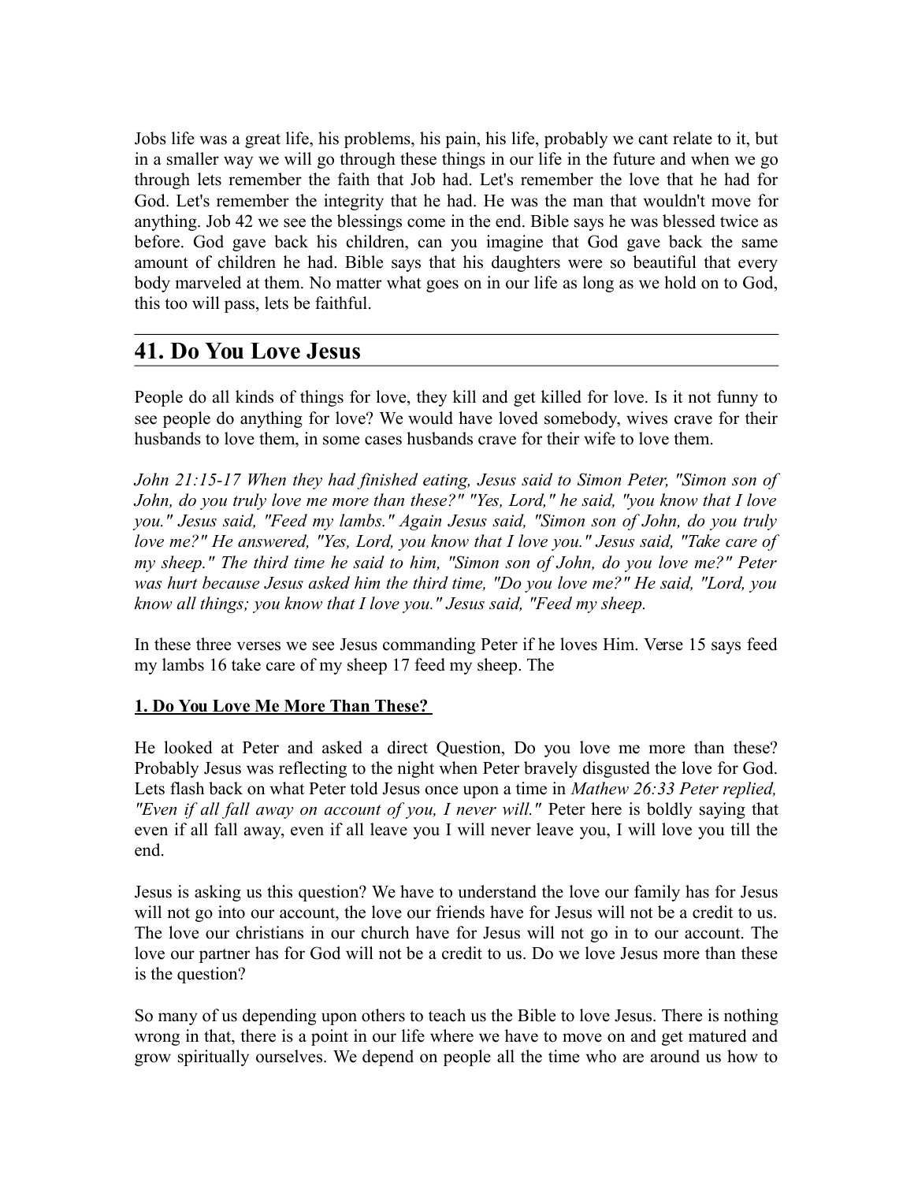Jobs life was a great life, his problems, his pain, his life, probably we cant relate to it, but in a smaller way we will go through these things in our life in the future and when we go through lets remember the faith that Job had. Let's remember the love that he had for God. Let's remember the integrity that he had. He was the man that wouldn't move for anything. Job 42 we see the blessings come in the end. Bible says he was blessed twice as before. God gave back his children, can you imagine that God gave back the same amount of children he had. Bible says that his daughters were so beautiful that every body marveled at them. No matter what goes on in our life as long as we hold on to God, this too will pass, lets be faithful.

## 41. Do You Love Jesus

People do all kinds of things for love, they kill and get killed for love. Is it not funny to see people do anything for love? We would have loved somebody, wives crave for their husbands to love them, in some cases husbands crave for their wife to love them.

*John 21:15-17 When they had finished eating, Jesus said to Simon Peter, "Simon son of John, do you truly love me more than these?" "Yes, Lord," he said, "you know that I love you." Jesus said, "Feed my lambs." Again Jesus said, "Simon son of John, do you truly love me?" He answered, "Yes, Lord, you know that I love you." Jesus said, "Take care of my sheep." The third time he said to him, "Simon son of John, do you love me?" Peter was hurt because Jesus asked him the third time, "Do you love me?" He said, "Lord, you know all things; you know that I love you." Jesus said, "Feed my sheep.*

In these three verses we see Jesus commanding Peter if he loves Him. Verse 15 says feed my lambs 16 take care of my sheep 17 feed my sheep. The

**1. Do You Love Me More Than These?**

He looked at Peter and asked a direct Question, Do you love me more than these? Probably Jesus was reflecting to the night when Peter bravely disgusted the love for God. Lets flash back on what Peter told Jesus once upon a time in *Mathew 26:33 Peter replied, "Even if all fall away on account of you, I never will."* Peter here is boldly saying that even if all fall away, even if all leave you I will never leave you, I will love you till the end.

Jesus is asking us this question? We have to understand the love our family has for Jesus will not go into our account, the love our friends have for Jesus will not be a credit to us. The love our christians in our church have for Jesus will not go in to our account. The love our partner has for God will not be a credit to us. Do we love Jesus more than these is the question?

So many of us depending upon others to teach us the Bible to love Jesus. There is nothing wrong in that, there is a point in our life where we have to move on and get matured and grow spiritually ourselves. We depend on people all the time who are around us how to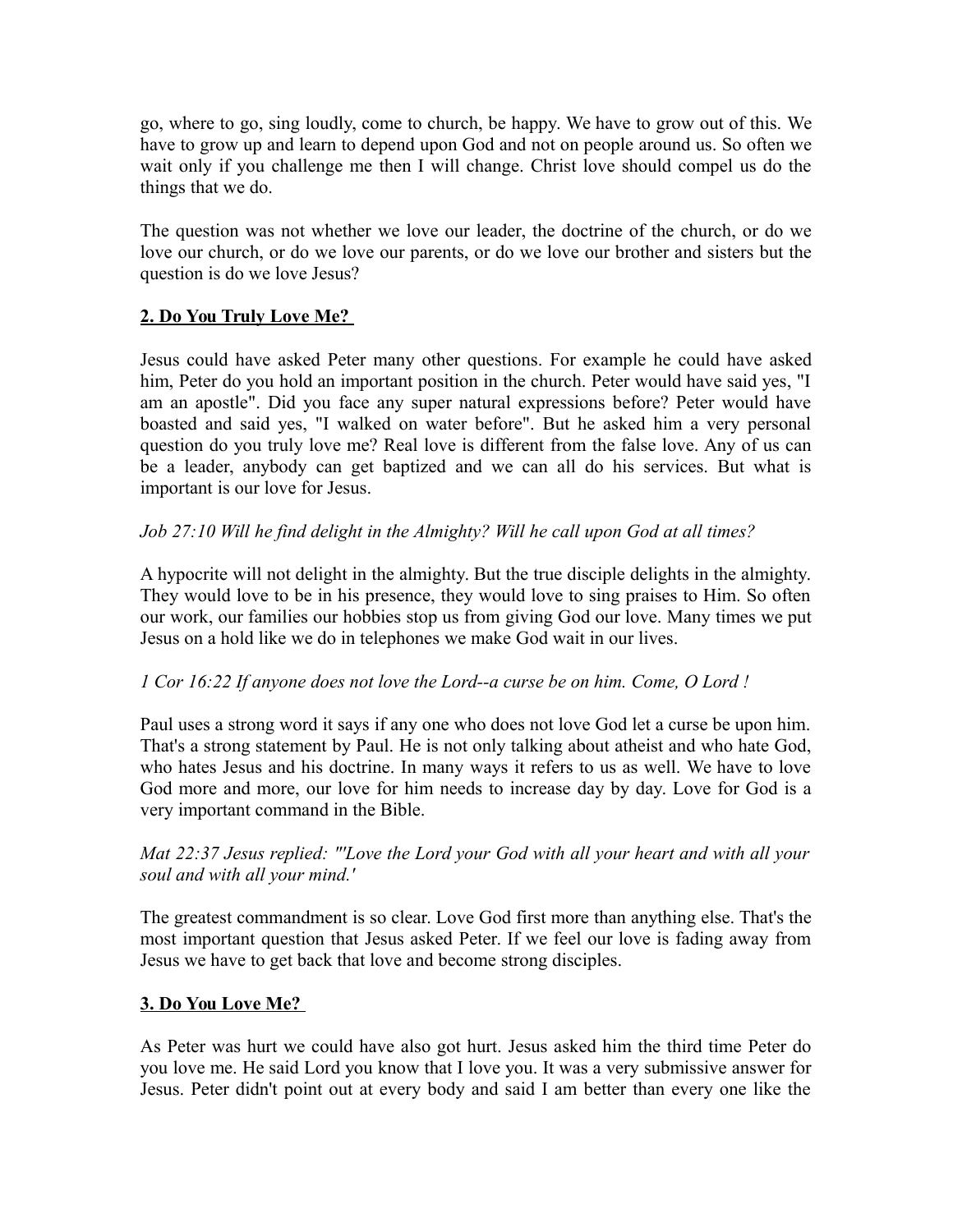go, where to go, sing loudly, come to church, be happy. We have to grow out of this. We have to grow up and learn to depend upon God and not on people around us. So often we wait only if you challenge me then I will change. Christ love should compel us do the things that we do.

The question was not whether we love our leader, the doctrine of the church, or do we love our church, or do we love our parents, or do we love our brother and sisters but the question is do we love Jesus?

**<u>2. Do You Truly Love Me?</u>**

Jesus could have asked Peter many other questions. For example he could have asked him, Peter do you hold an important position in the church. Peter would have said yes, "I am an apostle". Did you face any super natural expressions before? Peter would have boasted and said yes, "I walked on water before". But he asked him a very personal question do you truly love me? Real love is different from the false love. Any of us can be a leader, anybody can get baptized and we can all do his services. But what is important is our love for Jesus.

*Job 27:10 Will he find delight in the Almighty? Will he call upon God at all times?*

A hypocrite will not delight in the almighty. But the true disciple delights in the almighty. They would love to be in his presence, they would love to sing praises to Him. So often our work, our families our hobbies stop us from giving God our love. Many times we put Jesus on a hold like we do in telephones we make God wait in our lives.

*1 Cor 16:22 If anyone does not love the Lord--a curse be on him. Come, O Lord !*

Paul uses a strong word it says if any one who does not love God let a curse be upon him. That's a strong statement by Paul. He is not only talking about atheist and who hate God, who hates Jesus and his doctrine. In many ways it refers to us as well. We have to love God more and more, our love for him needs to increase day by day. Love for God is a very important command in the Bible.

*Mat 22:37 Jesus replied: "'Love the Lord your God with all your heart and with all your soul and with all your mind.'*

The greatest commandment is so clear. Love God first more than anything else. That's the most important question that Jesus asked Peter. If we feel our love is fading away from Jesus we have to get back that love and become strong disciples.

**<u>3. Do You Love Me?</u>**

As Peter was hurt we could have also got hurt. Jesus asked him the third time Peter do you love me. He said Lord you know that I love you. It was a very submissive answer for Jesus. Peter didn't point out at every body and said I am better than every one like the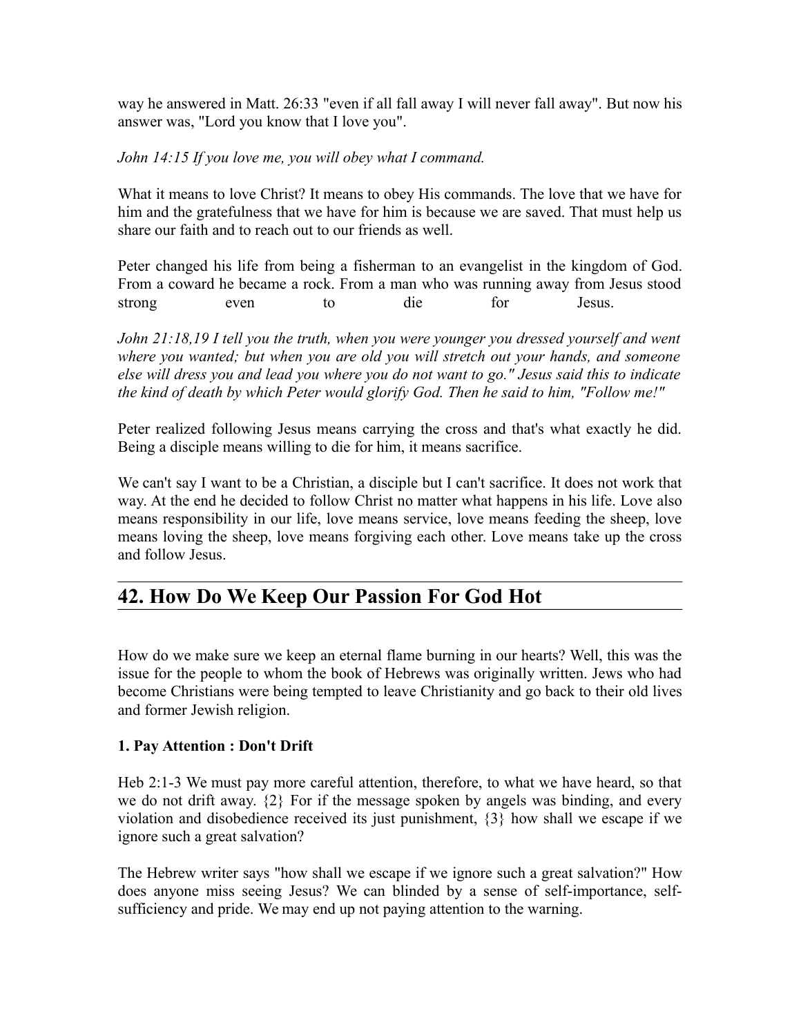way he answered in Matt. 26:33 "even if all fall away I will never fall away". But now his answer was, "Lord you know that I love you".

*John 14:15 If you love me, you will obey what I command.*

What it means to love Christ? It means to obey His commands. The love that we have for him and the gratefulness that we have for him is because we are saved. That must help us share our faith and to reach out to our friends as well.

Peter changed his life from being a fisherman to an evangelist in the kingdom of God. From a coward he became a rock. From a man who was running away from Jesus stood strong even to die for Jesus.

*John 21:18,19 I tell you the truth, when you were younger you dressed yourself and went where you wanted; but when you are old you will stretch out your hands, and someone else will dress you and lead you where you do not want to go." Jesus said this to indicate the kind of death by which Peter would glorify God. Then he said to him, "Follow me!"*

Peter realized following Jesus means carrying the cross and that's what exactly he did. Being a disciple means willing to die for him, it means sacrifice.

We can't say I want to be a Christian, a disciple but I can't sacrifice. It does not work that way. At the end he decided to follow Christ no matter what happens in his life. Love also means responsibility in our life, love means service, love means feeding the sheep, love means loving the sheep, love means forgiving each other. Love means take up the cross and follow Jesus.

## 42. How Do We Keep Our Passion For God Hot

How do we make sure we keep an eternal flame burning in our hearts? Well, this was the issue for the people to whom the book of Hebrews was originally written. Jews who had become Christians were being tempted to leave Christianity and go back to their old lives and former Jewish religion.

**1. Pay Attention : Don't Drift**

Heb 2:1-3 We must pay more careful attention, therefore, to what we have heard, so that we do not drift away. {2} For if the message spoken by angels was binding, and every violation and disobedience received its just punishment, {3} how shall we escape if we ignore such a great salvation?

The Hebrew writer says "how shall we escape if we ignore such a great salvation?" How does anyone miss seeing Jesus? We can blinded by a sense of self-importance, self-sufficiency and pride. We may end up not paying attention to the warning.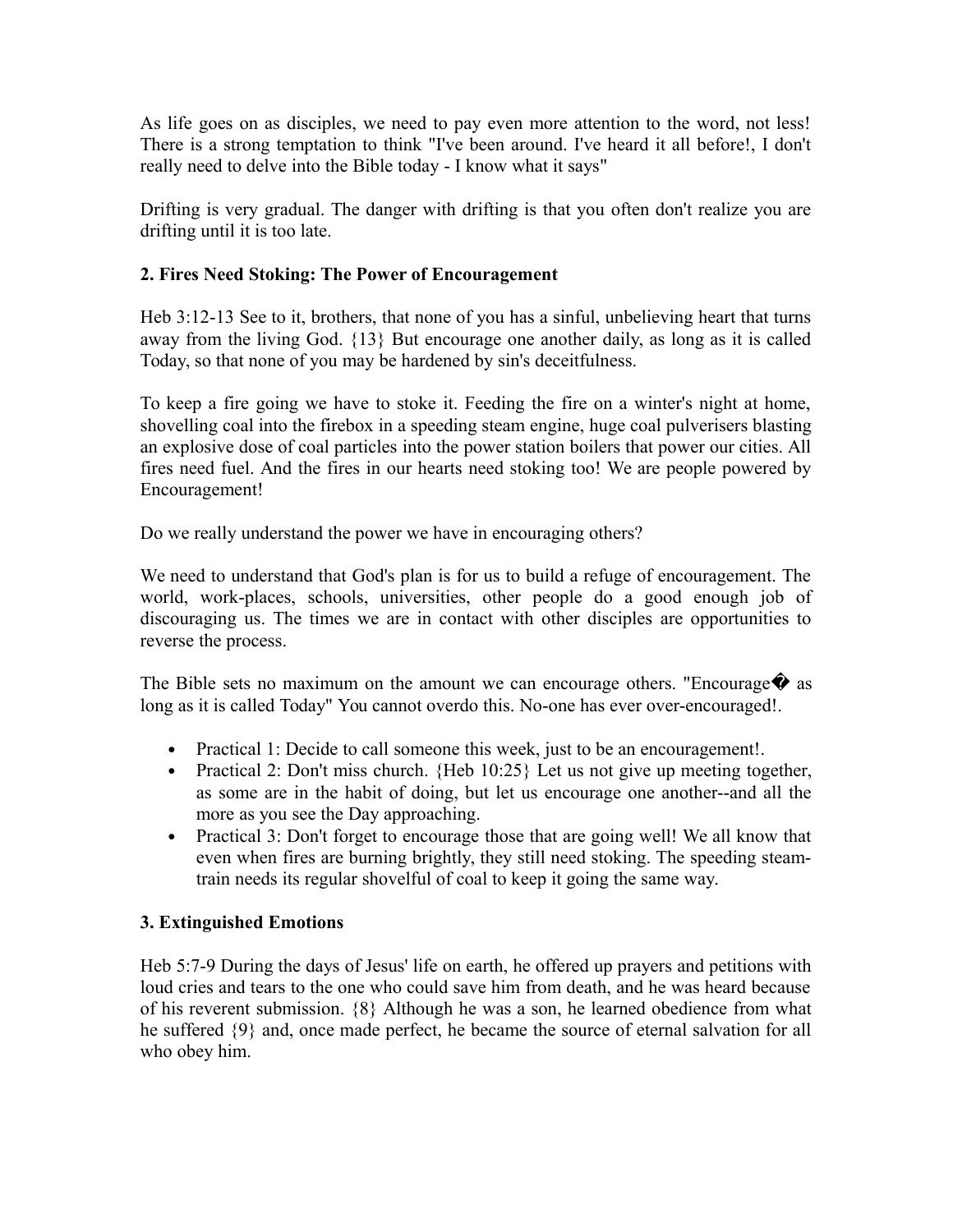As life goes on as disciples, we need to pay even more attention to the word, not less! There is a strong temptation to think "I've been around. I've heard it all before!, I don't really need to delve into the Bible today - I know what it says"

Drifting is very gradual. The danger with drifting is that you often don't realize you are drifting until it is too late.

### 2. Fires Need Stoking: The Power of Encouragement

Heb 3:12-13 See to it, brothers, that none of you has a sinful, unbelieving heart that turns away from the living God. {13} But encourage one another daily, as long as it is called Today, so that none of you may be hardened by sin's deceitfulness.

To keep a fire going we have to stoke it. Feeding the fire on a winter's night at home, shovelling coal into the firebox in a speeding steam engine, huge coal pulverisers blasting an explosive dose of coal particles into the power station boilers that power our cities. All fires need fuel. And the fires in our hearts need stoking too! We are people powered by Encouragement!

Do we really understand the power we have in encouraging others?

We need to understand that God's plan is for us to build a refuge of encouragement. The world, work-places, schools, universities, other people do a good enough job of discouraging us. The times we are in contact with other disciples are opportunities to reverse the process.

The Bible sets no maximum on the amount we can encourage others. "Encourage� as long as it is called Today" You cannot overdo this. No-one has ever over-encouraged!.

- Practical 1: Decide to call someone this week, just to be an encouragement!.
- Practical 2: Don't miss church. {Heb 10:25} Let us not give up meeting together, as some are in the habit of doing, but let us encourage one another--and all the more as you see the Day approaching.
- Practical 3: Don't forget to encourage those that are going well! We all know that even when fires are burning brightly, they still need stoking. The speeding steam-train needs its regular shovelful of coal to keep it going the same way.

### 3. Extinguished Emotions

Heb 5:7-9 During the days of Jesus' life on earth, he offered up prayers and petitions with loud cries and tears to the one who could save him from death, and he was heard because of his reverent submission. {8} Although he was a son, he learned obedience from what he suffered {9} and, once made perfect, he became the source of eternal salvation for all who obey him.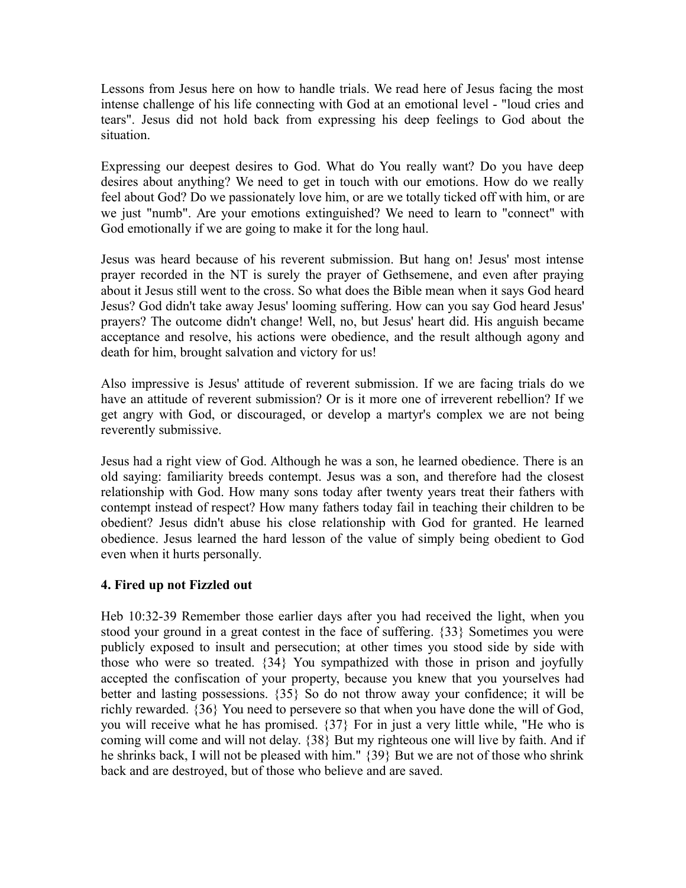Lessons from Jesus here on how to handle trials. We read here of Jesus facing the most intense challenge of his life connecting with God at an emotional level - "loud cries and tears". Jesus did not hold back from expressing his deep feelings to God about the situation.

Expressing our deepest desires to God. What do You really want? Do you have deep desires about anything? We need to get in touch with our emotions. How do we really feel about God? Do we passionately love him, or are we totally ticked off with him, or are we just "numb". Are your emotions extinguished? We need to learn to "connect" with God emotionally if we are going to make it for the long haul.

Jesus was heard because of his reverent submission. But hang on! Jesus' most intense prayer recorded in the NT is surely the prayer of Gethsemene, and even after praying about it Jesus still went to the cross. So what does the Bible mean when it says God heard Jesus? God didn't take away Jesus' looming suffering. How can you say God heard Jesus' prayers? The outcome didn't change! Well, no, but Jesus' heart did. His anguish became acceptance and resolve, his actions were obedience, and the result although agony and death for him, brought salvation and victory for us!

Also impressive is Jesus' attitude of reverent submission. If we are facing trials do we have an attitude of reverent submission? Or is it more one of irreverent rebellion? If we get angry with God, or discouraged, or develop a martyr's complex we are not being reverently submissive.

Jesus had a right view of God. Although he was a son, he learned obedience. There is an old saying: familiarity breeds contempt. Jesus was a son, and therefore had the closest relationship with God. How many sons today after twenty years treat their fathers with contempt instead of respect? How many fathers today fail in teaching their children to be obedient? Jesus didn't abuse his close relationship with God for granted. He learned obedience. Jesus learned the hard lesson of the value of simply being obedient to God even when it hurts personally.

### 4. Fired up not Fizzled out

Heb 10:32-39 Remember those earlier days after you had received the light, when you stood your ground in a great contest in the face of suffering. {33} Sometimes you were publicly exposed to insult and persecution; at other times you stood side by side with those who were so treated. {34} You sympathized with those in prison and joyfully accepted the confiscation of your property, because you knew that you yourselves had better and lasting possessions. {35} So do not throw away your confidence; it will be richly rewarded. {36} You need to persevere so that when you have done the will of God, you will receive what he has promised. {37} For in just a very little while, "He who is coming will come and will not delay. {38} But my righteous one will live by faith. And if he shrinks back, I will not be pleased with him." {39} But we are not of those who shrink back and are destroyed, but of those who believe and are saved.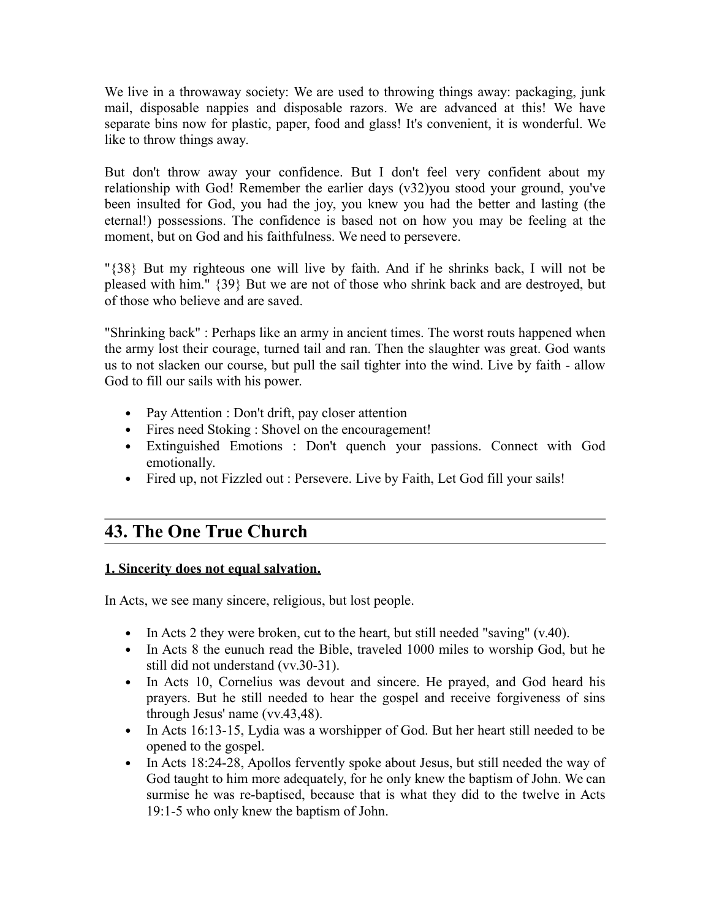We live in a throwaway society: We are used to throwing things away: packaging, junk mail, disposable nappies and disposable razors. We are advanced at this! We have separate bins now for plastic, paper, food and glass! It's convenient, it is wonderful. We like to throw things away.

But don't throw away your confidence. But I don't feel very confident about my relationship with God! Remember the earlier days (v32)you stood your ground, you've been insulted for God, you had the joy, you knew you had the better and lasting (the eternal!) possessions. The confidence is based not on how you may be feeling at the moment, but on God and his faithfulness. We need to persevere.

"{38} But my righteous one will live by faith. And if he shrinks back, I will not be pleased with him." {39} But we are not of those who shrink back and are destroyed, but of those who believe and are saved.

"Shrinking back" : Perhaps like an army in ancient times. The worst routs happened when the army lost their courage, turned tail and ran. Then the slaughter was great. God wants us to not slacken our course, but pull the sail tighter into the wind. Live by faith - allow God to fill our sails with his power.

- Pay Attention : Don't drift, pay closer attention
- Fires need Stoking : Shovel on the encouragement!
- Extinguished Emotions : Don't quench your passions. Connect with God emotionally.
- Fired up, not Fizzled out : Persevere. Live by Faith, Let God fill your sails!

## 43. The One True Church

**1. Sincerity does not equal salvation.**

In Acts, we see many sincere, religious, but lost people.

- In Acts 2 they were broken, cut to the heart, but still needed "saving" (v.40).
- In Acts 8 the eunuch read the Bible, traveled 1000 miles to worship God, but he still did not understand (vv.30-31).
- In Acts 10, Cornelius was devout and sincere. He prayed, and God heard his prayers. But he still needed to hear the gospel and receive forgiveness of sins through Jesus' name (vv.43,48).
- In Acts 16:13-15, Lydia was a worshipper of God. But her heart still needed to be opened to the gospel.
- In Acts 18:24-28, Apollos fervently spoke about Jesus, but still needed the way of God taught to him more adequately, for he only knew the baptism of John. We can surmise he was re-baptised, because that is what they did to the twelve in Acts 19:1-5 who only knew the baptism of John.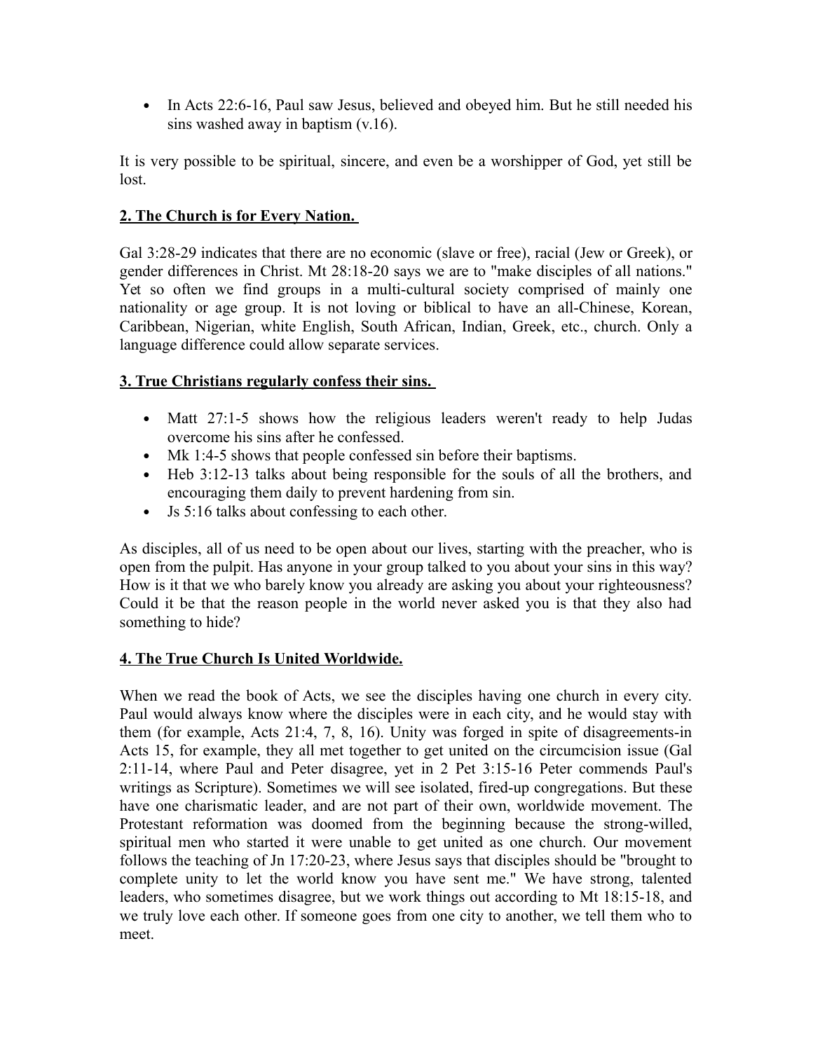- In Acts 22:6-16, Paul saw Jesus, believed and obeyed him. But he still needed his sins washed away in baptism (v.16).

It is very possible to be spiritual, sincere, and even be a worshipper of God, yet still be lost.

**<u>2. The Church is for Every Nation.</u>**

Gal 3:28-29 indicates that there are no economic (slave or free), racial (Jew or Greek), or gender differences in Christ. Mt 28:18-20 says we are to "make disciples of all nations." Yet so often we find groups in a multi-cultural society comprised of mainly one nationality or age group. It is not loving or biblical to have an all-Chinese, Korean, Caribbean, Nigerian, white English, South African, Indian, Greek, etc., church. Only a language difference could allow separate services.

**<u>3. True Christians regularly confess their sins.</u>**

- Matt 27:1-5 shows how the religious leaders weren't ready to help Judas overcome his sins after he confessed.
- Mk 1:4-5 shows that people confessed sin before their baptisms.
- Heb 3:12-13 talks about being responsible for the souls of all the brothers, and encouraging them daily to prevent hardening from sin.
- Js 5:16 talks about confessing to each other.

As disciples, all of us need to be open about our lives, starting with the preacher, who is open from the pulpit. Has anyone in your group talked to you about your sins in this way? How is it that we who barely know you already are asking you about your righteousness? Could it be that the reason people in the world never asked you is that they also had something to hide?

**<u>4. The True Church Is United Worldwide.</u>**

When we read the book of Acts, we see the disciples having one church in every city. Paul would always know where the disciples were in each city, and he would stay with them (for example, Acts 21:4, 7, 8, 16). Unity was forged in spite of disagreements-in Acts 15, for example, they all met together to get united on the circumcision issue (Gal 2:11-14, where Paul and Peter disagree, yet in 2 Pet 3:15-16 Peter commends Paul's writings as Scripture). Sometimes we will see isolated, fired-up congregations. But these have one charismatic leader, and are not part of their own, worldwide movement. The Protestant reformation was doomed from the beginning because the strong-willed, spiritual men who started it were unable to get united as one church. Our movement follows the teaching of Jn 17:20-23, where Jesus says that disciples should be "brought to complete unity to let the world know you have sent me." We have strong, talented leaders, who sometimes disagree, but we work things out according to Mt 18:15-18, and we truly love each other. If someone goes from one city to another, we tell them who to meet.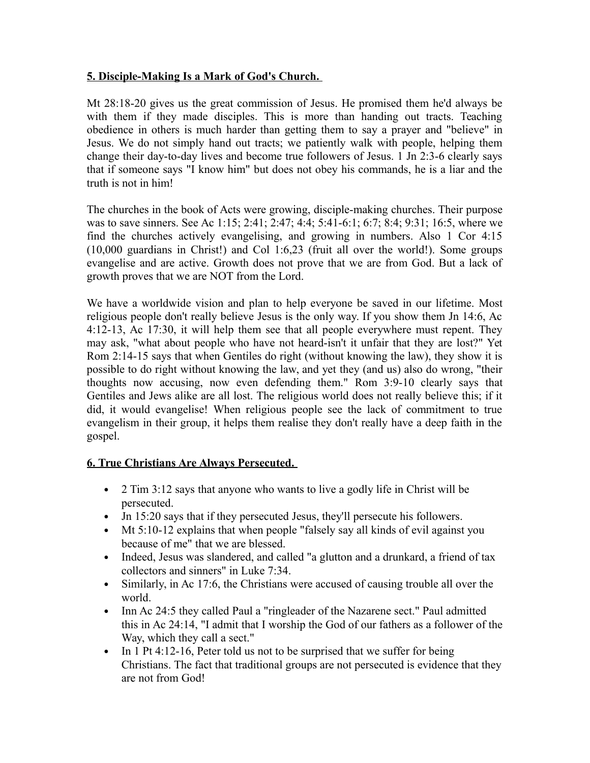**<u>5. Disciple-Making Is a Mark of God's Church.</u>**

Mt 28:18-20 gives us the great commission of Jesus. He promised them he'd always be with them if they made disciples. This is more than handing out tracts. Teaching obedience in others is much harder than getting them to say a prayer and "believe" in Jesus. We do not simply hand out tracts; we patiently walk with people, helping them change their day-to-day lives and become true followers of Jesus. 1 Jn 2:3-6 clearly says that if someone says "I know him" but does not obey his commands, he is a liar and the truth is not in him!

The churches in the book of Acts were growing, disciple-making churches. Their purpose was to save sinners. See Ac 1:15; 2:41; 2:47; 4:4; 5:41-6:1; 6:7; 8:4; 9:31; 16:5, where we find the churches actively evangelising, and growing in numbers. Also 1 Cor 4:15 (10,000 guardians in Christ!) and Col 1:6,23 (fruit all over the world!). Some groups evangelise and are active. Growth does not prove that we are from God. But a lack of growth proves that we are NOT from the Lord.

We have a worldwide vision and plan to help everyone be saved in our lifetime. Most religious people don't really believe Jesus is the only way. If you show them Jn 14:6, Ac 4:12-13, Ac 17:30, it will help them see that all people everywhere must repent. They may ask, "what about people who have not heard-isn't it unfair that they are lost?" Yet Rom 2:14-15 says that when Gentiles do right (without knowing the law), they show it is possible to do right without knowing the law, and yet they (and us) also do wrong, "their thoughts now accusing, now even defending them." Rom 3:9-10 clearly says that Gentiles and Jews alike are all lost. The religious world does not really believe this; if it did, it would evangelise! When religious people see the lack of commitment to true evangelism in their group, it helps them realise they don't really have a deep faith in the gospel.

**<u>6. True Christians Are Always Persecuted.</u>**

- 2 Tim 3:12 says that anyone who wants to live a godly life in Christ will be persecuted.
- Jn 15:20 says that if they persecuted Jesus, they'll persecute his followers.
- Mt 5:10-12 explains that when people "falsely say all kinds of evil against you because of me" that we are blessed.
- Indeed, Jesus was slandered, and called "a glutton and a drunkard, a friend of tax collectors and sinners" in Luke 7:34.
- Similarly, in Ac 17:6, the Christians were accused of causing trouble all over the world.
- Inn Ac 24:5 they called Paul a "ringleader of the Nazarene sect." Paul admitted this in Ac 24:14, "I admit that I worship the God of our fathers as a follower of the Way, which they call a sect."
- In 1 Pt 4:12-16, Peter told us not to be surprised that we suffer for being Christians. The fact that traditional groups are not persecuted is evidence that they are not from God!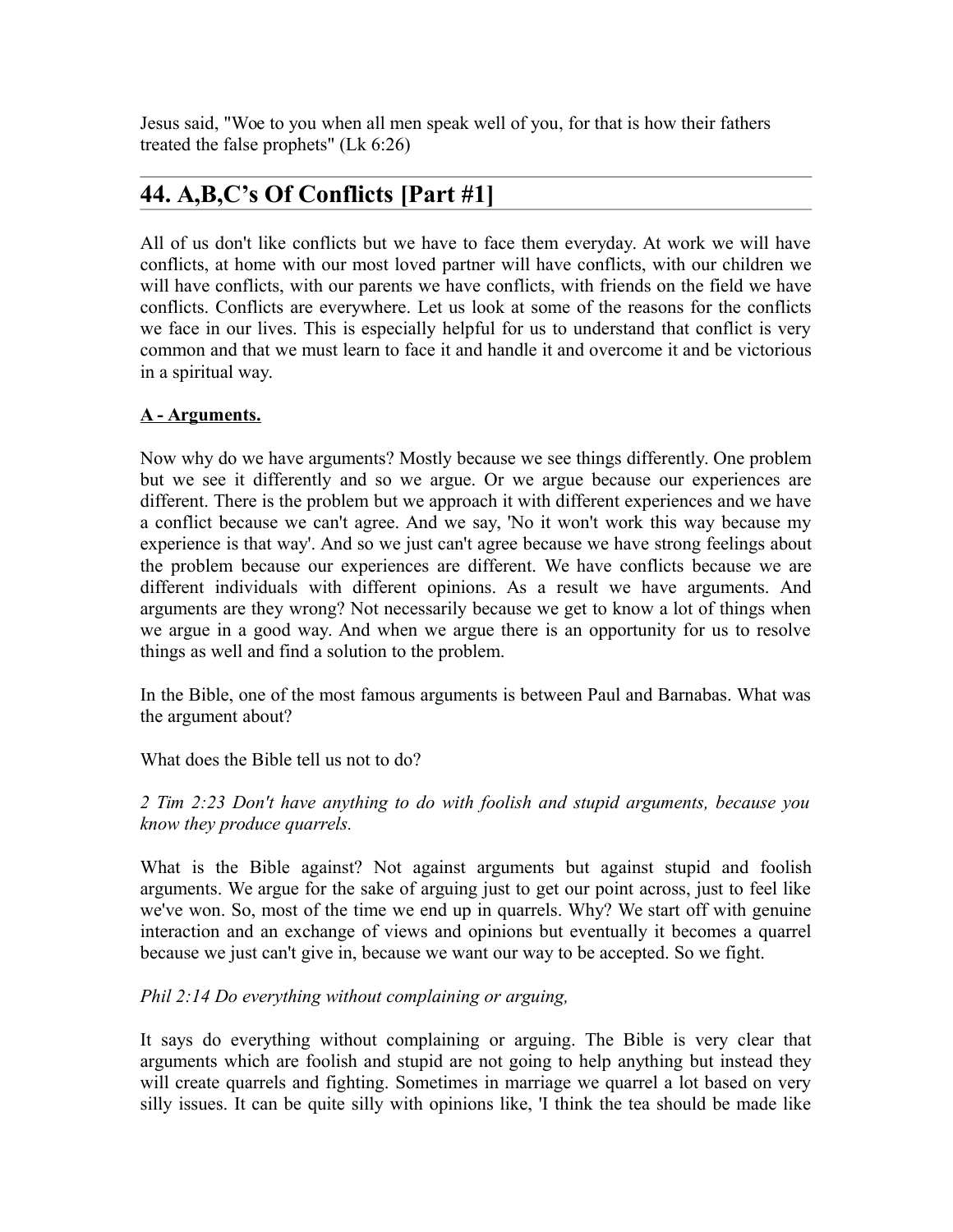Jesus said, "Woe to you when all men speak well of you, for that is how their fathers treated the false prophets" (Lk 6:26)

## 44. A,B,C's Of Conflicts [Part #1]

All of us don't like conflicts but we have to face them everyday. At work we will have conflicts, at home with our most loved partner will have conflicts, with our children we will have conflicts, with our parents we have conflicts, with friends on the field we have conflicts. Conflicts are everywhere. Let us look at some of the reasons for the conflicts we face in our lives. This is especially helpful for us to understand that conflict is very common and that we must learn to face it and handle it and overcome it and be victorious in a spiritual way.

**A - Arguments.**

Now why do we have arguments? Mostly because we see things differently. One problem but we see it differently and so we argue. Or we argue because our experiences are different. There is the problem but we approach it with different experiences and we have a conflict because we can't agree. And we say, 'No it won't work this way because my experience is that way'. And so we just can't agree because we have strong feelings about the problem because our experiences are different. We have conflicts because we are different individuals with different opinions. As a result we have arguments. And arguments are they wrong? Not necessarily because we get to know a lot of things when we argue in a good way. And when we argue there is an opportunity for us to resolve things as well and find a solution to the problem.

In the Bible, one of the most famous arguments is between Paul and Barnabas. What was the argument about?

What does the Bible tell us not to do?

*2 Tim 2:23 Don't have anything to do with foolish and stupid arguments, because you know they produce quarrels.*

What is the Bible against? Not against arguments but against stupid and foolish arguments. We argue for the sake of arguing just to get our point across, just to feel like we've won. So, most of the time we end up in quarrels. Why? We start off with genuine interaction and an exchange of views and opinions but eventually it becomes a quarrel because we just can't give in, because we want our way to be accepted. So we fight.

*Phil 2:14 Do everything without complaining or arguing,*

It says do everything without complaining or arguing. The Bible is very clear that arguments which are foolish and stupid are not going to help anything but instead they will create quarrels and fighting. Sometimes in marriage we quarrel a lot based on very silly issues. It can be quite silly with opinions like, 'I think the tea should be made like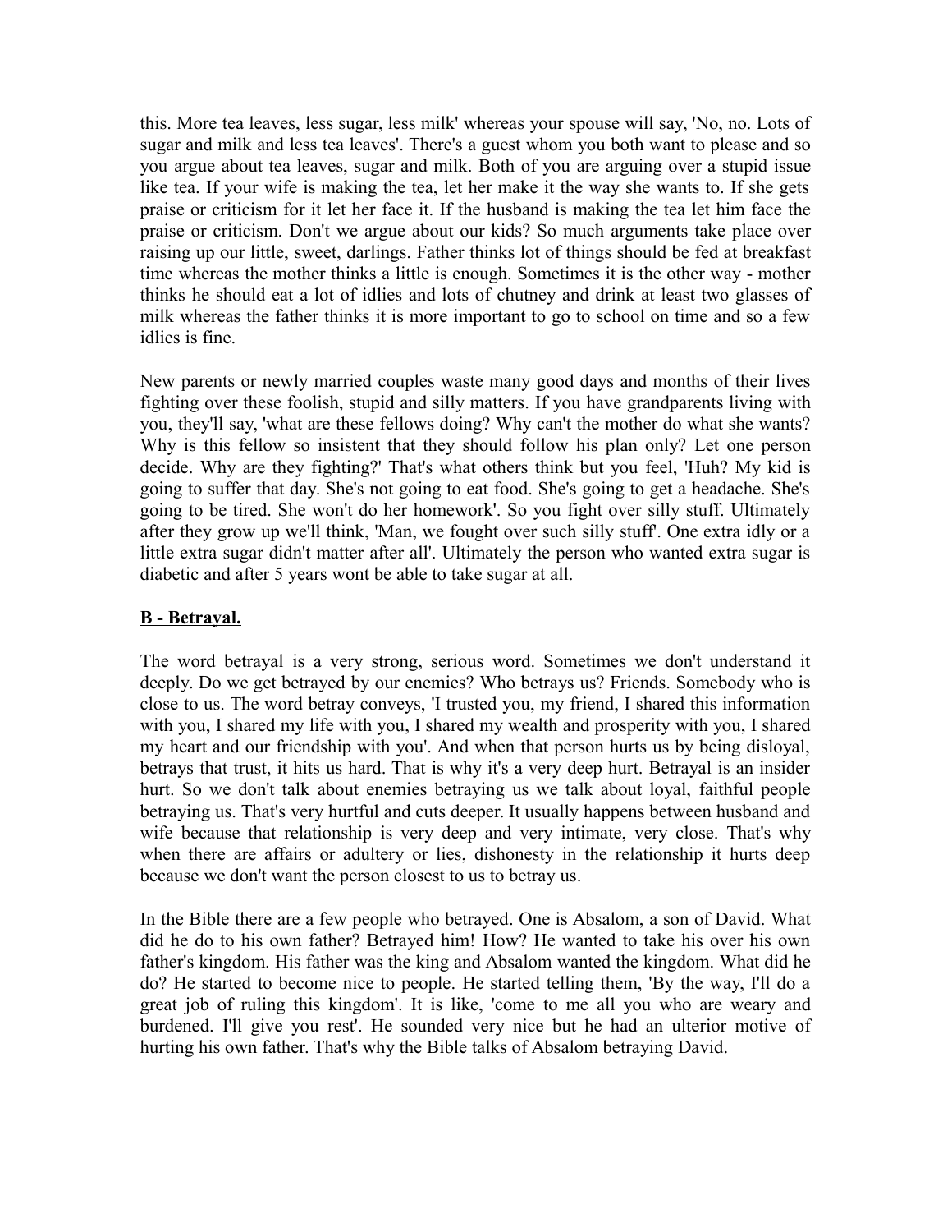this. More tea leaves, less sugar, less milk' whereas your spouse will say, 'No, no. Lots of sugar and milk and less tea leaves'. There's a guest whom you both want to please and so you argue about tea leaves, sugar and milk. Both of you are arguing over a stupid issue like tea. If your wife is making the tea, let her make it the way she wants to. If she gets praise or criticism for it let her face it. If the husband is making the tea let him face the praise or criticism. Don't we argue about our kids? So much arguments take place over raising up our little, sweet, darlings. Father thinks lot of things should be fed at breakfast time whereas the mother thinks a little is enough. Sometimes it is the other way - mother thinks he should eat a lot of idlies and lots of chutney and drink at least two glasses of milk whereas the father thinks it is more important to go to school on time and so a few idlies is fine.

New parents or newly married couples waste many good days and months of their lives fighting over these foolish, stupid and silly matters. If you have grandparents living with you, they'll say, 'what are these fellows doing? Why can't the mother do what she wants? Why is this fellow so insistent that they should follow his plan only? Let one person decide. Why are they fighting?' That's what others think but you feel, 'Huh? My kid is going to suffer that day. She's not going to eat food. She's going to get a headache. She's going to be tired. She won't do her homework'. So you fight over silly stuff. Ultimately after they grow up we'll think, 'Man, we fought over such silly stuff'. One extra idly or a little extra sugar didn't matter after all'. Ultimately the person who wanted extra sugar is diabetic and after 5 years wont be able to take sugar at all.

**B - Betrayal.**

The word betrayal is a very strong, serious word. Sometimes we don't understand it deeply. Do we get betrayed by our enemies? Who betrays us? Friends. Somebody who is close to us. The word betray conveys, 'I trusted you, my friend, I shared this information with you, I shared my life with you, I shared my wealth and prosperity with you, I shared my heart and our friendship with you'. And when that person hurts us by being disloyal, betrays that trust, it hits us hard. That is why it's a very deep hurt. Betrayal is an insider hurt. So we don't talk about enemies betraying us we talk about loyal, faithful people betraying us. That's very hurtful and cuts deeper. It usually happens between husband and wife because that relationship is very deep and very intimate, very close. That's why when there are affairs or adultery or lies, dishonesty in the relationship it hurts deep because we don't want the person closest to us to betray us.

In the Bible there are a few people who betrayed. One is Absalom, a son of David. What did he do to his own father? Betrayed him! How? He wanted to take his over his own father's kingdom. His father was the king and Absalom wanted the kingdom. What did he do? He started to become nice to people. He started telling them, 'By the way, I'll do a great job of ruling this kingdom'. It is like, 'come to me all you who are weary and burdened. I'll give you rest'. He sounded very nice but he had an ulterior motive of hurting his own father. That's why the Bible talks of Absalom betraying David.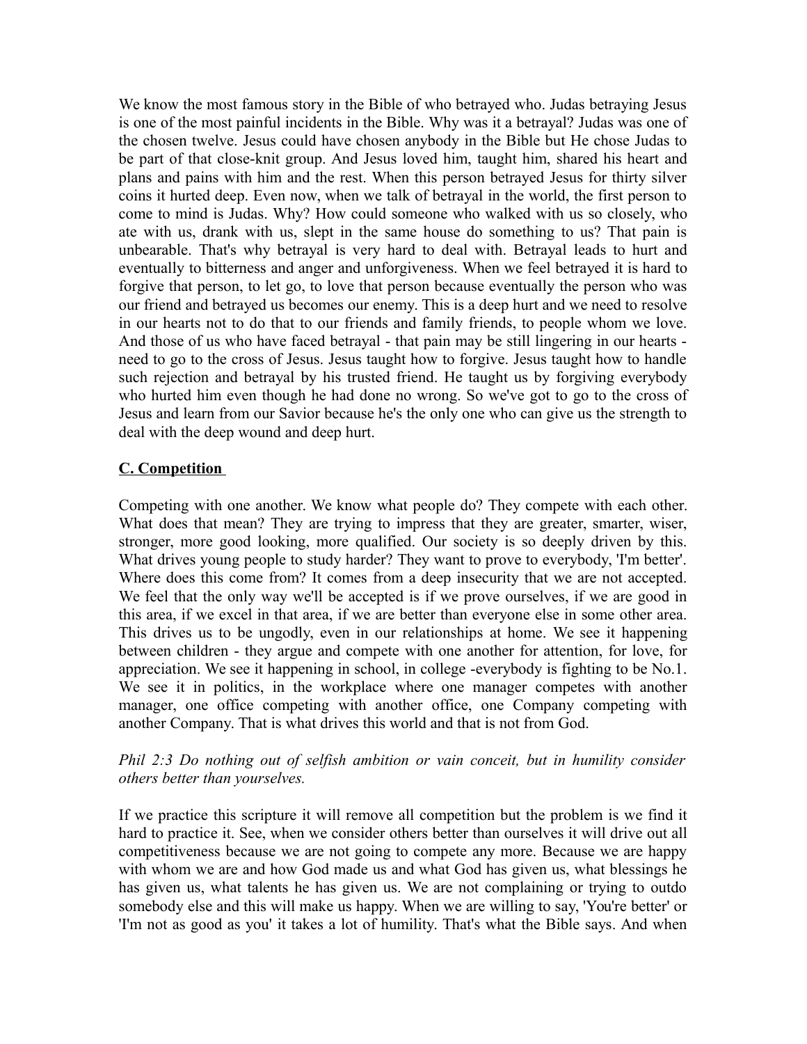We know the most famous story in the Bible of who betrayed who. Judas betraying Jesus is one of the most painful incidents in the Bible. Why was it a betrayal? Judas was one of the chosen twelve. Jesus could have chosen anybody in the Bible but He chose Judas to be part of that close-knit group. And Jesus loved him, taught him, shared his heart and plans and pains with him and the rest. When this person betrayed Jesus for thirty silver coins it hurted deep. Even now, when we talk of betrayal in the world, the first person to come to mind is Judas. Why? How could someone who walked with us so closely, who ate with us, drank with us, slept in the same house do something to us? That pain is unbearable. That's why betrayal is very hard to deal with. Betrayal leads to hurt and eventually to bitterness and anger and unforgiveness. When we feel betrayed it is hard to forgive that person, to let go, to love that person because eventually the person who was our friend and betrayed us becomes our enemy. This is a deep hurt and we need to resolve in our hearts not to do that to our friends and family friends, to people whom we love. And those of us who have faced betrayal - that pain may be still lingering in our hearts - need to go to the cross of Jesus. Jesus taught how to forgive. Jesus taught how to handle such rejection and betrayal by his trusted friend. He taught us by forgiving everybody who hurted him even though he had done no wrong. So we've got to go to the cross of Jesus and learn from our Savior because he's the only one who can give us the strength to deal with the deep wound and deep hurt.

**C. Competition**

Competing with one another. We know what people do? They compete with each other. What does that mean? They are trying to impress that they are greater, smarter, wiser, stronger, more good looking, more qualified. Our society is so deeply driven by this. What drives young people to study harder? They want to prove to everybody, 'I'm better'. Where does this come from? It comes from a deep insecurity that we are not accepted. We feel that the only way we'll be accepted is if we prove ourselves, if we are good in this area, if we excel in that area, if we are better than everyone else in some other area. This drives us to be ungodly, even in our relationships at home. We see it happening between children - they argue and compete with one another for attention, for love, for appreciation. We see it happening in school, in college -everybody is fighting to be No.1. We see it in politics, in the workplace where one manager competes with another manager, one office competing with another office, one Company competing with another Company. That is what drives this world and that is not from God.

*Phil 2:3 Do nothing out of selfish ambition or vain conceit, but in humility consider others better than yourselves.*

If we practice this scripture it will remove all competition but the problem is we find it hard to practice it. See, when we consider others better than ourselves it will drive out all competitiveness because we are not going to compete any more. Because we are happy with whom we are and how God made us and what God has given us, what blessings he has given us, what talents he has given us. We are not complaining or trying to outdo somebody else and this will make us happy. When we are willing to say, 'You're better' or 'I'm not as good as you' it takes a lot of humility. That's what the Bible says. And when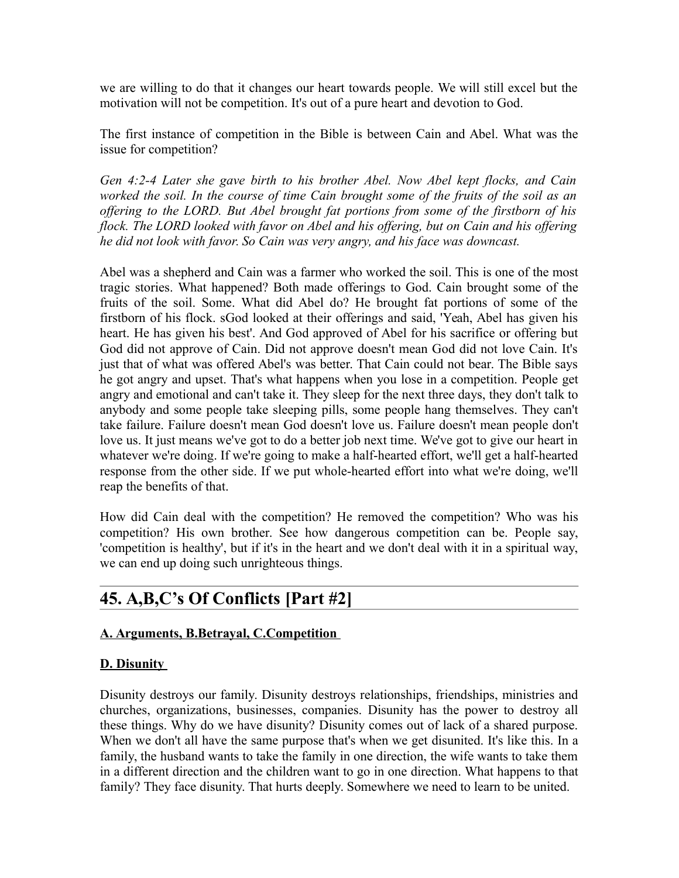we are willing to do that it changes our heart towards people. We will still excel but the motivation will not be competition. It's out of a pure heart and devotion to God.

The first instance of competition in the Bible is between Cain and Abel. What was the issue for competition?

*Gen 4:2-4 Later she gave birth to his brother Abel. Now Abel kept flocks, and Cain worked the soil. In the course of time Cain brought some of the fruits of the soil as an offering to the LORD. But Abel brought fat portions from some of the firstborn of his flock. The LORD looked with favor on Abel and his offering, but on Cain and his offering he did not look with favor. So Cain was very angry, and his face was downcast.*

Abel was a shepherd and Cain was a farmer who worked the soil. This is one of the most tragic stories. What happened? Both made offerings to God. Cain brought some of the fruits of the soil. Some. What did Abel do? He brought fat portions of some of the firstborn of his flock. sGod looked at their offerings and said, 'Yeah, Abel has given his heart. He has given his best'. And God approved of Abel for his sacrifice or offering but God did not approve of Cain. Did not approve doesn't mean God did not love Cain. It's just that of what was offered Abel's was better. That Cain could not bear. The Bible says he got angry and upset. That's what happens when you lose in a competition. People get angry and emotional and can't take it. They sleep for the next three days, they don't talk to anybody and some people take sleeping pills, some people hang themselves. They can't take failure. Failure doesn't mean God doesn't love us. Failure doesn't mean people don't love us. It just means we've got to do a better job next time. We've got to give our heart in whatever we're doing. If we're going to make a half-hearted effort, we'll get a half-hearted response from the other side. If we put whole-hearted effort into what we're doing, we'll reap the benefits of that.

How did Cain deal with the competition? He removed the competition? Who was his competition? His own brother. See how dangerous competition can be. People say, 'competition is healthy', but if it's in the heart and we don't deal with it in a spiritual way, we can end up doing such unrighteous things.

## 45. A,B,C's Of Conflicts [Part #2]

**A. Arguments, B.Betrayal, C.Competition**

**D. Disunity**

Disunity destroys our family. Disunity destroys relationships, friendships, ministries and churches, organizations, businesses, companies. Disunity has the power to destroy all these things. Why do we have disunity? Disunity comes out of lack of a shared purpose. When we don't all have the same purpose that's when we get disunited. It's like this. In a family, the husband wants to take the family in one direction, the wife wants to take them in a different direction and the children want to go in one direction. What happens to that family? They face disunity. That hurts deeply. Somewhere we need to learn to be united.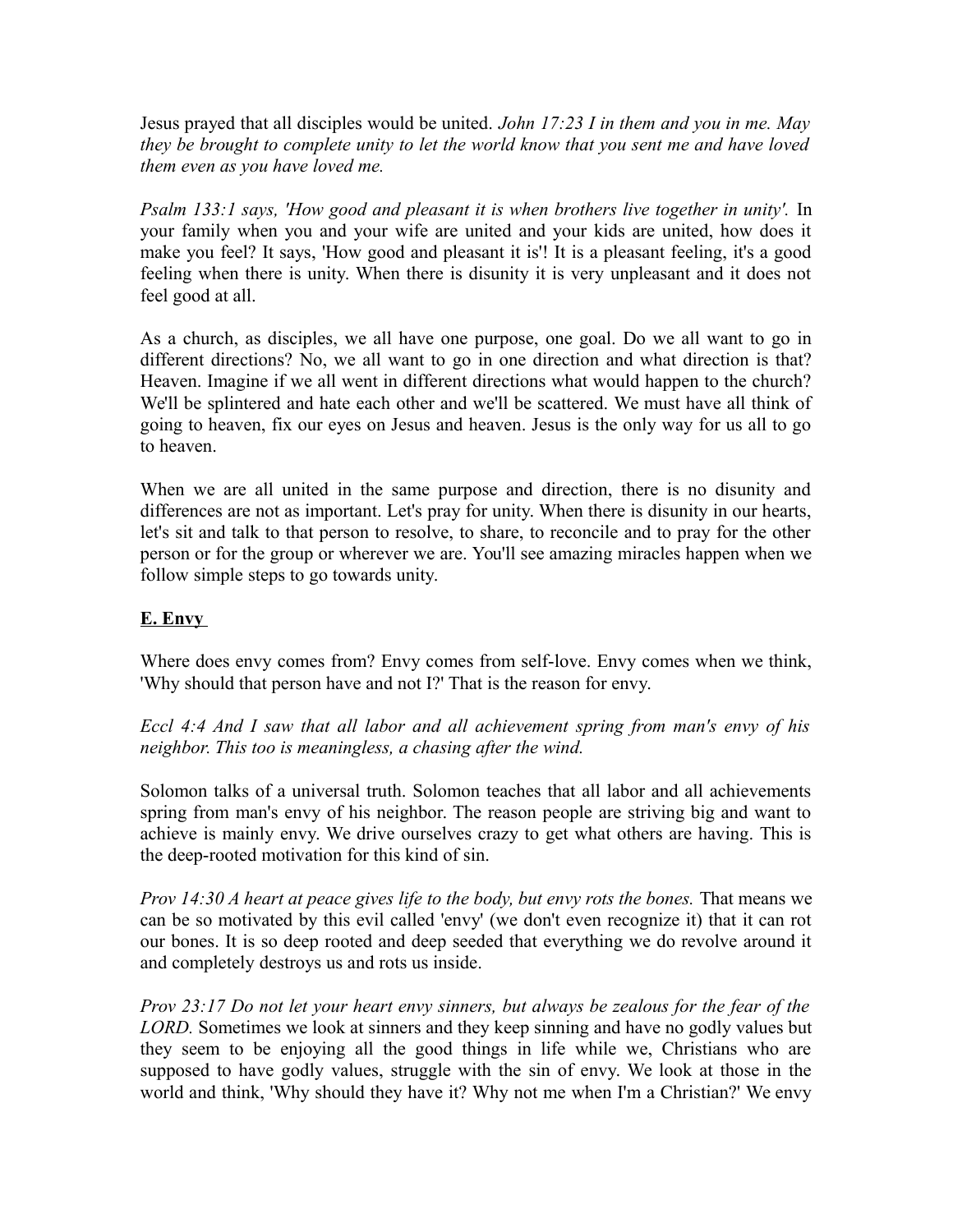Jesus prayed that all disciples would be united. *John 17:23 I in them and you in me. May they be brought to complete unity to let the world know that you sent me and have loved them even as you have loved me.*

*Psalm 133:1 says, 'How good and pleasant it is when brothers live together in unity'.* In your family when you and your wife are united and your kids are united, how does it make you feel? It says, 'How good and pleasant it is'! It is a pleasant feeling, it's a good feeling when there is unity. When there is disunity it is very unpleasant and it does not feel good at all.

As a church, as disciples, we all have one purpose, one goal. Do we all want to go in different directions? No, we all want to go in one direction and what direction is that? Heaven. Imagine if we all went in different directions what would happen to the church? We'll be splintered and hate each other and we'll be scattered. We must have all think of going to heaven, fix our eyes on Jesus and heaven. Jesus is the only way for us all to go to heaven.

When we are all united in the same purpose and direction, there is no disunity and differences are not as important. Let's pray for unity. When there is disunity in our hearts, let's sit and talk to that person to resolve, to share, to reconcile and to pray for the other person or for the group or wherever we are. You'll see amazing miracles happen when we follow simple steps to go towards unity.

## **E. Envy**

Where does envy comes from? Envy comes from self-love. Envy comes when we think, 'Why should that person have and not I?' That is the reason for envy.

*Eccl 4:4 And I saw that all labor and all achievement spring from man's envy of his neighbor. This too is meaningless, a chasing after the wind.*

Solomon talks of a universal truth. Solomon teaches that all labor and all achievements spring from man's envy of his neighbor. The reason people are striving big and want to achieve is mainly envy. We drive ourselves crazy to get what others are having. This is the deep-rooted motivation for this kind of sin.

*Prov 14:30 A heart at peace gives life to the body, but envy rots the bones.* That means we can be so motivated by this evil called 'envy' (we don't even recognize it) that it can rot our bones. It is so deep rooted and deep seeded that everything we do revolve around it and completely destroys us and rots us inside.

*Prov 23:17 Do not let your heart envy sinners, but always be zealous for the fear of the LORD.* Sometimes we look at sinners and they keep sinning and have no godly values but they seem to be enjoying all the good things in life while we, Christians who are supposed to have godly values, struggle with the sin of envy. We look at those in the world and think, 'Why should they have it? Why not me when I'm a Christian?' We envy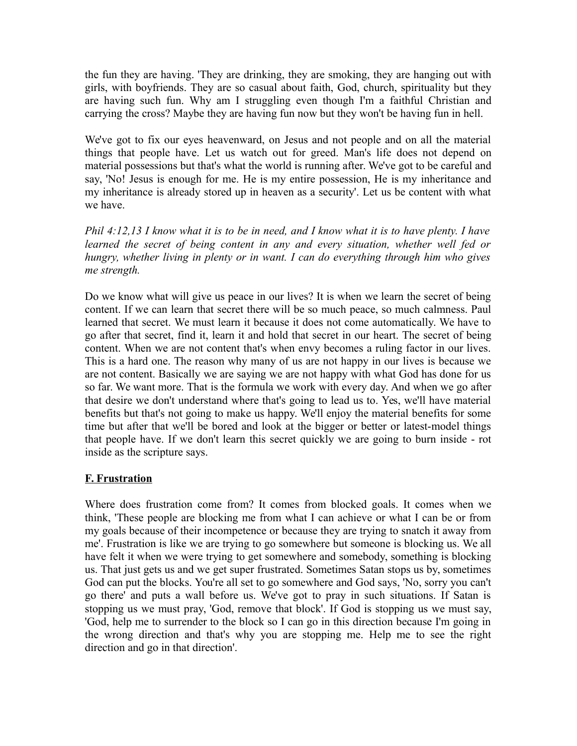the fun they are having. 'They are drinking, they are smoking, they are hanging out with girls, with boyfriends. They are so casual about faith, God, church, spirituality but they are having such fun. Why am I struggling even though I'm a faithful Christian and carrying the cross? Maybe they are having fun now but they won't be having fun in hell.

We've got to fix our eyes heavenward, on Jesus and not people and on all the material things that people have. Let us watch out for greed. Man's life does not depend on material possessions but that's what the world is running after. We've got to be careful and say, 'No! Jesus is enough for me. He is my entire possession, He is my inheritance and my inheritance is already stored up in heaven as a security'. Let us be content with what we have.

*Phil 4:12,13 I know what it is to be in need, and I know what it is to have plenty. I have learned the secret of being content in any and every situation, whether well fed or hungry, whether living in plenty or in want. I can do everything through him who gives me strength.*

Do we know what will give us peace in our lives? It is when we learn the secret of being content. If we can learn that secret there will be so much peace, so much calmness. Paul learned that secret. We must learn it because it does not come automatically. We have to go after that secret, find it, learn it and hold that secret in our heart. The secret of being content. When we are not content that's when envy becomes a ruling factor in our lives. This is a hard one. The reason why many of us are not happy in our lives is because we are not content. Basically we are saying we are not happy with what God has done for us so far. We want more. That is the formula we work with every day. And when we go after that desire we don't understand where that's going to lead us to. Yes, we'll have material benefits but that's not going to make us happy. We'll enjoy the material benefits for some time but after that we'll be bored and look at the bigger or better or latest-model things that people have. If we don't learn this secret quickly we are going to burn inside - rot inside as the scripture says.

## **F. Frustration**

Where does frustration come from? It comes from blocked goals. It comes when we think, 'These people are blocking me from what I can achieve or what I can be or from my goals because of their incompetence or because they are trying to snatch it away from me'. Frustration is like we are trying to go somewhere but someone is blocking us. We all have felt it when we were trying to get somewhere and somebody, something is blocking us. That just gets us and we get super frustrated. Sometimes Satan stops us by, sometimes God can put the blocks. You're all set to go somewhere and God says, 'No, sorry you can't go there' and puts a wall before us. We've got to pray in such situations. If Satan is stopping us we must pray, 'God, remove that block'. If God is stopping us we must say, 'God, help me to surrender to the block so I can go in this direction because I'm going in the wrong direction and that's why you are stopping me. Help me to see the right direction and go in that direction'.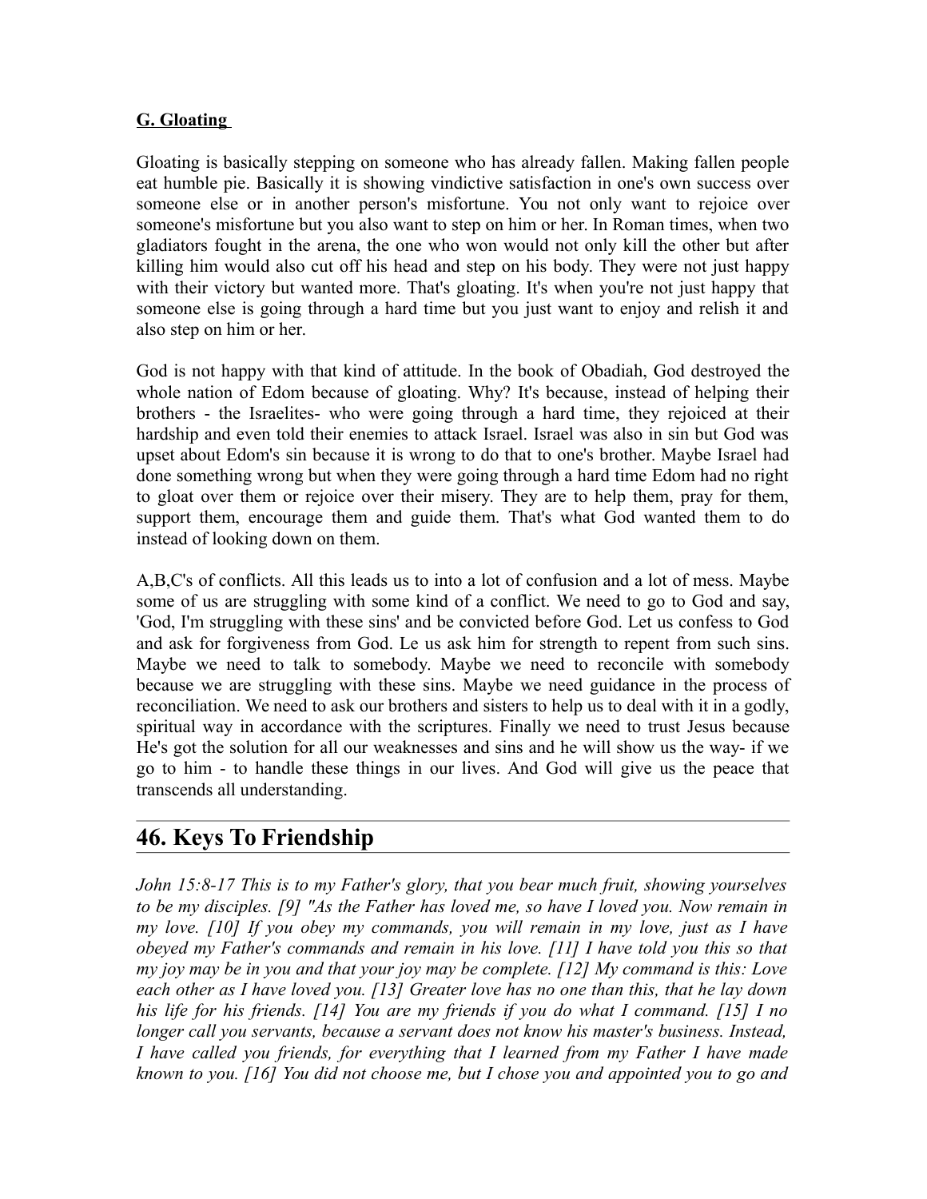**G. Gloating**

Gloating is basically stepping on someone who has already fallen. Making fallen people eat humble pie. Basically it is showing vindictive satisfaction in one's own success over someone else or in another person's misfortune. You not only want to rejoice over someone's misfortune but you also want to step on him or her. In Roman times, when two gladiators fought in the arena, the one who won would not only kill the other but after killing him would also cut off his head and step on his body. They were not just happy with their victory but wanted more. That's gloating. It's when you're not just happy that someone else is going through a hard time but you just want to enjoy and relish it and also step on him or her.

God is not happy with that kind of attitude. In the book of Obadiah, God destroyed the whole nation of Edom because of gloating. Why? It's because, instead of helping their brothers - the Israelites- who were going through a hard time, they rejoiced at their hardship and even told their enemies to attack Israel. Israel was also in sin but God was upset about Edom's sin because it is wrong to do that to one's brother. Maybe Israel had done something wrong but when they were going through a hard time Edom had no right to gloat over them or rejoice over their misery. They are to help them, pray for them, support them, encourage them and guide them. That's what God wanted them to do instead of looking down on them.

A,B,C's of conflicts. All this leads us to into a lot of confusion and a lot of mess. Maybe some of us are struggling with some kind of a conflict. We need to go to God and say, 'God, I'm struggling with these sins' and be convicted before God. Let us confess to God and ask for forgiveness from God. Le us ask him for strength to repent from such sins. Maybe we need to talk to somebody. Maybe we need to reconcile with somebody because we are struggling with these sins. Maybe we need guidance in the process of reconciliation. We need to ask our brothers and sisters to help us to deal with it in a godly, spiritual way in accordance with the scriptures. Finally we need to trust Jesus because He's got the solution for all our weaknesses and sins and he will show us the way- if we go to him - to handle these things in our lives. And God will give us the peace that transcends all understanding.

## 46. Keys To Friendship

*John 15:8-17 This is to my Father's glory, that you bear much fruit, showing yourselves to be my disciples. [9] "As the Father has loved me, so have I loved you. Now remain in my love. [10] If you obey my commands, you will remain in my love, just as I have obeyed my Father's commands and remain in his love. [11] I have told you this so that my joy may be in you and that your joy may be complete. [12] My command is this: Love each other as I have loved you. [13] Greater love has no one than this, that he lay down his life for his friends. [14] You are my friends if you do what I command. [15] I no longer call you servants, because a servant does not know his master's business. Instead, I have called you friends, for everything that I learned from my Father I have made known to you. [16] You did not choose me, but I chose you and appointed you to go and*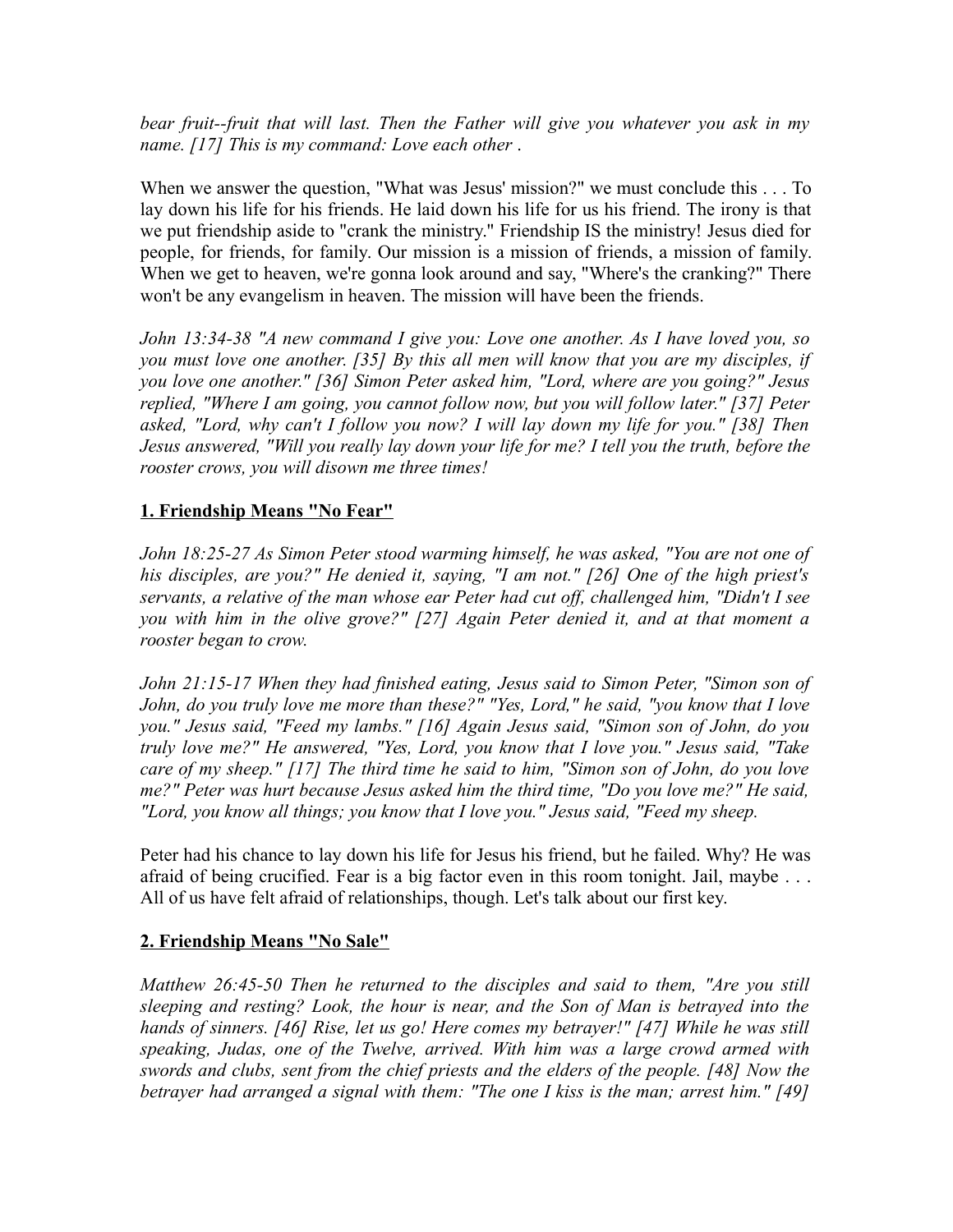*bear fruit--fruit that will last. Then the Father will give you whatever you ask in my name. [17] This is my command: Love each other .*

When we answer the question, "What was Jesus' mission?" we must conclude this . . . To lay down his life for his friends. He laid down his life for us his friend. The irony is that we put friendship aside to "crank the ministry." Friendship IS the ministry! Jesus died for people, for friends, for family. Our mission is a mission of friends, a mission of family. When we get to heaven, we're gonna look around and say, "Where's the cranking?" There won't be any evangelism in heaven. The mission will have been the friends.

*John 13:34-38 "A new command I give you: Love one another. As I have loved you, so you must love one another. [35] By this all men will know that you are my disciples, if you love one another." [36] Simon Peter asked him, "Lord, where are you going?" Jesus replied, "Where I am going, you cannot follow now, but you will follow later." [37] Peter asked, "Lord, why can't I follow you now? I will lay down my life for you." [38] Then Jesus answered, "Will you really lay down your life for me? I tell you the truth, before the rooster crows, you will disown me three times!*

**1. Friendship Means "No Fear"**

*John 18:25-27 As Simon Peter stood warming himself, he was asked, "You are not one of his disciples, are you?" He denied it, saying, "I am not." [26] One of the high priest's servants, a relative of the man whose ear Peter had cut off, challenged him, "Didn't I see you with him in the olive grove?" [27] Again Peter denied it, and at that moment a rooster began to crow.*

*John 21:15-17 When they had finished eating, Jesus said to Simon Peter, "Simon son of John, do you truly love me more than these?" "Yes, Lord," he said, "you know that I love you." Jesus said, "Feed my lambs." [16] Again Jesus said, "Simon son of John, do you truly love me?" He answered, "Yes, Lord, you know that I love you." Jesus said, "Take care of my sheep." [17] The third time he said to him, "Simon son of John, do you love me?" Peter was hurt because Jesus asked him the third time, "Do you love me?" He said, "Lord, you know all things; you know that I love you." Jesus said, "Feed my sheep.*

Peter had his chance to lay down his life for Jesus his friend, but he failed. Why? He was afraid of being crucified. Fear is a big factor even in this room tonight. Jail, maybe . . . All of us have felt afraid of relationships, though. Let's talk about our first key.

**2. Friendship Means "No Sale"**

*Matthew 26:45-50 Then he returned to the disciples and said to them, "Are you still sleeping and resting? Look, the hour is near, and the Son of Man is betrayed into the hands of sinners. [46] Rise, let us go! Here comes my betrayer!" [47] While he was still speaking, Judas, one of the Twelve, arrived. With him was a large crowd armed with swords and clubs, sent from the chief priests and the elders of the people. [48] Now the betrayer had arranged a signal with them: "The one I kiss is the man; arrest him." [49]*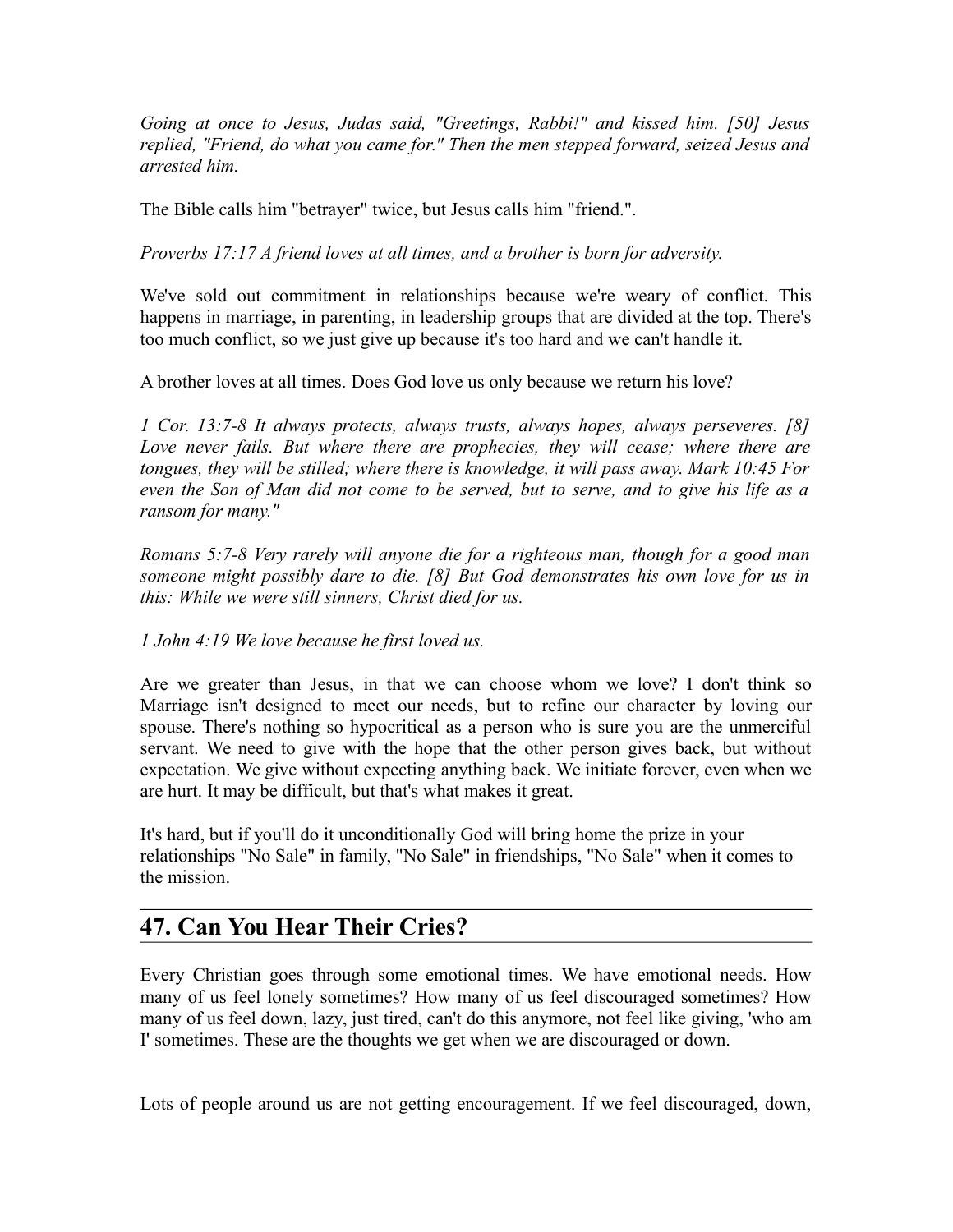*Going at once to Jesus, Judas said, "Greetings, Rabbi!" and kissed him. [50] Jesus replied, "Friend, do what you came for." Then the men stepped forward, seized Jesus and arrested him.*

The Bible calls him "betrayer" twice, but Jesus calls him "friend.".

*Proverbs 17:17 A friend loves at all times, and a brother is born for adversity.*

We've sold out commitment in relationships because we're weary of conflict. This happens in marriage, in parenting, in leadership groups that are divided at the top. There's too much conflict, so we just give up because it's too hard and we can't handle it.

A brother loves at all times. Does God love us only because we return his love?

*1 Cor. 13:7-8 It always protects, always trusts, always hopes, always perseveres. [8] Love never fails. But where there are prophecies, they will cease; where there are tongues, they will be stilled; where there is knowledge, it will pass away. Mark 10:45 For even the Son of Man did not come to be served, but to serve, and to give his life as a ransom for many."*

*Romans 5:7-8 Very rarely will anyone die for a righteous man, though for a good man someone might possibly dare to die. [8] But God demonstrates his own love for us in this: While we were still sinners, Christ died for us.*

*1 John 4:19 We love because he first loved us.*

Are we greater than Jesus, in that we can choose whom we love? I don't think so Marriage isn't designed to meet our needs, but to refine our character by loving our spouse. There's nothing so hypocritical as a person who is sure you are the unmerciful servant. We need to give with the hope that the other person gives back, but without expectation. We give without expecting anything back. We initiate forever, even when we are hurt. It may be difficult, but that's what makes it great.

It's hard, but if you'll do it unconditionally God will bring home the prize in your relationships "No Sale" in family, "No Sale" in friendships, "No Sale" when it comes to the mission.

## 47. Can You Hear Their Cries?

Every Christian goes through some emotional times. We have emotional needs. How many of us feel lonely sometimes? How many of us feel discouraged sometimes? How many of us feel down, lazy, just tired, can't do this anymore, not feel like giving, 'who am I' sometimes. These are the thoughts we get when we are discouraged or down.

Lots of people around us are not getting encouragement. If we feel discouraged, down,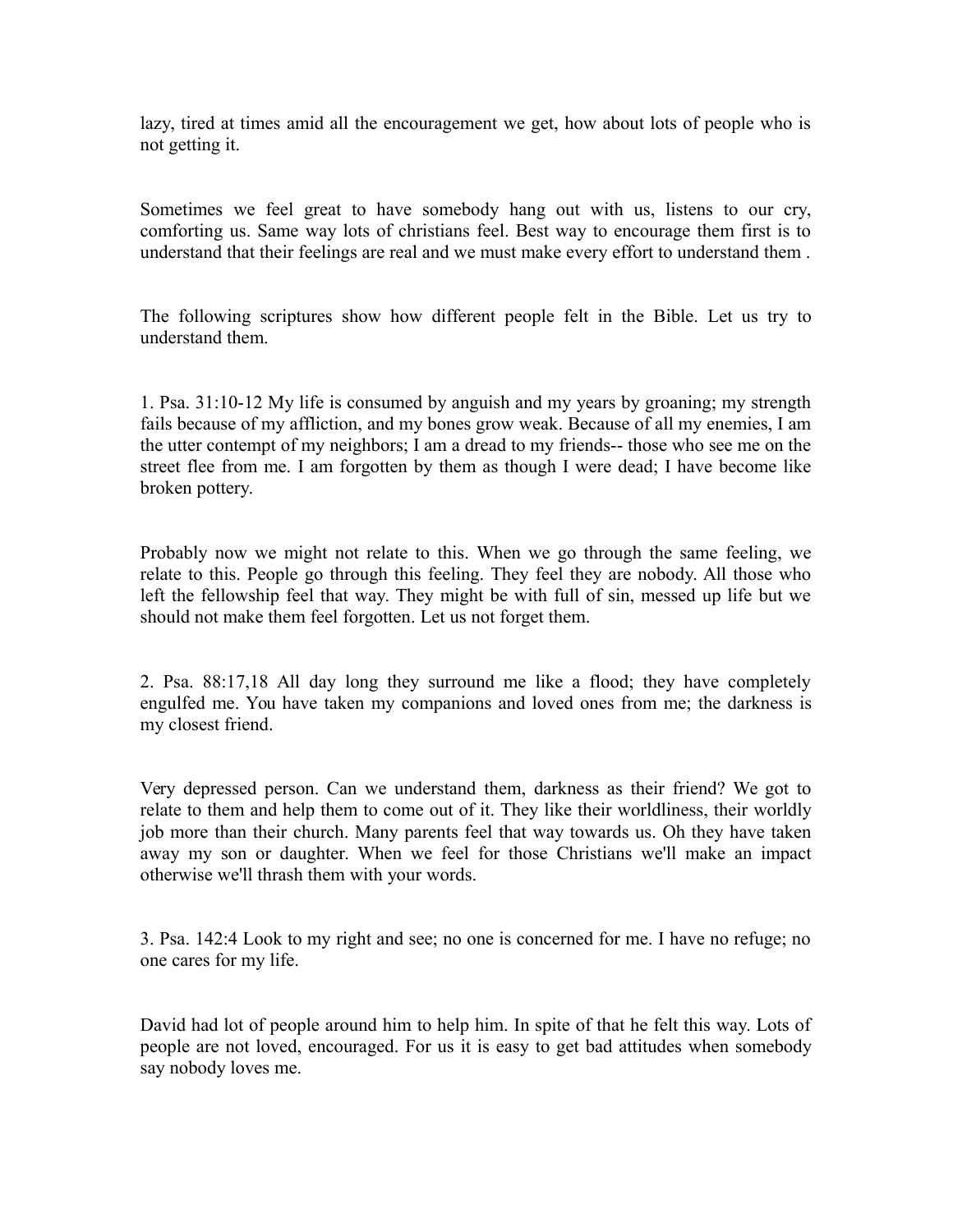lazy, tired at times amid all the encouragement we get, how about lots of people who is not getting it.

Sometimes we feel great to have somebody hang out with us, listens to our cry, comforting us. Same way lots of christians feel. Best way to encourage them first is to understand that their feelings are real and we must make every effort to understand them .

The following scriptures show how different people felt in the Bible. Let us try to understand them.

1. Psa. 31:10-12 My life is consumed by anguish and my years by groaning; my strength fails because of my affliction, and my bones grow weak. Because of all my enemies, I am the utter contempt of my neighbors; I am a dread to my friends-- those who see me on the street flee from me. I am forgotten by them as though I were dead; I have become like broken pottery.

Probably now we might not relate to this. When we go through the same feeling, we relate to this. People go through this feeling. They feel they are nobody. All those who left the fellowship feel that way. They might be with full of sin, messed up life but we should not make them feel forgotten. Let us not forget them.

2. Psa. 88:17,18 All day long they surround me like a flood; they have completely engulfed me. You have taken my companions and loved ones from me; the darkness is my closest friend.

Very depressed person. Can we understand them, darkness as their friend? We got to relate to them and help them to come out of it. They like their worldliness, their worldly job more than their church. Many parents feel that way towards us. Oh they have taken away my son or daughter. When we feel for those Christians we'll make an impact otherwise we'll thrash them with your words.

3. Psa. 142:4 Look to my right and see; no one is concerned for me. I have no refuge; no one cares for my life.

David had lot of people around him to help him. In spite of that he felt this way. Lots of people are not loved, encouraged. For us it is easy to get bad attitudes when somebody say nobody loves me.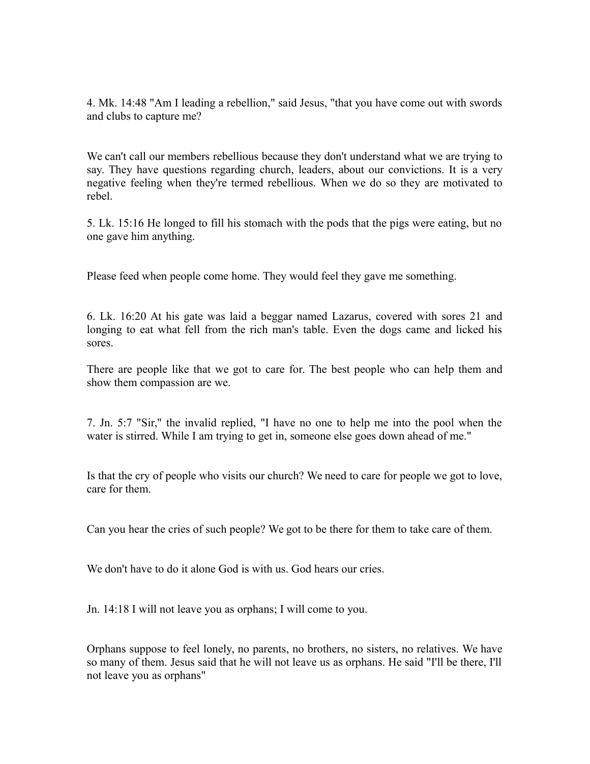4. Mk. 14:48 "Am I leading a rebellion," said Jesus, "that you have come out with swords and clubs to capture me?

We can't call our members rebellious because they don't understand what we are trying to say. They have questions regarding church, leaders, about our convictions. It is a very negative feeling when they're termed rebellious. When we do so they are motivated to rebel.

5. Lk. 15:16 He longed to fill his stomach with the pods that the pigs were eating, but no one gave him anything.

Please feed when people come home. They would feel they gave me something.

6. Lk. 16:20 At his gate was laid a beggar named Lazarus, covered with sores 21 and longing to eat what fell from the rich man's table. Even the dogs came and licked his sores.

There are people like that we got to care for. The best people who can help them and show them compassion are we.

7. Jn. 5:7 "Sir," the invalid replied, "I have no one to help me into the pool when the water is stirred. While I am trying to get in, someone else goes down ahead of me."

Is that the cry of people who visits our church? We need to care for people we got to love, care for them.

Can you hear the cries of such people? We got to be there for them to take care of them.

We don't have to do it alone God is with us. God hears our cries.

Jn. 14:18 I will not leave you as orphans; I will come to you.

Orphans suppose to feel lonely, no parents, no brothers, no sisters, no relatives. We have so many of them. Jesus said that he will not leave us as orphans. He said "I'll be there, I'll not leave you as orphans"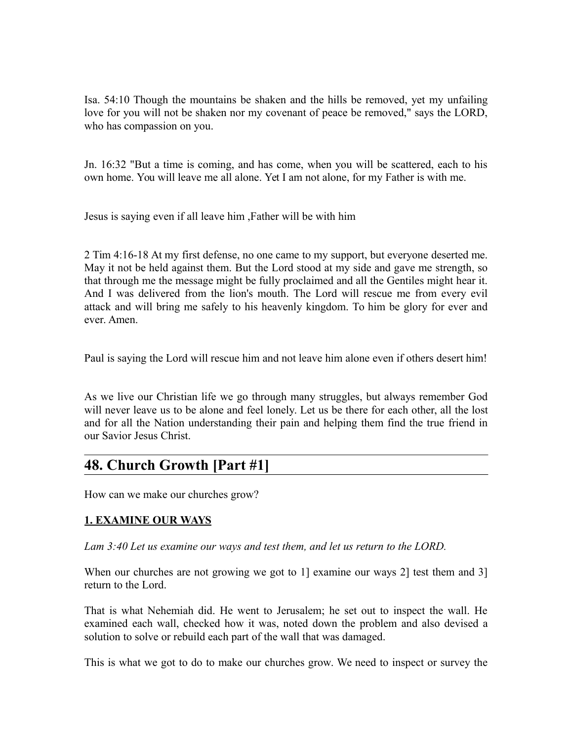Isa. 54:10 Though the mountains be shaken and the hills be removed, yet my unfailing love for you will not be shaken nor my covenant of peace be removed," says the LORD, who has compassion on you.

Jn. 16:32 "But a time is coming, and has come, when you will be scattered, each to his own home. You will leave me all alone. Yet I am not alone, for my Father is with me.

Jesus is saying even if all leave him ,Father will be with him

2 Tim 4:16-18 At my first defense, no one came to my support, but everyone deserted me. May it not be held against them. But the Lord stood at my side and gave me strength, so that through me the message might be fully proclaimed and all the Gentiles might hear it. And I was delivered from the lion's mouth. The Lord will rescue me from every evil attack and will bring me safely to his heavenly kingdom. To him be glory for ever and ever. Amen.

Paul is saying the Lord will rescue him and not leave him alone even if others desert him!

As we live our Christian life we go through many struggles, but always remember God will never leave us to be alone and feel lonely. Let us be there for each other, all the lost and for all the Nation understanding their pain and helping them find the true friend in our Savior Jesus Christ.

---

## 48. Church Growth [Part #1]

How can we make our churches grow?

**1. EXAMINE OUR WAYS**

*Lam 3:40 Let us examine our ways and test them, and let us return to the LORD.*

When our churches are not growing we got to 1] examine our ways 2] test them and 3] return to the Lord.

That is what Nehemiah did. He went to Jerusalem; he set out to inspect the wall. He examined each wall, checked how it was, noted down the problem and also devised a solution to solve or rebuild each part of the wall that was damaged.

This is what we got to do to make our churches grow. We need to inspect or survey the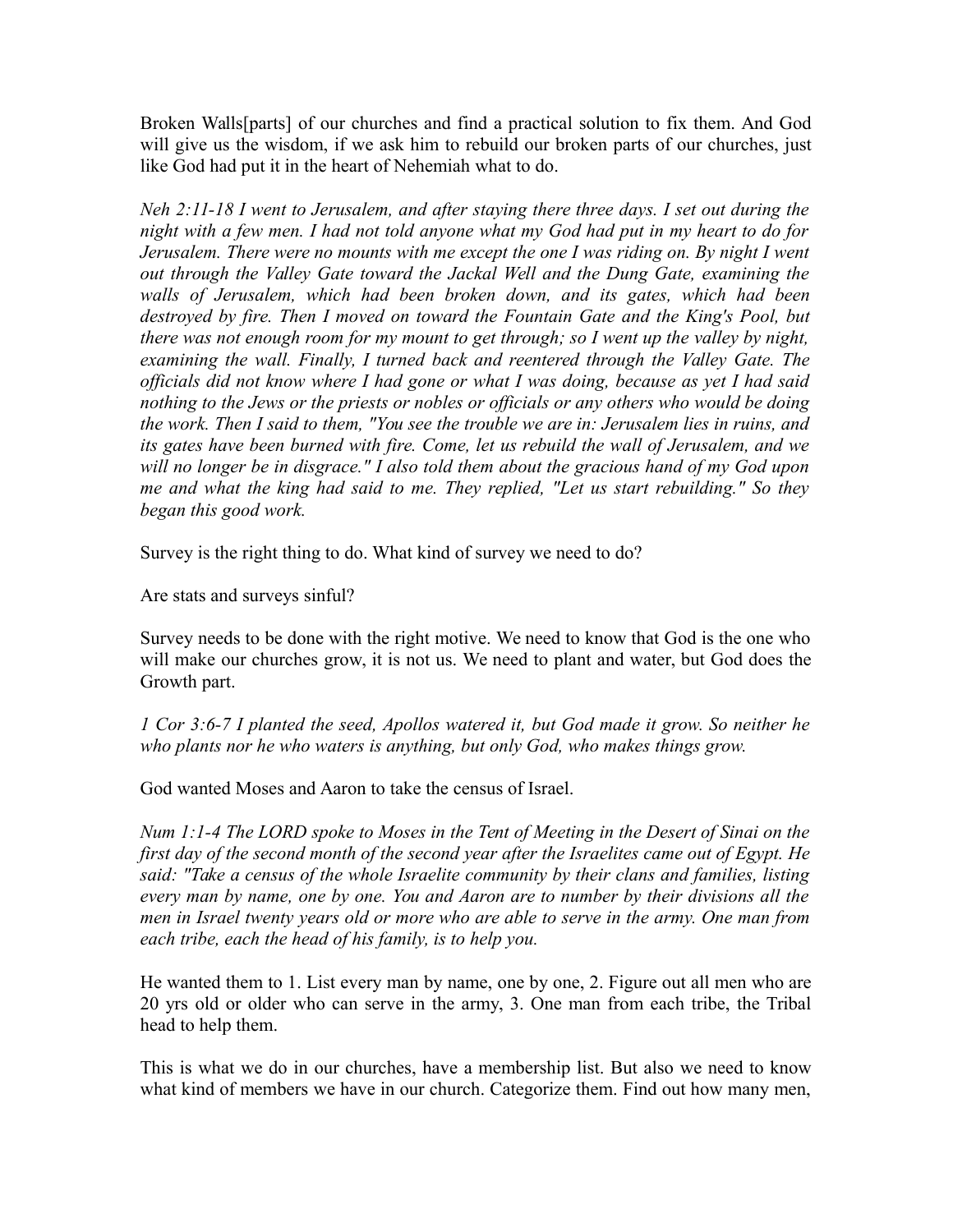Broken Walls[parts] of our churches and find a practical solution to fix them. And God will give us the wisdom, if we ask him to rebuild our broken parts of our churches, just like God had put it in the heart of Nehemiah what to do.

*Neh 2:11-18 I went to Jerusalem, and after staying there three days. I set out during the night with a few men. I had not told anyone what my God had put in my heart to do for Jerusalem. There were no mounts with me except the one I was riding on. By night I went out through the Valley Gate toward the Jackal Well and the Dung Gate, examining the walls of Jerusalem, which had been broken down, and its gates, which had been destroyed by fire. Then I moved on toward the Fountain Gate and the King's Pool, but there was not enough room for my mount to get through; so I went up the valley by night, examining the wall. Finally, I turned back and reentered through the Valley Gate. The officials did not know where I had gone or what I was doing, because as yet I had said nothing to the Jews or the priests or nobles or officials or any others who would be doing the work. Then I said to them, "You see the trouble we are in: Jerusalem lies in ruins, and its gates have been burned with fire. Come, let us rebuild the wall of Jerusalem, and we will no longer be in disgrace." I also told them about the gracious hand of my God upon me and what the king had said to me. They replied, "Let us start rebuilding." So they began this good work.*

Survey is the right thing to do. What kind of survey we need to do?

Are stats and surveys sinful?

Survey needs to be done with the right motive. We need to know that God is the one who will make our churches grow, it is not us. We need to plant and water, but God does the Growth part.

*1 Cor 3:6-7 I planted the seed, Apollos watered it, but God made it grow. So neither he who plants nor he who waters is anything, but only God, who makes things grow.*

God wanted Moses and Aaron to take the census of Israel.

*Num 1:1-4 The LORD spoke to Moses in the Tent of Meeting in the Desert of Sinai on the first day of the second month of the second year after the Israelites came out of Egypt. He said: "Take a census of the whole Israelite community by their clans and families, listing every man by name, one by one. You and Aaron are to number by their divisions all the men in Israel twenty years old or more who are able to serve in the army. One man from each tribe, each the head of his family, is to help you.*

He wanted them to 1. List every man by name, one by one, 2. Figure out all men who are 20 yrs old or older who can serve in the army, 3. One man from each tribe, the Tribal head to help them.

This is what we do in our churches, have a membership list. But also we need to know what kind of members we have in our church. Categorize them. Find out how many men,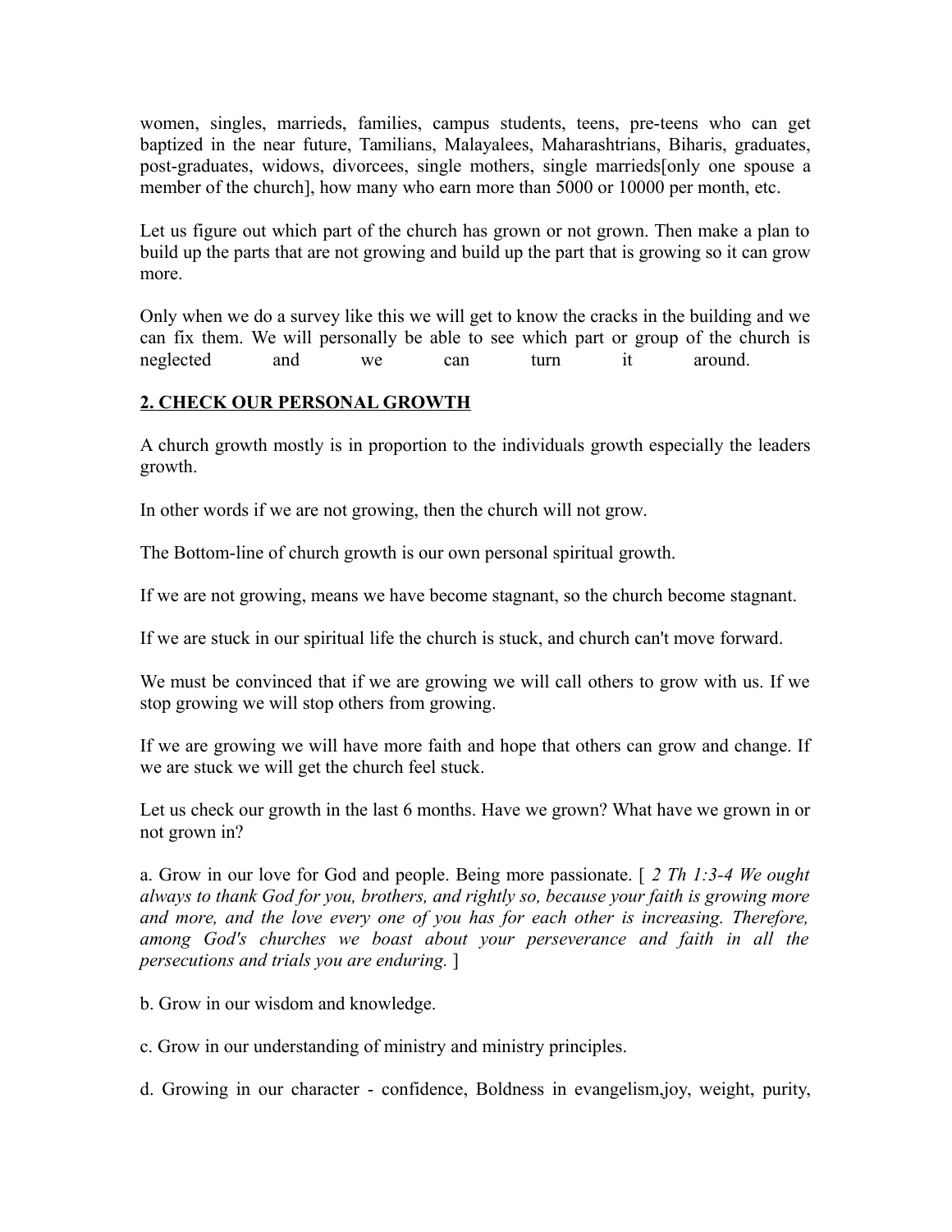women, singles, marrieds, families, campus students, teens, pre-teens who can get baptized in the near future, Tamilians, Malayalees, Maharashtrians, Biharis, graduates, post-graduates, widows, divorcees, single mothers, single marrieds[only one spouse a member of the church], how many who earn more than 5000 or 10000 per month, etc.

Let us figure out which part of the church has grown or not grown. Then make a plan to build up the parts that are not growing and build up the part that is growing so it can grow more.

Only when we do a survey like this we will get to know the cracks in the building and we can fix them. We will personally be able to see which part or group of the church is neglected and we can turn it around.

**2. CHECK OUR PERSONAL GROWTH**

A church growth mostly is in proportion to the individuals growth especially the leaders growth.

In other words if we are not growing, then the church will not grow.

The Bottom-line of church growth is our own personal spiritual growth.

If we are not growing, means we have become stagnant, so the church become stagnant.

If we are stuck in our spiritual life the church is stuck, and church can't move forward.

We must be convinced that if we are growing we will call others to grow with us. If we stop growing we will stop others from growing.

If we are growing we will have more faith and hope that others can grow and change. If we are stuck we will get the church feel stuck.

Let us check our growth in the last 6 months. Have we grown? What have we grown in or not grown in?

a. Grow in our love for God and people. Being more passionate. [ *2 Th 1:3-4 We ought always to thank God for you, brothers, and rightly so, because your faith is growing more and more, and the love every one of you has for each other is increasing. Therefore, among God's churches we boast about your perseverance and faith in all the persecutions and trials you are enduring.* ]

b. Grow in our wisdom and knowledge.

c. Grow in our understanding of ministry and ministry principles.

d. Growing in our character - confidence, Boldness in evangelism,joy, weight, purity,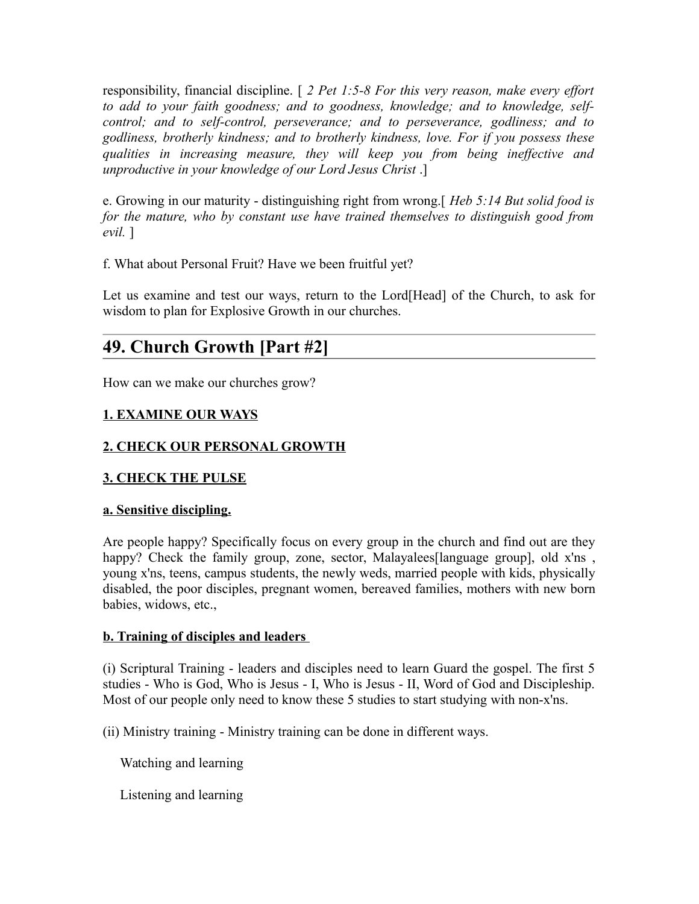responsibility, financial discipline. [ *2 Pet 1:5-8 For this very reason, make every effort to add to your faith goodness; and to goodness, knowledge; and to knowledge, self-control; and to self-control, perseverance; and to perseverance, godliness; and to godliness, brotherly kindness; and to brotherly kindness, love. For if you possess these qualities in increasing measure, they will keep you from being ineffective and unproductive in your knowledge of our Lord Jesus Christ* .]

e. Growing in our maturity - distinguishing right from wrong.[ *Heb 5:14 But solid food is for the mature, who by constant use have trained themselves to distinguish good from evil.* ]

f. What about Personal Fruit? Have we been fruitful yet?

Let us examine and test our ways, return to the Lord[Head] of the Church, to ask for wisdom to plan for Explosive Growth in our churches.

---

## 49. Church Growth [Part #2]

How can we make our churches grow?

**1. EXAMINE OUR WAYS**

**2. CHECK OUR PERSONAL GROWTH**

**3. CHECK THE PULSE**

**a. Sensitive discipling.**

Are people happy? Specifically focus on every group in the church and find out are they happy? Check the family group, zone, sector, Malayalees[language group], old x'ns , young x'ns, teens, campus students, the newly weds, married people with kids, physically disabled, the poor disciples, pregnant women, bereaved families, mothers with new born babies, widows, etc.,

**b. Training of disciples and leaders**

(i) Scriptural Training - leaders and disciples need to learn Guard the gospel. The first 5 studies - Who is God, Who is Jesus - I, Who is Jesus - II, Word of God and Discipleship. Most of our people only need to know these 5 studies to start studying with non-x'ns.

(ii) Ministry training - Ministry training can be done in different ways.

Watching and learning

Listening and learning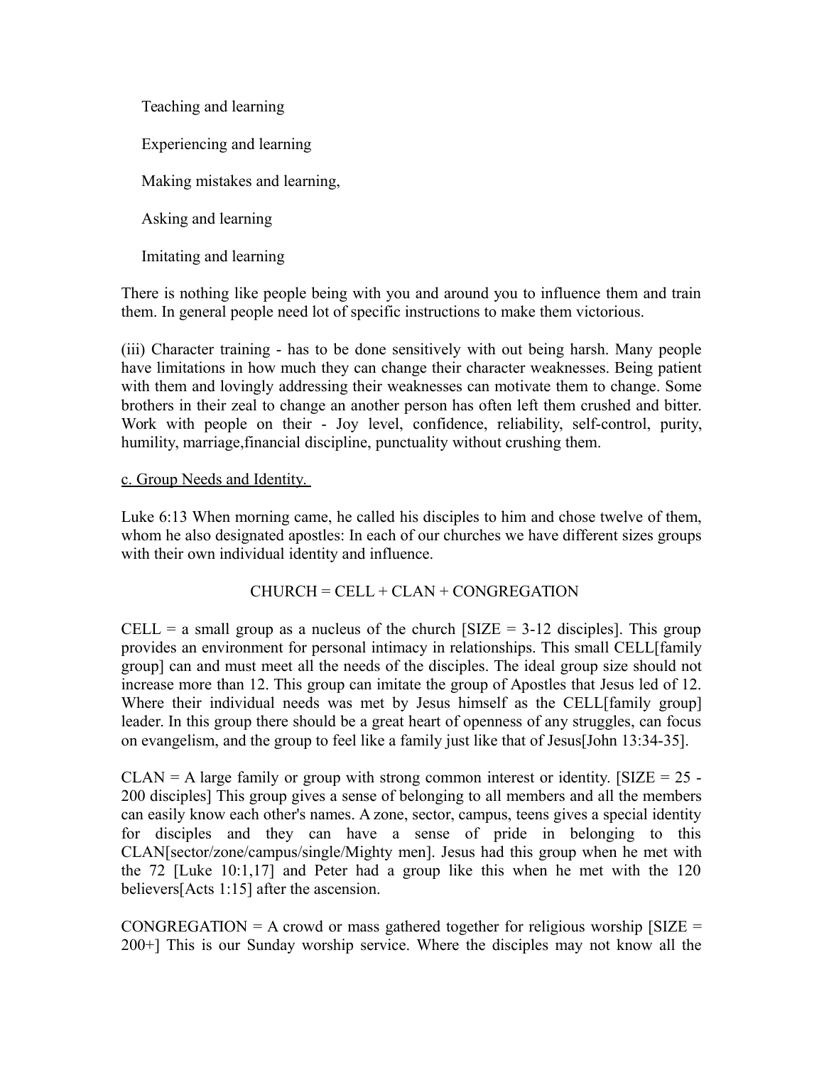Teaching and learning

Experiencing and learning

Making mistakes and learning,

Asking and learning

Imitating and learning

There is nothing like people being with you and around you to influence them and train them. In general people need lot of specific instructions to make them victorious.

(iii) Character training - has to be done sensitively with out being harsh. Many people have limitations in how much they can change their character weaknesses. Being patient with them and lovingly addressing their weaknesses can motivate them to change. Some brothers in their zeal to change an another person has often left them crushed and bitter. Work with people on their - Joy level, confidence, reliability, self-control, purity, humility, marriage,financial discipline, punctuality without crushing them.

<u>c. Group Needs and Identity.</u>

Luke 6:13 When morning came, he called his disciples to him and chose twelve of them, whom he also designated apostles: In each of our churches we have different sizes groups with their own individual identity and influence.

CHURCH = CELL + CLAN + CONGREGATION

CELL = a small group as a nucleus of the church [SIZE = 3-12 disciples]. This group provides an environment for personal intimacy in relationships. This small CELL[family group] can and must meet all the needs of the disciples. The ideal group size should not increase more than 12. This group can imitate the group of Apostles that Jesus led of 12. Where their individual needs was met by Jesus himself as the CELL[family group] leader. In this group there should be a great heart of openness of any struggles, can focus on evangelism, and the group to feel like a family just like that of Jesus[John 13:34-35].

CLAN = A large family or group with strong common interest or identity. [SIZE = 25 - 200 disciples] This group gives a sense of belonging to all members and all the members can easily know each other's names. A zone, sector, campus, teens gives a special identity for disciples and they can have a sense of pride in belonging to this CLAN[sector/zone/campus/single/Mighty men]. Jesus had this group when he met with the 72 [Luke 10:1,17] and Peter had a group like this when he met with the 120 believers[Acts 1:15] after the ascension.

CONGREGATION = A crowd or mass gathered together for religious worship [SIZE = 200+] This is our Sunday worship service. Where the disciples may not know all the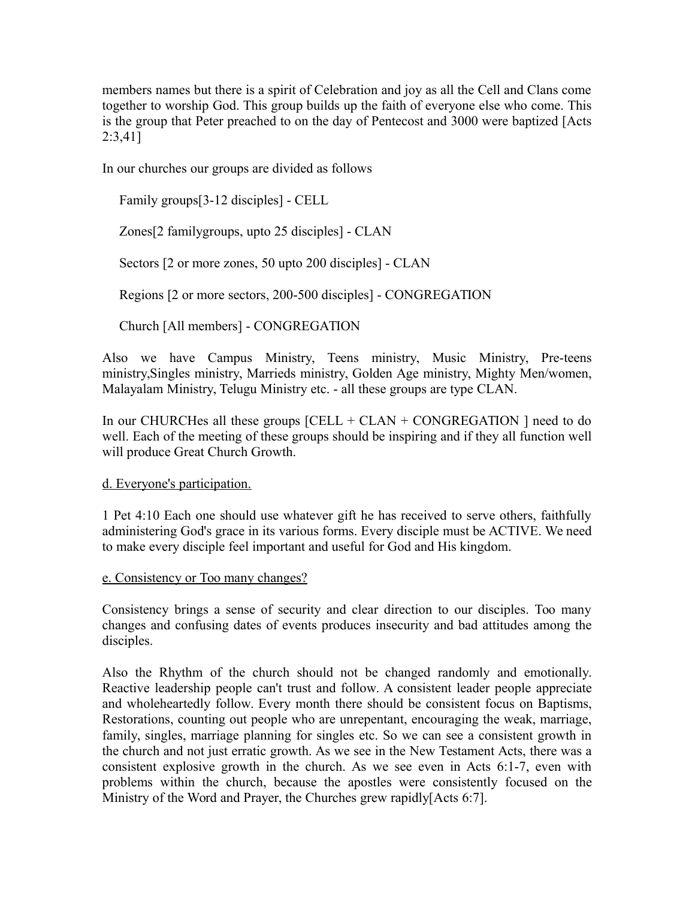members names but there is a spirit of Celebration and joy as all the Cell and Clans come together to worship God. This group builds up the faith of everyone else who come. This is the group that Peter preached to on the day of Pentecost and 3000 were baptized [Acts 2:3,41]

In our churches our groups are divided as follows

Family groups[3-12 disciples] - CELL

Zones[2 familygroups, upto 25 disciples] - CLAN

Sectors [2 or more zones, 50 upto 200 disciples] - CLAN

Regions [2 or more sectors, 200-500 disciples] - CONGREGATION

Church [All members] - CONGREGATION

Also we have Campus Ministry, Teens ministry, Music Ministry, Pre-teens ministry,Singles ministry, Marrieds ministry, Golden Age ministry, Mighty Men/women, Malayalam Ministry, Telugu Ministry etc. - all these groups are type CLAN.

In our CHURCHes all these groups [CELL + CLAN + CONGREGATION ] need to do well. Each of the meeting of these groups should be inspiring and if they all function well will produce Great Church Growth.

<u>d. Everyone's participation.</u>

1 Pet 4:10 Each one should use whatever gift he has received to serve others, faithfully administering God's grace in its various forms. Every disciple must be ACTIVE. We need to make every disciple feel important and useful for God and His kingdom.

<u>e. Consistency or Too many changes?</u>

Consistency brings a sense of security and clear direction to our disciples. Too many changes and confusing dates of events produces insecurity and bad attitudes among the disciples.

Also the Rhythm of the church should not be changed randomly and emotionally. Reactive leadership people can't trust and follow. A consistent leader people appreciate and wholeheartedly follow. Every month there should be consistent focus on Baptisms, Restorations, counting out people who are unrepentant, encouraging the weak, marriage, family, singles, marriage planning for singles etc. So we can see a consistent growth in the church and not just erratic growth. As we see in the New Testament Acts, there was a consistent explosive growth in the church. As we see even in Acts 6:1-7, even with problems within the church, because the apostles were consistently focused on the Ministry of the Word and Prayer, the Churches grew rapidly[Acts 6:7].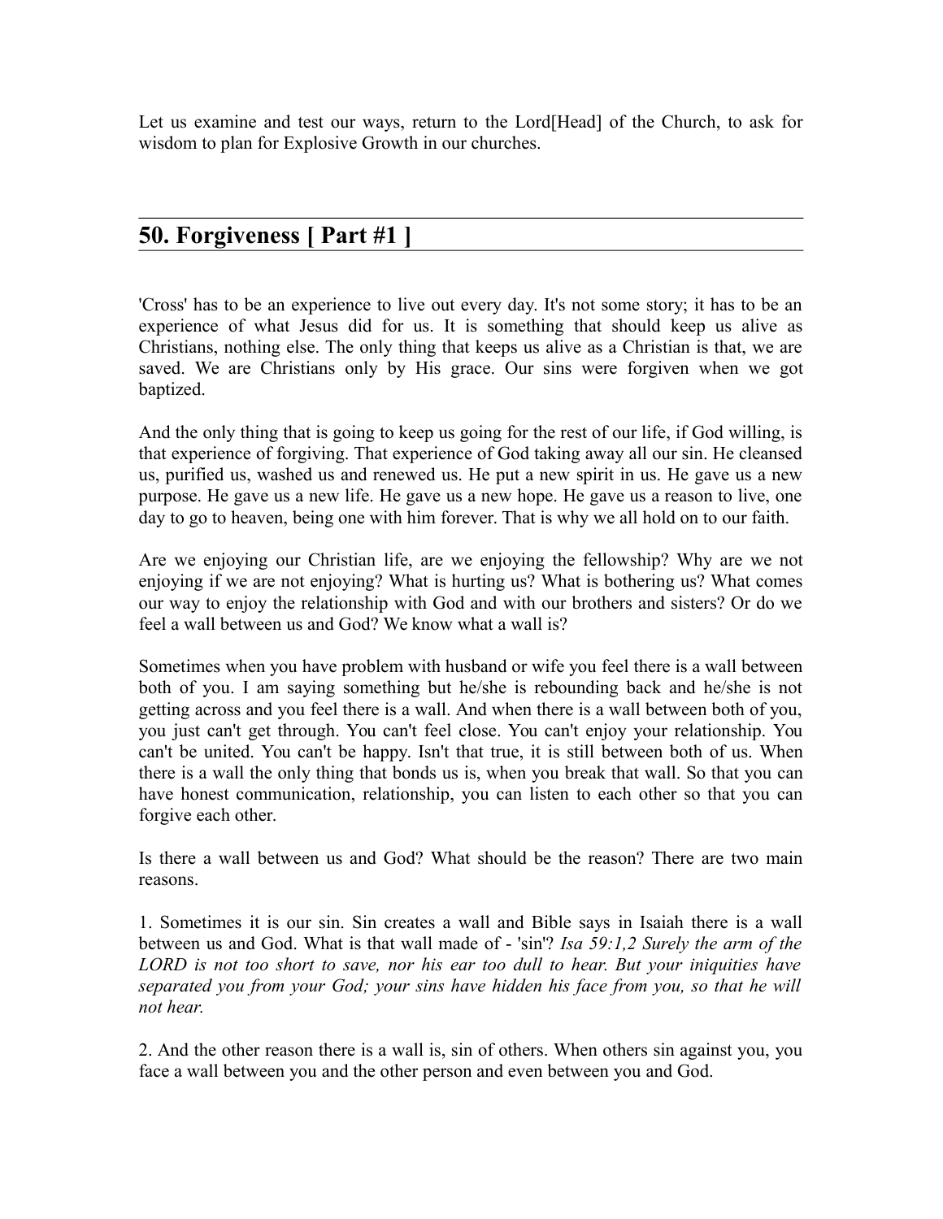Let us examine and test our ways, return to the Lord[Head] of the Church, to ask for wisdom to plan for Explosive Growth in our churches.

## 50. Forgiveness [ Part #1 ]

'Cross' has to be an experience to live out every day. It's not some story; it has to be an experience of what Jesus did for us. It is something that should keep us alive as Christians, nothing else. The only thing that keeps us alive as a Christian is that, we are saved. We are Christians only by His grace. Our sins were forgiven when we got baptized.

And the only thing that is going to keep us going for the rest of our life, if God willing, is that experience of forgiving. That experience of God taking away all our sin. He cleansed us, purified us, washed us and renewed us. He put a new spirit in us. He gave us a new purpose. He gave us a new life. He gave us a new hope. He gave us a reason to live, one day to go to heaven, being one with him forever. That is why we all hold on to our faith.

Are we enjoying our Christian life, are we enjoying the fellowship? Why are we not enjoying if we are not enjoying? What is hurting us? What is bothering us? What comes our way to enjoy the relationship with God and with our brothers and sisters? Or do we feel a wall between us and God? We know what a wall is?

Sometimes when you have problem with husband or wife you feel there is a wall between both of you. I am saying something but he/she is rebounding back and he/she is not getting across and you feel there is a wall. And when there is a wall between both of you, you just can't get through. You can't feel close. You can't enjoy your relationship. You can't be united. You can't be happy. Isn't that true, it is still between both of us. When there is a wall the only thing that bonds us is, when you break that wall. So that you can have honest communication, relationship, you can listen to each other so that you can forgive each other.

Is there a wall between us and God? What should be the reason? There are two main reasons.

1. Sometimes it is our sin. Sin creates a wall and Bible says in Isaiah there is a wall between us and God. What is that wall made of - 'sin'? *Isa 59:1,2 Surely the arm of the LORD is not too short to save, nor his ear too dull to hear. But your iniquities have separated you from your God; your sins have hidden his face from you, so that he will not hear.*

2. And the other reason there is a wall is, sin of others. When others sin against you, you face a wall between you and the other person and even between you and God.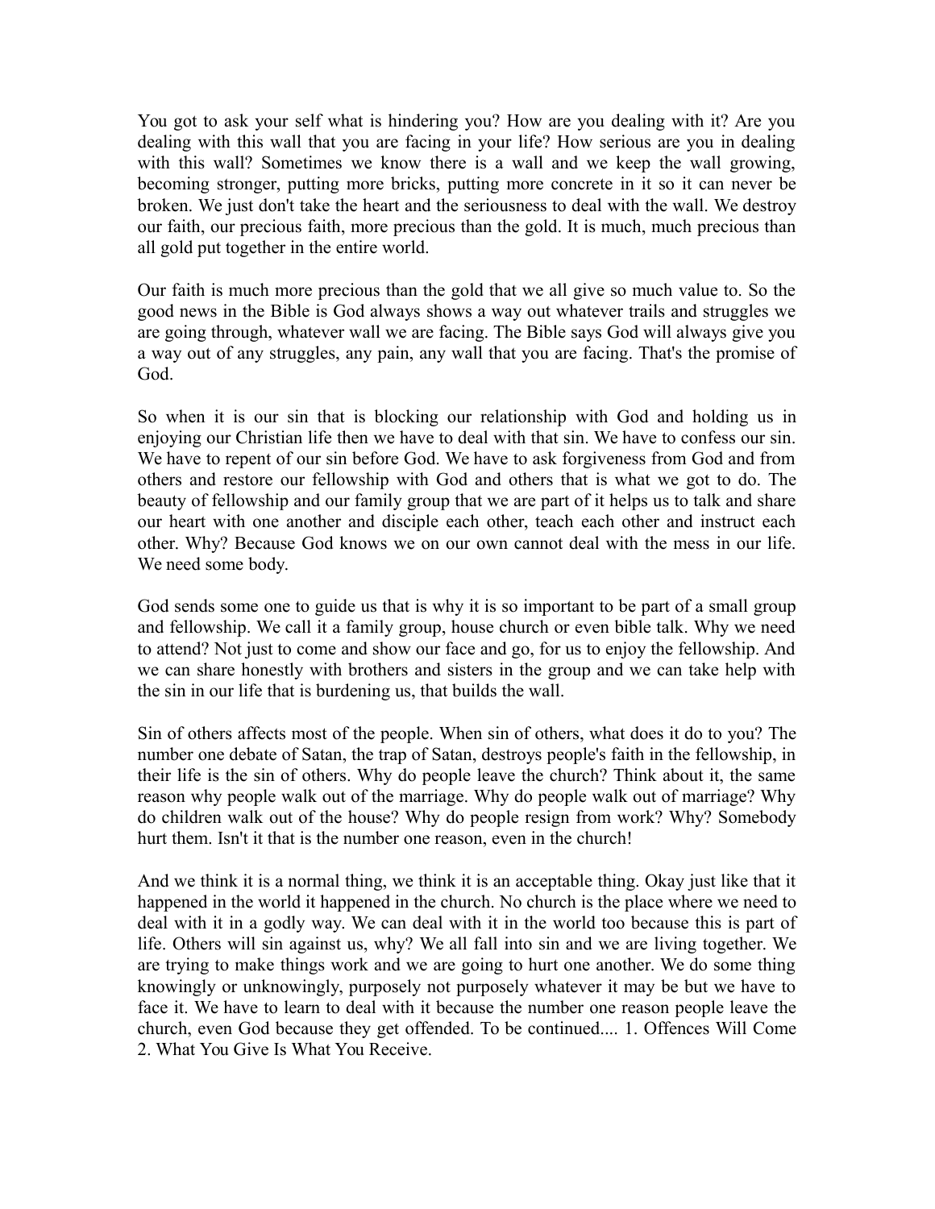You got to ask your self what is hindering you? How are you dealing with it? Are you dealing with this wall that you are facing in your life? How serious are you in dealing with this wall? Sometimes we know there is a wall and we keep the wall growing, becoming stronger, putting more bricks, putting more concrete in it so it can never be broken. We just don't take the heart and the seriousness to deal with the wall. We destroy our faith, our precious faith, more precious than the gold. It is much, much precious than all gold put together in the entire world.

Our faith is much more precious than the gold that we all give so much value to. So the good news in the Bible is God always shows a way out whatever trails and struggles we are going through, whatever wall we are facing. The Bible says God will always give you a way out of any struggles, any pain, any wall that you are facing. That's the promise of God.

So when it is our sin that is blocking our relationship with God and holding us in enjoying our Christian life then we have to deal with that sin. We have to confess our sin. We have to repent of our sin before God. We have to ask forgiveness from God and from others and restore our fellowship with God and others that is what we got to do. The beauty of fellowship and our family group that we are part of it helps us to talk and share our heart with one another and disciple each other, teach each other and instruct each other. Why? Because God knows we on our own cannot deal with the mess in our life. We need some body.

God sends some one to guide us that is why it is so important to be part of a small group and fellowship. We call it a family group, house church or even bible talk. Why we need to attend? Not just to come and show our face and go, for us to enjoy the fellowship. And we can share honestly with brothers and sisters in the group and we can take help with the sin in our life that is burdening us, that builds the wall.

Sin of others affects most of the people. When sin of others, what does it do to you? The number one debate of Satan, the trap of Satan, destroys people's faith in the fellowship, in their life is the sin of others. Why do people leave the church? Think about it, the same reason why people walk out of the marriage. Why do people walk out of marriage? Why do children walk out of the house? Why do people resign from work? Why? Somebody hurt them. Isn't it that is the number one reason, even in the church!

And we think it is a normal thing, we think it is an acceptable thing. Okay just like that it happened in the world it happened in the church. No church is the place where we need to deal with it in a godly way. We can deal with it in the world too because this is part of life. Others will sin against us, why? We all fall into sin and we are living together. We are trying to make things work and we are going to hurt one another. We do some thing knowingly or unknowingly, purposely not purposely whatever it may be but we have to face it. We have to learn to deal with it because the number one reason people leave the church, even God because they get offended. To be continued.... 1. Offences Will Come 2. What You Give Is What You Receive.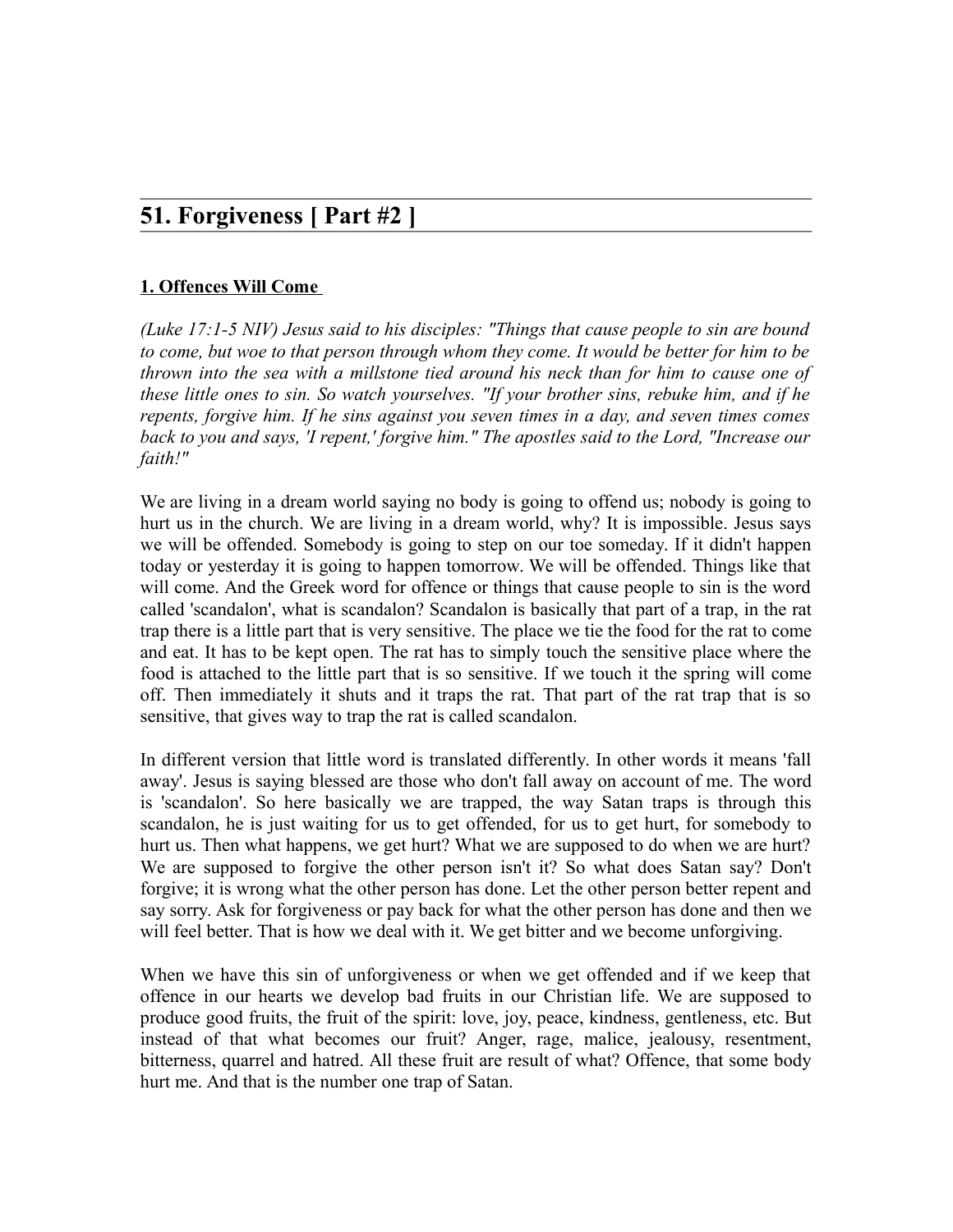## 51. Forgiveness [ Part #2 ]

### 1. Offences Will Come

*(Luke 17:1-5 NIV) Jesus said to his disciples: "Things that cause people to sin are bound to come, but woe to that person through whom they come. It would be better for him to be thrown into the sea with a millstone tied around his neck than for him to cause one of these little ones to sin. So watch yourselves. "If your brother sins, rebuke him, and if he repents, forgive him. If he sins against you seven times in a day, and seven times comes back to you and says, 'I repent,' forgive him." The apostles said to the Lord, "Increase our faith!"*

We are living in a dream world saying no body is going to offend us; nobody is going to hurt us in the church. We are living in a dream world, why? It is impossible. Jesus says we will be offended. Somebody is going to step on our toe someday. If it didn't happen today or yesterday it is going to happen tomorrow. We will be offended. Things like that will come. And the Greek word for offence or things that cause people to sin is the word called 'scandalon', what is scandalon? Scandalon is basically that part of a trap, in the rat trap there is a little part that is very sensitive. The place we tie the food for the rat to come and eat. It has to be kept open. The rat has to simply touch the sensitive place where the food is attached to the little part that is so sensitive. If we touch it the spring will come off. Then immediately it shuts and it traps the rat. That part of the rat trap that is so sensitive, that gives way to trap the rat is called scandalon.

In different version that little word is translated differently. In other words it means 'fall away'. Jesus is saying blessed are those who don't fall away on account of me. The word is 'scandalon'. So here basically we are trapped, the way Satan traps is through this scandalon, he is just waiting for us to get offended, for us to get hurt, for somebody to hurt us. Then what happens, we get hurt? What we are supposed to do when we are hurt? We are supposed to forgive the other person isn't it? So what does Satan say? Don't forgive; it is wrong what the other person has done. Let the other person better repent and say sorry. Ask for forgiveness or pay back for what the other person has done and then we will feel better. That is how we deal with it. We get bitter and we become unforgiving.

When we have this sin of unforgiveness or when we get offended and if we keep that offence in our hearts we develop bad fruits in our Christian life. We are supposed to produce good fruits, the fruit of the spirit: love, joy, peace, kindness, gentleness, etc. But instead of that what becomes our fruit? Anger, rage, malice, jealousy, resentment, bitterness, quarrel and hatred. All these fruit are result of what? Offence, that some body hurt me. And that is the number one trap of Satan.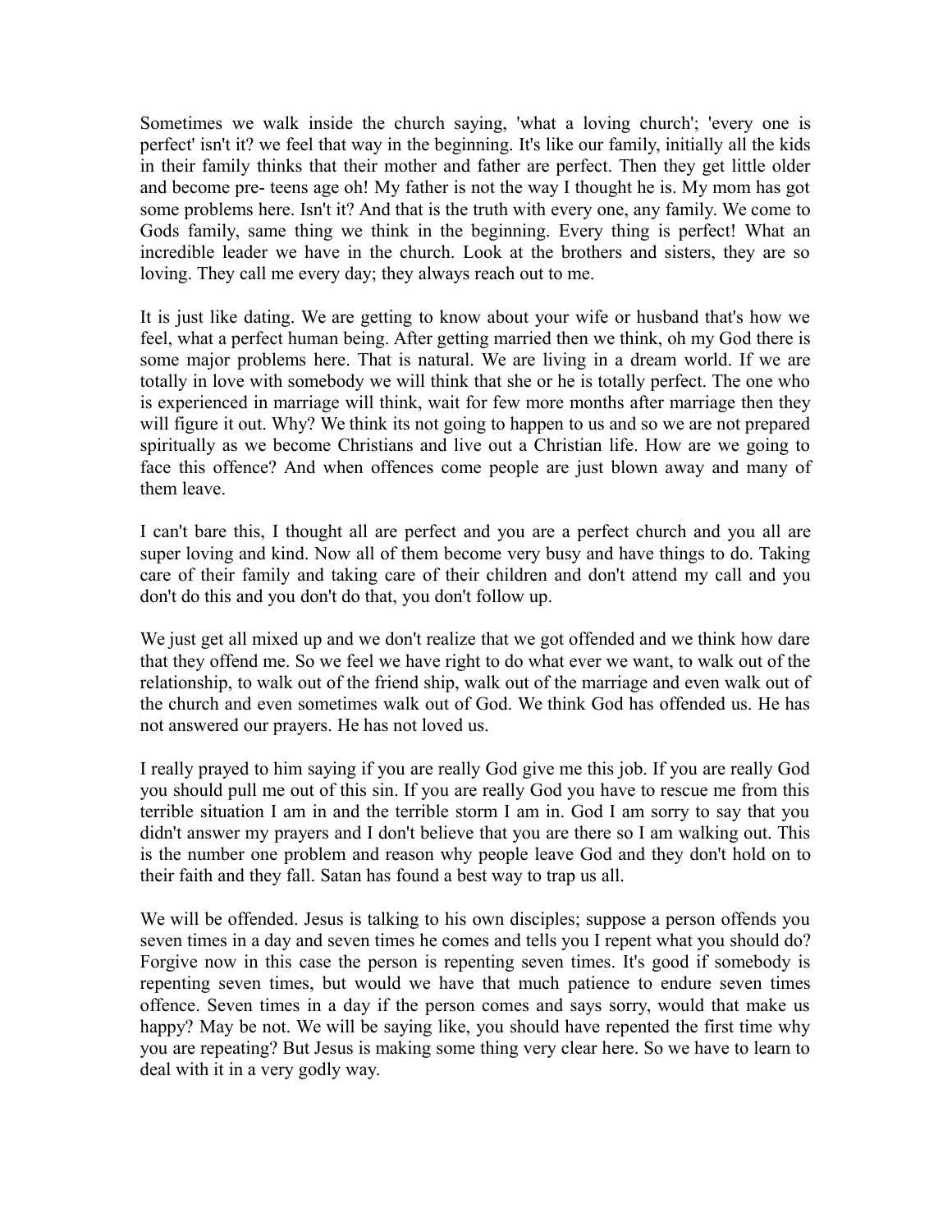Sometimes we walk inside the church saying, 'what a loving church'; 'every one is perfect' isn't it? we feel that way in the beginning. It's like our family, initially all the kids in their family thinks that their mother and father are perfect. Then they get little older and become pre- teens age oh! My father is not the way I thought he is. My mom has got some problems here. Isn't it? And that is the truth with every one, any family. We come to Gods family, same thing we think in the beginning. Every thing is perfect! What an incredible leader we have in the church. Look at the brothers and sisters, they are so loving. They call me every day; they always reach out to me.

It is just like dating. We are getting to know about your wife or husband that's how we feel, what a perfect human being. After getting married then we think, oh my God there is some major problems here. That is natural. We are living in a dream world. If we are totally in love with somebody we will think that she or he is totally perfect. The one who is experienced in marriage will think, wait for few more months after marriage then they will figure it out. Why? We think its not going to happen to us and so we are not prepared spiritually as we become Christians and live out a Christian life. How are we going to face this offence? And when offences come people are just blown away and many of them leave.

I can't bare this, I thought all are perfect and you are a perfect church and you all are super loving and kind. Now all of them become very busy and have things to do. Taking care of their family and taking care of their children and don't attend my call and you don't do this and you don't do that, you don't follow up.

We just get all mixed up and we don't realize that we got offended and we think how dare that they offend me. So we feel we have right to do what ever we want, to walk out of the relationship, to walk out of the friend ship, walk out of the marriage and even walk out of the church and even sometimes walk out of God. We think God has offended us. He has not answered our prayers. He has not loved us.

I really prayed to him saying if you are really God give me this job. If you are really God you should pull me out of this sin. If you are really God you have to rescue me from this terrible situation I am in and the terrible storm I am in. God I am sorry to say that you didn't answer my prayers and I don't believe that you are there so I am walking out. This is the number one problem and reason why people leave God and they don't hold on to their faith and they fall. Satan has found a best way to trap us all.

We will be offended. Jesus is talking to his own disciples; suppose a person offends you seven times in a day and seven times he comes and tells you I repent what you should do? Forgive now in this case the person is repenting seven times. It's good if somebody is repenting seven times, but would we have that much patience to endure seven times offence. Seven times in a day if the person comes and says sorry, would that make us happy? May be not. We will be saying like, you should have repented the first time why you are repeating? But Jesus is making some thing very clear here. So we have to learn to deal with it in a very godly way.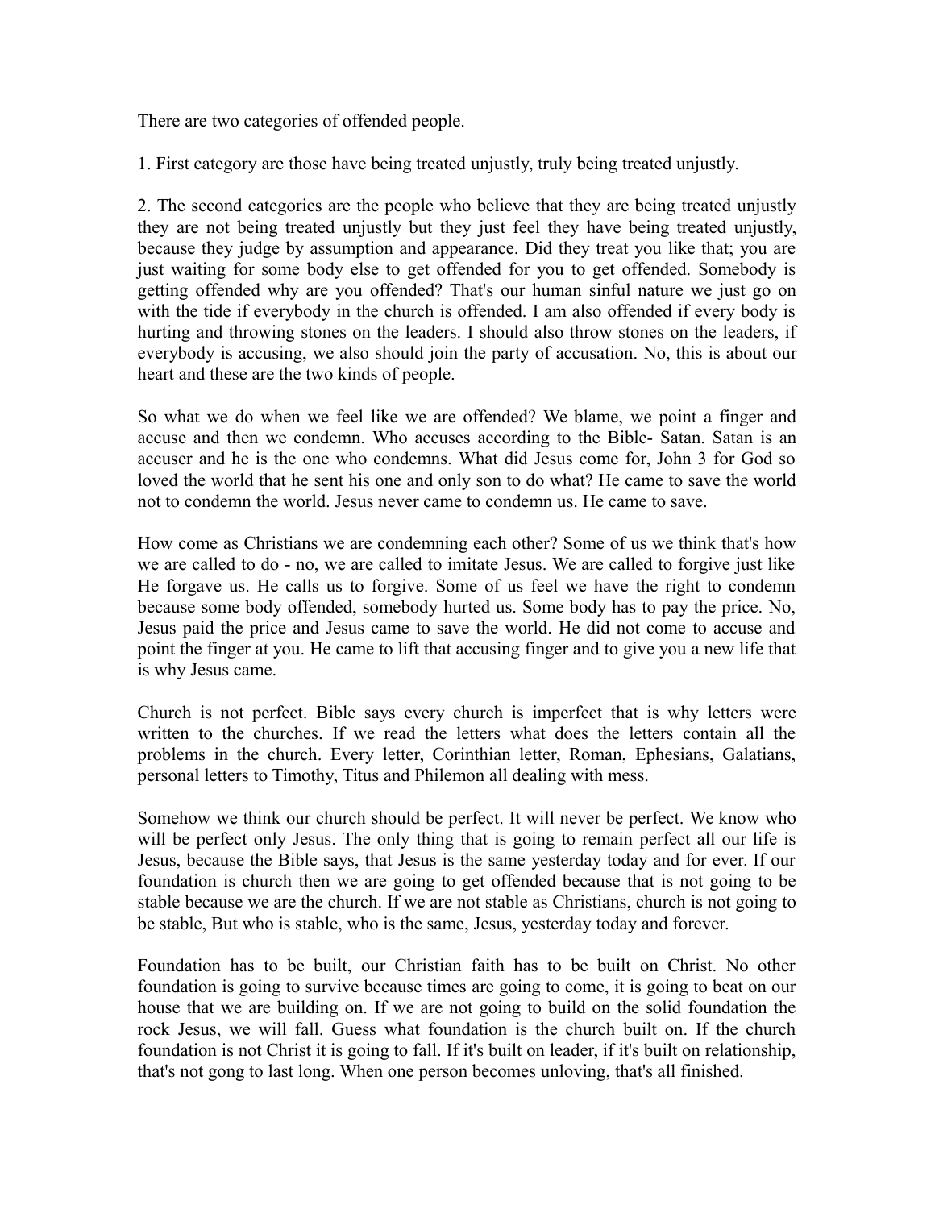There are two categories of offended people.

1. First category are those have being treated unjustly, truly being treated unjustly.

2. The second categories are the people who believe that they are being treated unjustly they are not being treated unjustly but they just feel they have being treated unjustly, because they judge by assumption and appearance. Did they treat you like that; you are just waiting for some body else to get offended for you to get offended. Somebody is getting offended why are you offended? That's our human sinful nature we just go on with the tide if everybody in the church is offended. I am also offended if every body is hurting and throwing stones on the leaders. I should also throw stones on the leaders, if everybody is accusing, we also should join the party of accusation. No, this is about our heart and these are the two kinds of people.

So what we do when we feel like we are offended? We blame, we point a finger and accuse and then we condemn. Who accuses according to the Bible- Satan. Satan is an accuser and he is the one who condemns. What did Jesus come for, John 3 for God so loved the world that he sent his one and only son to do what? He came to save the world not to condemn the world. Jesus never came to condemn us. He came to save.

How come as Christians we are condemning each other? Some of us we think that's how we are called to do - no, we are called to imitate Jesus. We are called to forgive just like He forgave us. He calls us to forgive. Some of us feel we have the right to condemn because some body offended, somebody hurted us. Some body has to pay the price. No, Jesus paid the price and Jesus came to save the world. He did not come to accuse and point the finger at you. He came to lift that accusing finger and to give you a new life that is why Jesus came.

Church is not perfect. Bible says every church is imperfect that is why letters were written to the churches. If we read the letters what does the letters contain all the problems in the church. Every letter, Corinthian letter, Roman, Ephesians, Galatians, personal letters to Timothy, Titus and Philemon all dealing with mess.

Somehow we think our church should be perfect. It will never be perfect. We know who will be perfect only Jesus. The only thing that is going to remain perfect all our life is Jesus, because the Bible says, that Jesus is the same yesterday today and for ever. If our foundation is church then we are going to get offended because that is not going to be stable because we are the church. If we are not stable as Christians, church is not going to be stable, But who is stable, who is the same, Jesus, yesterday today and forever.

Foundation has to be built, our Christian faith has to be built on Christ. No other foundation is going to survive because times are going to come, it is going to beat on our house that we are building on. If we are not going to build on the solid foundation the rock Jesus, we will fall. Guess what foundation is the church built on. If the church foundation is not Christ it is going to fall. If it's built on leader, if it's built on relationship, that's not gong to last long. When one person becomes unloving, that's all finished.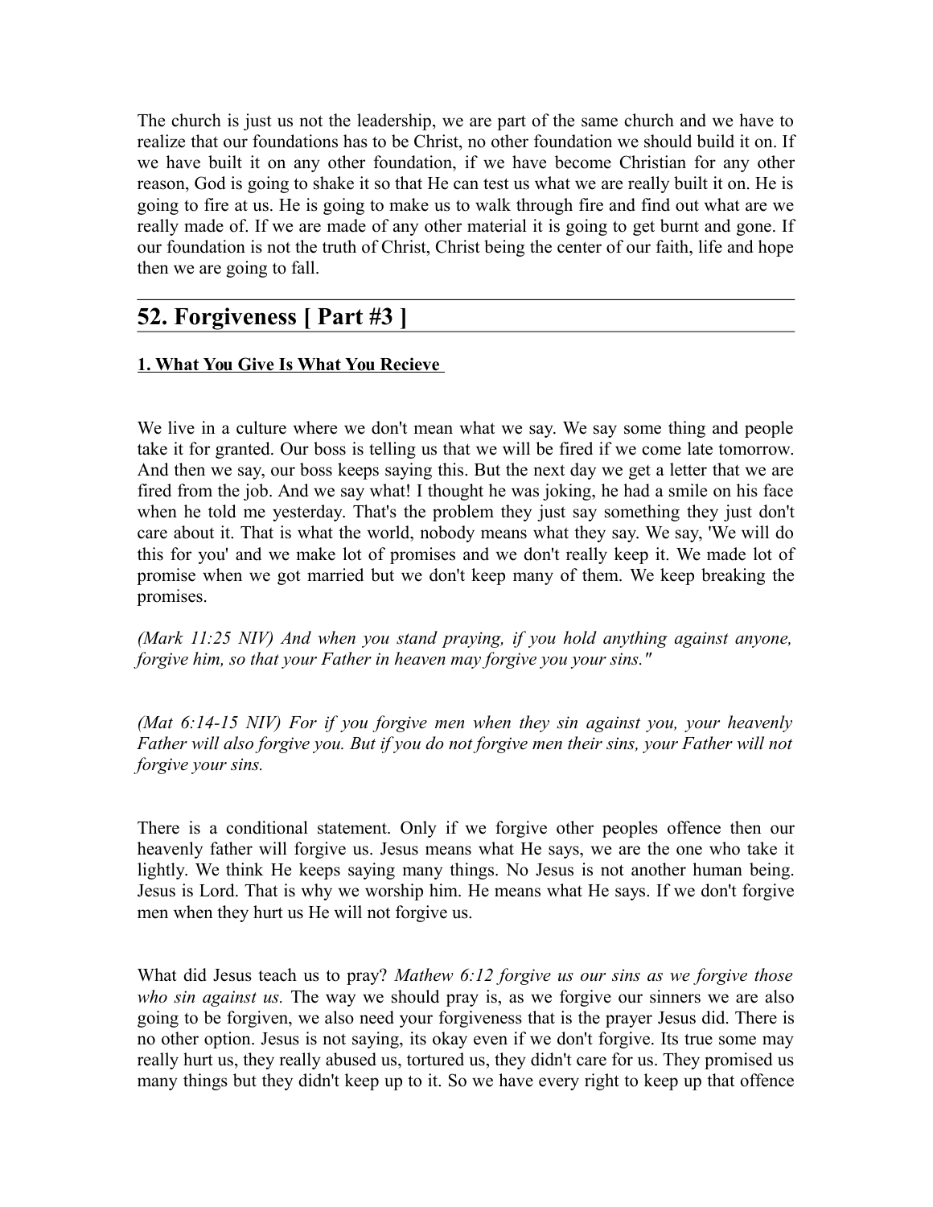The church is just us not the leadership, we are part of the same church and we have to realize that our foundations has to be Christ, no other foundation we should build it on. If we have built it on any other foundation, if we have become Christian for any other reason, God is going to shake it so that He can test us what we are really built it on. He is going to fire at us. He is going to make us to walk through fire and find out what are we really made of. If we are made of any other material it is going to get burnt and gone. If our foundation is not the truth of Christ, Christ being the center of our faith, life and hope then we are going to fall.

## 52. Forgiveness [ Part #3 ]

**1. What You Give Is What You Recieve**

We live in a culture where we don't mean what we say. We say some thing and people take it for granted. Our boss is telling us that we will be fired if we come late tomorrow. And then we say, our boss keeps saying this. But the next day we get a letter that we are fired from the job. And we say what! I thought he was joking, he had a smile on his face when he told me yesterday. That's the problem they just say something they just don't care about it. That is what the world, nobody means what they say. We say, 'We will do this for you' and we make lot of promises and we don't really keep it. We made lot of promise when we got married but we don't keep many of them. We keep breaking the promises.

*(Mark 11:25 NIV) And when you stand praying, if you hold anything against anyone, forgive him, so that your Father in heaven may forgive you your sins."*

*(Mat 6:14-15 NIV) For if you forgive men when they sin against you, your heavenly Father will also forgive you. But if you do not forgive men their sins, your Father will not forgive your sins.*

There is a conditional statement. Only if we forgive other peoples offence then our heavenly father will forgive us. Jesus means what He says, we are the one who take it lightly. We think He keeps saying many things. No Jesus is not another human being. Jesus is Lord. That is why we worship him. He means what He says. If we don't forgive men when they hurt us He will not forgive us.

What did Jesus teach us to pray? *Mathew 6:12 forgive us our sins as we forgive those who sin against us.* The way we should pray is, as we forgive our sinners we are also going to be forgiven, we also need your forgiveness that is the prayer Jesus did. There is no other option. Jesus is not saying, its okay even if we don't forgive. Its true some may really hurt us, they really abused us, tortured us, they didn't care for us. They promised us many things but they didn't keep up to it. So we have every right to keep up that offence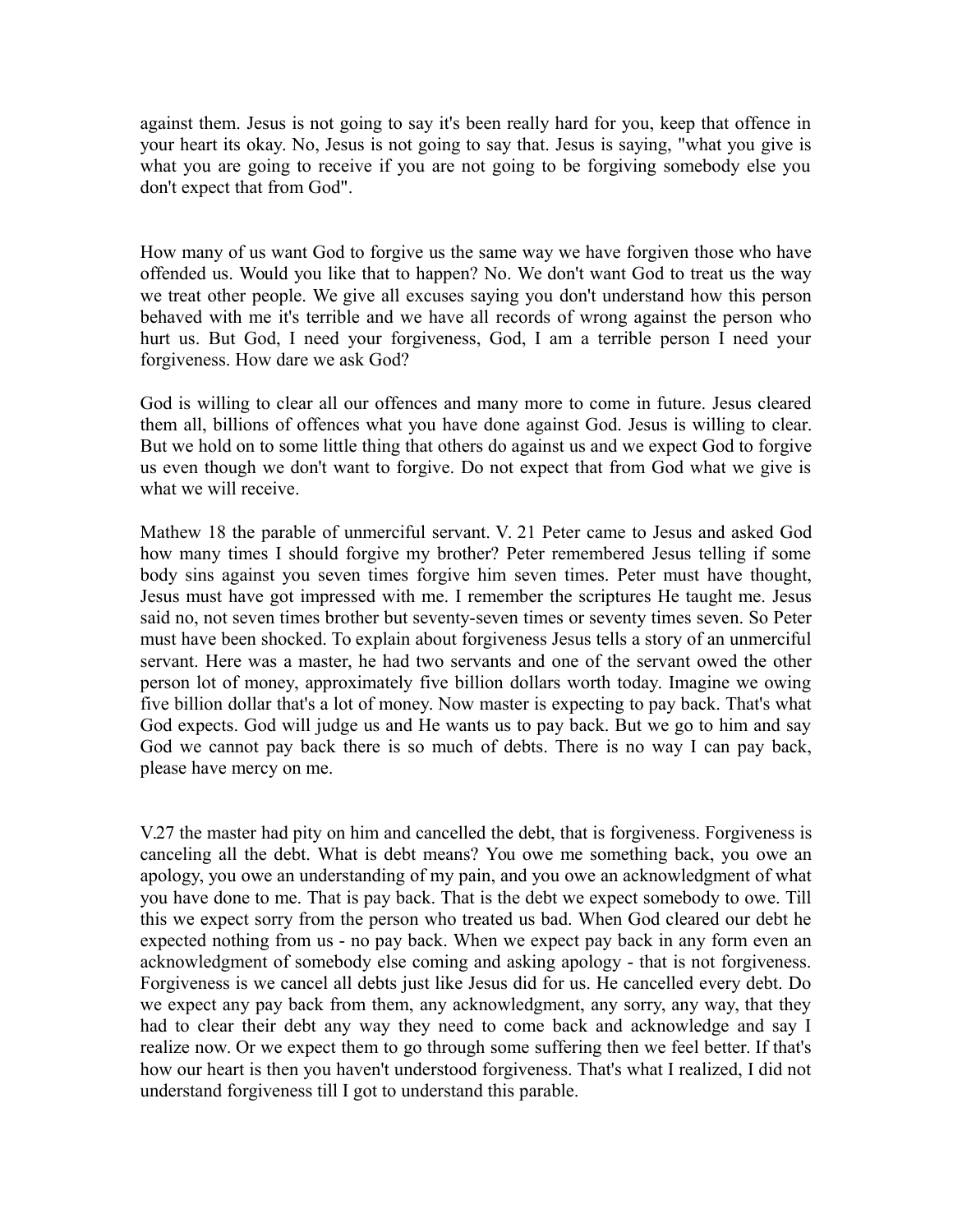against them. Jesus is not going to say it's been really hard for you, keep that offence in your heart its okay. No, Jesus is not going to say that. Jesus is saying, "what you give is what you are going to receive if you are not going to be forgiving somebody else you don't expect that from God".

How many of us want God to forgive us the same way we have forgiven those who have offended us. Would you like that to happen? No. We don't want God to treat us the way we treat other people. We give all excuses saying you don't understand how this person behaved with me it's terrible and we have all records of wrong against the person who hurt us. But God, I need your forgiveness, God, I am a terrible person I need your forgiveness. How dare we ask God?

God is willing to clear all our offences and many more to come in future. Jesus cleared them all, billions of offences what you have done against God. Jesus is willing to clear. But we hold on to some little thing that others do against us and we expect God to forgive us even though we don't want to forgive. Do not expect that from God what we give is what we will receive.

Mathew 18 the parable of unmerciful servant. V. 21 Peter came to Jesus and asked God how many times I should forgive my brother? Peter remembered Jesus telling if some body sins against you seven times forgive him seven times. Peter must have thought, Jesus must have got impressed with me. I remember the scriptures He taught me. Jesus said no, not seven times brother but seventy-seven times or seventy times seven. So Peter must have been shocked. To explain about forgiveness Jesus tells a story of an unmerciful servant. Here was a master, he had two servants and one of the servant owed the other person lot of money, approximately five billion dollars worth today. Imagine we owing five billion dollar that's a lot of money. Now master is expecting to pay back. That's what God expects. God will judge us and He wants us to pay back. But we go to him and say God we cannot pay back there is so much of debts. There is no way I can pay back, please have mercy on me.

V.27 the master had pity on him and cancelled the debt, that is forgiveness. Forgiveness is canceling all the debt. What is debt means? You owe me something back, you owe an apology, you owe an understanding of my pain, and you owe an acknowledgment of what you have done to me. That is pay back. That is the debt we expect somebody to owe. Till this we expect sorry from the person who treated us bad. When God cleared our debt he expected nothing from us - no pay back. When we expect pay back in any form even an acknowledgment of somebody else coming and asking apology - that is not forgiveness. Forgiveness is we cancel all debts just like Jesus did for us. He cancelled every debt. Do we expect any pay back from them, any acknowledgment, any sorry, any way, that they had to clear their debt any way they need to come back and acknowledge and say I realize now. Or we expect them to go through some suffering then we feel better. If that's how our heart is then you haven't understood forgiveness. That's what I realized, I did not understand forgiveness till I got to understand this parable.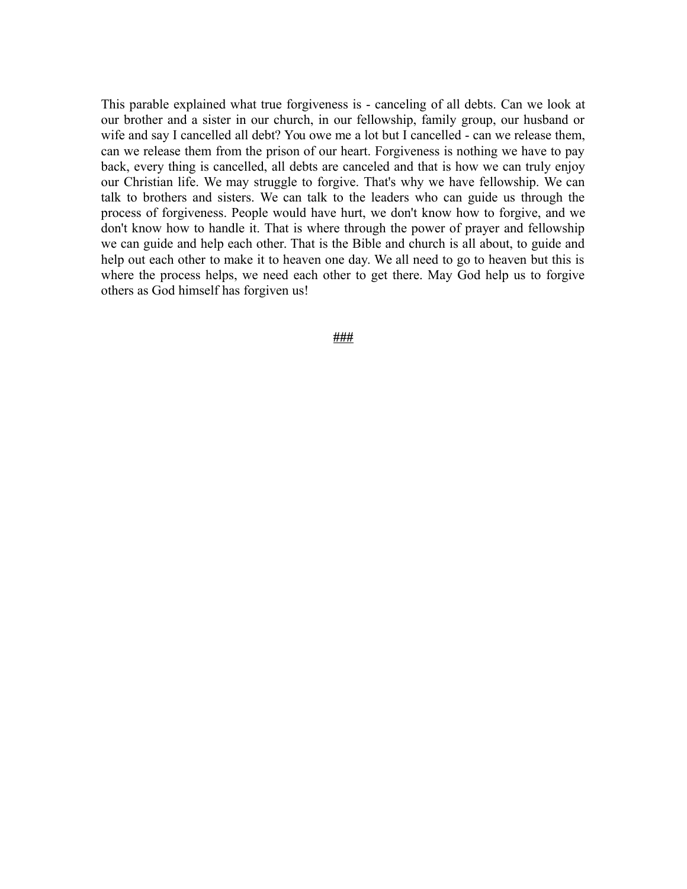This parable explained what true forgiveness is - canceling of all debts. Can we look at our brother and a sister in our church, in our fellowship, family group, our husband or wife and say I cancelled all debt? You owe me a lot but I cancelled - can we release them, can we release them from the prison of our heart. Forgiveness is nothing we have to pay back, every thing is cancelled, all debts are canceled and that is how we can truly enjoy our Christian life. We may struggle to forgive. That's why we have fellowship. We can talk to brothers and sisters. We can talk to the leaders who can guide us through the process of forgiveness. People would have hurt, we don't know how to forgive, and we don't know how to handle it. That is where through the power of prayer and fellowship we can guide and help each other. That is the Bible and church is all about, to guide and help out each other to make it to heaven one day. We all need to go to heaven but this is where the process helps, we need each other to get there. May God help us to forgive others as God himself has forgiven us!

###